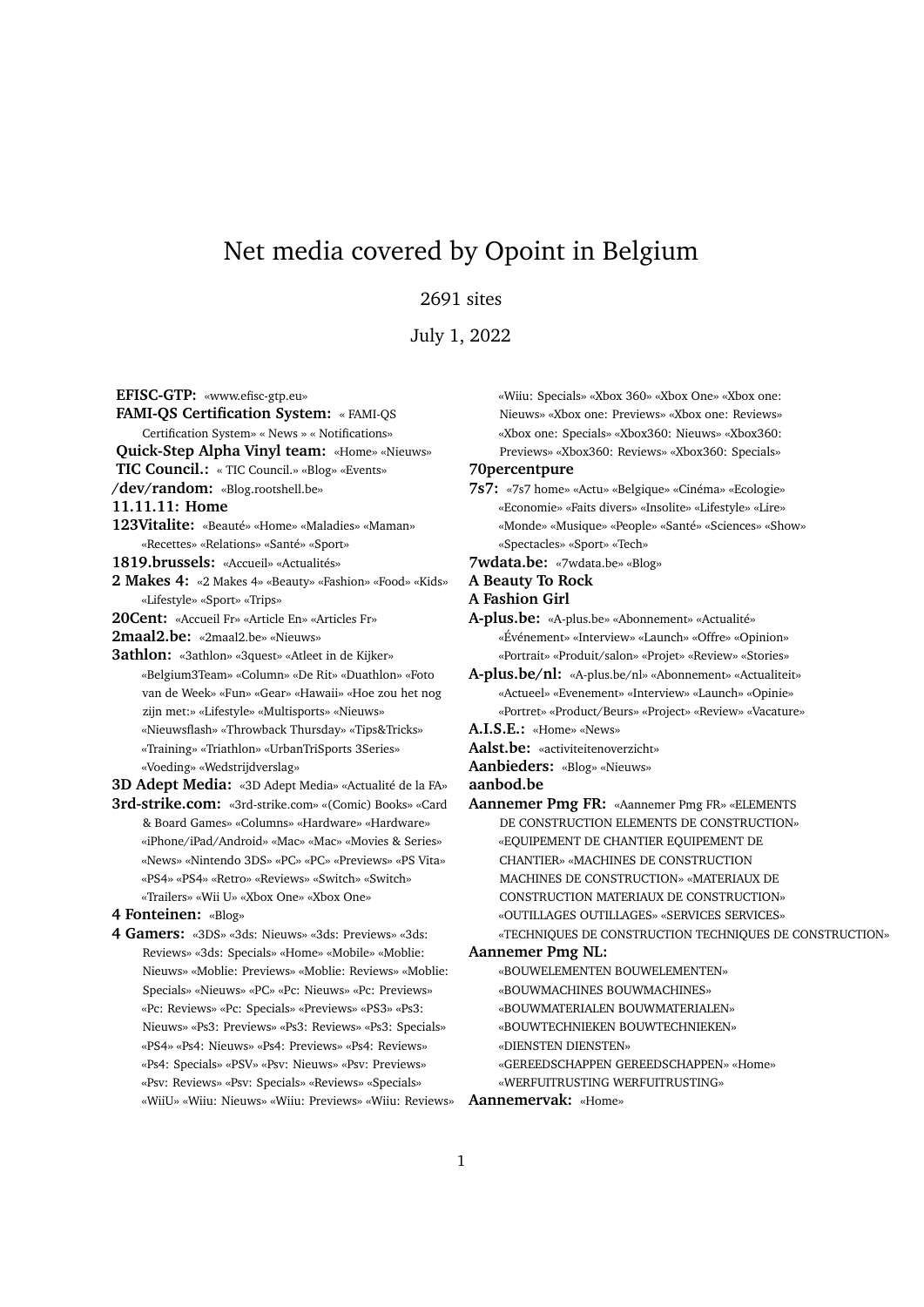# Net media covered by Opoint in Belgium

2691 sites

July 1, 2022

**EFISC-GTP:** «www.efisc-gtp.eu»
**FAMI-QS Certification System:** « FAMI-QS Certification System» « News » « Notifications»
**Quick-Step Alpha Vinyl team:** «Home» «Nieuws»
**TIC Council.:** « TIC Council.» «Blog» «Events»
**/dev/random:** «Blog.rootshell.be»
**11.11.11: Home**
**123Vitalite:** «Beauté» «Home» «Maladies» «Maman» «Recettes» «Relations» «Santé» «Sport»
**1819.brussels:** «Accueil» «Actualités»
**2 Makes 4:** «2 Makes 4» «Beauty» «Fashion» «Food» «Kids» «Lifestyle» «Sport» «Trips»
**20Cent:** «Accueil Fr» «Article En» «Articles Fr»
**2maal2.be:** «2maal2.be» «Nieuws»
**3athlon:** «3athlon» «3quest» «Atleet in de Kijker» «Belgium3Team» «Column» «De Rit» «Duathlon» «Foto van de Week» «Fun» «Gear» «Hawaii» «Hoe zou het nog zijn met:» «Lifestyle» «Multisports» «Nieuws» «Nieuwsflash» «Throwback Thursday» «Tips&Tricks» «Training» «Triathlon» «UrbanTriSports 3Series» «Voeding» «Wedstrijdverslag»
**3D Adept Media:** «3D Adept Media» «Actualité de la FA»
**3rd-strike.com:** «3rd-strike.com» «(Comic) Books» «Card & Board Games» «Columns» «Hardware» «Hardware» «iPhone/iPad/Android» «Mac» «Mac» «Movies & Series» «News» «Nintendo 3DS» «PC» «PC» «Previews» «PS Vita» «PS4» «PS4» «Retro» «Reviews» «Switch» «Switch» «Trailers» «Wii U» «Xbox One» «Xbox One»
**4 Fonteinen:** «Blog»
**4 Gamers:** «3DS» «3ds: Nieuws» «3ds: Previews» «3ds: Reviews» «3ds: Specials» «Home» «Mobile» «Moblie: Nieuws» «Moblie: Previews» «Moblie: Reviews» «Moblie: Specials» «Nieuws» «PC» «Pc: Nieuws» «Pc: Previews» «Pc: Reviews» «Pc: Specials» «Previews» «PS3» «Ps3: Nieuws» «Ps3: Previews» «Ps3: Reviews» «Ps3: Specials» «PS4» «Ps4: Nieuws» «Ps4: Previews» «Ps4: Reviews» «Ps4: Specials» «PSV» «Psv: Nieuws» «Psv: Previews» «Psv: Reviews» «Psv: Specials» «Reviews» «Specials» «WiiU» «Wiiu: Nieuws» «Wiiu: Previews» «Wiiu: Reviews» «Wiiu: Specials» «Xbox 360» «Xbox One» «Xbox one: Nieuws» «Xbox one: Previews» «Xbox one: Reviews» «Xbox one: Specials» «Xbox360: Nieuws» «Xbox360: Previews» «Xbox360: Reviews» «Xbox360: Specials»
**70percentpure**
**7s7:** «7s7 home» «Actu» «Belgique» «Cinéma» «Ecologie» «Economie» «Faits divers» «Insolite» «Lifestyle» «Lire» «Monde» «Musique» «People» «Santé» «Sciences» «Show» «Spectacles» «Sport» «Tech»
**7wdata.be:** «7wdata.be» «Blog»
**A Beauty To Rock**
**A Fashion Girl**
**A-plus.be:** «A-plus.be» «Abonnement» «Actualité» «Événement» «Interview» «Launch» «Offre» «Opinion» «Portrait» «Produit/salon» «Projet» «Review» «Stories»
**A-plus.be/nl:** «A-plus.be/nl» «Abonnement» «Actualiteit» «Actueel» «Evenement» «Interview» «Launch» «Opinie» «Portret» «Product/Beurs» «Project» «Review» «Vacature»
**A.I.S.E.:** «Home» «News»
**Aalst.be:** «activiteitenoverzicht»
**Aanbieders:** «Blog» «Nieuws»
**aanbod.be**
**Aannemer Pmg FR:** «Aannemer Pmg FR» «ELEMENTS DE CONSTRUCTION ELEMENTS DE CONSTRUCTION» «EQUIPEMENT DE CHANTIER EQUIPEMENT DE CHANTIER» «MACHINES DE CONSTRUCTION MACHINES DE CONSTRUCTION» «MATERIAUX DE CONSTRUCTION MATERIAUX DE CONSTRUCTION» «OUTILLAGES OUTILLAGES» «SERVICES SERVICES» «TECHNIQUES DE CONSTRUCTION TECHNIQUES DE CONSTRUCTION»
**Aannemer Pmg NL:** «BOUWELEMENTEN BOUWELEMENTEN» «BOUWMACHINES BOUWMACHINES» «BOUWMATERIALEN BOUWMATERIALEN» «BOUWTECHNIEKEN BOUWTECHNIEKEN» «DIENSTEN DIENSTEN» «GEREEDSCHAPPEN GEREEDSCHAPPEN» «Home» «WERFUITRUSTING WERFUITRUSTING»
**Aannemervak:** «Home»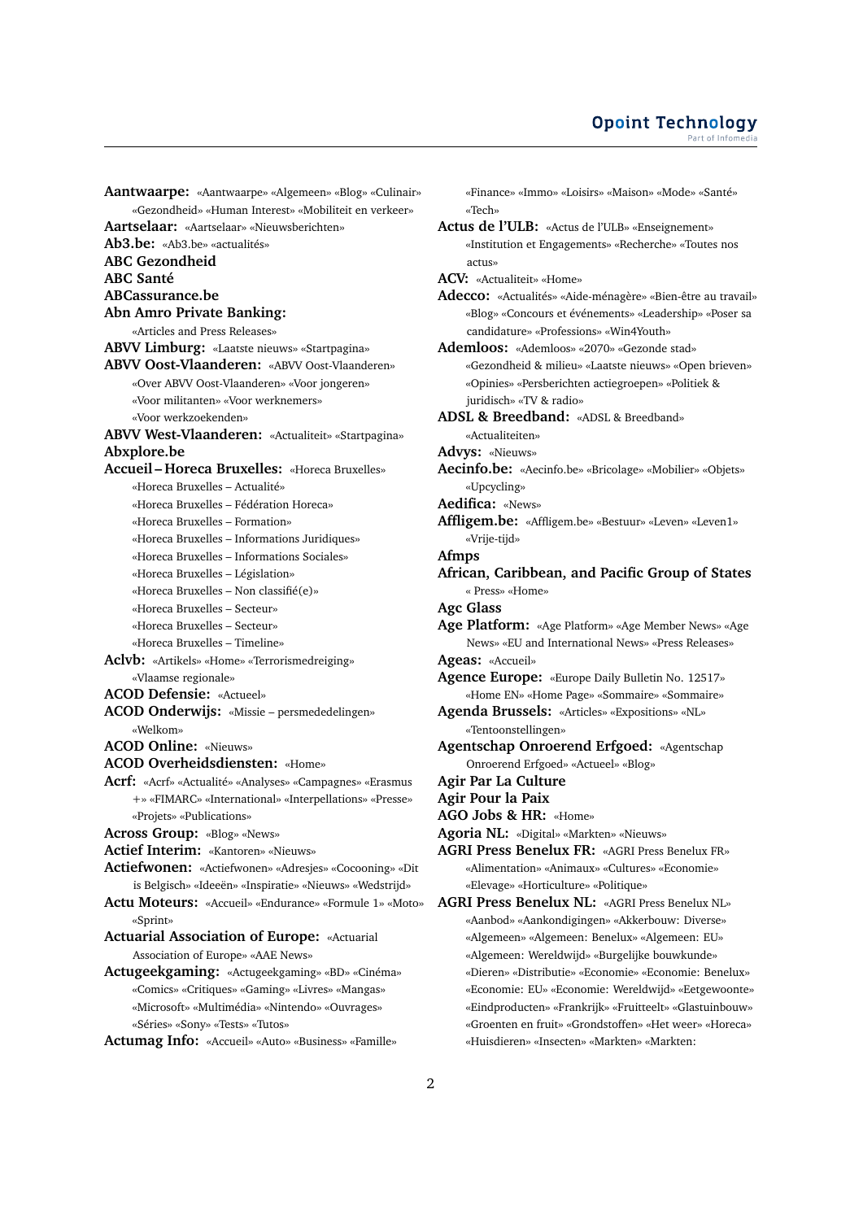**Aantwaarpe:** «Aantwaarpe» «Algemeen» «Blog» «Culinair» «Gezondheid» «Human Interest» «Mobiliteit en verkeer»
**Aartselaar:** «Aartselaar» «Nieuwsberichten»
**Ab3.be:** «Ab3.be» «actualités»
**ABC Gezondheid**
**ABC Santé**
**ABCassurance.be**
**Abn Amro Private Banking:** «Articles and Press Releases»
**ABVV Limburg:** «Laatste nieuws» «Startpagina»
**ABVV Oost-Vlaanderen:** «ABVV Oost-Vlaanderen» «Over ABVV Oost-Vlaanderen» «Voor jongeren» «Voor militanten» «Voor werknemers» «Voor werkzoekenden»
**ABVV West-Vlaanderen:** «Actualiteit» «Startpagina»
**Abxplore.be**
**Accueil – Horeca Bruxelles:** «Horeca Bruxelles» «Horeca Bruxelles – Actualité» «Horeca Bruxelles – Fédération Horeca» «Horeca Bruxelles – Formation» «Horeca Bruxelles – Informations Juridiques» «Horeca Bruxelles – Informations Sociales» «Horeca Bruxelles – Législation» «Horeca Bruxelles – Non classifié(e)» «Horeca Bruxelles – Secteur» «Horeca Bruxelles – Secteur» «Horeca Bruxelles – Timeline»
**Aclvb:** «Artikels» «Home» «Terrorismedreiging» «Vlaamse regionale»
**ACOD Defensie:** «Actueel»
**ACOD Onderwijs:** «Missie – persmededelingen» «Welkom»
**ACOD Online:** «Nieuws»
**ACOD Overheidsdiensten:** «Home»
**Acrf:** «Acrf» «Actualité» «Analyses» «Campagnes» «Erasmus +» «FIMARC» «International» «Interpellations» «Presse» «Projets» «Publications»
**Across Group:** «Blog» «News»
**Actief Interim:** «Kantoren» «Nieuws»
**Actiefwonen:** «Actiefwonen» «Adresjes» «Cocooning» «Dit is Belgisch» «Ideeën» «Inspiratie» «Nieuws» «Wedstrijd»
**Actu Moteurs:** «Accueil» «Endurance» «Formule 1» «Moto» «Sprint»
**Actuarial Association of Europe:** «Actuarial Association of Europe» «AAE News»
**Actugeekgaming:** «Actugeekgaming» «BD» «Cinéma» «Comics» «Critiques» «Gaming» «Livres» «Mangas» «Microsoft» «Multimédia» «Nintendo» «Ouvrages» «Séries» «Sony» «Tests» «Tutos»
**Actumag Info:** «Accueil» «Auto» «Business» «Famille» «Finance» «Immo» «Loisirs» «Maison» «Mode» «Santé» «Tech»
**Actus de l'ULB:** «Actus de l'ULB» «Enseignement» «Institution et Engagements» «Recherche» «Toutes nos actus»
**ACV:** «Actualiteit» «Home»
**Adecco:** «Actualités» «Aide-ménagère» «Bien-être au travail» «Blog» «Concours et événements» «Leadership» «Poser sa candidature» «Professions» «Win4Youth»
**Ademloos:** «Ademloos» «2070» «Gezonde stad» «Gezondheid & milieu» «Laatste nieuws» «Open brieven» «Opinies» «Persberichten actiegroepen» «Politiek & juridisch» «TV & radio»
**ADSL & Breedband:** «ADSL & Breedband» «Actualiteiten»
**Advys:** «Nieuws»
**Aecinfo.be:** «Aecinfo.be» «Bricolage» «Mobilier» «Objets» «Upcycling»
**Aedifica:** «News»
**Affligem.be:** «Affligem.be» «Bestuur» «Leven» «Leven1» «Vrije-tijd»
**Afmps**
**African, Caribbean, and Pacific Group of States** « Press» «Home»
**Agc Glass**
**Age Platform:** «Age Platform» «Age Member News» «Age News» «EU and International News» «Press Releases»
**Ageas:** «Accueil»
**Agence Europe:** «Europe Daily Bulletin No. 12517» «Home EN» «Home Page» «Sommaire» «Sommaire»
**Agenda Brussels:** «Articles» «Expositions» «NL» «Tentoonstellingen»
**Agentschap Onroerend Erfgoed:** «Agentschap Onroerend Erfgoed» «Actueel» «Blog»
**Agir Par La Culture**
**Agir Pour la Paix**
**AGO Jobs & HR:** «Home»
**Agoria NL:** «Digital» «Markten» «Nieuws»
**AGRI Press Benelux FR:** «AGRI Press Benelux FR» «Alimentation» «Animaux» «Cultures» «Economie» «Elevage» «Horticulture» «Politique»
**AGRI Press Benelux NL:** «AGRI Press Benelux NL» «Aanbod» «Aankondigingen» «Akkerbouw: Diverse» «Algemeen» «Algemeen: Benelux» «Algemeen: EU» «Algemeen: Wereldwijd» «Burgelijke bouwkunde» «Dieren» «Distributie» «Economie» «Economie: Benelux» «Economie: EU» «Economie: Wereldwijd» «Eetgewoonte» «Eindproducten» «Frankrijk» «Fruitteelt» «Glastuinbouw» «Groenten en fruit» «Grondstoffen» «Het weer» «Horeca» «Huisdieren» «Insecten» «Markten» «Markten: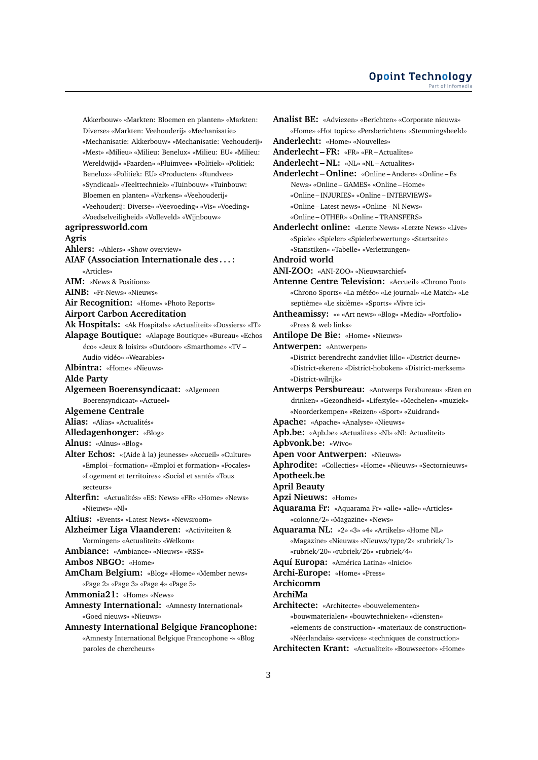Akkerbouw» «Markten: Bloemen en planten» «Markten: Diverse» «Markten: Veehouderij» «Mechanisatie» «Mechanisatie: Akkerbouw» «Mechanisatie: Veehouderij» «Mest» «Milieu» «Milieu: Benelux» «Milieu: EU» «Milieu: Wereldwijd» «Paarden» «Pluimvee» «Politiek» «Politiek: Benelux» «Politiek: EU» «Producten» «Rundvee» «Syndicaal» «Teelttechniek» «Tuinbouw» «Tuinbouw: Bloemen en planten» «Varkens» «Veehouderij» «Veehouderij: Diverse» «Veevoeding» «Vis» «Voeding» «Voedselveiligheid» «Volleveld» «Wijnbouw»

**agripressworld.com**

**Agris**

**Ahlers:** «Ahlers» «Show overview»

**AIAF (Association Internationale des . . . :** «Articles»

**AIM:** «News & Positions»

**AINB:** «Fr-News» «Nieuws»

**Air Recognition:** «Home» «Photo Reports»

**Airport Carbon Accreditation**

**Ak Hospitals:** «Ak Hospitals» «Actualiteit» «Dossiers» «IT»

**Alapage Boutique:** «Alapage Boutique» «Bureau» «Echos éco» «Jeux & loisirs» «Outdoor» «Smarthome» «TV – Audio-vidéo» «Wearables»

**Albintra:** «Home» «Nieuws»

**Alde Party**

**Algemeen Boerensyndicaat:** «Algemeen Boerensyndicaat» «Actueel»

**Algemene Centrale**

**Alias:** «Alias» «Actualités»

**Alledagenhonger:** «Blog»

**Alnus:** «Alnus» «Blog»

**Alter Echos:** «(Aide à la) jeunesse» «Accueil» «Culture» «Emploi – formation» «Emploi et formation» «Focales» «Logement et territoires» «Social et santé» «Tous secteurs»

**Alterfin:** «Actualités» «ES: News» «FR» «Home» «News» «Nieuws» «Nl»

**Altius:** «Events» «Latest News» «Newsroom»

**Alzheimer Liga Vlaanderen:** «Activiteiten & Vormingen» «Actualiteit» «Welkom»

**Ambiance:** «Ambiance» «Nieuws» «RSS»

**Ambos NBGO:** «Home»

**AmCham Belgium:** «Blog» «Home» «Member news» «Page 2» «Page 3» «Page 4» «Page 5»

**Ammonia21:** «Home» «News»

**Amnesty International:** «Amnesty International» «Goed nieuws» «Nieuws»

**Amnesty International Belgique Francophone:** «Amnesty International Belgique Francophone -» «Blog paroles de chercheurs»

**Analist BE:** «Adviezen» «Berichten» «Corporate nieuws» «Home» «Hot topics» «Persberichten» «Stemmingsbeeld»

**Anderlecht:** «Home» «Nouvelles»

**Anderlecht – FR:** «FR» «FR – Actualites»

**Anderlecht – NL:** «NL» «NL – Actualites»

**Anderlecht – Online:** «Online – Andere» «Online – Es News» «Online – GAMES» «Online – Home» «Online – INJURIES» «Online – INTERVIEWS» «Online – Latest news» «Online – Nl News» «Online – OTHER» «Online – TRANSFERS»

**Anderlecht online:** «Letzte News» «Letzte News» «Live» «Spiele» «Spieler» «Spielerbewertung» «Startseite» «Statistiken» «Tabelle» «Verletzungen»

**Android world**

**ANI-ZOO:** «ANI-ZOO» «Nieuwsarchief»

**Antenne Centre Television:** «Accueil» «Chrono Foot» «Chrono Sports» «La météo» «Le journal» «Le Match» «Le septième» «Le sixième» «Sports» «Vivre ici»

**Antheamissy:** «» «Art news» «Blog» «Media» «Portfolio» «Press & web links»

**Antilope De Bie:** «Home» «Nieuws»

**Antwerpen:** «Antwerpen» «District-berendrecht-zandvliet-lillo» «District-deurne» «District-ekeren» «District-hoboken» «District-merksem» «District-wilrijk»

**Antwerps Persbureau:** «Antwerps Persbureau» «Eten en drinken» «Gezondheid» «Lifestyle» «Mechelen» «muziek» «Noorderkempen» «Reizen» «Sport» «Zuidrand»

**Apache:** «Apache» «Analyse» «Nieuws»

**Apb.be:** «Apb.be» «Actualites» «Nl» «Nl: Actualiteit»

**Apbvonk.be:** «Wivo»

**Apen voor Antwerpen:** «Nieuws»

**Aphrodite:** «Collecties» «Home» «Nieuws» «Sectornieuws»

**Apotheek.be**

**April Beauty**

**Apzi Nieuws:** «Home»

**Aquarama Fr:** «Aquarama Fr» «alle» «alle» «Articles» «colonne/2» «Magazine» «News»

**Aquarama NL:** «2» «3» «4» «Artikels» «Home NL» «Magazine» «Nieuws» «Nieuws/type/2» «rubriek/1» «rubriek/20» «rubriek/26» «rubriek/4»

**Aquí Europa:** «América Latina» «Inicio»

**Archi-Europe:** «Home» «Press»

**Archicomm**

**ArchiMa**

**Architecte:** «Architecte» «bouwelementen» «bouwmaterialen» «bouwtechnieken» «diensten» «elements de construction» «materiaux de construction» «Néerlandais» «services» «techniques de construction»

**Architecten Krant:** «Actualiteit» «Bouwsector» «Home»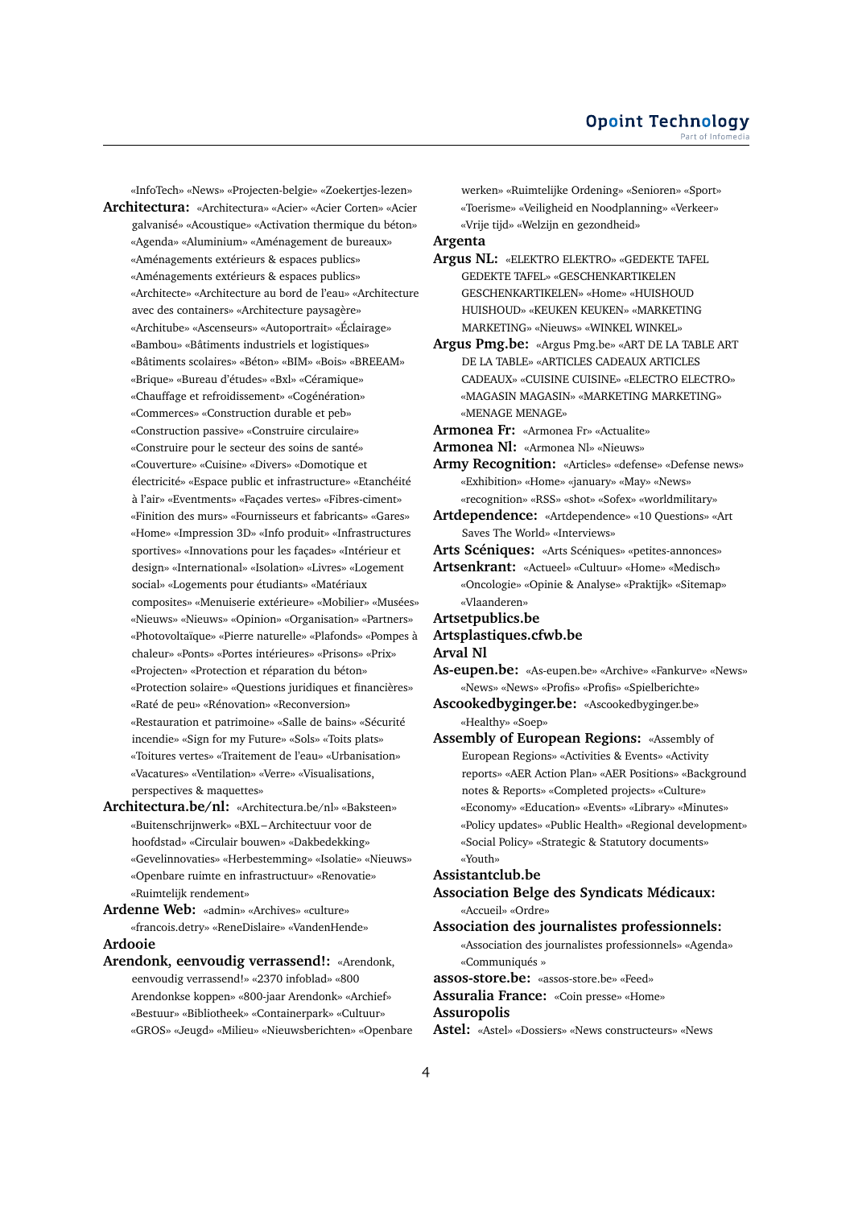«InfoTech» «News» «Projecten-belgie» «Zoekertjes-lezen»

**Architectura:** «Architectura» «Acier» «Acier Corten» «Acier galvanisé» «Acoustique» «Activation thermique du béton» «Agenda» «Aluminium» «Aménagement de bureaux» «Aménagements extérieurs & espaces publics» «Aménagements extérieurs & espaces publics» «Architecte» «Architecture au bord de l'eau» «Architecture avec des containers» «Architecture paysagère» «Architube» «Ascenseurs» «Autoportrait» «Éclairage» «Bambou» «Bâtiments industriels et logistiques» «Bâtiments scolaires» «Béton» «BIM» «Bois» «BREEAM» «Brique» «Bureau d'études» «Bxl» «Céramique» «Chauffage et refroidissement» «Cogénération» «Commerces» «Construction durable et peb» «Construction passive» «Construire circulaire» «Construire pour le secteur des soins de santé» «Couverture» «Cuisine» «Divers» «Domotique et électricité» «Espace public et infrastructure» «Etanchéité à l'air» «Eventments» «Façades vertes» «Fibres-ciment» «Finition des murs» «Fournisseurs et fabricants» «Gares» «Home» «Impression 3D» «Info produit» «Infrastructures sportives» «Innovations pour les façades» «Intérieur et design» «International» «Isolation» «Livres» «Logement social» «Logements pour étudiants» «Matériaux composites» «Menuiserie extérieure» «Mobilier» «Musées» «Nieuws» «Nieuws» «Opinion» «Organisation» «Partners» «Photovoltaïque» «Pierre naturelle» «Plafonds» «Pompes à chaleur» «Ponts» «Portes intérieures» «Prisons» «Prix» «Projecten» «Protection et réparation du béton» «Protection solaire» «Questions juridiques et financières» «Raté de peu» «Rénovation» «Reconversion» «Restauration et patrimoine» «Salle de bains» «Sécurité incendie» «Sign for my Future» «Sols» «Toits plats» «Toitures vertes» «Traitement de l'eau» «Urbanisation» «Vacatures» «Ventilation» «Verre» «Visualisations, perspectives & maquettes»

**Architectura.be/nl:** «Architectura.be/nl» «Baksteen» «Buitenschrijnwerk» «BXL – Architectuur voor de hoofdstad» «Circulair bouwen» «Dakbedekking» «Gevelinnovaties» «Herbestemming» «Isolatie» «Nieuws» «Openbare ruimte en infrastructuur» «Renovatie» «Ruimtelijk rendement»

**Ardenne Web:** «admin» «Archives» «culture» «francois.detry» «ReneDislaire» «VandenHende»

**Ardooie**

**Arendonk, eenvoudig verrassend!:** «Arendonk, eenvoudig verrassend!» «2370 infoblad» «800 Arendonkse koppen» «800-jaar Arendonk» «Archief» «Bestuur» «Bibliotheek» «Containerpark» «Cultuur» «GROS» «Jeugd» «Milieu» «Nieuwsberichten» «Openbare werken» «Ruimtelijke Ordening» «Senioren» «Sport» «Toerisme» «Veiligheid en Noodplanning» «Verkeer» «Vrije tijd» «Welzijn en gezondheid»

**Argenta**

**Argus NL:** «ELEKTRO ELEKTRO» «GEDEKTE TAFEL GEDEKTE TAFEL» «GESCHENKARTIKELEN GESCHENKARTIKELEN» «Home» «HUISHOUD HUISHOUD» «KEUKEN KEUKEN» «MARKETING MARKETING» «Nieuws» «WINKEL WINKEL»

**Argus Pmg.be:** «Argus Pmg.be» «ART DE LA TABLE ART DE LA TABLE» «ARTICLES CADEAUX ARTICLES CADEAUX» «CUISINE CUISINE» «ELECTRO ELECTRO» «MAGASIN MAGASIN» «MARKETING MARKETING» «MENAGE MENAGE»

**Armonea Fr:** «Armonea Fr» «Actualite»

**Armonea Nl:** «Armonea Nl» «Nieuws»

**Army Recognition:** «Articles» «defense» «Defense news» «Exhibition» «Home» «january» «May» «News» «recognition» «RSS» «shot» «Sofex» «worldmilitary»

**Artdependence:** «Artdependence» «10 Questions» «Art Saves The World» «Interviews»

**Arts Scéniques:** «Arts Scéniques» «petites-annonces»

**Artsenkrant:** «Actueel» «Cultuur» «Home» «Medisch» «Oncologie» «Opinie & Analyse» «Praktijk» «Sitemap» «Vlaanderen»

**Artsetpublics.be**

**Artsplastiques.cfwb.be**

**Arval Nl**

**As-eupen.be:** «As-eupen.be» «Archive» «Fankurve» «News» «News» «News» «Profis» «Profis» «Spielberichte»

**Ascookedbyginger.be:** «Ascookedbyginger.be» «Healthy» «Soep»

**Assembly of European Regions:** «Assembly of European Regions» «Activities & Events» «Activity reports» «AER Action Plan» «AER Positions» «Background notes & Reports» «Completed projects» «Culture» «Economy» «Education» «Events» «Library» «Minutes» «Policy updates» «Public Health» «Regional development» «Social Policy» «Strategic & Statutory documents» «Youth»

**Assistantclub.be**

**Association Belge des Syndicats Médicaux:** «Accueil» «Ordre»

**Association des journalistes professionnels:** «Association des journalistes professionnels» «Agenda» «Communiqués »

**assos-store.be:** «assos-store.be» «Feed»

**Assuralia France:** «Coin presse» «Home»

**Assuropolis**

**Astel:** «Astel» «Dossiers» «News constructeurs» «News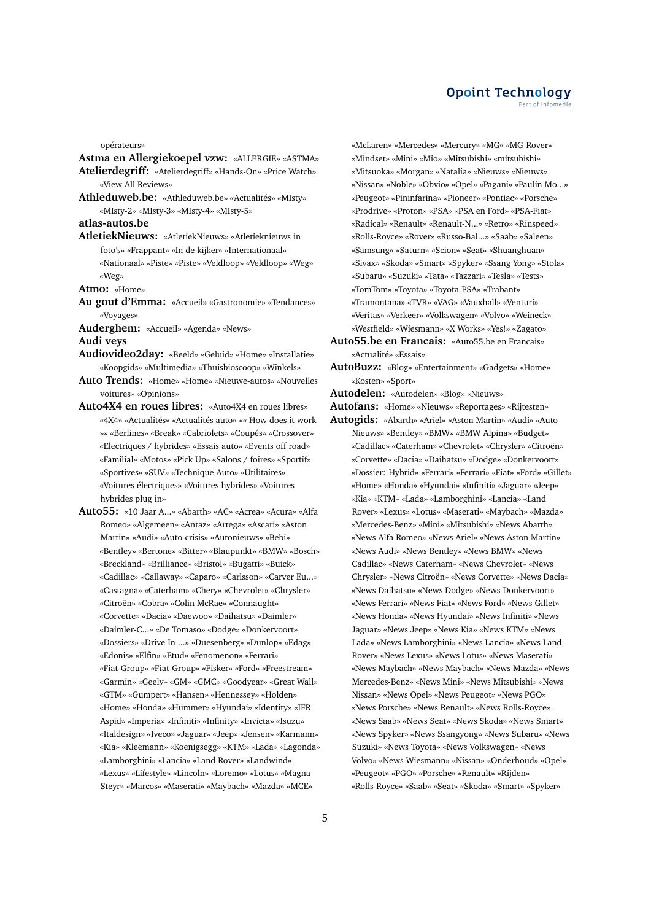opérateurs»

**Astma en Allergiekoepel vzw:** «ALLERGIE» «ASTMA»

**Atelierdegriff:** «Atelierdegriff» «Hands-On» «Price Watch» «View All Reviews»

**Athleduweb.be:** «Athleduweb.be» «Actualités» «MIsty» «MIsty-2» «MIsty-3» «MIsty-4» «MIsty-5»

**atlas-autos.be**

**AtletiekNieuws:** «AtletiekNieuws» «Atletieknieuws in foto's» «Frappant» «In de kijker» «Internationaal» «Nationaal» «Piste» «Piste» «Veldloop» «Veldloop» «Weg» «Weg»

**Atmo:** «Home»

**Au gout d'Emma:** «Accueil» «Gastronomie» «Tendances» «Voyages»

**Auderghem:** «Accueil» «Agenda» «News»

**Audi veys**

**Audiovideo2day:** «Beeld» «Geluid» «Home» «Installatie» «Koopgids» «Multimedia» «Thuisbioscoop» «Winkels»

**Auto Trends:** «Home» «Home» «Nieuwe-autos» «Nouvelles voitures» «Opinions»

**Auto4X4 en roues libres:** «Auto4X4 en roues libres» «4X4» «Actualités» «Actualités auto» «« How does it work »» «Berlines» «Break» «Cabriolets» «Coupés» «Crossover» «Electriques / hybrides» «Essais auto» «Events off road» «Familial» «Motos» «Pick Up» «Salons / foires» «Sportif» «Sportives» «SUV» «Technique Auto» «Utilitaires» «Voitures électriques» «Voitures hybrides» «Voitures hybrides plug in»

**Auto55:** «10 Jaar A...» «Abarth» «AC» «Acrea» «Acura» «Alfa Romeo» «Algemeen» «Antaz» «Artega» «Ascari» «Aston Martin» «Audi» «Auto-crisis» «Autonieuws» «Bebi» «Bentley» «Bertone» «Bitter» «Blaupunkt» «BMW» «Bosch» «Breckland» «Brilliance» «Bristol» «Bugatti» «Buick» «Cadillac» «Callaway» «Caparo» «Carlsson» «Carver Eu...» «Castagna» «Caterham» «Chery» «Chevrolet» «Chrysler» «Citroën» «Cobra» «Colin McRae» «Connaught» «Corvette» «Dacia» «Daewoo» «Daihatsu» «Daimler» «Daimler-C...» «De Tomaso» «Dodge» «Donkervoort» «Dossiers» «Drive In ...» «Duesenberg» «Dunlop» «Edag» «Edonis» «Elfin» «Etud» «Fenomenon» «Ferrari» «Fiat-Group» «Fiat-Group» «Fisker» «Ford» «Freestream» «Garmin» «Geely» «GM» «GMC» «Goodyear» «Great Wall» «GTM» «Gumpert» «Hansen» «Hennessey» «Holden» «Home» «Honda» «Hummer» «Hyundai» «Identity» «IFR Aspid» «Imperia» «Infiniti» «Infinity» «Invicta» «Isuzu» «Italdesign» «Iveco» «Jaguar» «Jeep» «Jensen» «Karmann» «Kia» «Kleemann» «Koenigsegg» «KTM» «Lada» «Lagonda» «Lamborghini» «Lancia» «Land Rover» «Landwind» «Lexus» «Lifestyle» «Lincoln» «Loremo» «Lotus» «Magna Steyr» «Marcos» «Maserati» «Maybach» «Mazda» «MCE» «McLaren» «Mercedes» «Mercury» «MG» «MG-Rover» «Mindset» «Mini» «Mio» «Mitsubishi» «mitsubishi» «Mitsuoka» «Morgan» «Natalia» «Nieuws» «Nieuws» «Nissan» «Noble» «Obvio» «Opel» «Pagani» «Paulin Mo...» «Peugeot» «Pininfarina» «Pioneer» «Pontiac» «Porsche» «Prodrive» «Proton» «PSA» «PSA en Ford» «PSA-Fiat» «Radical» «Renault» «Renault-N...» «Retro» «Rinspeed» «Rolls-Royce» «Rover» «Russo-Bal...» «Saab» «Saleen» «Samsung» «Saturn» «Scion» «Seat» «Shuanghuan» «Sivax» «Skoda» «Smart» «Spyker» «Ssang Yong» «Stola» «Subaru» «Suzuki» «Tata» «Tazzari» «Tesla» «Tests» «TomTom» «Toyota» «Toyota-PSA» «Trabant» «Tramontana» «TVR» «VAG» «Vauxhall» «Venturi» «Veritas» «Verkeer» «Volkswagen» «Volvo» «Weineck» «Westfield» «Wiesmann» «X Works» «Yes!» «Zagato»

**Auto55.be en Francais:** «Auto55.be en Francais» «Actualité» «Essais»

**AutoBuzz:** «Blog» «Entertainment» «Gadgets» «Home» «Kosten» «Sport»

**Autodelen:** «Autodelen» «Blog» «Nieuws»

**Autofans:** «Home» «Nieuws» «Reportages» «Rijtesten»

**Autogids:** «Abarth» «Ariel» «Aston Martin» «Audi» «Auto Nieuws» «Bentley» «BMW» «BMW Alpina» «Budget» «Cadillac» «Caterham» «Chevrolet» «Chrysler» «Citroën» «Corvette» «Dacia» «Daihatsu» «Dodge» «Donkervoort» «Dossier: Hybrid» «Ferrari» «Ferrari» «Fiat» «Ford» «Gillet» «Home» «Honda» «Hyundai» «Infiniti» «Jaguar» «Jeep» «Kia» «KTM» «Lada» «Lamborghini» «Lancia» «Land Rover» «Lexus» «Lotus» «Maserati» «Maybach» «Mazda» «Mercedes-Benz» «Mini» «Mitsubishi» «News Abarth» «News Alfa Romeo» «News Ariel» «News Aston Martin» «News Audi» «News Bentley» «News BMW» «News Cadillac» «News Caterham» «News Chevrolet» «News Chrysler» «News Citroën» «News Corvette» «News Dacia» «News Daihatsu» «News Dodge» «News Donkervoort» «News Ferrari» «News Fiat» «News Ford» «News Gillet» «News Honda» «News Hyundai» «News Infiniti» «News Jaguar» «News Jeep» «News Kia» «News KTM» «News Lada» «News Lamborghini» «News Lancia» «News Land Rover» «News Lexus» «News Lotus» «News Maserati» «News Maybach» «News Maybach» «News Mazda» «News Mercedes-Benz» «News Mini» «News Mitsubishi» «News Nissan» «News Opel» «News Peugeot» «News PGO» «News Porsche» «News Renault» «News Rolls-Royce» «News Saab» «News Seat» «News Skoda» «News Smart» «News Spyker» «News Ssangyong» «News Subaru» «News Suzuki» «News Toyota» «News Volkswagen» «News Volvo» «News Wiesmann» «Nissan» «Onderhoud» «Opel» «Peugeot» «PGO» «Porsche» «Renault» «Rijden» «Rolls-Royce» «Saab» «Seat» «Skoda» «Smart» «Spyker»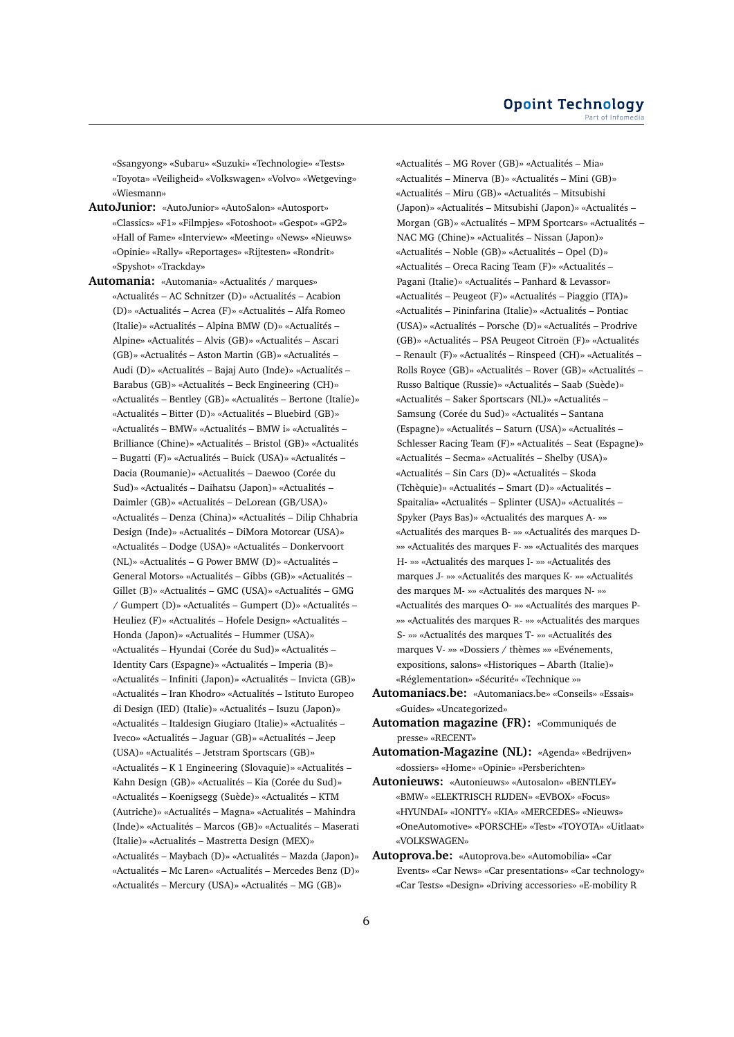«Ssangyong» «Subaru» «Suzuki» «Technologie» «Tests» «Toyota» «Veiligheid» «Volkswagen» «Volvo» «Wetgeving» «Wiesmann»

**AutoJunior:** «AutoJunior» «AutoSalon» «Autosport» «Classics» «F1» «Filmpjes» «Fotoshoot» «Gespot» «GP2» «Hall of Fame» «Interview» «Meeting» «News» «Nieuws» «Opinie» «Rally» «Reportages» «Rijtesten» «Rondrit» «Spyshot» «Trackday»

**Automania:** «Automania» «Actualités / marques» «Actualités – AC Schnitzer (D)» «Actualités – Acabion (D)» «Actualités – Acrea (F)» «Actualités – Alfa Romeo (Italie)» «Actualités – Alpina BMW (D)» «Actualités – Alpine» «Actualités – Alvis (GB)» «Actualités – Ascari (GB)» «Actualités – Aston Martin (GB)» «Actualités – Audi (D)» «Actualités – Bajaj Auto (Inde)» «Actualités – Barabus (GB)» «Actualités – Beck Engineering (CH)» «Actualités – Bentley (GB)» «Actualités – Bertone (Italie)» «Actualités – Bitter (D)» «Actualités – Bluebird (GB)» «Actualités – BMW» «Actualités – BMW i» «Actualités – Brilliance (Chine)» «Actualités – Bristol (GB)» «Actualités – Bugatti (F)» «Actualités – Buick (USA)» «Actualités – Dacia (Roumanie)» «Actualités – Daewoo (Corée du Sud)» «Actualités – Daihatsu (Japon)» «Actualités – Daimler (GB)» «Actualités – DeLorean (GB/USA)» «Actualités – Denza (China)» «Actualités – Dilip Chhabria Design (Inde)» «Actualités – DiMora Motorcar (USA)» «Actualités – Dodge (USA)» «Actualités – Donkervoort (NL)» «Actualités – G Power BMW (D)» «Actualités – General Motors» «Actualités – Gibbs (GB)» «Actualités – Gillet (B)» «Actualités – GMC (USA)» «Actualités – GMG / Gumpert (D)» «Actualités – Gumpert (D)» «Actualités – Heuliez (F)» «Actualités – Hofele Design» «Actualités – Honda (Japon)» «Actualités – Hummer (USA)» «Actualités – Hyundai (Corée du Sud)» «Actualités – Identity Cars (Espagne)» «Actualités – Imperia (B)» «Actualités – Infiniti (Japon)» «Actualités – Invicta (GB)» «Actualités – Iran Khodro» «Actualités – Istituto Europeo di Design (IED) (Italie)» «Actualités – Isuzu (Japon)» «Actualités – Italdesign Giugiaro (Italie)» «Actualités – Iveco» «Actualités – Jaguar (GB)» «Actualités – Jeep (USA)» «Actualités – Jetstram Sportscars (GB)» «Actualités – K 1 Engineering (Slovaquie)» «Actualités – Kahn Design (GB)» «Actualités – Kia (Corée du Sud)» «Actualités – Koenigsegg (Suède)» «Actualités – KTM (Autriche)» «Actualités – Magna» «Actualités – Mahindra (Inde)» «Actualités – Marcos (GB)» «Actualités – Maserati (Italie)» «Actualités – Mastretta Design (MEX)» «Actualités – Maybach (D)» «Actualités – Mazda (Japon)» «Actualités – Mc Laren» «Actualités – Mercedes Benz (D)» «Actualités – Mercury (USA)» «Actualités – MG (GB)» «Actualités – MG Rover (GB)» «Actualités – Mia» «Actualités – Minerva (B)» «Actualités – Mini (GB)» «Actualités – Miru (GB)» «Actualités – Mitsubishi (Japon)» «Actualités – Mitsubishi (Japon)» «Actualités – Morgan (GB)» «Actualités – MPM Sportcars» «Actualités – NAC MG (Chine)» «Actualités – Nissan (Japon)» «Actualités – Noble (GB)» «Actualités – Opel (D)» «Actualités – Oreca Racing Team (F)» «Actualités – Pagani (Italie)» «Actualités – Panhard & Levassor» «Actualités – Peugeot (F)» «Actualités – Piaggio (ITA)» «Actualités – Pininfarina (Italie)» «Actualités – Pontiac (USA)» «Actualités – Porsche (D)» «Actualités – Prodrive (GB)» «Actualités – PSA Peugeot Citroën (F)» «Actualités – Renault (F)» «Actualités – Rinspeed (CH)» «Actualités – Rolls Royce (GB)» «Actualités – Rover (GB)» «Actualités – Russo Baltique (Russie)» «Actualités – Saab (Suède)» «Actualités – Saker Sportscars (NL)» «Actualités – Samsung (Corée du Sud)» «Actualités – Santana (Espagne)» «Actualités – Saturn (USA)» «Actualités – Schlesser Racing Team (F)» «Actualités – Seat (Espagne)» «Actualités – Secma» «Actualités – Shelby (USA)» «Actualités – Sin Cars (D)» «Actualités – Skoda (Tchèquie)» «Actualités – Smart (D)» «Actualités – Spaitalia» «Actualités – Splinter (USA)» «Actualités – Spyker (Pays Bas)» «Actualités des marques A- »» «Actualités des marques B- »» «Actualités des marques D- »» «Actualités des marques F- »» «Actualités des marques H- »» «Actualités des marques I- »» «Actualités des marques J- »» «Actualités des marques K- »» «Actualités des marques M- »» «Actualités des marques N- »» «Actualités des marques O- »» «Actualités des marques P- »» «Actualités des marques R- »» «Actualités des marques S- »» «Actualités des marques T- »» «Actualités des marques V- »» «Dossiers / thèmes »» «Evénements, expositions, salons» «Historiques – Abarth (Italie)» «Réglementation» «Sécurité» «Technique »»

**Automaniacs.be:** «Automaniacs.be» «Conseils» «Essais» «Guides» «Uncategorized»

**Automation magazine (FR):** «Communiqués de presse» «RECENT»

**Automation-Magazine (NL):** «Agenda» «Bedrijven» «dossiers» «Home» «Opinie» «Persberichten»

**Autonieuws:** «Autonieuws» «Autosalon» «BENTLEY» «BMW» «ELEKTRISCH RIJDEN» «EVBOX» «Focus» «HYUNDAI» «IONITY» «KIA» «MERCEDES» «Nieuws» «OneAutomotive» «PORSCHE» «Test» «TOYOTA» «Uitlaat» «VOLKSWAGEN»

**Autoprova.be:** «Autoprova.be» «Automobilia» «Car Events» «Car News» «Car presentations» «Car technology» «Car Tests» «Design» «Driving accessories» «E-mobility R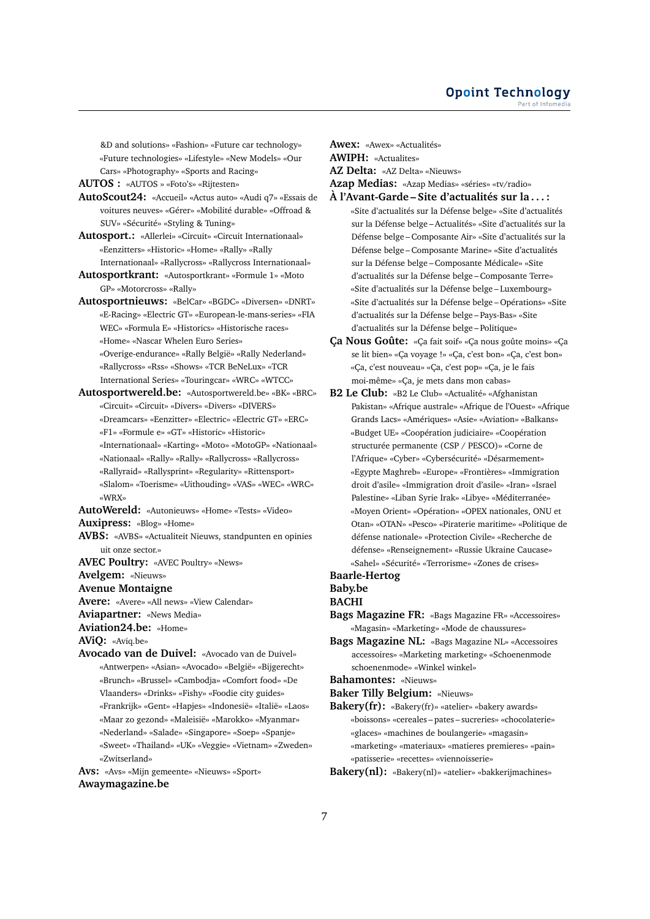&D and solutions» «Fashion» «Future car technology» «Future technologies» «Lifestyle» «New Models» «Our Cars» «Photography» «Sports and Racing»

**AUTOS :** «AUTOS » «Foto's» «Rijtesten»

**AutoScout24:** «Accueil» «Actus auto» «Audi q7» «Essais de voitures neuves» «Gérer» «Mobilité durable» «Offroad & SUV» «Sécurité» «Styling & Tuning»

**Autosport.:** «Allerlei» «Circuit» «Circuit Internationaal» «Eenzitters» «Historic» «Home» «Rally» «Rally Internationaal» «Rallycross» «Rallycross Internationaal»

**Autosportkrant:** «Autosportkrant» «Formule 1» «Moto GP» «Motorcross» «Rally»

**Autosportnieuws:** «BelCar» «BGDC» «Diversen» «DNRT» «E-Racing» «Electric GT» «European-le-mans-series» «FIA WEC» «Formula E» «Historics» «Historische races» «Home» «Nascar Whelen Euro Series» «Overige-endurance» «Rally België» «Rally Nederland» «Rallycross» «Rss» «Shows» «TCR BeNeLux» «TCR International Series» «Touringcar» «WRC» «WTCC»

**Autosportwereld.be:** «Autosportwereld.be» «BK» «BRC» «Circuit» «Circuit» «Divers» «Divers» «DIVERS» «Dreamcars» «Eenzitter» «Electric» «Electric GT» «ERC» «F1» «Formule e» «GT» «Historic» «Historic» «Internationaal» «Karting» «Moto» «MotoGP» «Nationaal» «Nationaal» «Rally» «Rally» «Rallycross» «Rallycross» «Rallyraid» «Rallysprint» «Regularity» «Rittensport» «Slalom» «Toerisme» «Uithouding» «VAS» «WEC» «WRC» «WRX»

**AutoWereld:** «Autonieuws» «Home» «Tests» «Video»

**Auxipress:** «Blog» «Home»

**AVBS:** «AVBS» «Actualiteit Nieuws, standpunten en opinies uit onze sector.»

**AVEC Poultry:** «AVEC Poultry» «News»

**Avelgem:** «Nieuws»

**Avenue Montaigne**

**Avere:** «Avere» «All news» «View Calendar»

**Aviapartner:** «News Media»

**Aviation24.be:** «Home»

**AViQ:** «Aviq.be»

**Avocado van de Duivel:** «Avocado van de Duivel» «Antwerpen» «Asian» «Avocado» «België» «Bijgerecht» «Brunch» «Brussel» «Cambodja» «Comfort food» «De Vlaanders» «Drinks» «Fishy» «Foodie city guides» «Frankrijk» «Gent» «Hapjes» «Indonesië» «Italië» «Laos» «Maar zo gezond» «Maleisië» «Marokko» «Myanmar» «Nederland» «Salade» «Singapore» «Soep» «Spanje» «Sweet» «Thailand» «UK» «Veggie» «Vietnam» «Zweden» «Zwitserland»

**Avs:** «Avs» «Mijn gemeente» «Nieuws» «Sport»

**Awaymagazine.be**

**Awex:** «Awex» «Actualités»

**AWIPH:** «Actualites»

**AZ Delta:** «AZ Delta» «Nieuws»

**Azap Medias:** «Azap Medias» «séries» «tv/radio»

**À l'Avant-Garde – Site d'actualités sur la . . . :** «Site d'actualités sur la Défense belge» «Site d'actualités sur la Défense belge – Actualités» «Site d'actualités sur la Défense belge – Composante Air» «Site d'actualités sur la Défense belge – Composante Marine» «Site d'actualités sur la Défense belge – Composante Médicale» «Site d'actualités sur la Défense belge – Composante Terre» «Site d'actualités sur la Défense belge – Luxembourg» «Site d'actualités sur la Défense belge – Opérations» «Site d'actualités sur la Défense belge – Pays-Bas» «Site d'actualités sur la Défense belge – Politique»

**Ça Nous Goûte:** «Ça fait soif» «Ça nous goûte moins» «Ça se lit bien» «Ça voyage !» «Ça, c'est bon» «Ça, c'est bon» «Ça, c'est nouveau» «Ça, c'est pop» «Ça, je le fais moi-même» «Ça, je mets dans mon cabas»

**B2 Le Club:** «B2 Le Club» «Actualité» «Afghanistan Pakistan» «Afrique australe» «Afrique de l'Ouest» «Afrique Grands Lacs» «Amériques» «Asie» «Aviation» «Balkans» «Budget UE» «Coopération judiciaire» «Coopération structurée permanente (CSP / PESCO)» «Corne de l'Afrique» «Cyber» «Cybersécurité» «Désarmement» «Egypte Maghreb» «Europe» «Frontières» «Immigration droit d'asile» «Immigration droit d'asile» «Iran» «Israel Palestine» «Liban Syrie Irak» «Libye» «Méditerranée» «Moyen Orient» «Opération» «OPEX nationales, ONU et Otan» «OTAN» «Pesco» «Piraterie maritime» «Politique de défense nationale» «Protection Civile» «Recherche de défense» «Renseignement» «Russie Ukraine Caucase» «Sahel» «Sécurité» «Terrorisme» «Zones de crises»

**Baarle-Hertog**

**Baby.be**

**BACHI**

**Bags Magazine FR:** «Bags Magazine FR» «Accessoires» «Magasin» «Marketing» «Mode de chaussures»

**Bags Magazine NL:** «Bags Magazine NL» «Accessoires accessoires» «Marketing marketing» «Schoenenmode schoenenmode» «Winkel winkel»

**Bahamontes:** «Nieuws»

**Baker Tilly Belgium:** «Nieuws»

**Bakery(fr):** «Bakery(fr)» «atelier» «bakery awards» «boissons» «cereales – pates – sucreries» «chocolaterie» «glaces» «machines de boulangerie» «magasin» «marketing» «materiaux» «matieres premieres» «pain» «patisserie» «recettes» «viennoisserie»

**Bakery(nl):** «Bakery(nl)» «atelier» «bakkerijmachines»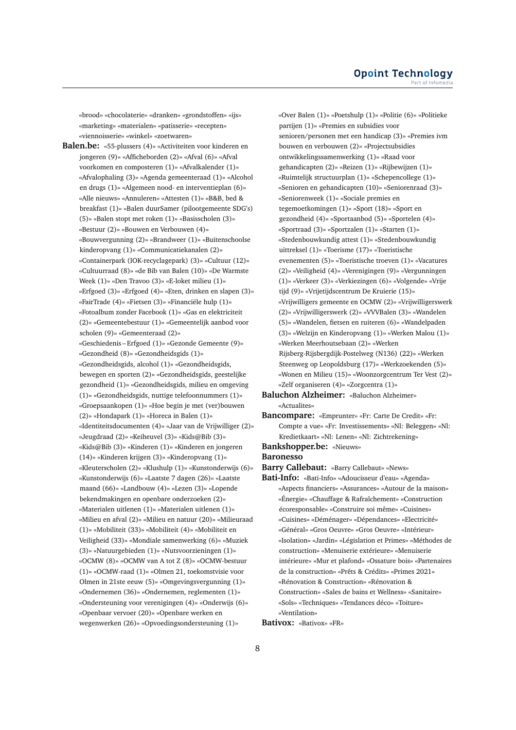«brood» «chocolaterie» «dranken» «grondstoffen» «ijs» «marketing» «materialen» «patisserie» «recepten» «viennoisserie» «winkel» «zoetwaren»

**Balen.be:** «55-plussers (4)» «Activiteiten voor kinderen en jongeren (9)» «Afficheborden (2)» «Afval (6)» «Afval voorkomen en composteren (1)» «Afvalkalender (1)» «Afvalophaling (3)» «Agenda gemeenteraad (1)» «Alcohol en drugs (1)» «Algemeen nood- en interventieplan (6)» «Alle nieuws» «Annuleren» «Attesten (1)» «B&B, bed & breakfast (1)» «Balen duurSamer (pilootgemeente SDG's) (5)» «Balen stopt met roken (1)» «Basisscholen (3)» «Bestuur (2)» «Bouwen en Verbouwen (4)» «Bouwvergunning (2)» «Brandweer (1)» «Buitenschoolse kinderopvang (1)» «Communicatiekanalen (2)» «Containerpark (IOK-recyclagepark) (3)» «Cultuur (12)» «Cultuurraad (8)» «de Bib van Balen (10)» «De Warmste Week (1)» «Den Travoo (3)» «E-loket milieu (1)» «Erfgoed (3)» «Erfgoed (4)» «Eten, drinken en slapen (3)» «FairTrade (4)» «Fietsen (3)» «Financiële hulp (1)» «Fotoalbum zonder Facebook (1)» «Gas en elektriciteit (2)» «Gemeentebestuur (1)» «Gemeentelijk aanbod voor scholen (9)» «Gemeenteraad (2)» «Geschiedenis – Erfgoed (1)» «Gezonde Gemeente (9)» «Gezondheid (8)» «Gezondheidsgids (1)» «Gezondheidsgids, alcohol (1)» «Gezondheidsgids, bewegen en sporten (2)» «Gezondheidsgids, geestelijke gezondheid (1)» «Gezondheidsgids, milieu en omgeving (1)» «Gezondheidsgids, nuttige telefoonnummers (1)» «Groepsaankopen (1)» «Hoe begin je met (ver)bouwen (2)» «Hondapark (1)» «Horeca in Balen (1)» «Identiteitsdocumenten (4)» «Jaar van de Vrijwilliger (2)» «Jeugdraad (2)» «Keiheuvel (3)» «Kids@Bib (3)» «Kids@Bib (3)» «Kinderen (1)» «Kinderen en jongeren (14)» «Kinderen krijgen (3)» «Kinderopvang (1)» «Kleuterscholen (2)» «Klushulp (1)» «Kunstonderwijs (6)» «Kunstonderwijs (6)» «Laatste 7 dagen (26)» «Laatste maand (66)» «Landbouw (4)» «Lezen (3)» «Lopende bekendmakingen en openbare onderzoeken (2)» «Materialen uitlenen (1)» «Materialen uitlenen (1)» «Milieu en afval (2)» «Milieu en natuur (20)» «Milieuraad (1)» «Mobiliteit (33)» «Mobiliteit (4)» «Mobiliteit en Veiligheid (33)» «Mondiale samenwerking (6)» «Muziek (3)» «Natuurgebieden (1)» «Nutsvoorzieningen (1)» «OCMW (8)» «OCMW van A tot Z (8)» «OCMW-bestuur (1)» «OCMW-raad (1)» «Olmen 21, toekomstvisie voor Olmen in 21ste eeuw (5)» «Omgevingsvergunning (1)» «Ondernemen (36)» «Ondernemen, reglementen (1)» «Ondersteuning voor verenigingen (4)» «Onderwijs (6)» «Openbaar vervoer (20)» «Openbare werken en wegenwerken (26)» «Opvoedingsondersteuning (1)» «Over Balen (1)» «Poetshulp (1)» «Politie (6)» «Politieke partijen (1)» «Premies en subsidies voor senioren/personen met een handicap (3)» «Premies ivm bouwen en verbouwen (2)» «Projectsubsidies ontwikkelingssamenwerking (1)» «Raad voor gehandicapten (2)» «Reizen (1)» «Rijbewijzen (1)» «Ruimtelijk structuurplan (1)» «Schepencollege (1)» «Senioren en gehandicapten (10)» «Seniorenraad (3)» «Seniorenweek (1)» «Sociale premies en tegemoetkomingen (1)» «Sport (18)» «Sport en gezondheid (4)» «Sportaanbod (5)» «Sportelen (4)» «Sportraad (3)» «Sportzalen (1)» «Starten (1)» «Stedenbouwkundig attest (1)» «Stedenbouwkundig uittreksel (1)» «Toerisme (17)» «Toeristische evenementen (5)» «Toeristische troeven (1)» «Vacatures (2)» «Veiligheid (4)» «Verenigingen (9)» «Vergunningen (1)» «Verkeer (3)» «Verkiezingen (6)» «Volgende» «Vrije tijd (9)» «Vrijetijdscentrum De Kruierie (15)» «Vrijwilligers gemeente en OCMW (2)» «Vrijwilligerswerk (2)» «Vrijwilligerswerk (2)» «VVVBalen (3)» «Wandelen (5)» «Wandelen, fietsen en ruiteren (6)» «Wandelpaden (3)» «Welzijn en Kinderopvang (1)» «Werken Malou (1)» «Werken Meerhoutsebaan (2)» «Werken Rijsberg-Rijsbergdijk-Postelweg (N136) (22)» «Werken Steenweg op Leopoldsburg (17)» «Werkzoekenden (5)» «Wonen en Milieu (15)» «Woonzorgcentrum Ter Vest (2)» «Zelf organiseren (4)» «Zorgcentra (1)»

**Baluchon Alzheimer:** «Baluchon Alzheimer» «Actualites»

**Bancompare:** «Emprunter» «Fr: Carte De Credit» «Fr: Compte a vue» «Fr: Investissements» «Nl: Beleggen» «Nl: Kredietkaart» «Nl: Lenen» «Nl: Zichtrekening»

**Bankshopper.be:** «Nieuws»

**Baronesso**

**Barry Callebaut:** «Barry Callebaut» «News»

**Bati-Info:** «Bati-Info» «Adoucisseur d'eau» «Agenda» «Aspects financiers» «Assurances» «Autour de la maison» «Énergie» «Chauffage & Rafraîchement» «Construction écoresponsable» «Construire soi même» «Cuisines» «Cuisines» «Déménager» «Dépendances» «Electricité» «Général» «Gros Oeuvre» «Gros Oeuvre» «Intérieur» «Isolation» «Jardin» «Législation et Primes» «Méthodes de construction» «Menuiserie extérieure» «Menuiserie intérieure» «Mur et plafond» «Ossature bois» «Partenaires de la construction» «Prêts & Crédits» «Primes 2021» «Rénovation & Construction» «Rénovation & Construction» «Sales de bains et Wellness» «Sanitaire» «Sols» «Techniques» «Tendances déco» «Toiture» «Ventilation»

**Bativox:** «Bativox» «FR»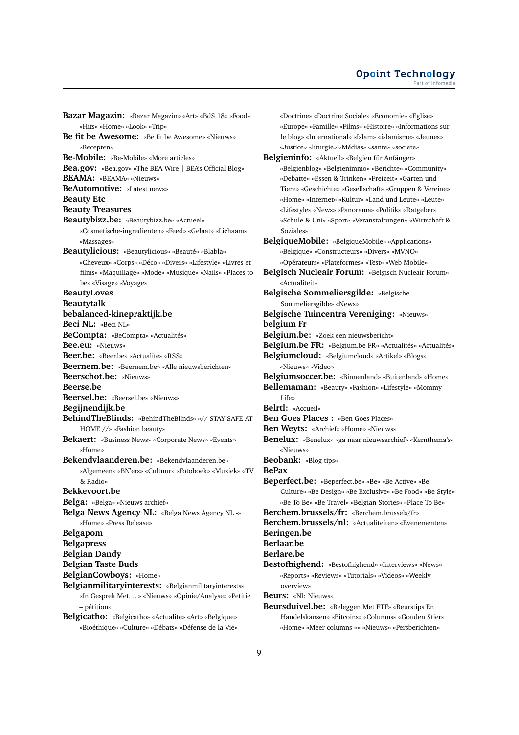**Bazar Magazin:** «Bazar Magazin» «Art» «BdS 18» «Food» «Hits» «Home» «Look» «Trip»

**Be fit be Awesome:** «Be fit be Awesome» «Nieuws» «Recepten»

**Be-Mobile:** «Be-Mobile» «More articles»

**Bea.gov:** «Bea.gov» «The BEA Wire | BEA's Official Blog»

**BEAMA:** «BEAMA» «Nieuws»

**BeAutomotive:** «Latest news»

**Beauty Etc**

**Beauty Treasures**

**Beautybizz.be:** «Beautybizz.be» «Actueel» «Cosmetische-ingredienten» «Feed» «Gelaat» «Lichaam» «Massages»

**Beautylicious:** «Beautylicious» «Beauté» «Blabla» «Cheveux» «Corps» «Déco» «Divers» «Lifestyle» «Livres et films» «Maquillage» «Mode» «Musique» «Nails» «Places to be» «Visage» «Voyage»

**BeautyLoves**

**Beautytalk**

**bebalanced-kinepraktijk.be**

**Beci NL:** «Beci NL»

**BeCompta:** «BeCompta» «Actualités»

**Bee.eu:** «Nieuws»

**Beer.be:** «Beer.be» «Actualité» «RSS»

**Beernem.be:** «Beernem.be» «Alle nieuwsberichten»

**Beerschot.be:** «Nieuws»

**Beerse.be**

**Beersel.be:** «Beersel.be» «Nieuws»

**Begijnendijk.be**

**BehindTheBlinds:** «BehindTheBlinds» «// STAY SAFE AT HOME //» «Fashion beauty»

**Bekaert:** «Business News» «Corporate News» «Events» «Home»

**Bekendvlaanderen.be:** «Bekendvlaanderen.be» «Algemeen» «BN'ers» «Cultuur» «Fotoboek» «Muziek» «TV & Radio»

**Bekkevoort.be**

**Belga:** «Belga» «Nieuws archief»

**Belga News Agency NL:** «Belga News Agency NL -» «Home» «Press Release»

**Belgapom**

**Belgapress**

**Belgian Dandy**

**Belgian Taste Buds**

**BelgianCowboys:** «Home»

**Belgianmilitaryinterests:** «Belgianmilitaryinterests» «In Gesprek Met. . . » «Nieuws» «Opinie/Analyse» «Petitie – pétition»

**Belgicatho:** «Belgicatho» «Actualite» «Art» «Belgique» «Bioéthique» «Culture» «Débats» «Défense de la Vie» «Doctrine» «Doctrine Sociale» «Economie» «Eglise» «Europe» «Famille» «Films» «Histoire» «Informations sur le blog» «International» «Islam» «islamisme» «Jeunes» «Justice» «liturgie» «Médias» «sante» «societe»

**Belgieninfo:** «Aktuell» «Belgien für Anfänger» «Belgienblog» «Belgienimmo» «Berichte» «Community» «Debatte» «Essen & Trinken» «Freizeit» «Garten und Tiere» «Geschichte» «Gesellschaft» «Gruppen & Vereine» «Home» «Internet» «Kultur» «Land und Leute» «Leute» «Lifestyle» «News» «Panorama» «Politik» «Ratgeber» «Schule & Uni» «Sport» «Veranstaltungen» «Wirtschaft & Soziales»

**BelgiqueMobile:** «BelgiqueMobile» «Applications» «Belgique» «Constructeurs» «Divers» «MVNO» «Opérateurs» «Plateformes» «Test» «Web Mobile»

**Belgisch Nucleair Forum:** «Belgisch Nucleair Forum» «Actualiteit»

**Belgische Sommeliersgilde:** «Belgische Sommeliersgilde» «News»

**Belgische Tuincentra Vereniging:** «Nieuws»

**belgium Fr**

**Belgium.be:** «Zoek een nieuwsbericht»

**Belgium.be FR:** «Belgium.be FR» «Actualités» «Actualités»

**Belgiumcloud:** «Belgiumcloud» «Artikel» «Blogs» «Nieuws» «Video»

**Belgiumsoccer.be:** «Binnenland» «Buitenland» «Home»

**Bellemaman:** «Beauty» «Fashion» «Lifestyle» «Mommy Life»

**Belrtl:** «Accueil»

**Ben Goes Places :** «Ben Goes Places»

**Ben Weyts:** «Archief» «Home» «Nieuws»

**Benelux:** «Benelux» «ga naar nieuwsarchief» «Kernthema's» «Nieuws»

**Beobank:** «Blog tips»

**BePax**

**Beperfect.be:** «Beperfect.be» «Be» «Be Active» «Be Culture» «Be Design» «Be Exclusive» «Be Food» «Be Style» «Be To Be» «Be Travel» «Belgian Stories» «Place To Be»

**Berchem.brussels/fr:** «Berchem.brussels/fr»

**Berchem.brussels/nl:** «Actualiteiten» «Evenementen»

**Beringen.be**

**Berlaar.be**

**Berlare.be**

**Bestofhighend:** «Bestofhighend» «Interviews» «News» «Reports» «Reviews» «Tutorials» «Videos» «Weekly overview»

**Beurs:** «Nl: Nieuws»

**Beursduivel.be:** «Beleggen Met ETF» «Beurstips En Handelskansen» «Bitcoins» «Columns» «Gouden Stier» «Home» «Meer columns ›» «Nieuws» «Persberichten»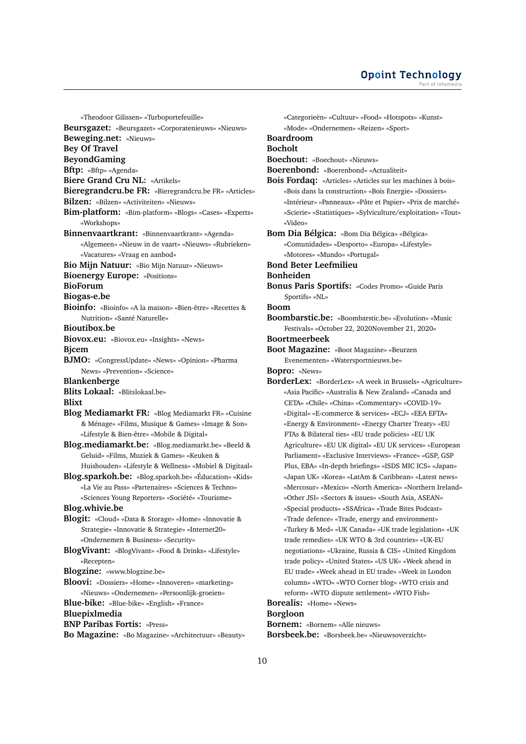«Theodoor Gilissen» «Turboportefeuille»

**Beursgazet:** «Beursgazet» «Corporatenieuws» «Nieuws»

**Beweging.net:** «Nieuws»

**Bey Of Travel**

**BeyondGaming**

**Bftp:** «Bftp» «Agenda»

**Biere Grand Cru NL:** «Artikels»

**Bieregrandcru.be FR:** «Bieregrandcru.be FR» «Articles»

**Bilzen:** «Bilzen» «Activiteiten» «Nieuws»

**Bim-platform:** «Bim-platform» «Blogs» «Cases» «Experts» «Workshops»

**Binnenvaartkrant:** «Binnenvaartkrant» «Agenda» «Algemeen» «Nieuw in de vaart» «Nieuws» «Rubrieken» «Vacatures» «Vraag en aanbod»

**Bio Mijn Natuur:** «Bio Mijn Natuur» «Nieuws»

**Bioenergy Europe:** «Positions»

**BioForum**

**Biogas-e.be**

**Bioinfo:** «Bioinfo» «A la maison» «Bien-être» «Recettes & Nutrition» «Santé Naturelle»

**Bioutibox.be**

**Biovox.eu:** «Biovox.eu» «Insights» «News»

**Bjcem**

**BJMO:** «CongressUpdate» «News» «Opinion» «Pharma News» «Prevention» «Science»

**Blankenberge**

**Blits Lokaal:** «Blitslokaal.be»

**Blixt**

**Blog Mediamarkt FR:** «Blog Mediamarkt FR» «Cuisine & Ménage» «Films, Musique & Games» «Image & Son» «Lifestyle & Bien-être» «Mobile & Digital»

**Blog.mediamarkt.be:** «Blog.mediamarkt.be» «Beeld & Geluid» «Films, Muziek & Games» «Keuken & Huishouden» «Lifestyle & Wellness» «Mobiel & Digitaal»

**Blog.sparkoh.be:** «Blog.sparkoh.be» «Éducation» «Kids» «La Vie au Pass» «Partenaires» «Sciences & Techno» «Sciences Young Reporters» «Société» «Tourisme»

**Blog.whivie.be**

**Blogit:** «Cloud» «Data & Storage» «Home» «Innovatie & Strategie» «Innovatie & Strategie» «Internet20» «Ondernemen & Business» «Security»

**BlogVivant:** «BlogVivant» «Food & Drinks» «Lifestyle» «Recepten»

**Blogzine:** «www.blogzine.be»

**Bloovi:** «Dossiers» «Home» «Innoveren» «marketing» «Nieuws» «Ondernemen» «Persoonlijk-groeien»

**Blue-bike:** «Blue-bike» «English» «France»

**Bluepixlmedia**

**BNP Paribas Fortis:** «Press»

**Bo Magazine:** «Bo Magazine» «Architectuur» «Beauty» «Categorieën» «Cultuur» «Food» «Hotspots» «Kunst» «Mode» «Ondernemen» «Reizen» «Sport»

**Boardroom**

**Bocholt**

**Boechout:** «Boechout» «Nieuws»

**Boerenbond:** «Boerenbond» «Actualiteit»

**Bois Fordaq:** «Articles» «Articles sur les machines à bois» «Bois dans la construction» «Bois Energie» «Dossiers» «Intérieur» «Panneaux» «Pâte et Papier» «Prix de marché» «Scierie» «Statistiques» «Sylviculture/exploitation» «Tout» «Video»

**Bom Dia Bélgica:** «Bom Dia Bélgica» «Bélgica» «Comunidades» «Desporto» «Europa» «Lifestyle» «Motores» «Mundo» «Portugal»

**Bond Beter Leefmilieu**

**Bonheiden**

**Bonus Paris Sportifs:** «Codes Promo» «Guide Paris Sportifs» «NL»

**Boom**

**Boombarstic.be:** «Boombarstic.be» «Evolution» «Music Festivals» «October 22, 2020November 21, 2020»

**Boortmeerbeek**

**Boot Magazine:** «Boot Magazine» «Beurzen Evenementen» «Watersportnieuws.be»

**Bopro:** «News»

**BorderLex:** «BorderLex» «A week in Brussels» «Agriculture» «Asia Pacific» «Australia & New Zealand» «Canada and CETA» «Chile» «China» «Commentary» «COVID-19» «Digital» «E-commerce & services» «ECJ» «EEA EFTA» «Energy & Environment» «Energy Charter Treaty» «EU FTAs & Bilateral ties» «EU trade policies» «EU UK Agriculture» «EU UK digital» «EU UK services» «European Parliament» «Exclusive Interviews» «France» «GSP, GSP Plus, EBA» «In-depth briefings» «ISDS MIC ICS» «Japan» «Japan UK» «Korea» «LatAm & Caribbean» «Latest news» «Mercosur» «Mexico» «North America» «Northern Ireland» «Other JSI» «Sectors & issues» «South Asia, ASEAN» «Special products» «SSAfrica» «Trade Bites Podcast» «Trade defence» «Trade, energy and environment» «Turkey & Med» «UK Canada» «UK trade legislation» «UK trade remedies» «UK WTO & 3rd countries» «UK-EU negotiations» «Ukraine, Russia & CIS» «United Kingdom trade policy» «United States» «US UK» «Week ahead in EU trade» «Week ahead in EU trade» «Week in London column» «WTO» «WTO Corner blog» «WTO crisis and reform» «WTO dispute settlement» «WTO Fish»

**Borealis:** «Home» «News»

**Borgloon**

**Bornem:** «Bornem» «Alle nieuws»

**Borsbeek.be:** «Borsbeek.be» «Nieuwsoverzicht»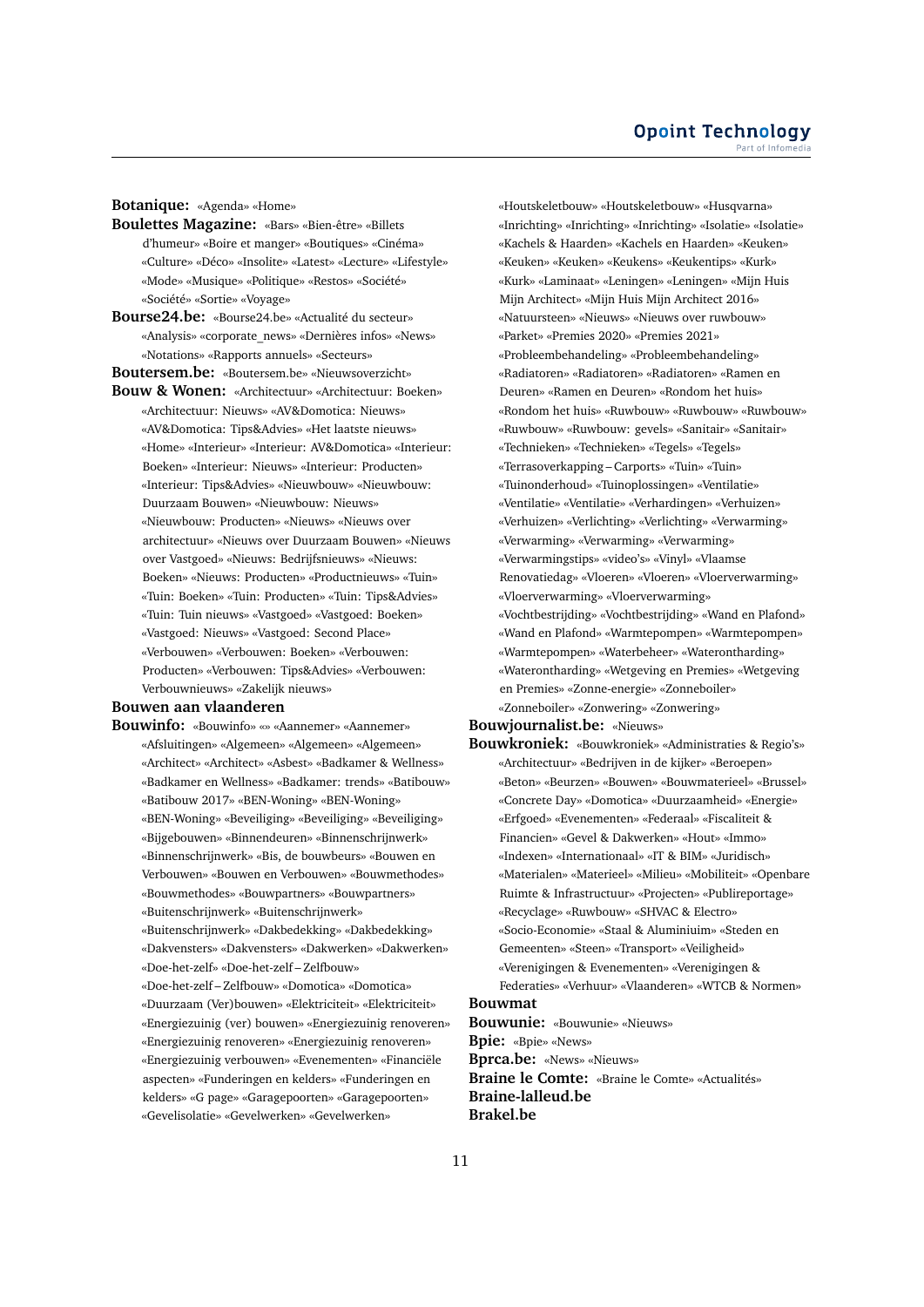**Botanique:** «Agenda» «Home»

**Boulettes Magazine:** «Bars» «Bien-être» «Billets d'humeur» «Boire et manger» «Boutiques» «Cinéma» «Culture» «Déco» «Insolite» «Latest» «Lecture» «Lifestyle» «Mode» «Musique» «Politique» «Restos» «Société» «Société» «Sortie» «Voyage»

**Bourse24.be:** «Bourse24.be» «Actualité du secteur» «Analysis» «corporate_news» «Dernières infos» «News» «Notations» «Rapports annuels» «Secteurs»

**Boutersem.be:** «Boutersem.be» «Nieuwsoverzicht»

**Bouw & Wonen:** «Architectuur» «Architectuur: Boeken» «Architectuur: Nieuws» «AV&Domotica: Nieuws» «AV&Domotica: Tips&Advies» «Het laatste nieuws» «Home» «Interieur» «Interieur: AV&Domotica» «Interieur: Boeken» «Interieur: Nieuws» «Interieur: Producten» «Interieur: Tips&Advies» «Nieuwbouw» «Nieuwbouw: Duurzaam Bouwen» «Nieuwbouw: Nieuws» «Nieuwbouw: Producten» «Nieuws» «Nieuws over architectuur» «Nieuws over Duurzaam Bouwen» «Nieuws over Vastgoed» «Nieuws: Bedrijfsnieuws» «Nieuws: Boeken» «Nieuws: Producten» «Productnieuws» «Tuin» «Tuin: Boeken» «Tuin: Producten» «Tuin: Tips&Advies» «Tuin: Tuin nieuws» «Vastgoed» «Vastgoed: Boeken» «Vastgoed: Nieuws» «Vastgoed: Second Place» «Verbouwen» «Verbouwen: Boeken» «Verbouwen: Producten» «Verbouwen: Tips&Advies» «Verbouwen: Verbouwnieuws» «Zakelijk nieuws»

**Bouwen aan vlaanderen**

**Bouwinfo:** «Bouwinfo» «» «Aannemer» «Aannemer» «Afsluitingen» «Algemeen» «Algemeen» «Algemeen» «Architect» «Architect» «Asbest» «Badkamer & Wellness» «Badkamer en Wellness» «Badkamer: trends» «Batibouw» «Batibouw 2017» «BEN-Woning» «BEN-Woning» «BEN-Woning» «Beveiliging» «Beveiliging» «Beveiliging» «Bijgebouwen» «Binnendeuren» «Binnenschrijnwerk» «Binnenschrijnwerk» «Bis, de bouwbeurs» «Bouwen en Verbouwen» «Bouwen en Verbouwen» «Bouwmethodes» «Bouwmethodes» «Bouwpartners» «Bouwpartners» «Buitenschrijnwerk» «Buitenschrijnwerk» «Buitenschrijnwerk» «Dakbedekking» «Dakbedekking» «Dakvensters» «Dakvensters» «Dakwerken» «Dakwerken» «Doe-het-zelf» «Doe-het-zelf – Zelfbouw» «Doe-het-zelf – Zelfbouw» «Domotica» «Domotica» «Duurzaam (Ver)bouwen» «Elektriciteit» «Elektriciteit» «Energiezuinig (ver) bouwen» «Energiezuinig renoveren» «Energiezuinig renoveren» «Energiezuinig renoveren» «Energiezuinig verbouwen» «Evenementen» «Financiële aspecten» «Funderingen en kelders» «Funderingen en kelders» «G page» «Garagepoorten» «Garagepoorten» «Gevelisolatie» «Gevelwerken» «Gevelwerken» «Houtskeletbouw» «Houtskeletbouw» «Husqvarna» «Inrichting» «Inrichting» «Inrichting» «Isolatie» «Isolatie» «Kachels & Haarden» «Kachels en Haarden» «Keuken» «Keuken» «Keuken» «Keukens» «Keukentips» «Kurk» «Kurk» «Laminaat» «Leningen» «Leningen» «Mijn Huis Mijn Architect» «Mijn Huis Mijn Architect 2016» «Natuursteen» «Nieuws» «Nieuws over ruwbouw» «Parket» «Premies 2020» «Premies 2021» «Probleembehandeling» «Probleembehandeling» «Radiatoren» «Radiatoren» «Radiatoren» «Ramen en Deuren» «Ramen en Deuren» «Rondom het huis» «Rondom het huis» «Ruwbouw» «Ruwbouw» «Ruwbouw» «Ruwbouw» «Ruwbouw: gevels» «Sanitair» «Sanitair» «Technieken» «Technieken» «Tegels» «Tegels» «Terrasoverkapping – Carports» «Tuin» «Tuin» «Tuinonderhoud» «Tuinoplossingen» «Ventilatie» «Ventilatie» «Ventilatie» «Verhardingen» «Verhuizen» «Verhuizen» «Verlichting» «Verlichting» «Verwarming» «Verwarming» «Verwarming» «Verwarming» «Verwarmingstips» «video's» «Vinyl» «Vlaamse Renovatiedag» «Vloeren» «Vloeren» «Vloerverwarming» «Vloerverwarming» «Vloerverwarming» «Vochtbestrijding» «Vochtbestrijding» «Wand en Plafond» «Wand en Plafond» «Warmtepompen» «Warmtepompen» «Warmtepompen» «Waterbeheer» «Waterontharding» «Waterontharding» «Wetgeving en Premies» «Wetgeving en Premies» «Zonne-energie» «Zonneboiler» «Zonneboiler» «Zonwering» «Zonwering»

**Bouwjournalist.be:** «Nieuws»

**Bouwkroniek:** «Bouwkroniek» «Administraties & Regio's» «Architectuur» «Bedrijven in de kijker» «Beroepen» «Beton» «Beurzen» «Bouwen» «Bouwmaterieel» «Brussel» «Concrete Day» «Domotica» «Duurzaamheid» «Energie» «Erfgoed» «Evenementen» «Federaal» «Fiscaliteit & Financien» «Gevel & Dakwerken» «Hout» «Immo» «Indexen» «Internationaal» «IT & BIM» «Juridisch» «Materialen» «Materieel» «Milieu» «Mobiliteit» «Openbare Ruimte & Infrastructuur» «Projecten» «Publireportage» «Recyclage» «Ruwbouw» «SHVAC & Electro» «Socio-Economie» «Staal & Aluminiuim» «Steden en Gemeenten» «Steen» «Transport» «Veiligheid» «Verenigingen & Evenementen» «Verenigingen & Federaties» «Verhuur» «Vlaanderen» «WTCB & Normen»

**Bouwmat**

**Bouwunie:** «Bouwunie» «Nieuws»

**Bpie:** «Bpie» «News»

**Bprca.be:** «News» «Nieuws»

**Braine le Comte:** «Braine le Comte» «Actualités»

**Braine-lalleud.be**

**Brakel.be**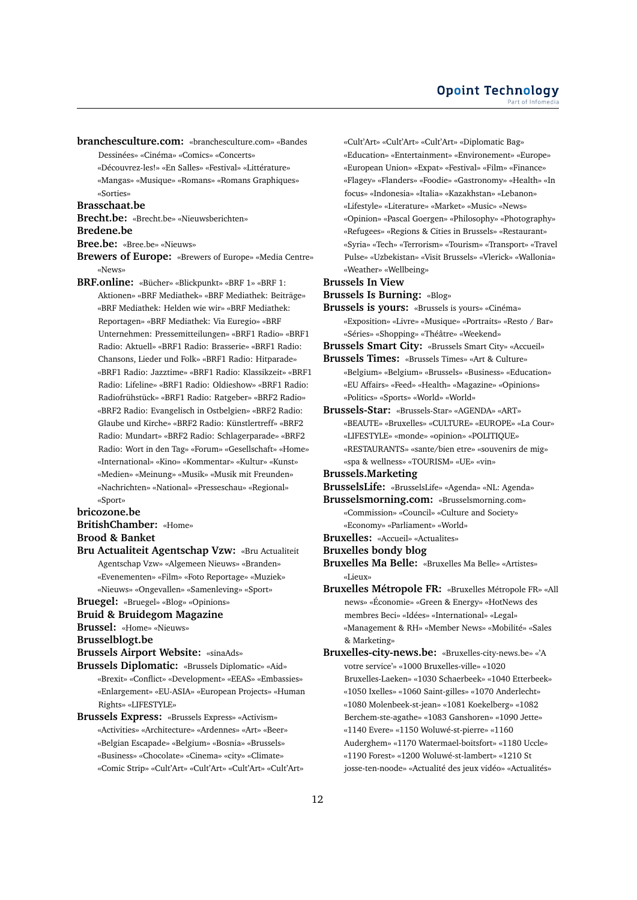**branchesculture.com:** «branchesculture.com» «Bandes Dessinées» «Cinéma» «Comics» «Concerts» «Découvrez-les!» «En Salles» «Festival» «Littérature» «Mangas» «Musique» «Romans» «Romans Graphiques» «Sorties»

**Brasschaat.be**

**Brecht.be:** «Brecht.be» «Nieuwsberichten»

**Bredene.be**

**Bree.be:** «Bree.be» «Nieuws»

**Brewers of Europe:** «Brewers of Europe» «Media Centre» «News»

**BRF.online:** «Bücher» «Blickpunkt» «BRF 1» «BRF 1: Aktionen» «BRF Mediathek» «BRF Mediathek: Beiträge» «BRF Mediathek: Helden wie wir» «BRF Mediathek: Reportagen» «BRF Mediathek: Via Euregio» «BRF Unternehmen: Pressemitteilungen» «BRF1 Radio» «BRF1 Radio: Aktuell» «BRF1 Radio: Brasserie» «BRF1 Radio: Chansons, Lieder und Folk» «BRF1 Radio: Hitparade» «BRF1 Radio: Jazztime» «BRF1 Radio: Klassikzeit» «BRF1 Radio: Lifeline» «BRF1 Radio: Oldieshow» «BRF1 Radio: Radiofrühstück» «BRF1 Radio: Ratgeber» «BRF2 Radio» «BRF2 Radio: Evangelisch in Ostbelgien» «BRF2 Radio: Glaube und Kirche» «BRF2 Radio: Künstlertreff» «BRF2 Radio: Mundart» «BRF2 Radio: Schlagerparade» «BRF2 Radio: Wort in den Tag» «Forum» «Gesellschaft» «Home» «International» «Kino» «Kommentar» «Kultur» «Kunst» «Medien» «Meinung» «Musik» «Musik mit Freunden» «Nachrichten» «National» «Presseschau» «Regional» «Sport»

**bricozone.be**

**BritishChamber:** «Home»

**Brood & Banket**

**Bru Actualiteit Agentschap Vzw:** «Bru Actualiteit Agentschap Vzw» «Algemeen Nieuws» «Branden» «Evenementen» «Film» «Foto Reportage» «Muziek» «Nieuws» «Ongevallen» «Samenleving» «Sport»

**Bruegel:** «Bruegel» «Blog» «Opinions»

**Bruid & Bruidegom Magazine**

**Brussel:** «Home» «Nieuws»

**Brusselblogt.be**

**Brussels Airport Website:** «sinaAds»

**Brussels Diplomatic:** «Brussels Diplomatic» «Aid» «Brexit» «Conflict» «Development» «EEAS» «Embassies» «Enlargement» «EU-ASIA» «European Projects» «Human Rights» «LIFESTYLE»

**Brussels Express:** «Brussels Express» «Activism» «Activities» «Architecture» «Ardennes» «Art» «Beer» «Belgian Escapade» «Belgium» «Bosnia» «Brussels» «Business» «Chocolate» «Cinema» «city» «Climate» «Comic Strip» «Cult'Art» «Cult'Art» «Cult'Art» «Cult'Art» «Cult'Art» «Cult'Art» «Cult'Art» «Diplomatic Bag» «Education» «Entertainment» «Environement» «Europe» «European Union» «Expat» «Festival» «Film» «Finance» «Flagey» «Flanders» «Foodie» «Gastronomy» «Health» «In focus» «Indonesia» «Italia» «Kazakhstan» «Lebanon» «Lifestyle» «Literature» «Market» «Music» «News» «Opinion» «Pascal Goergen» «Philosophy» «Photography» «Refugees» «Regions & Cities in Brussels» «Restaurant» «Syria» «Tech» «Terrorism» «Tourism» «Transport» «Travel Pulse» «Uzbekistan» «Visit Brussels» «Vlerick» «Wallonia» «Weather» «Wellbeing»

**Brussels In View**

**Brussels Is Burning:** «Blog»

**Brussels is yours:** «Brussels is yours» «Cinéma» «Exposition» «Livre» «Musique» «Portraits» «Resto / Bar» «Séries» «Shopping» «Théâtre» «Weekend»

**Brussels Smart City:** «Brussels Smart City» «Accueil»

**Brussels Times:** «Brussels Times» «Art & Culture» «Belgium» «Belgium» «Brussels» «Business» «Education» «EU Affairs» «Feed» «Health» «Magazine» «Opinions» «Politics» «Sports» «World» «World»

**Brussels-Star:** «Brussels-Star» «AGENDA» «ART» «BEAUTE» «Bruxelles» «CULTURE» «EUROPE» «La Cour» «LIFESTYLE» «monde» «opinion» «POLITIQUE» «RESTAURANTS» «sante/bien etre» «souvenirs de mig» «spa & wellness» «TOURISM» «UE» «vin»

**Brussels.Marketing**

**BrusselsLife:** «BrusselsLife» «Agenda» «NL: Agenda»

**Brusselsmorning.com:** «Brusselsmorning.com» «Commission» «Council» «Culture and Society» «Economy» «Parliament» «World»

**Bruxelles:** «Accueil» «Actualites»

**Bruxelles bondy blog**

**Bruxelles Ma Belle:** «Bruxelles Ma Belle» «Artistes» «Lieux»

**Bruxelles Métropole FR:** «Bruxelles Métropole FR» «All news» «Économie» «Green & Energy» «HotNews des membres Beci» «Idées» «International» «Legal» «Management & RH» «Member News» «Mobilité» «Sales & Marketing»

**Bruxelles-city-news.be:** «Bruxelles-city-news.be» «'A votre service'» «1000 Bruxelles-ville» «1020 Bruxelles-Laeken» «1030 Schaerbeek» «1040 Etterbeek» «1050 Ixelles» «1060 Saint-gilles» «1070 Anderlecht» «1080 Molenbeek-st-jean» «1081 Koekelberg» «1082 Berchem-ste-agathe» «1083 Ganshoren» «1090 Jette» «1140 Evere» «1150 Woluwé-st-pierre» «1160 Auderghem» «1170 Watermael-boitsfort» «1180 Uccle» «1190 Forest» «1200 Woluwé-st-lambert» «1210 St josse-ten-noode» «Actualité des jeux vidéo» «Actualités»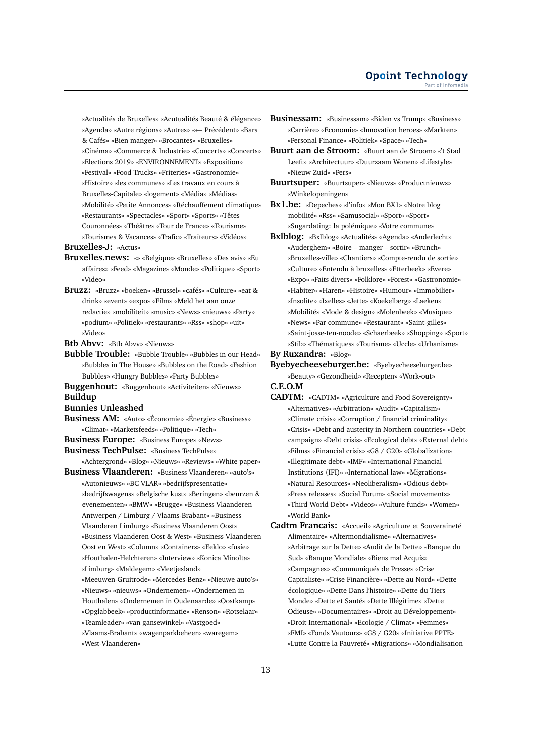«Actualités de Bruxelles» «Acutualités Beauté & élégance» «Agenda» «Autre régions» «Autres» «← Précédent» «Bars & Cafés» «Bien manger» «Brocantes» «Bruxelles» «Cinéma» «Commerce & Industrie» «Concerts» «Concerts» «Elections 2019» «ENVIRONNEMENT» «Exposition» «Festival» «Food Trucks» «Friteries» «Gastronomie» «Histoire» «les communes» «Les travaux en cours à Bruxelles-Capitale» «logement» «Média» «Médias» «Mobilité» «Petite Annonces» «Réchauffement climatique» «Restaurants» «Spectacles» «Sport» «Sports» «Têtes Couronnées» «Théâtre» «Tour de France» «Tourisme» «Tourismes & Vacances» «Trafic» «Traiteurs» «Vidéos»

**Bruxelles-J:** «Actus»

**Bruxelles.news:** «» «Belgique» «Bruxelles» «Des avis» «Eu affaires» «Feed» «Magazine» «Monde» «Politique» «Sport» «Video»

**Bruzz:** «Bruzz» «boeken» «Brussel» «cafés» «Culture» «eat & drink» «event» «expo» «Film» «Meld het aan onze redactie» «mobiliteit» «music» «News» «nieuws» «Party» «podium» «Politiek» «restaurants» «Rss» «shop» «uit» «Video»

**Btb Abvv:** «Btb Abvv» «Nieuws»

**Bubble Trouble:** «Bubble Trouble» «Bubbles in our Head» «Bubbles in The House» «Bubbles on the Road» «Fashion Bubbles» «Hungry Bubbles» «Party Bubbles»

**Buggenhout:** «Buggenhout» «Activiteiten» «Nieuws»

**Buildup**

**Bunnies Unleashed**

**Business AM:** «Auto» «Économie» «Énergie» «Business» «Climat» «Marketsfeeds» «Politique» «Tech»

**Business Europe:** «Business Europe» «News»

**Business TechPulse:** «Business TechPulse» «Achtergrond» «Blog» «Nieuws» «Reviews» «White paper»

**Business Vlaanderen:** «Business Vlaanderen» «auto's» «Autonieuws» «BC VLAR» «bedrijfspresentatie» «bedrijfswagens» «Belgische kust» «Beringen» «beurzen & evenementen» «BMW» «Brugge» «Business Vlaanderen Antwerpen / Limburg / Vlaams-Brabant» «Business Vlaanderen Limburg» «Business Vlaanderen Oost» «Business Vlaanderen Oost & West» «Business Vlaanderen Oost en West» «Column» «Containers» «Eeklo» «fusie» «Houthalen-Helchteren» «Interview» «Konica Minolta» «Limburg» «Maldegem» «Meetjesland» «Meeuwen-Gruitrode» «Mercedes-Benz» «Nieuwe auto's» «Nieuws» «nieuws» «Ondernemen» «Ondernemen in Houthalen» «Ondernemen in Oudenaarde» «Oostkamp» «Opglabbeek» «productinformatie» «Renson» «Rotselaar» «Teamleader» «van gansewinkel» «Vastgoed» «Vlaams-Brabant» «wagenparkbeheer» «waregem» «West-Vlaanderen»

**Businessam:** «Businessam» «Biden vs Trump» «Business» «Carrière» «Economie» «Innovation heroes» «Markten» «Personal Finance» «Politiek» «Space» «Tech»

**Buurt aan de Stroom:** «Buurt aan de Stroom» «'t Stad Leeft» «Architectuur» «Duurzaam Wonen» «Lifestyle» «Nieuw Zuid» «Pers»

**Buurtsuper:** «Buurtsuper» «Nieuws» «Productnieuws» «Winkelopeningen»

**Bx1.be:** «Depeches» «l'info» «Mon BX1» «Notre blog mobilité» «Rss» «Samusocial» «Sport» «Sport» «Sugardating: la polémique» «Votre commune»

**Bxlblog:** «Bxlblog» «Actualités» «Agenda» «Anderlecht» «Auderghem» «Boire – manger – sortir» «Brunch» «Bruxelles-ville» «Chantiers» «Compte-rendu de sortie» «Culture» «Entendu à bruxelles» «Etterbeek» «Evere» «Expo» «Faits divers» «Folklore» «Forest» «Gastronomie» «Habiter» «Haren» «Histoire» «Humour» «Immobilier» «Insolite» «Ixelles» «Jette» «Koekelberg» «Laeken» «Mobilité» «Mode & design» «Molenbeek» «Musique» «News» «Par commune» «Restaurant» «Saint-gilles» «Saint-josse-ten-noode» «Schaerbeek» «Shopping» «Sport» «Stib» «Thématiques» «Tourisme» «Uccle» «Urbanisme»

**By Ruxandra:** «Blog»

**Byebyecheeseburger.be:** «Byebyecheeseburger.be» «Beauty» «Gezondheid» «Recepten» «Work-out»

**C.E.O.M**

**CADTM:** «CADTM» «Agriculture and Food Sovereignty» «Alternatives» «Arbitration» «Audit» «Capitalism» «Climate crisis» «Corruption / financial criminality» «Crisis» «Debt and austerity in Northern countries» «Debt campaign» «Debt crisis» «Ecological debt» «External debt» «Films» «Financial crisis» «G8 / G20» «Globalization» «Illegitimate debt» «IMF» «International Financial Institutions (IFI)» «International law» «Migrations» «Natural Resources» «Neoliberalism» «Odious debt» «Press releases» «Social Forum» «Social movements» «Third World Debt» «Videos» «Vulture funds» «Women» «World Bank»

**Cadtm Francais:** «Accueil» «Agriculture et Souveraineté Alimentaire» «Altermondialisme» «Alternatives» «Arbitrage sur la Dette» «Audit de la Dette» «Banque du Sud» «Banque Mondiale» «Biens mal Acquis» «Campagnes» «Communiqués de Presse» «Crise Capitaliste» «Crise Financière» «Dette au Nord» «Dette écologique» «Dette Dans l'histoire» «Dette du Tiers Monde» «Dette et Santé» «Dette Illégitime» «Dette Odieuse» «Documentaires» «Droit au Développement» «Droit International» «Ecologie / Climat» «Femmes» «FMI» «Fonds Vautours» «G8 / G20» «Initiative PPTE» «Lutte Contre la Pauvreté» «Migrations» «Mondialisation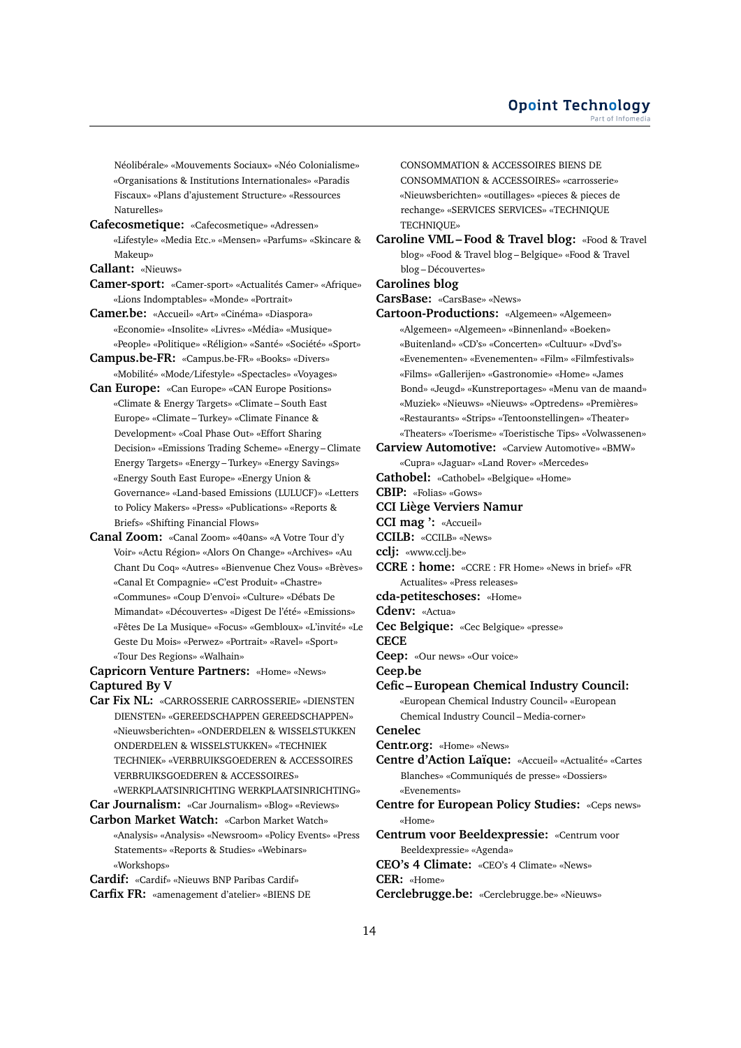Néolibérale» «Mouvements Sociaux» «Néo Colonialisme» «Organisations & Institutions Internationales» «Paradis Fiscaux» «Plans d'ajustement Structure» «Ressources Naturelles»

**Cafecosmetique:** «Cafecosmetique» «Adressen» «Lifestyle» «Media Etc.» «Mensen» «Parfums» «Skincare & Makeup»

**Callant:** «Nieuws»

**Camer-sport:** «Camer-sport» «Actualités Camer» «Afrique» «Lions Indomptables» «Monde» «Portrait»

**Camer.be:** «Accueil» «Art» «Cinéma» «Diaspora» «Economie» «Insolite» «Livres» «Média» «Musique» «People» «Politique» «Réligion» «Santé» «Société» «Sport»

**Campus.be-FR:** «Campus.be-FR» «Books» «Divers» «Mobilité» «Mode/Lifestyle» «Spectacles» «Voyages»

**Can Europe:** «Can Europe» «CAN Europe Positions» «Climate & Energy Targets» «Climate – South East Europe» «Climate – Turkey» «Climate Finance & Development» «Coal Phase Out» «Effort Sharing Decision» «Emissions Trading Scheme» «Energy – Climate Energy Targets» «Energy – Turkey» «Energy Savings» «Energy South East Europe» «Energy Union & Governance» «Land-based Emissions (LULUCF)» «Letters to Policy Makers» «Press» «Publications» «Reports & Briefs» «Shifting Financial Flows»

**Canal Zoom:** «Canal Zoom» «40ans» «A Votre Tour d'y Voir» «Actu Région» «Alors On Change» «Archives» «Au Chant Du Coq» «Autres» «Bienvenue Chez Vous» «Brèves» «Canal Et Compagnie» «C'est Produit» «Chastre» «Communes» «Coup D'envoi» «Culture» «Débats De Mimandat» «Découvertes» «Digest De l'été» «Emissions» «Fêtes De La Musique» «Focus» «Gembloux» «L'invité» «Le Geste Du Mois» «Perwez» «Portrait» «Ravel» «Sport» «Tour Des Regions» «Walhain»

**Capricorn Venture Partners:** «Home» «News»

**Captured By V**

**Car Fix NL:** «CARROSSERIE CARROSSERIE» «DIENSTEN DIENSTEN» «GEREEDSCHAPPEN GEREEDSCHAPPEN» «Nieuwsberichten» «ONDERDELEN & WISSELSTUKKEN ONDERDELEN & WISSELSTUKKEN» «TECHNIEK TECHNIEK» «VERBRUIKSGOEDEREN & ACCESSOIRES VERBRUIKSGOEDEREN & ACCESSOIRES» «WERKPLAATSINRICHTING WERKPLAATSINRICHTING»

**Car Journalism:** «Car Journalism» «Blog» «Reviews»

**Carbon Market Watch:** «Carbon Market Watch» «Analysis» «Analysis» «Newsroom» «Policy Events» «Press Statements» «Reports & Studies» «Webinars» «Workshops»

**Cardif:** «Cardif» «Nieuws BNP Paribas Cardif»

**Carfix FR:** «amenagement d'atelier» «BIENS DE CONSOMMATION & ACCESSOIRES BIENS DE CONSOMMATION & ACCESSOIRES» «carrosserie» «Nieuwsberichten» «outillages» «pieces & pieces de rechange» «SERVICES SERVICES» «TECHNIQUE TECHNIQUE»

**Caroline VML – Food & Travel blog:** «Food & Travel blog» «Food & Travel blog – Belgique» «Food & Travel blog – Découvertes»

**Carolines blog**

**CarsBase:** «CarsBase» «News»

**Cartoon-Productions:** «Algemeen» «Algemeen» «Algemeen» «Algemeen» «Binnenland» «Boeken» «Buitenland» «CD's» «Concerten» «Cultuur» «Dvd's» «Evenementen» «Evenementen» «Film» «Filmfestivals» «Films» «Gallerijen» «Gastronomie» «Home» «James Bond» «Jeugd» «Kunstreportages» «Menu van de maand» «Muziek» «Nieuws» «Nieuws» «Optredens» «Premières» «Restaurants» «Strips» «Tentoonstellingen» «Theater» «Theaters» «Toerisme» «Toeristische Tips» «Volwassenen»

**Carview Automotive:** «Carview Automotive» «BMW» «Cupra» «Jaguar» «Land Rover» «Mercedes»

**Cathobel:** «Cathobel» «Belgique» «Home»

**CBIP:** «Folias» «Gows»

**CCI Liège Verviers Namur**

**CCI mag ':** «Accueil»

**CCILB:** «CCILB» «News»

**cclj:** «www.cclj.be»

**CCRE : home:** «CCRE : FR Home» «News in brief» «FR Actualites» «Press releases»

**cda-petiteschoses:** «Home»

**Cdenv:** «Actua»

**Cec Belgique:** «Cec Belgique» «presse»

**CECE**

**Ceep:** «Our news» «Our voice»

**Ceep.be**

**Cefic – European Chemical Industry Council:** «European Chemical Industry Council» «European Chemical Industry Council – Media-corner»

**Cenelec**

**Centr.org:** «Home» «News»

**Centre d'Action Laïque:** «Accueil» «Actualité» «Cartes Blanches» «Communiqués de presse» «Dossiers» «Evenements»

**Centre for European Policy Studies:** «Ceps news» «Home»

**Centrum voor Beeldexpressie:** «Centrum voor Beeldexpressie» «Agenda»

**CEO's 4 Climate:** «CEO's 4 Climate» «News»

**CER:** «Home»

**Cerclebrugge.be:** «Cerclebrugge.be» «Nieuws»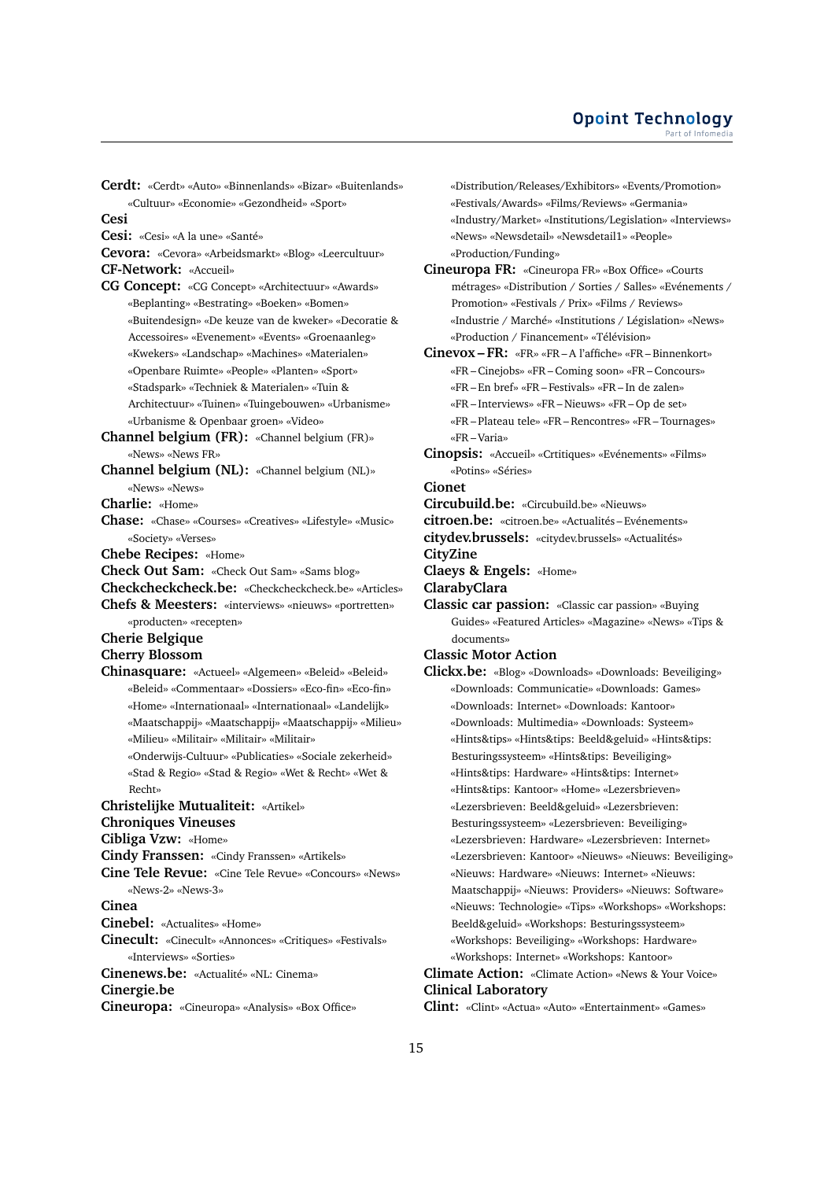**Cerdt:** «Cerdt» «Auto» «Binnenlands» «Bizar» «Buitenlands» «Cultuur» «Economie» «Gezondheid» «Sport»

**Cesi**

**Cesi:** «Cesi» «A la une» «Santé»

**Cevora:** «Cevora» «Arbeidsmarkt» «Blog» «Leercultuur»

**CF-Network:** «Accueil»

**CG Concept:** «CG Concept» «Architectuur» «Awards» «Beplanting» «Bestrating» «Boeken» «Bomen» «Buitendesign» «De keuze van de kweker» «Decoratie & Accessoires» «Evenement» «Events» «Groenaanleg» «Kwekers» «Landschap» «Machines» «Materialen» «Openbare Ruimte» «People» «Planten» «Sport» «Stadspark» «Techniek & Materialen» «Tuin & Architectuur» «Tuinen» «Tuingebouwen» «Urbanisme» «Urbanisme & Openbaar groen» «Video»

**Channel belgium (FR):** «Channel belgium (FR)» «News» «News FR»

**Channel belgium (NL):** «Channel belgium (NL)» «News» «News»

**Charlie:** «Home»

**Chase:** «Chase» «Courses» «Creatives» «Lifestyle» «Music» «Society» «Verses»

**Chebe Recipes:** «Home»

**Check Out Sam:** «Check Out Sam» «Sams blog»

**Checkcheckcheck.be:** «Checkcheckcheck.be» «Articles»

**Chefs & Meesters:** «interviews» «nieuws» «portretten» «producten» «recepten»

**Cherie Belgique**

**Cherry Blossom**

**Chinasquare:** «Actueel» «Algemeen» «Beleid» «Beleid» «Beleid» «Commentaar» «Dossiers» «Eco-fin» «Eco-fin» «Home» «Internationaal» «Internationaal» «Landelijk» «Maatschappij» «Maatschappij» «Maatschappij» «Milieu» «Milieu» «Militair» «Militair» «Militair» «Onderwijs-Cultuur» «Publicaties» «Sociale zekerheid» «Stad & Regio» «Stad & Regio» «Wet & Recht» «Wet & Recht»

**Christelijke Mutualiteit:** «Artikel»

**Chroniques Vineuses**

**Cibliga Vzw:** «Home»

**Cindy Franssen:** «Cindy Franssen» «Artikels»

**Cine Tele Revue:** «Cine Tele Revue» «Concours» «News» «News-2» «News-3»

**Cinea**

**Cinebel:** «Actualites» «Home»

**Cinecult:** «Cinecult» «Annonces» «Critiques» «Festivals» «Interviews» «Sorties»

**Cinenews.be:** «Actualité» «NL: Cinema»

**Cinergie.be**

**Cineuropa:** «Cineuropa» «Analysis» «Box Office» «Distribution/Releases/Exhibitors» «Events/Promotion» «Festivals/Awards» «Films/Reviews» «Germania» «Industry/Market» «Institutions/Legislation» «Interviews» «News» «Newsdetail» «Newsdetail1» «People» «Production/Funding»

**Cineuropa FR:** «Cineuropa FR» «Box Office» «Courts métrages» «Distribution / Sorties / Salles» «Evénements / Promotion» «Festivals / Prix» «Films / Reviews» «Industrie / Marché» «Institutions / Législation» «News» «Production / Financement» «Télévision»

**Cinevox – FR:** «FR» «FR – A l'affiche» «FR – Binnenkort» «FR – Cinejobs» «FR – Coming soon» «FR – Concours» «FR – En bref» «FR – Festivals» «FR – In de zalen» «FR – Interviews» «FR – Nieuws» «FR – Op de set» «FR – Plateau tele» «FR – Rencontres» «FR – Tournages» «FR – Varia»

**Cinopsis:** «Accueil» «Crtitiques» «Evénements» «Films» «Potins» «Séries»

**Cionet**

**Circubuild.be:** «Circubuild.be» «Nieuws»

**citroen.be:** «citroen.be» «Actualités – Evénements»

**citydev.brussels:** «citydev.brussels» «Actualités»

**CityZine**

**Claeys & Engels:** «Home»

**ClarabyClara**

**Classic car passion:** «Classic car passion» «Buying Guides» «Featured Articles» «Magazine» «News» «Tips & documents»

**Classic Motor Action**

**Clickx.be:** «Blog» «Downloads» «Downloads: Beveiliging» «Downloads: Communicatie» «Downloads: Games» «Downloads: Internet» «Downloads: Kantoor» «Downloads: Multimedia» «Downloads: Systeem» «Hints&tips» «Hints&tips: Beeld&geluid» «Hints&tips: Besturingssysteem» «Hints&tips: Beveiliging» «Hints&tips: Hardware» «Hints&tips: Internet» «Hints&tips: Kantoor» «Home» «Lezersbrieven» «Lezersbrieven: Beeld&geluid» «Lezersbrieven: Besturingssysteem» «Lezersbrieven: Beveiliging» «Lezersbrieven: Hardware» «Lezersbrieven: Internet» «Lezersbrieven: Kantoor» «Nieuws» «Nieuws: Beveiliging» «Nieuws: Hardware» «Nieuws: Internet» «Nieuws: Maatschappij» «Nieuws: Providers» «Nieuws: Software» «Nieuws: Technologie» «Tips» «Workshops» «Workshops: Beeld&geluid» «Workshops: Besturingssysteem» «Workshops: Beveiliging» «Workshops: Hardware» «Workshops: Internet» «Workshops: Kantoor»

**Climate Action:** «Climate Action» «News & Your Voice»

**Clinical Laboratory**

**Clint:** «Clint» «Actua» «Auto» «Entertainment» «Games»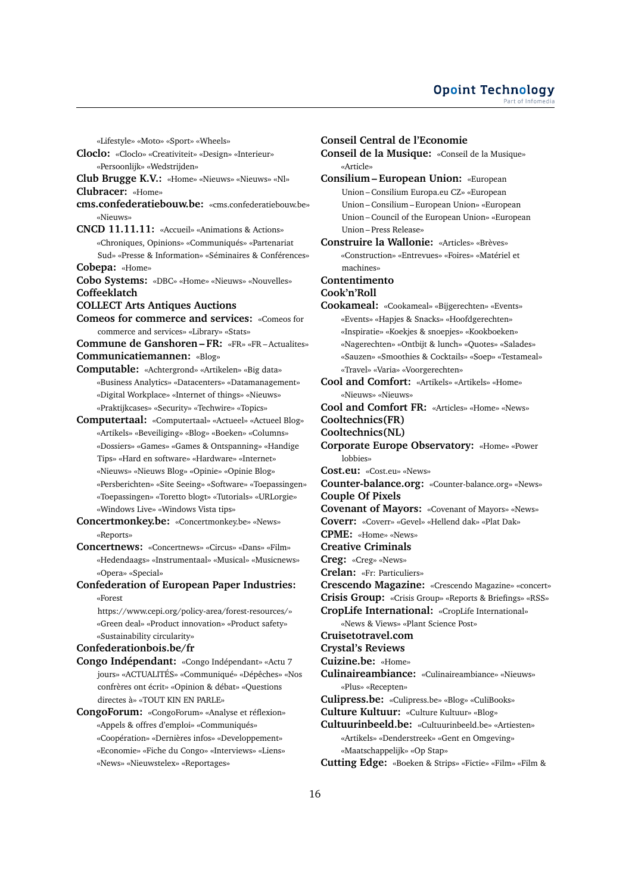«Lifestyle» «Moto» «Sport» «Wheels»

**Cloclo:** «Cloclo» «Creativiteit» «Design» «Interieur» «Persoonlijk» «Wedstrijden»

**Club Brugge K.V.:** «Home» «Nieuws» «Nieuws» «Nl»

**Clubracer:** «Home»

**cms.confederatiebouw.be:** «cms.confederatiebouw.be» «Nieuws»

**CNCD 11.11.11:** «Accueil» «Animations & Actions» «Chroniques, Opinions» «Communiqués» «Partenariat Sud» «Presse & Information» «Séminaires & Conférences»

**Cobepa:** «Home»

**Cobo Systems:** «DBC» «Home» «Nieuws» «Nouvelles»

**Coffeeklatch**

**COLLECT Arts Antiques Auctions**

**Comeos for commerce and services:** «Comeos for commerce and services» «Library» «Stats»

**Commune de Ganshoren – FR:** «FR» «FR – Actualites»

**Communicatiemannen:** «Blog»

**Computable:** «Achtergrond» «Artikelen» «Big data» «Business Analytics» «Datacenters» «Datamanagement» «Digital Workplace» «Internet of things» «Nieuws» «Praktijkcases» «Security» «Techwire» «Topics»

**Computertaal:** «Computertaal» «Actueel» «Actueel Blog» «Artikels» «Beveiliging» «Blog» «Boeken» «Columns» «Dossiers» «Games» «Games & Ontspanning» «Handige Tips» «Hard en software» «Hardware» «Internet» «Nieuws» «Nieuws Blog» «Opinie» «Opinie Blog» «Persberichten» «Site Seeing» «Software» «Toepassingen» «Toepassingen» «Toretto blogt» «Tutorials» «URLorgie» «Windows Live» «Windows Vista tips»

**Concertmonkey.be:** «Concertmonkey.be» «News» «Reports»

**Concertnews:** «Concertnews» «Circus» «Dans» «Film» «Hedendaags» «Instrumentaal» «Musical» «Musicnews» «Opera» «Special»

**Confederation of European Paper Industries:** «Forest https://www.cepi.org/policy-area/forest-resources/» «Green deal» «Product innovation» «Product safety» «Sustainability circularity»

**Confederationbois.be/fr**

**Congo Indépendant:** «Congo Indépendant» «Actu 7 jours» «ACTUALITÉS» «Communiqué» «Dépêches» «Nos confrères ont écrit» «Opinion & débat» «Questions directes à» «TOUT KIN EN PARLE»

**CongoForum:** «CongoForum» «Analyse et réflexion» «Appels & offres d'emploi» «Communiqués» «Coopération» «Dernières infos» «Developpement» «Economie» «Fiche du Congo» «Interviews» «Liens» «News» «Nieuwstelex» «Reportages»

**Conseil Central de l'Economie**

**Conseil de la Musique:** «Conseil de la Musique» «Article»

**Consilium – European Union:** «European Union – Consilium Europa.eu CZ» «European Union – Consilium – European Union» «European Union – Council of the European Union» «European Union – Press Release»

**Construire la Wallonie:** «Articles» «Brèves» «Construction» «Entrevues» «Foires» «Matériel et machines»

**Contentimento**

**Cook'n'Roll**

**Cookameal:** «Cookameal» «Bijgerechten» «Events» «Events» «Hapjes & Snacks» «Hoofdgerechten» «Inspiratie» «Koekjes & snoepjes» «Kookboeken» «Nagerechten» «Ontbijt & lunch» «Quotes» «Salades» «Sauzen» «Smoothies & Cocktails» «Soep» «Testameal» «Travel» «Varia» «Voorgerechten»

**Cool and Comfort:** «Artikels» «Artikels» «Home» «Nieuws» «Nieuws»

**Cool and Comfort FR:** «Articles» «Home» «News»

**Cooltechnics(FR)**

**Cooltechnics(NL)**

**Corporate Europe Observatory:** «Home» «Power lobbies»

**Cost.eu:** «Cost.eu» «News»

**Counter-balance.org:** «Counter-balance.org» «News»

**Couple Of Pixels**

**Covenant of Mayors:** «Covenant of Mayors» «News»

**Coverr:** «Coverr» «Gevel» «Hellend dak» «Plat Dak»

**CPME:** «Home» «News»

**Creative Criminals**

**Creg:** «Creg» «News»

**Crelan:** «Fr: Particuliers»

**Crescendo Magazine:** «Crescendo Magazine» «concert»

**Crisis Group:** «Crisis Group» «Reports & Briefings» «RSS»

**CropLife International:** «CropLife International» «News & Views» «Plant Science Post»

**Cruisetotravel.com**

**Crystal's Reviews**

**Cuizine.be:** «Home»

**Culinaireambiance:** «Culinaireambiance» «Nieuws» «Plus» «Recepten»

**Culipress.be:** «Culipress.be» «Blog» «CuliBooks»

**Culture Kultuur:** «Culture Kultuur» «Blog»

**Cultuurinbeeld.be:** «Cultuurinbeeld.be» «Artiesten» «Artikels» «Denderstreek» «Gent en Omgeving» «Maatschappelijk» «Op Stap»

**Cutting Edge:** «Boeken & Strips» «Fictie» «Film» «Film &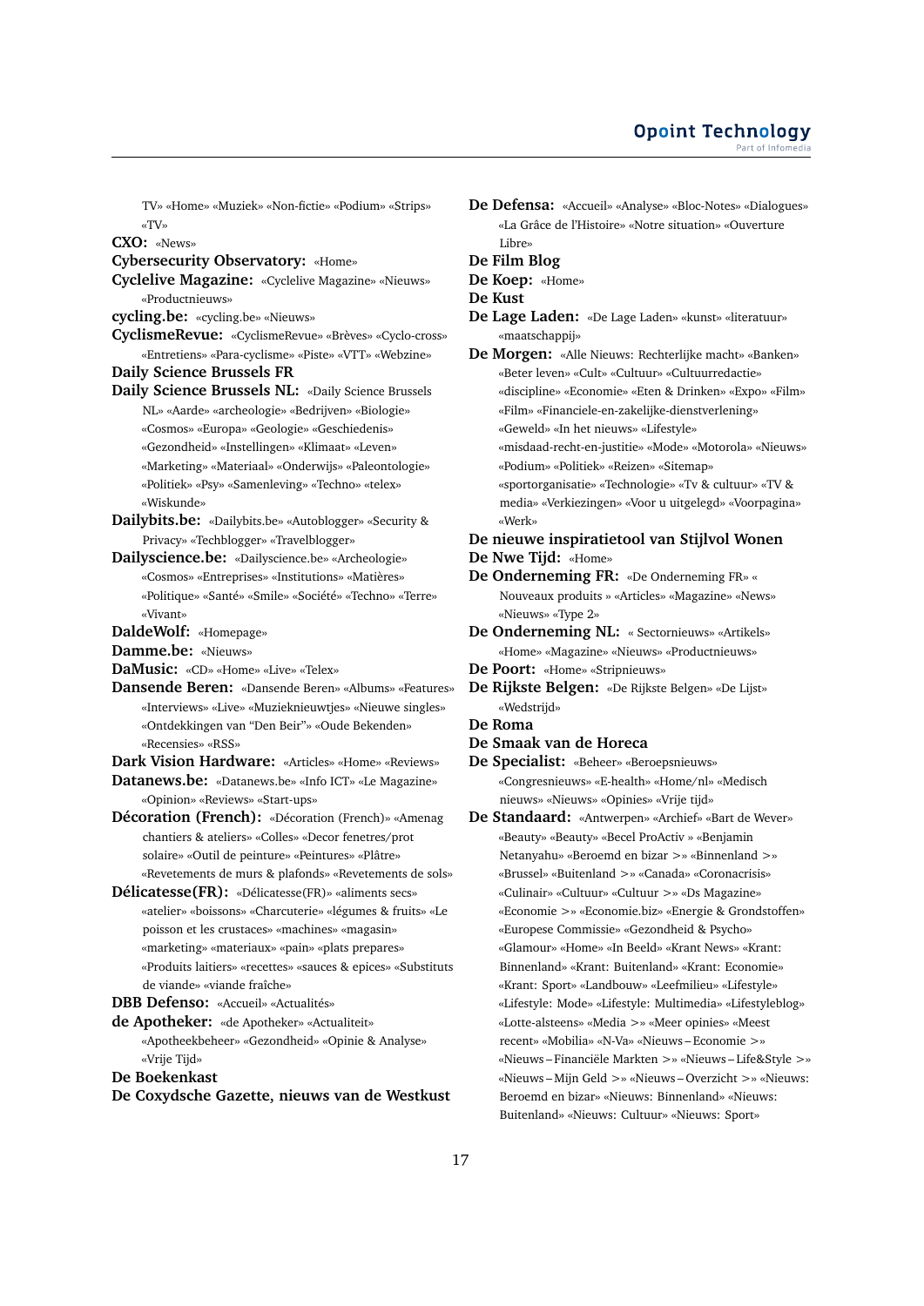TV» «Home» «Muziek» «Non-fictie» «Podium» «Strips» «TV»

**CXO:** «News»

**Cybersecurity Observatory:** «Home»

**Cyclelive Magazine:** «Cyclelive Magazine» «Nieuws» «Productnieuws»

**cycling.be:** «cycling.be» «Nieuws»

**CyclismeRevue:** «CyclismeRevue» «Brèves» «Cyclo-cross» «Entretiens» «Para-cyclisme» «Piste» «VTT» «Webzine»

**Daily Science Brussels FR**

**Daily Science Brussels NL:** «Daily Science Brussels NL» «Aarde» «archeologie» «Bedrijven» «Biologie» «Cosmos» «Europa» «Geologie» «Geschiedenis» «Gezondheid» «Instellingen» «Klimaat» «Leven» «Marketing» «Materiaal» «Onderwijs» «Paleontologie» «Politiek» «Psy» «Samenleving» «Techno» «telex» «Wiskunde»

**Dailybits.be:** «Dailybits.be» «Autoblogger» «Security & Privacy» «Techblogger» «Travelblogger»

**Dailyscience.be:** «Dailyscience.be» «Archeologie» «Cosmos» «Entreprises» «Institutions» «Matières» «Politique» «Santé» «Smile» «Société» «Techno» «Terre» «Vivant»

**DaldeWolf:** «Homepage»

**Damme.be:** «Nieuws»

**DaMusic:** «CD» «Home» «Live» «Telex»

**Dansende Beren:** «Dansende Beren» «Albums» «Features» «Interviews» «Live» «Muzieknieuwtjes» «Nieuwe singles» «Ontdekkingen van "Den Beir"» «Oude Bekenden» «Recensies» «RSS»

**Dark Vision Hardware:** «Articles» «Home» «Reviews»

**Datanews.be:** «Datanews.be» «Info ICT» «Le Magazine» «Opinion» «Reviews» «Start-ups»

**Décoration (French):** «Décoration (French)» «Amenag chantiers & ateliers» «Colles» «Decor fenetres/prot solaire» «Outil de peinture» «Peintures» «Plâtre» «Revetements de murs & plafonds» «Revetements de sols»

**Délicatesse(FR):** «Délicatesse(FR)» «aliments secs» «atelier» «boissons» «Charcuterie» «légumes & fruits» «Le poisson et les crustaces» «machines» «magasin» «marketing» «materiaux» «pain» «plats prepares» «Produits laitiers» «recettes» «sauces & epices» «Substituts de viande» «viande fraîche»

**DBB Defenso:** «Accueil» «Actualités»

**de Apotheker:** «de Apotheker» «Actualiteit» «Apotheekbeheer» «Gezondheid» «Opinie & Analyse» «Vrije Tijd»

**De Boekenkast**

**De Coxydsche Gazette, nieuws van de Westkust**

**De Defensa:** «Accueil» «Analyse» «Bloc-Notes» «Dialogues» «La Grâce de l'Histoire» «Notre situation» «Ouverture Libre»

**De Film Blog**

**De Koep:** «Home»

**De Kust**

**De Lage Laden:** «De Lage Laden» «kunst» «literatuur» «maatschappij»

**De Morgen:** «Alle Nieuws: Rechterlijke macht» «Banken» «Beter leven» «Cult» «Cultuur» «Cultuurredactie» «discipline» «Economie» «Eten & Drinken» «Expo» «Film» «Film» «Financiele-en-zakelijke-dienstverlening» «Geweld» «In het nieuws» «Lifestyle» «misdaad-recht-en-justitie» «Mode» «Motorola» «Nieuws» «Podium» «Politiek» «Reizen» «Sitemap» «sportorganisatie» «Technologie» «Tv & cultuur» «TV & media» «Verkiezingen» «Voor u uitgelegd» «Voorpagina» «Werk»

**De nieuwe inspiratietool van Stijlvol Wonen**

**De Nwe Tijd:** «Home»

**De Onderneming FR:** «De Onderneming FR» « Nouveaux produits » «Articles» «Magazine» «News» «Nieuws» «Type 2»

**De Onderneming NL:** « Sectornieuws» «Artikels» «Home» «Magazine» «Nieuws» «Productnieuws»

**De Poort:** «Home» «Stripnieuws»

**De Rijkste Belgen:** «De Rijkste Belgen» «De Lijst» «Wedstrijd»

**De Roma**

**De Smaak van de Horeca**

**De Specialist:** «Beheer» «Beroepsnieuws» «Congresnieuws» «E-health» «Home/nl» «Medisch nieuws» «Nieuws» «Opinies» «Vrije tijd»

**De Standaard:** «Antwerpen» «Archief» «Bart de Wever» «Beauty» «Beauty» «Becel ProActiv » «Benjamin Netanyahu» «Beroemd en bizar >» «Binnenland >» «Brussel» «Buitenland >» «Canada» «Coronacrisis» «Culinair» «Cultuur» «Cultuur >» «Ds Magazine» «Economie >» «Economie.biz» «Energie & Grondstoffen» «Europese Commissie» «Gezondheid & Psycho» «Glamour» «Home» «In Beeld» «Krant News» «Krant: Binnenland» «Krant: Buitenland» «Krant: Economie» «Krant: Sport» «Landbouw» «Leefmilieu» «Lifestyle» «Lifestyle: Mode» «Lifestyle: Multimedia» «Lifestyleblog» «Lotte-alsteens» «Media >» «Meer opinies» «Meest recent» «Mobilia» «N-Va» «Nieuws – Economie >» «Nieuws – Financiële Markten >» «Nieuws – Life&Style >» «Nieuws – Mijn Geld >» «Nieuws – Overzicht >» «Nieuws: Beroemd en bizar» «Nieuws: Binnenland» «Nieuws: Buitenland» «Nieuws: Cultuur» «Nieuws: Sport»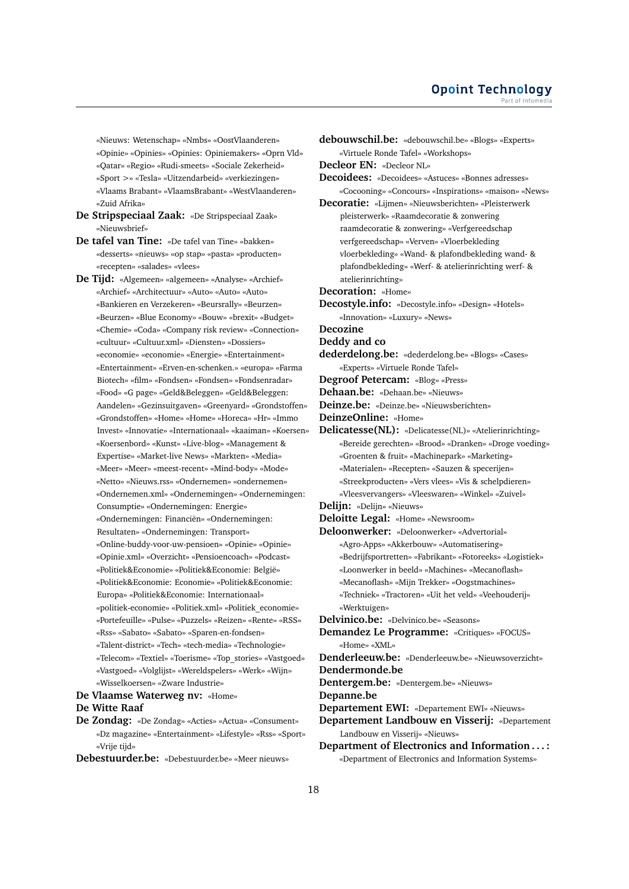«Nieuws: Wetenschap» «Nmbs» «OostVlaanderen» «Opinie» «Opinies» «Opinies: Opiniemakers» «Oprn Vld» «Qatar» «Regio» «Rudi-smeets» «Sociale Zekerheid» «Sport >» «Tesla» «Uitzendarbeid» «verkiezingen» «Vlaams Brabant» «VlaamsBrabant» «WestVlaanderen» «Zuid Afrika»

**De Stripspeciaal Zaak:** «De Stripspeciaal Zaak» «Nieuwsbrief»

**De tafel van Tine:** «De tafel van Tine» «bakken» «desserts» «nieuws» «op stap» «pasta» «producten» «recepten» «salades» «vlees»

**De Tijd:** «Algemeen» «algemeen» «Analyse» «Archief» «Archief» «Architectuur» «Auto» «Auto» «Auto» «Bankieren en Verzekeren» «Beursrally» «Beurzen» «Beurzen» «Blue Economy» «Bouw» «brexit» «Budget» «Chemie» «Coda» «Company risk review» «Connection» «cultuur» «Cultuur.xml» «Diensten» «Dossiers» «economie» «economie» «Energie» «Entertainment» «Entertainment» «Erven-en-schenken.» «europa» «Farma Biotech» «film» «Fondsen» «Fondsen» «Fondsenradar» «Food» «G page» «Geld&Beleggen» «Geld&Beleggen: Aandelen» «Gezinsuitgaven» «Greenyard» «Grondstoffen» «Grondstoffen» «Home» «Home» «Horeca» «Hr» «Immo Invest» «Innovatie» «Internationaal» «kaaiman» «Koersen» «Koersenbord» «Kunst» «Live-blog» «Management & Expertise» «Market-live News» «Markten» «Media» «Meer» «Meer» «meest-recent» «Mind-body» «Mode» «Netto» «Nieuws.rss» «Ondernemen» «ondernemen» «Ondernemen.xml» «Ondernemingen» «Ondernemingen: Consumptie» «Ondernemingen: Energie» «Ondernemingen: Financiën» «Ondernemingen: Resultaten» «Ondernemingen: Transport» «Online-buddy-voor-uw-pensioen» «Opinie» «Opinie» «Opinie.xml» «Overzicht» «Pensioencoach» «Podcast» «Politiek&Economie» «Politiek&Economie: België» «Politiek&Economie: Economie» «Politiek&Economie: Europa» «Politiek&Economie: Internationaal» «politiek-economie» «Politiek.xml» «Politiek_economie» «Portefeuille» «Pulse» «Puzzels» «Reizen» «Rente» «RSS» «Rss» «Sabato» «Sabato» «Sparen-en-fondsen» «Talent-district» «Tech» «tech-media» «Technologie» «Telecom» «Textiel» «Toerisme» «Top_stories» «Vastgoed» «Vastgoed» «Volglijst» «Wereldspelers» «Werk» «Wijn» «Wisselkoersen» «Zware Industrie»

**De Vlaamse Waterweg nv:** «Home»

**De Witte Raaf**

**De Zondag:** «De Zondag» «Acties» «Actua» «Consument» «Dz magazine» «Entertainment» «Lifestyle» «Rss» «Sport» «Vrije tijd»

**Debestuurder.be:** «Debestuurder.be» «Meer nieuws»

**debouwschil.be:** «debouwschil.be» «Blogs» «Experts» «Virtuele Ronde Tafel» «Workshops»

**Decleor EN:** «Decleor NL»

**Decoidees:** «Decoidees» «Astuces» «Bonnes adresses» «Cocooning» «Concours» «Inspirations» «maison» «News»

**Decoratie:** «Lijmen» «Nieuwsberichten» «Pleisterwerk pleisterwerk» «Raamdecoratie & zonwering raamdecoratie & zonwering» «Verfgereedschap verfgereedschap» «Verven» «Vloerbekleding vloerbekleding» «Wand- & plafondbekleding wand- & plafondbekleding» «Werf- & atelierinrichting werf- & atelierinrichting»

**Decoration:** «Home»

**Decostyle.info:** «Decostyle.info» «Design» «Hotels» «Innovation» «Luxury» «News»

**Decozine**

**Deddy and co**

**dederdelong.be:** «dederdelong.be» «Blogs» «Cases» «Experts» «Virtuele Ronde Tafel»

**Degroof Petercam:** «Blog» «Press»

**Dehaan.be:** «Dehaan.be» «Nieuws»

**Deinze.be:** «Deinze.be» «Nieuwsberichten»

**DeinzeOnline:** «Home»

**Delicatesse(NL):** «Delicatesse(NL)» «Atelierinrichting» «Bereide gerechten» «Brood» «Dranken» «Droge voeding» «Groenten & fruit» «Machinepark» «Marketing» «Materialen» «Recepten» «Sauzen & specerijen» «Streekproducten» «Vers vlees» «Vis & schelpdieren» «Vleesvervangers» «Vleeswaren» «Winkel» «Zuivel»

**Delijn:** «Delijn» «Nieuws»

**Deloitte Legal:** «Home» «Newsroom»

**Deloonwerker:** «Deloonwerker» «Advertorial» «Agro-Apps» «Akkerbouw» «Automatisering» «Bedrijfsportretten» «Fabrikant» «Fotoreeks» «Logistiek» «Loonwerker in beeld» «Machines» «Mecanoflash» «Mecanoflash» «Mijn Trekker» «Oogstmachines» «Techniek» «Tractoren» «Uit het veld» «Veehouderij» «Werktuigen»

**Delvinico.be:** «Delvinico.be» «Seasons»

**Demandez Le Programme:** «Critiques» «FOCUS» «Home» «XML»

**Denderleeuw.be:** «Denderleeuw.be» «Nieuwsoverzicht»

**Dendermonde.be**

**Dentergem.be:** «Dentergem.be» «Nieuws»

**Depanne.be**

**Departement EWI:** «Departement EWI» «Nieuws»

**Departement Landbouw en Visserij:** «Departement Landbouw en Visserij» «Nieuws»

**Department of Electronics and Information . . . :** «Department of Electronics and Information Systems»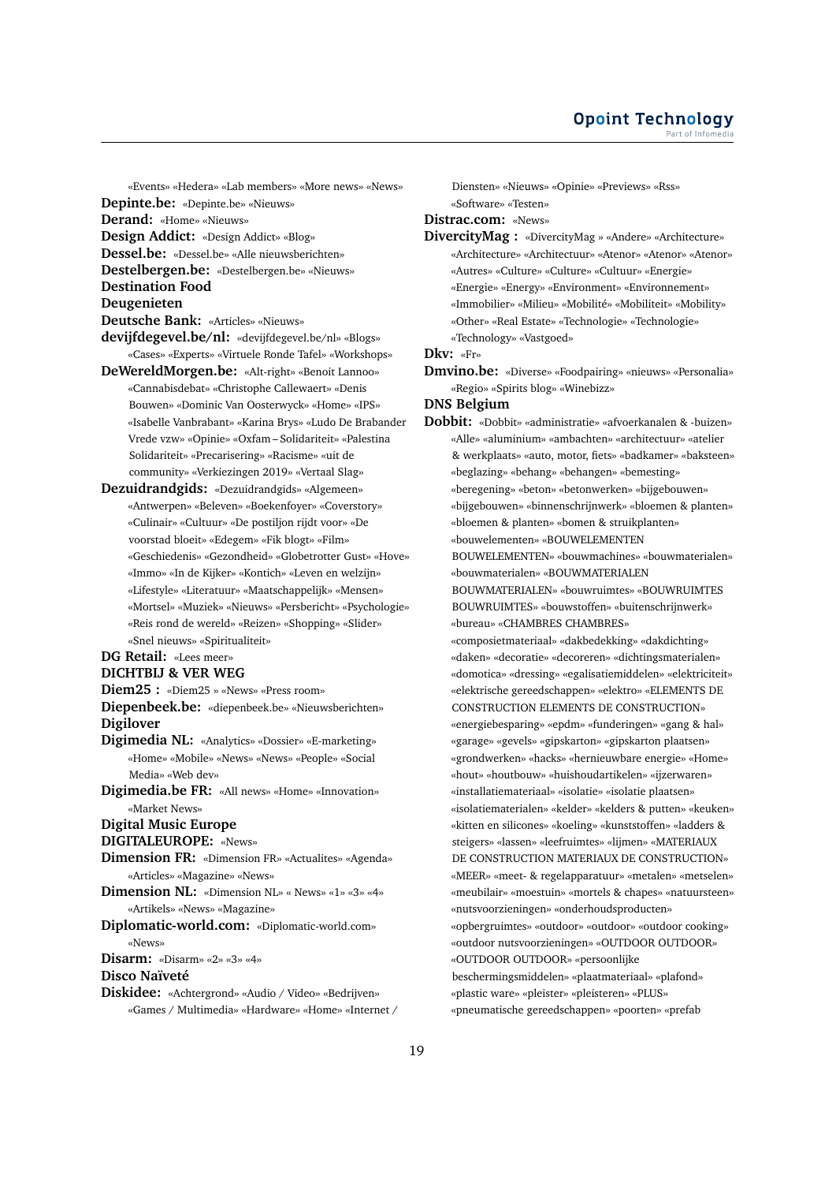«Events» «Hedera» «Lab members» «More news» «News»

**Depinte.be:** «Depinte.be» «Nieuws»

**Derand:** «Home» «Nieuws»

**Design Addict:** «Design Addict» «Blog»

**Dessel.be:** «Dessel.be» «Alle nieuwsberichten»

**Destelbergen.be:** «Destelbergen.be» «Nieuws»

**Destination Food**

**Deugenieten**

**Deutsche Bank:** «Articles» «Nieuws»

**devijfdegevel.be/nl:** «devijfdegevel.be/nl» «Blogs» «Cases» «Experts» «Virtuele Ronde Tafel» «Workshops»

**DeWereldMorgen.be:** «Alt-right» «Benoit Lannoo» «Cannabisdebat» «Christophe Callewaert» «Denis Bouwen» «Dominic Van Oosterwyck» «Home» «IPS» «Isabelle Vanbrabant» «Karina Brys» «Ludo De Brabander Vrede vzw» «Opinie» «Oxfam – Solidariteit» «Palestina Solidariteit» «Precarisering» «Racisme» «uit de community» «Verkiezingen 2019» «Vertaal Slag»

**Dezuidrandgids:** «Dezuidrandgids» «Algemeen» «Antwerpen» «Beleven» «Boekenfoyer» «Coverstory» «Culinair» «Cultuur» «De postiljon rijdt voor» «De voorstad bloeit» «Edegem» «Fik blogt» «Film» «Geschiedenis» «Gezondheid» «Globetrotter Gust» «Hove» «Immo» «In de Kijker» «Kontich» «Leven en welzijn» «Lifestyle» «Literatuur» «Maatschappelijk» «Mensen» «Mortsel» «Muziek» «Nieuws» «Persbericht» «Psychologie» «Reis rond de wereld» «Reizen» «Shopping» «Slider» «Snel nieuws» «Spiritualiteit»

**DG Retail:** «Lees meer»

**DICHTBIJ & VER WEG**

**Diem25 :** «Diem25 » «News» «Press room»

**Diepenbeek.be:** «diepenbeek.be» «Nieuwsberichten»

**Digilover**

**Digimedia NL:** «Analytics» «Dossier» «E-marketing» «Home» «Mobile» «News» «News» «People» «Social Media» «Web dev»

**Digimedia.be FR:** «All news» «Home» «Innovation» «Market News»

**Digital Music Europe**

**DIGITALEUROPE:** «News»

**Dimension FR:** «Dimension FR» «Actualites» «Agenda» «Articles» «Magazine» «News»

**Dimension NL:** «Dimension NL» « News» «1» «3» «4» «Artikels» «News» «Magazine»

**Diplomatic-world.com:** «Diplomatic-world.com» «News»

**Disarm:** «Disarm» «2» «3» «4»

**Disco Naïveté**

**Diskidee:** «Achtergrond» «Audio / Video» «Bedrijven» «Games / Multimedia» «Hardware» «Home» «Internet / Diensten» «Nieuws» «Opinie» «Previews» «Rss» «Software» «Testen»

**Distrac.com:** «News»

**DivercityMag :** «DivercityMag » «Andere» «Architecture» «Architecture» «Architectuur» «Atenor» «Atenor» «Atenor» «Autres» «Culture» «Culture» «Cultuur» «Energie» «Energie» «Energy» «Environment» «Environnement» «Immobilier» «Milieu» «Mobilité» «Mobiliteit» «Mobility» «Other» «Real Estate» «Technologie» «Technologie» «Technology» «Vastgoed»

**Dkv:** «Fr»

**Dmvino.be:** «Diverse» «Foodpairing» «nieuws» «Personalia» «Regio» «Spirits blog» «Winebizz»

**DNS Belgium**

**Dobbit:** «Dobbit» «administratie» «afvoerkanalen & -buizen» «Alle» «aluminium» «ambachten» «architectuur» «atelier & werkplaats» «auto, motor, fiets» «badkamer» «baksteen» «beglazing» «behang» «behangen» «bemesting» «beregening» «beton» «betonwerken» «bijgebouwen» «bijgebouwen» «binnenschrijnwerk» «bloemen & planten» «bloemen & planten» «bomen & struikplanten» «bouwelementen» «BOUWELEMENTEN BOUWELEMENTEN» «bouwmachines» «bouwmaterialen» «bouwmaterialen» «BOUWMATERIALEN BOUWMATERIALEN» «bouwruimtes» «BOUWRUIMTES BOUWRUIMTES» «bouwstoffen» «buitenschrijnwerk» «bureau» «CHAMBRES CHAMBRES» «composietmateriaal» «dakbedekking» «dakdichting» «daken» «decoratie» «decoreren» «dichtingsmaterialen» «domotica» «dressing» «egalisatiemiddelen» «elektriciteit» «elektrische gereedschappen» «elektro» «ELEMENTS DE CONSTRUCTION ELEMENTS DE CONSTRUCTION» «energiebesparing» «epdm» «funderingen» «gang & hal» «garage» «gevels» «gipskarton» «gipskarton plaatsen» «grondwerken» «hacks» «hernieuwbare energie» «Home» «hout» «houtbouw» «huishoudartikelen» «ijzerwaren» «installatiemateriaal» «isolatie» «isolatie plaatsen» «isolatiematerialen» «kelder» «kelders & putten» «keuken» «kitten en silicones» «koeling» «kunststoffen» «ladders & steigers» «lassen» «leefruimtes» «lijmen» «MATERIAUX DE CONSTRUCTION MATERIAUX DE CONSTRUCTION» «MEER» «meet- & regelapparatuur» «metalen» «metselen» «meubilair» «moestuin» «mortels & chapes» «natuursteen» «nutsvoorzieningen» «onderhoudsproducten» «opbergruimtes» «outdoor» «outdoor» «outdoor cooking» «outdoor nutsvoorzieningen» «OUTDOOR OUTDOOR» «OUTDOOR OUTDOOR» «persoonlijke beschermingsmiddelen» «plaatmateriaal» «plafond» «plastic ware» «pleister» «pleisteren» «PLUS» «pneumatische gereedschappen» «poorten» «prefab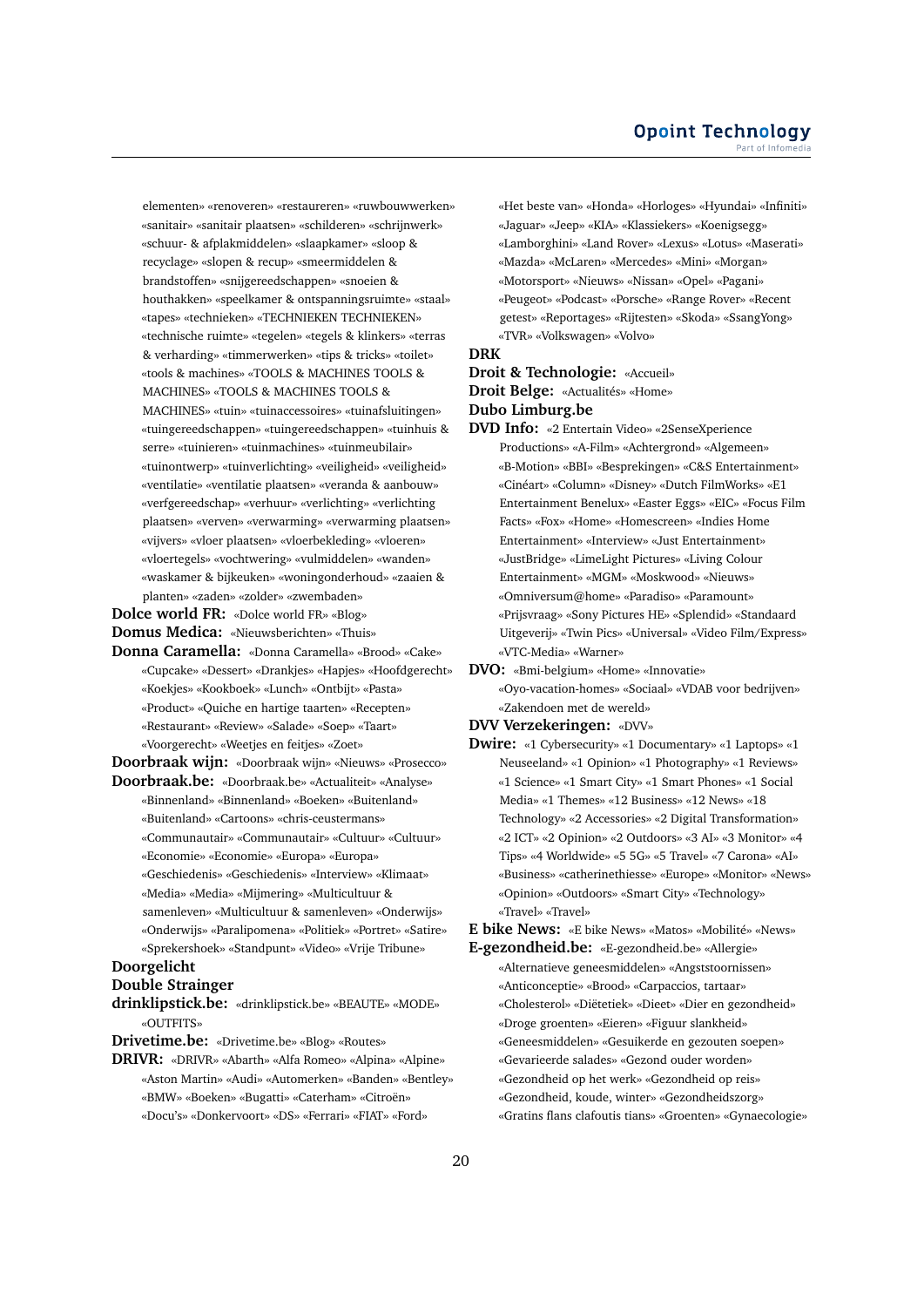elementen» «renoveren» «restaureren» «ruwbouwwerken» «sanitair» «sanitair plaatsen» «schilderen» «schrijnwerk» «schuur- & afplakmiddelen» «slaapkamer» «sloop & recyclage» «slopen & recup» «smeermiddelen & brandstoffen» «snijgereedschappen» «snoeien & houthakken» «speelkamer & ontspanningsruimte» «staal» «tapes» «technieken» «TECHNIEKEN TECHNIEKEN» «technische ruimte» «tegelen» «tegels & klinkers» «terras & verharding» «timmerwerken» «tips & tricks» «toilet» «tools & machines» «TOOLS & MACHINES TOOLS & MACHINES» «TOOLS & MACHINES TOOLS & MACHINES» «tuin» «tuinaccessoires» «tuinafsluitingen» «tuingereedschappen» «tuingereedschappen» «tuinhuis & serre» «tuinieren» «tuinmachines» «tuinmeubilair» «tuinontwerp» «tuinverlichting» «veiligheid» «veiligheid» «ventilatie» «ventilatie plaatsen» «veranda & aanbouw» «verfgereedschap» «verhuur» «verlichting» «verlichting plaatsen» «verven» «verwarming» «verwarming plaatsen» «vijvers» «vloer plaatsen» «vloerbekleding» «vloeren» «vloertegels» «vochtwering» «vulmiddelen» «wanden» «waskamer & bijkeuken» «woningonderhoud» «zaaien & planten» «zaden» «zolder» «zwembaden»

**Dolce world FR:** «Dolce world FR» «Blog»

**Domus Medica:** «Nieuwsberichten» «Thuis»

**Donna Caramella:** «Donna Caramella» «Brood» «Cake» «Cupcake» «Dessert» «Drankjes» «Hapjes» «Hoofdgerecht» «Koekjes» «Kookboek» «Lunch» «Ontbijt» «Pasta» «Product» «Quiche en hartige taarten» «Recepten» «Restaurant» «Review» «Salade» «Soep» «Taart» «Voorgerecht» «Weetjes en feitjes» «Zoet»

**Doorbraak wijn:** «Doorbraak wijn» «Nieuws» «Prosecco»

**Doorbraak.be:** «Doorbraak.be» «Actualiteit» «Analyse» «Binnenland» «Binnenland» «Boeken» «Buitenland» «Buitenland» «Cartoons» «chris-ceustermans» «Communautair» «Communautair» «Cultuur» «Cultuur» «Economie» «Economie» «Europa» «Europa» «Geschiedenis» «Geschiedenis» «Interview» «Klimaat» «Media» «Media» «Mijmering» «Multicultuur & samenleven» «Multicultuur & samenleven» «Onderwijs» «Onderwijs» «Paralipomena» «Politiek» «Portret» «Satire» «Sprekershoek» «Standpunt» «Video» «Vrije Tribune»

**Doorgelicht**

**Double Strainger**

**drinklipstick.be:** «drinklipstick.be» «BEAUTE» «MODE» «OUTFITS»

**Drivetime.be:** «Drivetime.be» «Blog» «Routes»

**DRIVR:** «DRIVR» «Abarth» «Alfa Romeo» «Alpina» «Alpine» «Aston Martin» «Audi» «Automerken» «Banden» «Bentley» «BMW» «Boeken» «Bugatti» «Caterham» «Citroën» «Docu's» «Donkervoort» «DS» «Ferrari» «FIAT» «Ford» «Het beste van» «Honda» «Horloges» «Hyundai» «Infiniti» «Jaguar» «Jeep» «KIA» «Klassiekers» «Koenigsegg» «Lamborghini» «Land Rover» «Lexus» «Lotus» «Maserati» «Mazda» «McLaren» «Mercedes» «Mini» «Morgan» «Motorsport» «Nieuws» «Nissan» «Opel» «Pagani» «Peugeot» «Podcast» «Porsche» «Range Rover» «Recent getest» «Reportages» «Rijtesten» «Skoda» «SsangYong» «TVR» «Volkswagen» «Volvo»

**DRK**

**Droit & Technologie:** «Accueil»

**Droit Belge:** «Actualités» «Home»

**Dubo Limburg.be**

**DVD Info:** «2 Entertain Video» «2SenseXperience Productions» «A-Film» «Achtergrond» «Algemeen» «B-Motion» «BBI» «Besprekingen» «C&S Entertainment» «Cinéart» «Column» «Disney» «Dutch FilmWorks» «E1 Entertainment Benelux» «Easter Eggs» «EIC» «Focus Film Facts» «Fox» «Home» «Homescreen» «Indies Home Entertainment» «Interview» «Just Entertainment» «JustBridge» «LimeLight Pictures» «Living Colour Entertainment» «MGM» «Moskwood» «Nieuws» «Omniversum@home» «Paradiso» «Paramount» «Prijsvraag» «Sony Pictures HE» «Splendid» «Standaard Uitgeverij» «Twin Pics» «Universal» «Video Film/Express» «VTC-Media» «Warner»

**DVO:** «Bmi-belgium» «Home» «Innovatie» «Oyo-vacation-homes» «Sociaal» «VDAB voor bedrijven» «Zakendoen met de wereld»

**DVV Verzekeringen:** «DVV»

**Dwire:** «1 Cybersecurity» «1 Documentary» «1 Laptops» «1 Neuseeland» «1 Opinion» «1 Photography» «1 Reviews» «1 Science» «1 Smart City» «1 Smart Phones» «1 Social Media» «1 Themes» «12 Business» «12 News» «18 Technology» «2 Accessories» «2 Digital Transformation» «2 ICT» «2 Opinion» «2 Outdoors» «3 AI» «3 Monitor» «4 Tips» «4 Worldwide» «5 5G» «5 Travel» «7 Carona» «AI» «Business» «catherinethiesse» «Europe» «Monitor» «News» «Opinion» «Outdoors» «Smart City» «Technology» «Travel» «Travel»

**E bike News:** «E bike News» «Matos» «Mobilité» «News»

**E-gezondheid.be:** «E-gezondheid.be» «Allergie» «Alternatieve geneesmiddelen» «Angststoornissen» «Anticonceptie» «Brood» «Carpaccios, tartaar» «Cholesterol» «Diëtetiek» «Dieet» «Dier en gezondheid» «Droge groenten» «Eieren» «Figuur slankheid» «Geneesmiddelen» «Gesuikerde en gezouten soepen» «Gevarieerde salades» «Gezond ouder worden» «Gezondheid op het werk» «Gezondheid op reis» «Gezondheid, koude, winter» «Gezondheidszorg» «Gratins flans clafoutis tians» «Groenten» «Gynaecologie»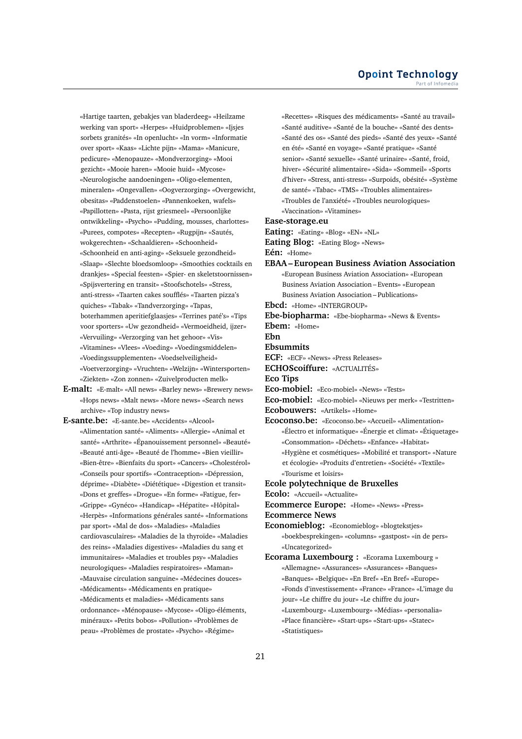«Hartige taarten, gebakjes van bladerdeeg» «Heilzame werking van sport» «Herpes» «Huidproblemen» «Ijsjes sorbets granités» «In openlucht» «In vorm» «Informatie over sport» «Kaas» «Lichte pijn» «Mama» «Manicure, pedicure» «Menopauze» «Mondverzorging» «Mooi gezicht» «Mooie haren» «Mooie huid» «Mycose» «Neurologische aandoeningen» «Oligo-elementen, mineralen» «Ongevallen» «Oogverzorging» «Overgewicht, obesitas» «Paddenstoelen» «Pannenkoeken, wafels» «Papillotten» «Pasta, rijst griesmeel» «Persoonlijke ontwikkeling» «Psycho» «Pudding, mousses, charlottes» «Purees, compotes» «Recepten» «Rugpijn» «Sautés, wokgerechten» «Schaaldieren» «Schoonheid» «Schoonheid en anti-aging» «Seksuele gezondheid» «Slaap» «Slechte bloedsomloop» «Smoothies cocktails en drankjes» «Special feesten» «Spier- en skeletstoornissen» «Spijsvertering en transit» «Stoofschotels» «Stress, anti-stress» «Taarten cakes soufflés» «Taarten pizza's quiches» «Tabak» «Tandverzorging» «Tapas, boterhammen aperitiefglaasjes» «Terrines paté's» «Tips voor sporters» «Uw gezondheid» «Vermoeidheid, ijzer» «Vervuiling» «Verzorging van het gehoor» «Vis» «Vitamines» «Vlees» «Voeding» «Voedingsmiddelen» «Voedingssupplementen» «Voedselveiligheid» «Voetverzorging» «Vruchten» «Welzijn» «Wintersporten» «Ziekten» «Zon zonnen» «Zuivelproducten melk»

**E-malt:** «E-malt» «All news» «Barley news» «Brewery news» «Hops news» «Malt news» «More news» «Search news archive» «Top industry news»

**E-sante.be:** «E-sante.be» «Accidents» «Alcool» «Alimentation santé» «Aliments» «Allergie» «Animal et santé» «Arthrite» «Épanouissement personnel» «Beauté» «Beauté anti-âge» «Beauté de l'homme» «Bien vieillir» «Bien-être» «Bienfaits du sport» «Cancers» «Cholestérol» «Conseils pour sportifs» «Contraception» «Dépression, déprime» «Diabète» «Diététique» «Digestion et transit» «Dons et greffes» «Drogue» «En forme» «Fatigue, fer» «Grippe» «Gynéco» «Handicap» «Hépatite» «Hôpital» «Herpès» «Informations générales santé» «Informations par sport» «Mal de dos» «Maladies» «Maladies cardiovasculaires» «Maladies de la thyroïde» «Maladies des reins» «Maladies digestives» «Maladies du sang et immunitaires» «Maladies et troubles psy» «Maladies neurologiques» «Maladies respiratoires» «Maman» «Mauvaise circulation sanguine» «Médecines douces» «Médicaments» «Médicaments en pratique» «Médicaments et maladies» «Médicaments sans ordonnance» «Ménopause» «Mycose» «Oligo-éléments, minéraux» «Petits bobos» «Pollution» «Problèmes de peau» «Problèmes de prostate» «Psycho» «Régime» «Recettes» «Risques des médicaments» «Santé au travail» «Santé auditive» «Santé de la bouche» «Santé des dents» «Santé des os» «Santé des pieds» «Santé des yeux» «Santé en été» «Santé en voyage» «Santé pratique» «Santé senior» «Santé sexuelle» «Santé urinaire» «Santé, froid, hiver» «Sécurité alimentaire» «Sida» «Sommeil» «Sports d'hiver» «Stress, anti-stress» «Surpoids, obésité» «Système de santé» «Tabac» «TMS» «Troubles alimentaires» «Troubles de l'anxiété» «Troubles neurologiques» «Vaccination» «Vitamines»

**Ease-storage.eu**

**Eating:** «Eating» «Blog» «EN» «NL»

**Eating Blog:** «Eating Blog» «News»

**Eén:** «Home»

**EBAA – European Business Aviation Association**
«European Business Aviation Association» «European Business Aviation Association – Events» «European Business Aviation Association – Publications»

**Ebcd:** «Home» «INTERGROUP»

**Ebe-biopharma:** «Ebe-biopharma» «News & Events»

**Ebem:** «Home»

**Ebn**

**Ebsummits**

**ECF:** «ECF» «News» «Press Releases»

**ECHOScoiffure:** «ACTUALITÉS»

**Eco Tips**

**Eco-mobiel:** «Eco-mobiel» «News» «Tests»

**Eco-mobiel:** «Eco-mobiel» «Nieuws per merk» «Testritten»

**Ecobouwers:** «Artikels» «Home»

**Ecoconso.be:** «Ecoconso.be» «Accueil» «Alimentation» «Électro et informatique» «Énergie et climat» «Étiquetage» «Consommation» «Déchets» «Enfance» «Habitat» «Hygiène et cosmétiques» «Mobilité et transport» «Nature et écologie» «Produits d'entretien» «Société» «Textile» «Tourisme et loisirs»

**Ecole polytechnique de Bruxelles**

**Ecolo:** «Accueil» «Actualite»

**Ecommerce Europe:** «Home» «News» «Press»

**Ecommerce News**

**Economieblog:** «Economieblog» «blogtekstjes» «boekbesprekingen» «columns» «gastpost» «in de pers» «Uncategorized»

**Ecorama Luxembourg :** «Ecorama Luxembourg » «Allemagne» «Assurances» «Assurances» «Banques» «Banques» «Belgique» «En Bref» «En Bref» «Europe» «Fonds d'investissement» «France» «France» «L'image du jour» «Le chiffre du jour» «Le chiffre du jour» «Luxembourg» «Luxembourg» «Médias» «personalia» «Place financière» «Start-ups» «Start-ups» «Statec» «Statistiques»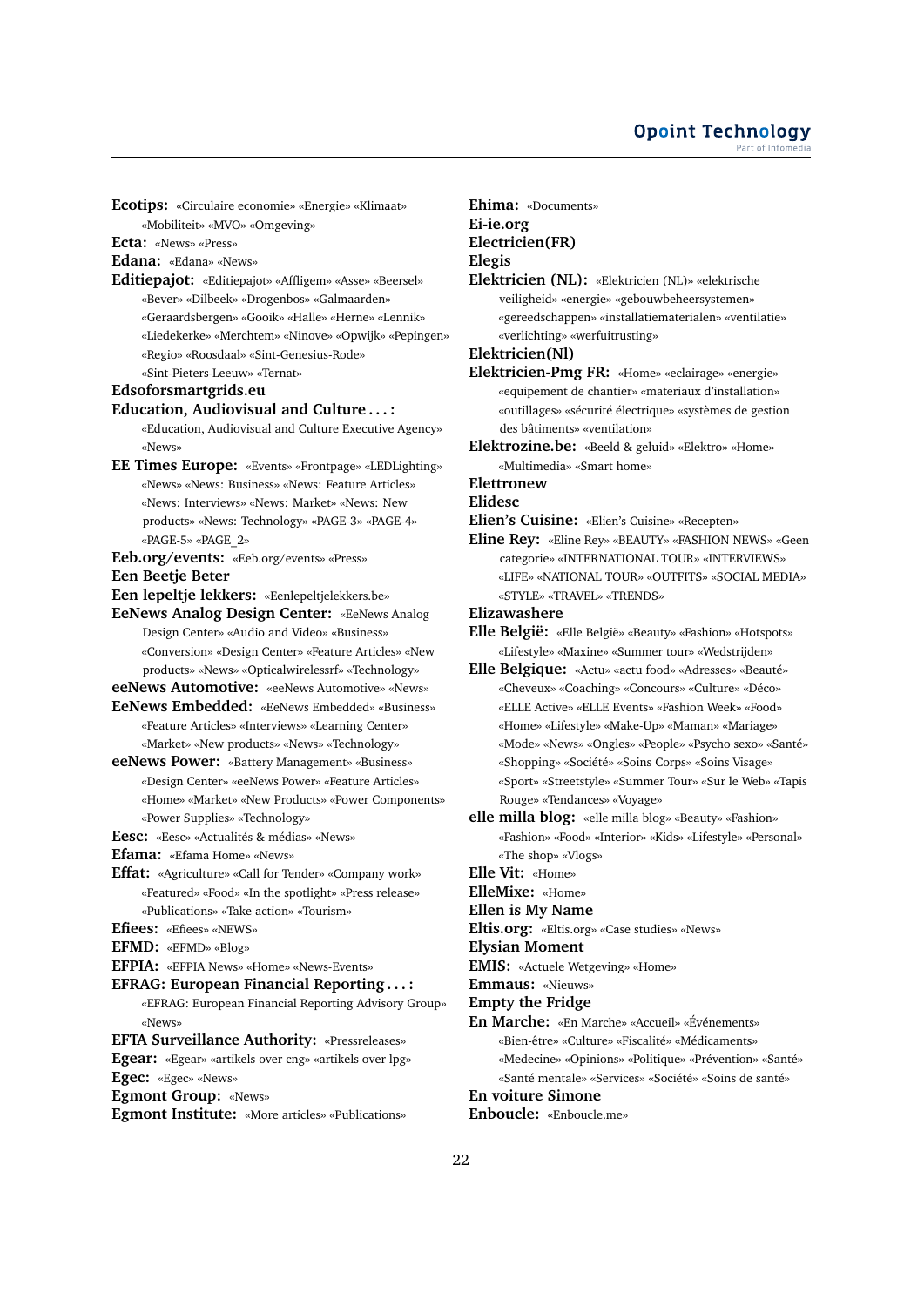**Ecotips:** «Circulaire economie» «Energie» «Klimaat» «Mobiliteit» «MVO» «Omgeving»

**Ecta:** «News» «Press»

**Edana:** «Edana» «News»

**Editiepajot:** «Editiepajot» «Affligem» «Asse» «Beersel» «Bever» «Dilbeek» «Drogenbos» «Galmaarden» «Geraardsbergen» «Gooik» «Halle» «Herne» «Lennik» «Liedekerke» «Merchtem» «Ninove» «Opwijk» «Pepingen» «Regio» «Roosdaal» «Sint-Genesius-Rode» «Sint-Pieters-Leeuw» «Ternat»

**Edsoforsmartgrids.eu**

**Education, Audiovisual and Culture . . . :** «Education, Audiovisual and Culture Executive Agency» «News»

**EE Times Europe:** «Events» «Frontpage» «LEDLighting» «News» «News: Business» «News: Feature Articles» «News: Interviews» «News: Market» «News: New products» «News: Technology» «PAGE-3» «PAGE-4» «PAGE-5» «PAGE_2»

**Eeb.org/events:** «Eeb.org/events» «Press»

**Een Beetje Beter**

**Een lepeltje lekkers:** «Eenlepeltjelekkers.be»

**EeNews Analog Design Center:** «EeNews Analog Design Center» «Audio and Video» «Business» «Conversion» «Design Center» «Feature Articles» «New products» «News» «Opticalwirelessrf» «Technology»

**eeNews Automotive:** «eeNews Automotive» «News»

**EeNews Embedded:** «EeNews Embedded» «Business» «Feature Articles» «Interviews» «Learning Center» «Market» «New products» «News» «Technology»

**eeNews Power:** «Battery Management» «Business» «Design Center» «eeNews Power» «Feature Articles» «Home» «Market» «New Products» «Power Components» «Power Supplies» «Technology»

**Eesc:** «Eesc» «Actualités & médias» «News»

**Efama:** «Efama Home» «News»

**Effat:** «Agriculture» «Call for Tender» «Company work» «Featured» «Food» «In the spotlight» «Press release» «Publications» «Take action» «Tourism»

**Efiees:** «Efiees» «NEWS»

**EFMD:** «EFMD» «Blog»

**EFPIA:** «EFPIA News» «Home» «News-Events»

**EFRAG: European Financial Reporting . . . :** «EFRAG: European Financial Reporting Advisory Group» «News»

**EFTA Surveillance Authority:** «Pressreleases»

**Egear:** «Egear» «artikels over cng» «artikels over lpg»

**Egec:** «Egec» «News»

**Egmont Group:** «News»

**Egmont Institute:** «More articles» «Publications»

**Ehima:** «Documents»

**Ei-ie.org**

**Electricien(FR)**

**Elegis**

**Elektricien (NL):** «Elektricien (NL)» «elektrische veiligheid» «energie» «gebouwbeheersystemen» «gereedschappen» «installatiematerialen» «ventilatie» «verlichting» «werfuitrusting»

**Elektricien(Nl)**

**Elektricien-Pmg FR:** «Home» «eclairage» «energie» «equipement de chantier» «materiaux d'installation» «outillages» «sécurité électrique» «systèmes de gestion des bâtiments» «ventilation»

**Elektrozine.be:** «Beeld & geluid» «Elektro» «Home» «Multimedia» «Smart home»

**Elettronew**

**Elidesc**

**Elien's Cuisine:** «Elien's Cuisine» «Recepten»

**Eline Rey:** «Eline Rey» «BEAUTY» «FASHION NEWS» «Geen categorie» «INTERNATIONAL TOUR» «INTERVIEWS» «LIFE» «NATIONAL TOUR» «OUTFITS» «SOCIAL MEDIA» «STYLE» «TRAVEL» «TRENDS»

**Elizawashere**

**Elle België:** «Elle België» «Beauty» «Fashion» «Hotspots» «Lifestyle» «Maxine» «Summer tour» «Wedstrijden»

**Elle Belgique:** «Actu» «actu food» «Adresses» «Beauté» «Cheveux» «Coaching» «Concours» «Culture» «Déco» «ELLE Active» «ELLE Events» «Fashion Week» «Food» «Home» «Lifestyle» «Make-Up» «Maman» «Mariage» «Mode» «News» «Ongles» «People» «Psycho sexo» «Santé» «Shopping» «Société» «Soins Corps» «Soins Visage» «Sport» «Streetstyle» «Summer Tour» «Sur le Web» «Tapis Rouge» «Tendances» «Voyage»

**elle milla blog:** «elle milla blog» «Beauty» «Fashion» «Fashion» «Food» «Interior» «Kids» «Lifestyle» «Personal» «The shop» «Vlogs»

**Elle Vit:** «Home»

**ElleMixe:** «Home»

**Ellen is My Name**

**Eltis.org:** «Eltis.org» «Case studies» «News»

**Elysian Moment**

**EMIS:** «Actuele Wetgeving» «Home»

**Emmaus:** «Nieuws»

**Empty the Fridge**

**En Marche:** «En Marche» «Accueil» «Événements» «Bien-être» «Culture» «Fiscalité» «Médicaments» «Medecine» «Opinions» «Politique» «Prévention» «Santé» «Santé mentale» «Services» «Société» «Soins de santé»

**En voiture Simone**

**Enboucle:** «Enboucle.me»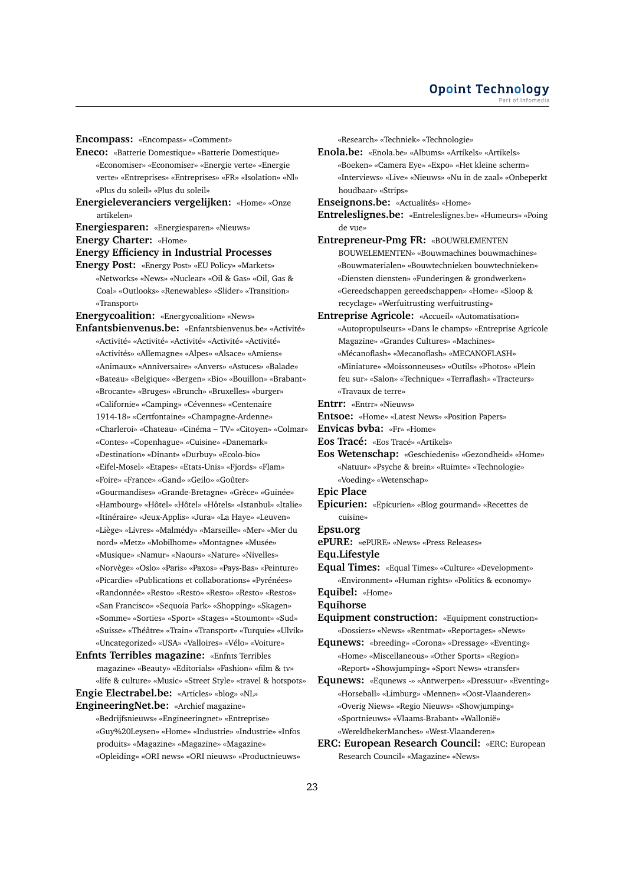**Encompass:** «Encompass» «Comment»

**Eneco:** «Batterie Domestique» «Batterie Domestique» «Economiser» «Economiser» «Energie verte» «Energie verte» «Entreprises» «Entreprises» «FR» «Isolation» «Nl» «Plus du soleil» «Plus du soleil»

**Energieleveranciers vergelijken:** «Home» «Onze artikelen»

**Energiesparen:** «Energiesparen» «Nieuws»

**Energy Charter:** «Home»

**Energy Efficiency in Industrial Processes**

**Energy Post:** «Energy Post» «EU Policy» «Markets» «Networks» «News» «Nuclear» «Oil & Gas» «Oil, Gas & Coal» «Outlooks» «Renewables» «Slider» «Transition» «Transport»

**Energycoalition:** «Energycoalition» «News»

**Enfantsbienvenus.be:** «Enfantsbienvenus.be» «Activité» «Activité» «Activité» «Activité» «Activité» «Activité» «Activités» «Allemagne» «Alpes» «Alsace» «Amiens» «Animaux» «Anniversaire» «Anvers» «Astuces» «Balade» «Bateau» «Belgique» «Bergen» «Bio» «Bouillon» «Brabant» «Brocante» «Bruges» «Brunch» «Bruxelles» «burger» «Californie» «Camping» «Cévennes» «Centenaire 1914-18» «Certfontaine» «Champagne-Ardenne» «Charleroi» «Chateau» «Cinéma – TV» «Citoyen» «Colmar» «Contes» «Copenhague» «Cuisine» «Danemark» «Destination» «Dinant» «Durbuy» «Ecolo-bio» «Eifel-Mosel» «Etapes» «Etats-Unis» «Fjords» «Flam» «Foire» «France» «Gand» «Geilo» «Goûter» «Gourmandises» «Grande-Bretagne» «Grèce» «Guinée» «Hambourg» «Hôtel» «Hôtel» «Hôtels» «Istanbul» «Italie» «Itinéraire» «Jeux-Applis» «Jura» «La Haye» «Leuven» «Liège» «Livres» «Malmédy» «Marseille» «Mer» «Mer du nord» «Metz» «Mobilhome» «Montagne» «Musée» «Musique» «Namur» «Naours» «Nature» «Nivelles» «Norvège» «Oslo» «Paris» «Paxos» «Pays-Bas» «Peinture» «Picardie» «Publications et collaborations» «Pyrénées» «Randonnée» «Resto» «Resto» «Resto» «Resto» «Restos» «San Francisco» «Sequoia Park» «Shopping» «Skagen» «Somme» «Sorties» «Sport» «Stages» «Stoumont» «Sud» «Suisse» «Théâtre» «Train» «Transport» «Turquie» «Ulvik» «Uncategorized» «USA» «Valloires» «Vélo» «Voiture»

**Enfnts Terribles magazine:** «Enfnts Terribles magazine» «Beauty» «Editorials» «Fashion» «film & tv» «life & culture» «Music» «Street Style» «travel & hotspots»

**Engie Electrabel.be:** «Articles» «blog» «NL»

**EngineeringNet.be:** «Archief magazine» «Bedrijfsnieuws» «Engineeringnet» «Entreprise» «Guy%20Leysen» «Home» «Industrie» «Industrie» «Infos produits» «Magazine» «Magazine» «Magazine» «Opleiding» «ORI news» «ORI nieuws» «Productnieuws» «Research» «Techniek» «Technologie»

**Enola.be:** «Enola.be» «Albums» «Artikels» «Artikels» «Boeken» «Camera Eye» «Expo» «Het kleine scherm» «Interviews» «Live» «Nieuws» «Nu in de zaal» «Onbeperkt houdbaar» «Strips»

**Enseignons.be:** «Actualités» «Home»

**Entreleslignes.be:** «Entreleslignes.be» «Humeurs» «Poing de vue»

**Entrepreneur-Pmg FR:** «BOUWELEMENTEN BOUWELEMENTEN» «Bouwmachines bouwmachines» «Bouwmaterialen» «Bouwtechnieken bouwtechnieken» «Diensten diensten» «Funderingen & grondwerken» «Gereedschappen gereedschappen» «Home» «Sloop & recyclage» «Werfuitrusting werfuitrusting»

**Entreprise Agricole:** «Accueil» «Automatisation» «Autopropulseurs» «Dans le champs» «Entreprise Agricole Magazine» «Grandes Cultures» «Machines» «Mécanoflash» «Mecanoflash» «MECANOFLASH» «Miniature» «Moissonneuses» «Outils» «Photos» «Plein feu sur» «Salon» «Technique» «Terraflash» «Tracteurs» «Travaux de terre»

**Entrr:** «Entrr» «Nieuws»

**Entsoe:** «Home» «Latest News» «Position Papers»

**Envicas bvba:** «Fr» «Home»

**Eos Tracé:** «Eos Tracé» «Artikels»

**Eos Wetenschap:** «Geschiedenis» «Gezondheid» «Home» «Natuur» «Psyche & brein» «Ruimte» «Technologie» «Voeding» «Wetenschap»

**Epic Place**

**Epicurien:** «Epicurien» «Blog gourmand» «Recettes de cuisine»

**Epsu.org**

**ePURE:** «ePURE» «News» «Press Releases»

**Equ.Lifestyle**

**Equal Times:** «Equal Times» «Culture» «Development» «Environment» «Human rights» «Politics & economy»

**Equibel:** «Home»

**Equihorse**

**Equipment construction:** «Equipment construction» «Dossiers» «News» «Rentmat» «Reportages» «News»

**Equnews:** «breeding» «Corona» «Dressage» «Eventing» «Home» «Miscellaneous» «Other Sports» «Region» «Report» «Showjumping» «Sport News» «transfer»

**Equnews:** «Equnews -» «Antwerpen» «Dressuur» «Eventing» «Horseball» «Limburg» «Mennen» «Oost-Vlaanderen» «Overig Niews» «Regio Nieuws» «Showjumping» «Sportnieuws» «Vlaams-Brabant» «Wallonië» «WereldbekerManches» «West-Vlaanderen»

**ERC: European Research Council:** «ERC: European Research Council» «Magazine» «News»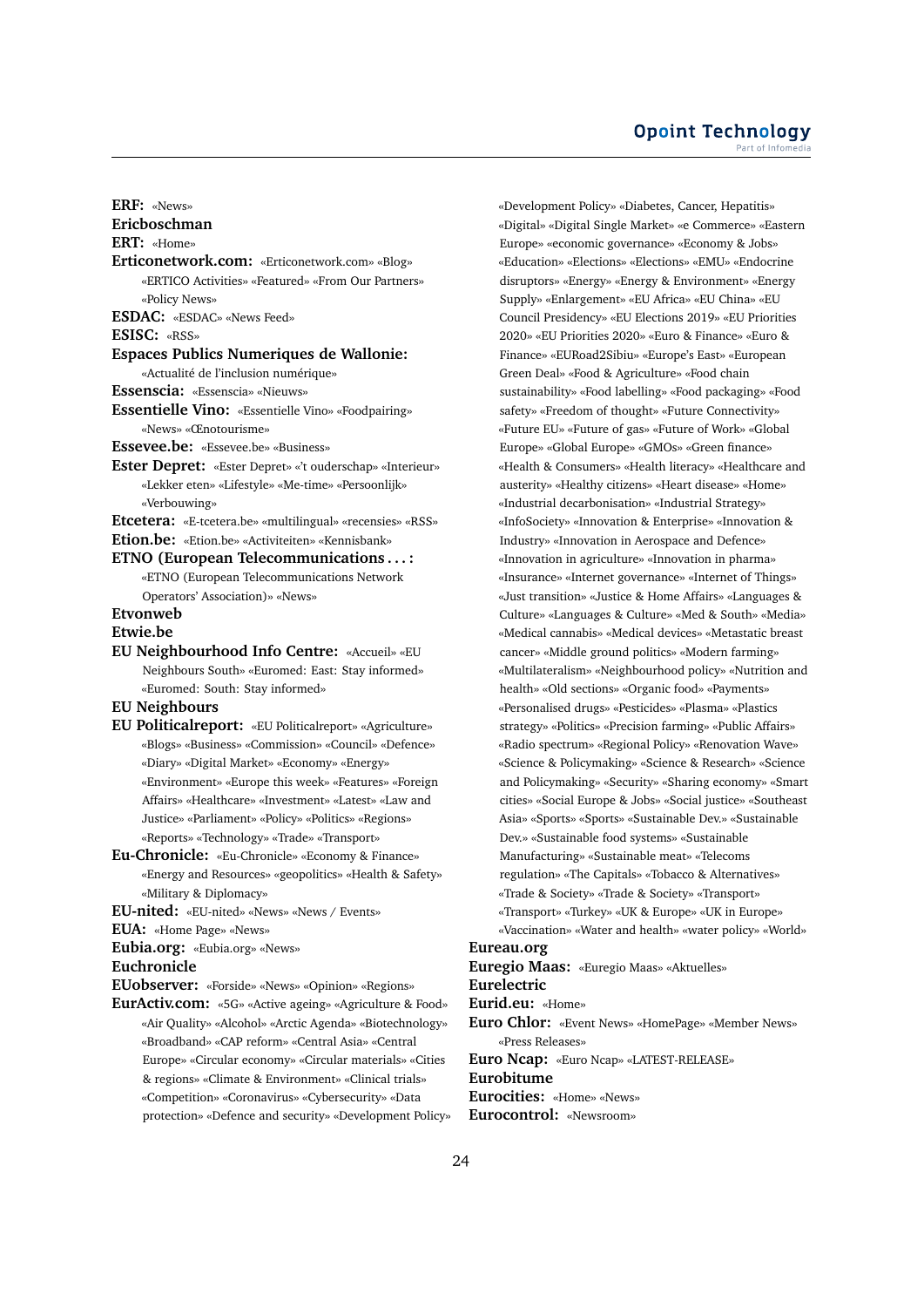**ERF:** «News»

**Ericboschman**

**ERT:** «Home»

**Erticonetwork.com:** «Erticonetwork.com» «Blog» «ERTICO Activities» «Featured» «From Our Partners» «Policy News»

**ESDAC:** «ESDAC» «News Feed»

**ESISC:** «RSS»

**Espaces Publics Numeriques de Wallonie:** «Actualité de l'inclusion numérique»

**Essenscia:** «Essenscia» «Nieuws»

**Essentielle Vino:** «Essentielle Vino» «Foodpairing» «News» «Œnotourisme»

**Essevee.be:** «Essevee.be» «Business»

**Ester Depret:** «Ester Depret» «'t ouderschap» «Interieur» «Lekker eten» «Lifestyle» «Me-time» «Persoonlijk» «Verbouwing»

**Etcetera:** «E-tcetera.be» «multilingual» «recensies» «RSS»

**Etion.be:** «Etion.be» «Activiteiten» «Kennisbank»

**ETNO (European Telecommunications . . . :** «ETNO (European Telecommunications Network Operators' Association)» «News»

**Etvonweb**

**Etwie.be**

**EU Neighbourhood Info Centre:** «Accueil» «EU Neighbours South» «Euromed: East: Stay informed» «Euromed: South: Stay informed»

**EU Neighbours**

**EU Politicalreport:** «EU Politicalreport» «Agriculture» «Blogs» «Business» «Commission» «Council» «Defence» «Diary» «Digital Market» «Economy» «Energy» «Environment» «Europe this week» «Features» «Foreign Affairs» «Healthcare» «Investment» «Latest» «Law and Justice» «Parliament» «Policy» «Politics» «Regions» «Reports» «Technology» «Trade» «Transport»

**Eu-Chronicle:** «Eu-Chronicle» «Economy & Finance» «Energy and Resources» «geopolitics» «Health & Safety» «Military & Diplomacy»

**EU-nited:** «EU-nited» «News» «News / Events»

**EUA:** «Home Page» «News»

**Eubia.org:** «Eubia.org» «News»

**Euchronicle**

**EUobserver:** «Forside» «News» «Opinion» «Regions»

**EurActiv.com:** «5G» «Active ageing» «Agriculture & Food» «Air Quality» «Alcohol» «Arctic Agenda» «Biotechnology» «Broadband» «CAP reform» «Central Asia» «Central Europe» «Circular economy» «Circular materials» «Cities & regions» «Climate & Environment» «Clinical trials» «Competition» «Coronavirus» «Cybersecurity» «Data protection» «Defence and security» «Development Policy» «Development Policy» «Diabetes, Cancer, Hepatitis» «Digital» «Digital Single Market» «e Commerce» «Eastern Europe» «economic governance» «Economy & Jobs» «Education» «Elections» «Elections» «EMU» «Endocrine disruptors» «Energy» «Energy & Environment» «Energy Supply» «Enlargement» «EU Africa» «EU China» «EU Council Presidency» «EU Elections 2019» «EU Priorities 2020» «EU Priorities 2020» «Euro & Finance» «Euro & Finance» «EURoad2Sibiu» «Europe's East» «European Green Deal» «Food & Agriculture» «Food chain sustainability» «Food labelling» «Food packaging» «Food safety» «Freedom of thought» «Future Connectivity» «Future EU» «Future of gas» «Future of Work» «Global Europe» «Global Europe» «GMOs» «Green finance» «Health & Consumers» «Health literacy» «Healthcare and austerity» «Healthy citizens» «Heart disease» «Home» «Industrial decarbonisation» «Industrial Strategy» «InfoSociety» «Innovation & Enterprise» «Innovation & Industry» «Innovation in Aerospace and Defence» «Innovation in agriculture» «Innovation in pharma» «Insurance» «Internet governance» «Internet of Things» «Just transition» «Justice & Home Affairs» «Languages & Culture» «Languages & Culture» «Med & South» «Media» «Medical cannabis» «Medical devices» «Metastatic breast cancer» «Middle ground politics» «Modern farming» «Multilateralism» «Neighbourhood policy» «Nutrition and health» «Old sections» «Organic food» «Payments» «Personalised drugs» «Pesticides» «Plasma» «Plastics strategy» «Politics» «Precision farming» «Public Affairs» «Radio spectrum» «Regional Policy» «Renovation Wave» «Science & Policymaking» «Science & Research» «Science and Policymaking» «Security» «Sharing economy» «Smart cities» «Social Europe & Jobs» «Social justice» «Southeast Asia» «Sports» «Sports» «Sustainable Dev.» «Sustainable Dev.» «Sustainable food systems» «Sustainable Manufacturing» «Sustainable meat» «Telecoms regulation» «The Capitals» «Tobacco & Alternatives» «Trade & Society» «Trade & Society» «Transport» «Transport» «Turkey» «UK & Europe» «UK in Europe» «Vaccination» «Water and health» «water policy» «World»

**Eureau.org**

**Euregio Maas:** «Euregio Maas» «Aktuelles»

**Eurelectric**

**Eurid.eu:** «Home»

**Euro Chlor:** «Event News» «HomePage» «Member News» «Press Releases»

**Euro Ncap:** «Euro Ncap» «LATEST-RELEASE»

**Eurobitume**

**Eurocities:** «Home» «News»

**Eurocontrol:** «Newsroom»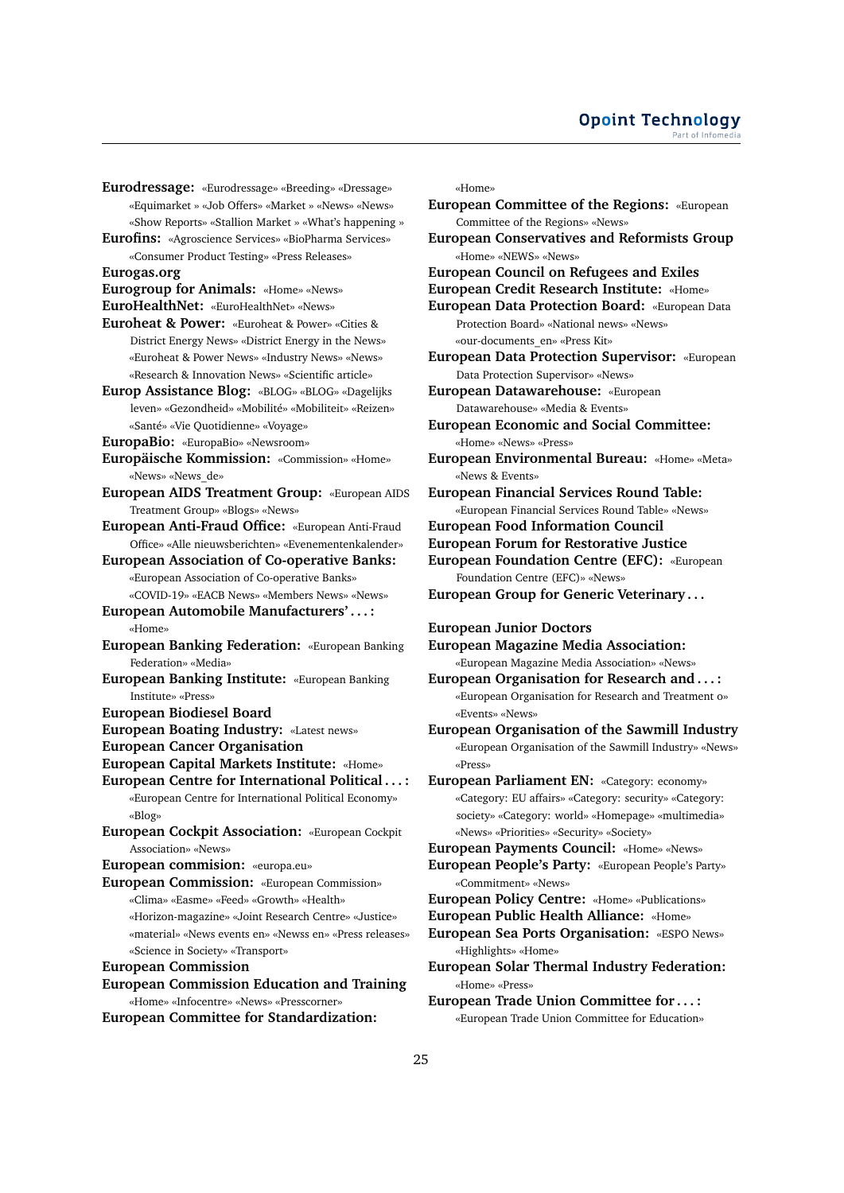**Eurodressage:** «Eurodressage» «Breeding» «Dressage» «Equimarket » «Job Offers» «Market » «News» «News» «Show Reports» «Stallion Market » «What's happening »

**Eurofins:** «Agroscience Services» «BioPharma Services» «Consumer Product Testing» «Press Releases»

**Eurogas.org**

**Eurogroup for Animals:** «Home» «News»

**EuroHealthNet:** «EuroHealthNet» «News»

**Euroheat & Power:** «Euroheat & Power» «Cities & District Energy News» «District Energy in the News» «Euroheat & Power News» «Industry News» «News» «Research & Innovation News» «Scientific article»

**Europ Assistance Blog:** «BLOG» «BLOG» «Dagelijks leven» «Gezondheid» «Mobilité» «Mobiliteit» «Reizen» «Santé» «Vie Quotidienne» «Voyage»

**EuropaBio:** «EuropaBio» «Newsroom»

**Europäische Kommission:** «Commission» «Home» «News» «News_de»

**European AIDS Treatment Group:** «European AIDS Treatment Group» «Blogs» «News»

**European Anti-Fraud Office:** «European Anti-Fraud Office» «Alle nieuwsberichten» «Evenementenkalender»

**European Association of Co-operative Banks:** «European Association of Co-operative Banks» «COVID-19» «EACB News» «Members News» «News»

**European Automobile Manufacturers' . . . :** «Home»

**European Banking Federation:** «European Banking Federation» «Media»

**European Banking Institute:** «European Banking Institute» «Press»

**European Biodiesel Board**

**European Boating Industry:** «Latest news»

**European Cancer Organisation**

**European Capital Markets Institute:** «Home»

**European Centre for International Political . . . :** «European Centre for International Political Economy» «Blog»

**European Cockpit Association:** «European Cockpit Association» «News»

**European commision:** «europa.eu»

**European Commission:** «European Commission» «Clima» «Easme» «Feed» «Growth» «Health» «Horizon-magazine» «Joint Research Centre» «Justice» «material» «News events en» «Newss en» «Press releases» «Science in Society» «Transport»

**European Commission**

**European Commission Education and Training** «Home» «Infocentre» «News» «Presscorner»

**European Committee for Standardization:** «Home»

**European Committee of the Regions:** «European Committee of the Regions» «News»

**European Conservatives and Reformists Group** «Home» «NEWS» «News»

**European Council on Refugees and Exiles**

**European Credit Research Institute:** «Home»

**European Data Protection Board:** «European Data Protection Board» «National news» «News» «our-documents_en» «Press Kit»

**European Data Protection Supervisor:** «European Data Protection Supervisor» «News»

**European Datawarehouse:** «European Datawarehouse» «Media & Events»

**European Economic and Social Committee:** «Home» «News» «Press»

**European Environmental Bureau:** «Home» «Meta» «News & Events»

**European Financial Services Round Table:** «European Financial Services Round Table» «News»

**European Food Information Council**

**European Forum for Restorative Justice**

**European Foundation Centre (EFC):** «European Foundation Centre (EFC)» «News»

**European Group for Generic Veterinary . . .**

**European Junior Doctors**

**European Magazine Media Association:** «European Magazine Media Association» «News»

**European Organisation for Research and . . . :** «European Organisation for Research and Treatment o» «Events» «News»

**European Organisation of the Sawmill Industry** «European Organisation of the Sawmill Industry» «News» «Press»

**European Parliament EN:** «Category: economy» «Category: EU affairs» «Category: security» «Category: society» «Category: world» «Homepage» «multimedia» «News» «Priorities» «Security» «Society»

**European Payments Council:** «Home» «News»

**European People's Party:** «European People's Party» «Commitment» «News»

**European Policy Centre:** «Home» «Publications»

**European Public Health Alliance:** «Home»

**European Sea Ports Organisation:** «ESPO News» «Highlights» «Home»

**European Solar Thermal Industry Federation:** «Home» «Press»

**European Trade Union Committee for . . . :** «European Trade Union Committee for Education»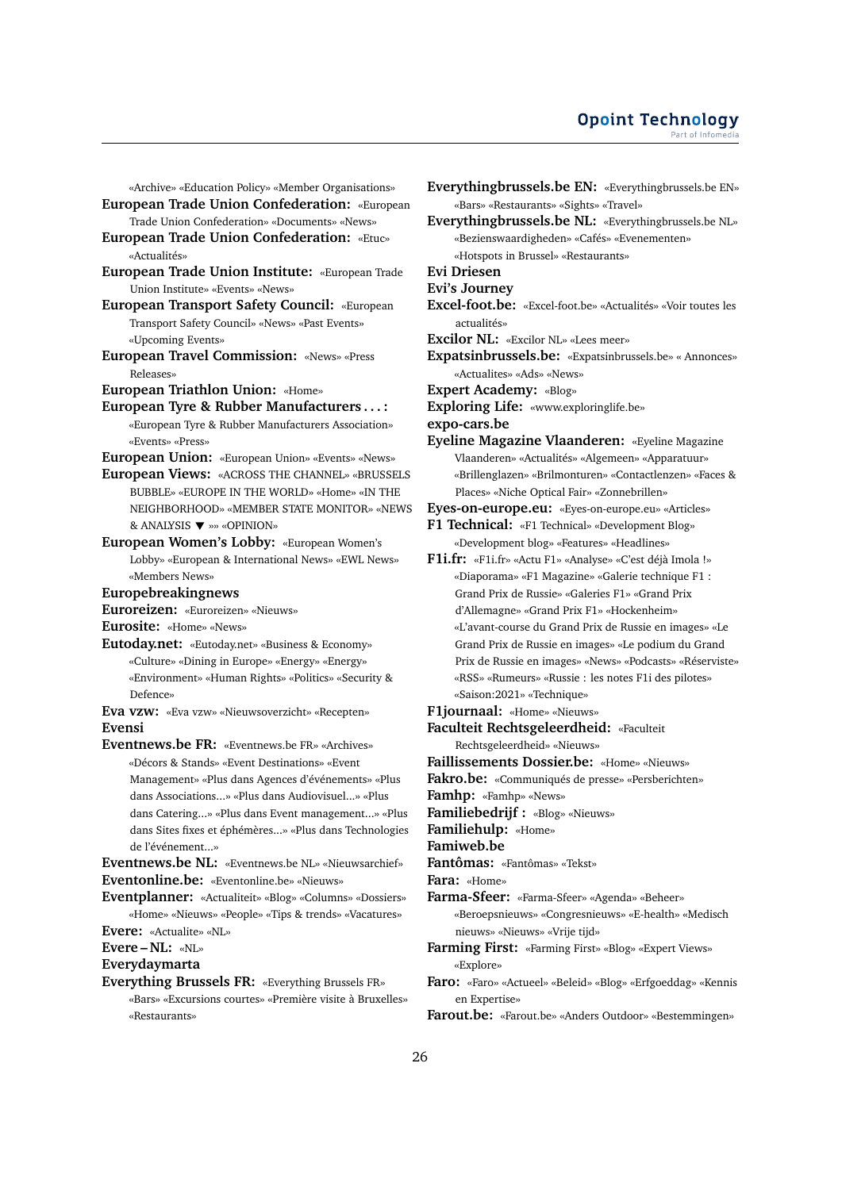«Archive» «Education Policy» «Member Organisations»

**European Trade Union Confederation:** «European Trade Union Confederation» «Documents» «News»

**European Trade Union Confederation:** «Etuc» «Actualités»

**European Trade Union Institute:** «European Trade Union Institute» «Events» «News»

**European Transport Safety Council:** «European Transport Safety Council» «News» «Past Events» «Upcoming Events»

**European Travel Commission:** «News» «Press Releases»

**European Triathlon Union:** «Home»

**European Tyre & Rubber Manufacturers . . . :** «European Tyre & Rubber Manufacturers Association» «Events» «Press»

**European Union:** «European Union» «Events» «News»

**European Views:** «ACROSS THE CHANNEL» «BRUSSELS BUBBLE» «EUROPE IN THE WORLD» «Home» «IN THE NEIGHBORHOOD» «MEMBER STATE MONITOR» «NEWS & ANALYSIS ▼ »» «OPINION»

**European Women's Lobby:** «European Women's Lobby» «European & International News» «EWL News» «Members News»

**Europebreakingnews**

**Euroreizen:** «Euroreizen» «Nieuws»

**Eurosite:** «Home» «News»

**Eutoday.net:** «Eutoday.net» «Business & Economy» «Culture» «Dining in Europe» «Energy» «Energy» «Environment» «Human Rights» «Politics» «Security & Defence»

**Eva vzw:** «Eva vzw» «Nieuwsoverzicht» «Recepten»

**Evensi**

**Eventnews.be FR:** «Eventnews.be FR» «Archives» «Décors & Stands» «Event Destinations» «Event Management» «Plus dans Agences d'événements» «Plus dans Associations...» «Plus dans Audiovisuel...» «Plus dans Catering...» «Plus dans Event management...» «Plus dans Sites fixes et éphémères...» «Plus dans Technologies de l'événement...»

**Eventnews.be NL:** «Eventnews.be NL» «Nieuwsarchief»

**Eventonline.be:** «Eventonline.be» «Nieuws»

**Eventplanner:** «Actualiteit» «Blog» «Columns» «Dossiers» «Home» «Nieuws» «People» «Tips & trends» «Vacatures»

**Evere:** «Actualite» «NL»

**Evere – NL:** «NL»

**Everydaymarta**

**Everything Brussels FR:** «Everything Brussels FR» «Bars» «Excursions courtes» «Première visite à Bruxelles» «Restaurants»

**Everythingbrussels.be EN:** «Everythingbrussels.be EN» «Bars» «Restaurants» «Sights» «Travel»

**Everythingbrussels.be NL:** «Everythingbrussels.be NL» «Bezienswaardigheden» «Cafés» «Evenementen» «Hotspots in Brussel» «Restaurants»

**Evi Driesen**

**Evi's Journey**

**Excel-foot.be:** «Excel-foot.be» «Actualités» «Voir toutes les actualités»

**Excilor NL:** «Excilor NL» «Lees meer»

**Expatsinbrussels.be:** «Expatsinbrussels.be» « Annonces» «Actualites» «Ads» «News»

**Expert Academy:** «Blog»

**Exploring Life:** «www.exploringlife.be»

**expo-cars.be**

**Eyeline Magazine Vlaanderen:** «Eyeline Magazine Vlaanderen» «Actualités» «Algemeen» «Apparatuur» «Brillenglazen» «Brilmonturen» «Contactlenzen» «Faces & Places» «Niche Optical Fair» «Zonnebrillen»

**Eyes-on-europe.eu:** «Eyes-on-europe.eu» «Articles»

**F1 Technical:** «F1 Technical» «Development Blog» «Development blog» «Features» «Headlines»

**F1i.fr:** «F1i.fr» «Actu F1» «Analyse» «C'est déjà Imola !» «Diaporama» «F1 Magazine» «Galerie technique F1 : Grand Prix de Russie» «Galeries F1» «Grand Prix d'Allemagne» «Grand Prix F1» «Hockenheim» «L'avant-course du Grand Prix de Russie en images» «Le Grand Prix de Russie en images» «Le podium du Grand Prix de Russie en images» «News» «Podcasts» «Réserviste» «RSS» «Rumeurs» «Russie : les notes F1i des pilotes» «Saison:2021» «Technique»

**F1journaal:** «Home» «Nieuws»

**Faculteit Rechtsgeleerdheid:** «Faculteit Rechtsgeleerdheid» «Nieuws»

**Faillissements Dossier.be:** «Home» «Nieuws»

**Fakro.be:** «Communiqués de presse» «Persberichten»

**Famhp:** «Famhp» «News»

**Familiebedrijf :** «Blog» «Nieuws»

**Familiehulp:** «Home»

**Famiweb.be**

**Fantômas:** «Fantômas» «Tekst»

**Fara:** «Home»

**Farma-Sfeer:** «Farma-Sfeer» «Agenda» «Beheer» «Beroepsnieuws» «Congresnieuws» «E-health» «Medisch nieuws» «Nieuws» «Vrije tijd»

**Farming First:** «Farming First» «Blog» «Expert Views» «Explore»

**Faro:** «Faro» «Actueel» «Beleid» «Blog» «Erfgoeddag» «Kennis en Expertise»

**Farout.be:** «Farout.be» «Anders Outdoor» «Bestemmingen»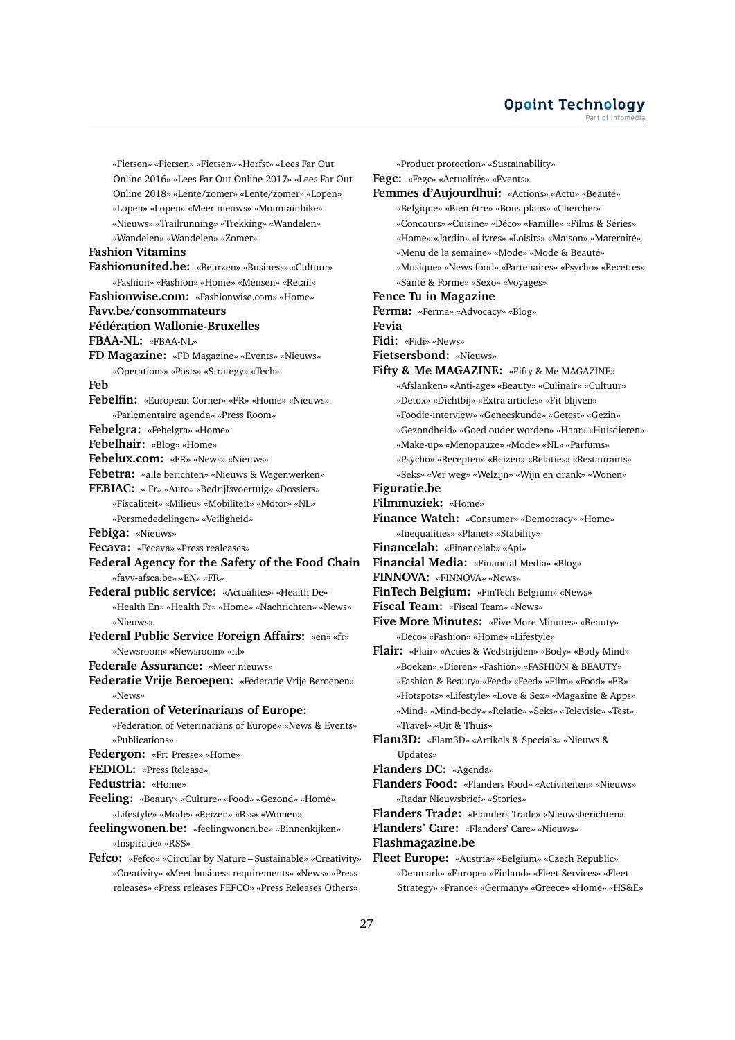«Fietsen» «Fietsen» «Fietsen» «Herfst» «Lees Far Out Online 2016» «Lees Far Out Online 2017» «Lees Far Out Online 2018» «Lente/zomer» «Lente/zomer» «Lopen» «Lopen» «Lopen» «Lopen» «Meer nieuws» «Mountainbike» «Nieuws» «Trailrunning» «Trekking» «Wandelen» «Wandelen» «Wandelen» «Zomer»

**Fashion Vitamins**

**Fashionunited.be:** «Beurzen» «Business» «Cultuur» «Fashion» «Fashion» «Home» «Mensen» «Retail»

**Fashionwise.com:** «Fashionwise.com» «Home»

**Favv.be/consommateurs**

**Fédération Wallonie-Bruxelles**

**FBAA-NL:** «FBAA-NL»

**FD Magazine:** «FD Magazine» «Events» «Nieuws» «Operations» «Posts» «Strategy» «Tech»

**Feb**

**Febelfin:** «European Corner» «FR» «Home» «Nieuws» «Parlementaire agenda» «Press Room»

**Febelgra:** «Febelgra» «Home»

**Febelhair:** «Blog» «Home»

**Febelux.com:** «FR» «News» «Nieuws»

**Febetra:** «alle berichten» «Nieuws & Wegenwerken»

**FEBIAC:** « Fr» «Auto» «Bedrijfsvoertuig» «Dossiers» «Fiscaliteit» «Milieu» «Mobiliteit» «Motor» «NL» «Persmededelingen» «Veiligheid»

**Febiga:** «Nieuws»

**Fecava:** «Fecava» «Press realeases»

**Federal Agency for the Safety of the Food Chain** «favv-afsca.be» «EN» «FR»

**Federal public service:** «Actualites» «Health De» «Health En» «Health Fr» «Home» «Nachrichten» «News» «Nieuws»

**Federal Public Service Foreign Affairs:** «en» «fr» «Newsroom» «Newsroom» «nl»

**Federale Assurance:** «Meer nieuws»

**Federatie Vrije Beroepen:** «Federatie Vrije Beroepen» «News»

**Federation of Veterinarians of Europe:** «Federation of Veterinarians of Europe» «News & Events» «Publications»

**Federgon:** «Fr: Presse» «Home»

**FEDIOL:** «Press Release»

**Fedustria:** «Home»

**Feeling:** «Beauty» «Culture» «Food» «Gezond» «Home» «Lifestyle» «Mode» «Reizen» «Rss» «Women»

**feelingwonen.be:** «feelingwonen.be» «Binnenkijken» «Inspiratie» «RSS»

**Fefco:** «Fefco» «Circular by Nature – Sustainable» «Creativity» «Creativity» «Meet business requirements» «News» «Press releases» «Press releases FEFCO» «Press Releases Others» «Product protection» «Sustainability»

**Fegc:** «Fegc» «Actualités» «Events»

**Femmes d'Aujourdhui:** «Actions» «Actu» «Beauté» «Belgique» «Bien-être» «Bons plans» «Chercher» «Concours» «Cuisine» «Déco» «Famille» «Films & Séries» «Home» «Jardin» «Livres» «Loisirs» «Maison» «Maternité» «Menu de la semaine» «Mode» «Mode & Beauté» «Musique» «News food» «Partenaires» «Psycho» «Recettes» «Santé & Forme» «Sexo» «Voyages»

**Fence Tu in Magazine**

**Ferma:** «Ferma» «Advocacy» «Blog»

**Fevia**

**Fidi:** «Fidi» «News»

**Fietsersbond:** «Nieuws»

**Fifty & Me MAGAZINE:** «Fifty & Me MAGAZINE» «Afslanken» «Anti-age» «Beauty» «Culinair» «Cultuur» «Detox» «Dichtbij» «Extra articles» «Fit blijven» «Foodie-interview» «Geneeskunde» «Getest» «Gezin» «Gezondheid» «Goed ouder worden» «Haar» «Huisdieren» «Make-up» «Menopauze» «Mode» «NL» «Parfums» «Psycho» «Recepten» «Reizen» «Relaties» «Restaurants» «Seks» «Ver weg» «Welzijn» «Wijn en drank» «Wonen»

**Figuratie.be**

**Filmmuziek:** «Home»

**Finance Watch:** «Consumer» «Democracy» «Home» «Inequalities» «Planet» «Stability»

**Financelab:** «Financelab» «Api»

**Financial Media:** «Financial Media» «Blog»

**FINNOVA:** «FINNOVA» «News»

**FinTech Belgium:** «FinTech Belgium» «News»

**Fiscal Team:** «Fiscal Team» «News»

**Five More Minutes:** «Five More Minutes» «Beauty» «Deco» «Fashion» «Home» «Lifestyle»

**Flair:** «Flair» «Acties & Wedstrijden» «Body» «Body Mind» «Boeken» «Dieren» «Fashion» «FASHION & BEAUTY» «Fashion & Beauty» «Feed» «Feed» «Film» «Food» «FR» «Hotspots» «Lifestyle» «Love & Sex» «Magazine & Apps» «Mind» «Mind-body» «Relatie» «Seks» «Televisie» «Test» «Travel» «Uit & Thuis»

**Flam3D:** «Flam3D» «Artikels & Specials» «Nieuws & Updates»

**Flanders DC:** «Agenda»

**Flanders Food:** «Flanders Food» «Activiteiten» «Nieuws» «Radar Nieuwsbrief» «Stories»

**Flanders Trade:** «Flanders Trade» «Nieuwsberichten»

**Flanders' Care:** «Flanders' Care» «Nieuws»

**Flashmagazine.be**

**Fleet Europe:** «Austria» «Belgium» «Czech Republic» «Denmark» «Europe» «Finland» «Fleet Services» «Fleet Strategy» «France» «Germany» «Greece» «Home» «HS&E»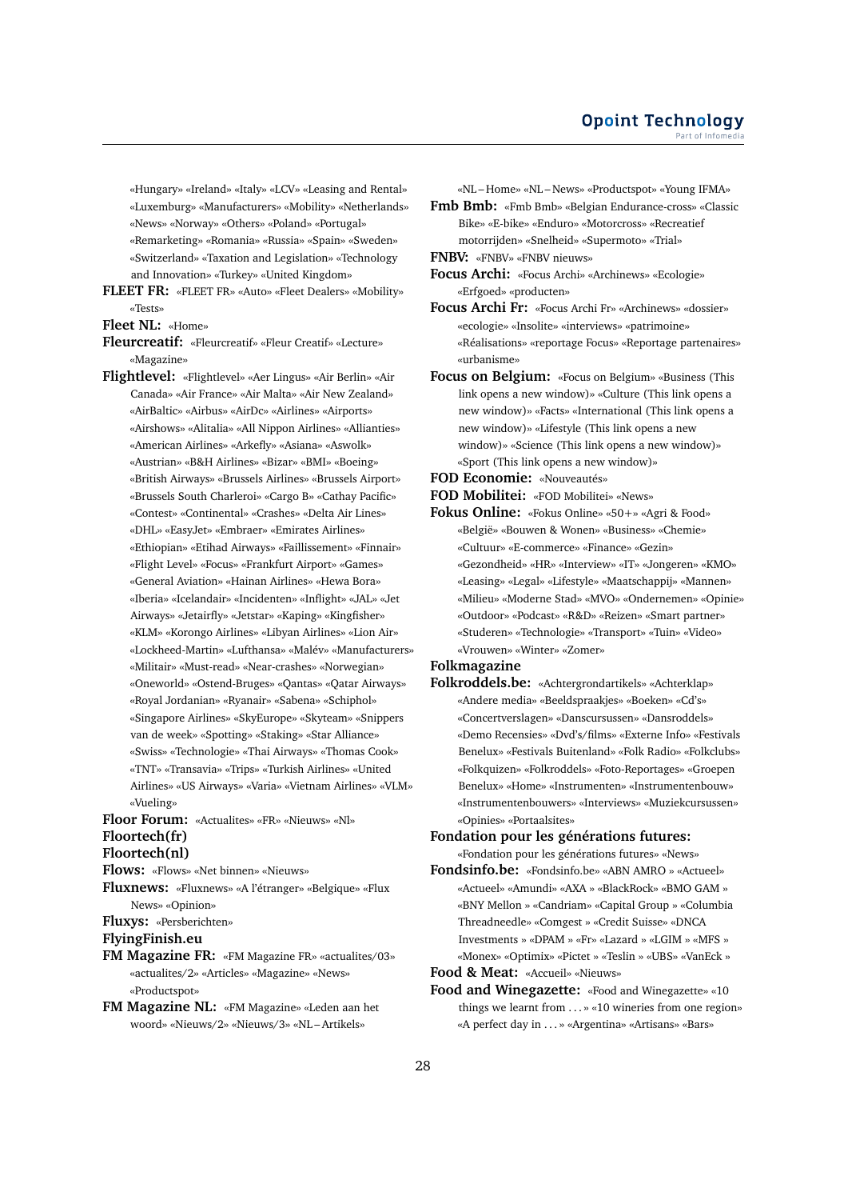«Hungary» «Ireland» «Italy» «LCV» «Leasing and Rental» «Luxemburg» «Manufacturers» «Mobility» «Netherlands» «News» «Norway» «Others» «Poland» «Portugal» «Remarketing» «Romania» «Russia» «Spain» «Sweden» «Switzerland» «Taxation and Legislation» «Technology and Innovation» «Turkey» «United Kingdom»

**FLEET FR:** «FLEET FR» «Auto» «Fleet Dealers» «Mobility» «Tests»

**Fleet NL:** «Home»

**Fleurcreatif:** «Fleurcreatif» «Fleur Creatif» «Lecture» «Magazine»

**Flightlevel:** «Flightlevel» «Aer Lingus» «Air Berlin» «Air Canada» «Air France» «Air Malta» «Air New Zealand» «AirBaltic» «Airbus» «AirDc» «Airlines» «Airports» «Airshows» «Alitalia» «All Nippon Airlines» «Allianties» «American Airlines» «Arkefly» «Asiana» «Aswolk» «Austrian» «B&H Airlines» «Bizar» «BMI» «Boeing» «British Airways» «Brussels Airlines» «Brussels Airport» «Brussels South Charleroi» «Cargo B» «Cathay Pacific» «Contest» «Continental» «Crashes» «Delta Air Lines» «DHL» «EasyJet» «Embraer» «Emirates Airlines» «Ethiopian» «Etihad Airways» «Faillissement» «Finnair» «Flight Level» «Focus» «Frankfurt Airport» «Games» «General Aviation» «Hainan Airlines» «Hewa Bora» «Iberia» «Icelandair» «Incidenten» «Inflight» «JAL» «Jet Airways» «Jetairfly» «Jetstar» «Kaping» «Kingfisher» «KLM» «Korongo Airlines» «Libyan Airlines» «Lion Air» «Lockheed-Martin» «Lufthansa» «Malév» «Manufacturers» «Militair» «Must-read» «Near-crashes» «Norwegian» «Oneworld» «Ostend-Bruges» «Qantas» «Qatar Airways» «Royal Jordanian» «Ryanair» «Sabena» «Schiphol» «Singapore Airlines» «SkyEurope» «Skyteam» «Snippers van de week» «Spotting» «Staking» «Star Alliance» «Swiss» «Technologie» «Thai Airways» «Thomas Cook» «TNT» «Transavia» «Trips» «Turkish Airlines» «United Airlines» «US Airways» «Varia» «Vietnam Airlines» «VLM» «Vueling»

**Floor Forum:** «Actualites» «FR» «Nieuws» «Nl»

**Floortech(fr)**

**Floortech(nl)**

**Flows:** «Flows» «Net binnen» «Nieuws»

**Fluxnews:** «Fluxnews» «A l'étranger» «Belgique» «Flux News» «Opinion»

**Fluxys:** «Persberichten»

**FlyingFinish.eu**

**FM Magazine FR:** «FM Magazine FR» «actualites/03» «actualites/2» «Articles» «Magazine» «News» «Productspot»

**FM Magazine NL:** «FM Magazine» «Leden aan het woord» «Nieuws/2» «Nieuws/3» «NL – Artikels» «NL – Home» «NL – News» «Productspot» «Young IFMA»

**Fmb Bmb:** «Fmb Bmb» «Belgian Endurance-cross» «Classic Bike» «E-bike» «Enduro» «Motorcross» «Recreatief motorrijden» «Snelheid» «Supermoto» «Trial»

**FNBV:** «FNBV» «FNBV nieuws»

**Focus Archi:** «Focus Archi» «Archinews» «Ecologie» «Erfgoed» «producten»

**Focus Archi Fr:** «Focus Archi Fr» «Archinews» «dossier» «ecologie» «Insolite» «interviews» «patrimoine» «Réalisations» «reportage Focus» «Reportage partenaires» «urbanisme»

**Focus on Belgium:** «Focus on Belgium» «Business (This link opens a new window)» «Culture (This link opens a new window)» «Facts» «International (This link opens a new window)» «Lifestyle (This link opens a new window)» «Science (This link opens a new window)» «Sport (This link opens a new window)»

**FOD Economie:** «Nouveautés»

**FOD Mobilitei:** «FOD Mobilitei» «News»

**Fokus Online:** «Fokus Online» «50+» «Agri & Food» «België» «Bouwen & Wonen» «Business» «Chemie» «Cultuur» «E-commerce» «Finance» «Gezin» «Gezondheid» «HR» «Interview» «IT» «Jongeren» «KMO» «Leasing» «Legal» «Lifestyle» «Maatschappij» «Mannen» «Milieu» «Moderne Stad» «MVO» «Ondernemen» «Opinie» «Outdoor» «Podcast» «R&D» «Reizen» «Smart partner» «Studeren» «Technologie» «Transport» «Tuin» «Video» «Vrouwen» «Winter» «Zomer»

**Folkmagazine**

**Folkroddels.be:** «Achtergrondartikels» «Achterklap» «Andere media» «Beeldspraakjes» «Boeken» «Cd's» «Concertverslagen» «Danscursussen» «Dansroddels» «Demo Recensies» «Dvd's/films» «Externe Info» «Festivals Benelux» «Festivals Buitenland» «Folk Radio» «Folkclubs» «Folkquizen» «Folkroddels» «Foto-Reportages» «Groepen Benelux» «Home» «Instrumenten» «Instrumentenbouw» «Instrumentenbouwers» «Interviews» «Muziekcursussen» «Opinies» «Portaalsites»

**Fondation pour les générations futures:** «Fondation pour les générations futures» «News»

**Fondsinfo.be:** «Fondsinfo.be» «ABN AMRO » «Actueel» «Actueel» «Amundi» «AXA » «BlackRock» «BMO GAM » «BNY Mellon » «Candriam» «Capital Group » «Columbia Threadneedle» «Comgest » «Credit Suisse» «DNCA Investments » «DPAM » «Fr» «Lazard » «LGIM » «MFS » «Monex» «Optimix» «Pictet » «Teslin » «UBS» «VanEck »

**Food & Meat:** «Accueil» «Nieuws»

**Food and Winegazette:** «Food and Winegazette» «10 things we learnt from . . . » «10 wineries from one region» «A perfect day in . . . » «Argentina» «Artisans» «Bars»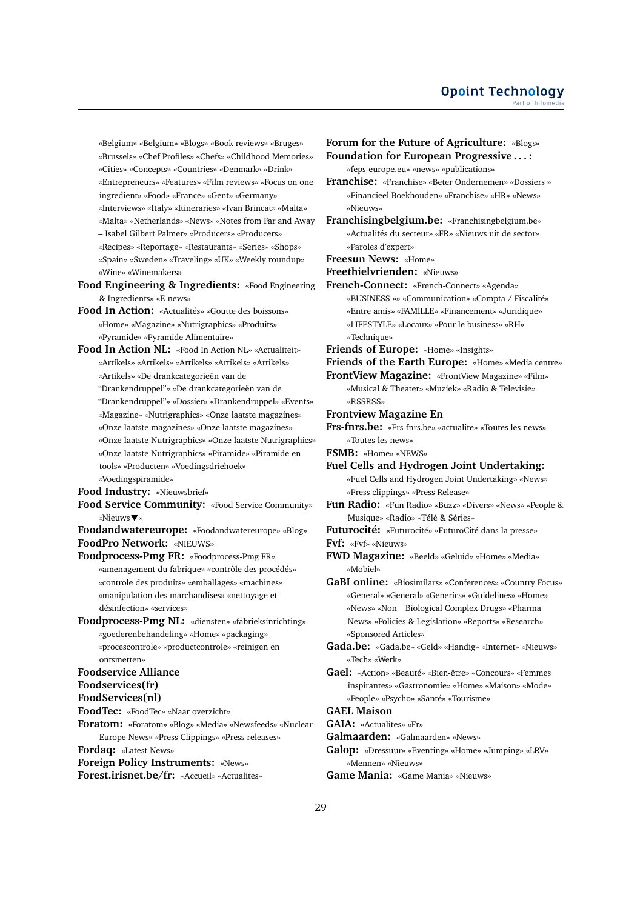«Belgium» «Belgium» «Blogs» «Book reviews» «Bruges» «Brussels» «Chef Profiles» «Chefs» «Childhood Memories» «Cities» «Concepts» «Countries» «Denmark» «Drink» «Entrepreneurs» «Features» «Film reviews» «Focus on one ingredient» «Food» «France» «Gent» «Germany» «Interviews» «Italy» «Itineraries» «Ivan Brincat» «Malta» «Malta» «Netherlands» «News» «Notes from Far and Away – Isabel Gilbert Palmer» «Producers» «Producers» «Recipes» «Reportage» «Restaurants» «Series» «Shops» «Spain» «Sweden» «Traveling» «UK» «Weekly roundup» «Wine» «Winemakers»

**Food Engineering & Ingredients:** «Food Engineering & Ingredients» «E-news»

**Food In Action:** «Actualités» «Goutte des boissons» «Home» «Magazine» «Nutrigraphics» «Produits» «Pyramide» «Pyramide Alimentaire»

**Food In Action NL:** «Food In Action NL» «Actualiteit» «Artikels» «Artikels» «Artikels» «Artikels» «Artikels» «Artikels» «De drankcategorieën van de "Drankendruppel"» «De drankcategorieën van de "Drankendruppel"» «Dossier» «Drankendruppel» «Events» «Magazine» «Nutrigraphics» «Onze laatste magazines» «Onze laatste magazines» «Onze laatste magazines» «Onze laatste Nutrigraphics» «Onze laatste Nutrigraphics» «Onze laatste Nutrigraphics» «Piramide» «Piramide en tools» «Producten» «Voedingsdriehoek» «Voedingspiramide»

**Food Industry:** «Nieuwsbrief»

**Food Service Community:** «Food Service Community» «Nieuws ▼»

**Foodandwatereurope:** «Foodandwatereurope» «Blog»

**FoodPro Network:** «NIEUWS»

**Foodprocess-Pmg FR:** «Foodprocess-Pmg FR» «amenagement du fabrique» «contrôle des procédés» «controle des produits» «emballages» «machines» «manipulation des marchandises» «nettoyage et désinfection» «services»

**Foodprocess-Pmg NL:** «diensten» «fabrieksinrichting» «goederenbehandeling» «Home» «packaging» «procescontrole» «productcontrole» «reinigen en ontsmetten»

**Foodservice Alliance**

**Foodservices(fr)**

**FoodServices(nl)**

**FoodTec:** «FoodTec» «Naar overzicht»

**Foratom:** «Foratom» «Blog» «Media» «Newsfeeds» «Nuclear Europe News» «Press Clippings» «Press releases»

**Fordaq:** «Latest News»

**Foreign Policy Instruments:** «News»

**Forest.irisnet.be/fr:** «Accueil» «Actualites»

**Forum for the Future of Agriculture:** «Blogs»

**Foundation for European Progressive . . . :** «feps-europe.eu» «news» «publications»

**Franchise:** «Franchise» «Beter Ondernemen» «Dossiers » «Financieel Boekhouden» «Franchise» «HR» «News» «Nieuws»

**Franchisingbelgium.be:** «Franchisingbelgium.be» «Actualités du secteur» «FR» «Nieuws uit de sector» «Paroles d'expert»

**Freesun News:** «Home»

**Freethielvrienden:** «Nieuws»

**French-Connect:** «French-Connect» «Agenda» «BUSINESS »» «Communication» «Compta / Fiscalité» «Entre amis» «FAMILLE» «Financement» «Juridique» «LIFESTYLE» «Locaux» «Pour le business» «RH» «Technique»

**Friends of Europe:** «Home» «Insights»

**Friends of the Earth Europe:** «Home» «Media centre»

**FrontView Magazine:** «FrontView Magazine» «Film» «Musical & Theater» «Muziek» «Radio & Televisie» «RSSRSS»

**Frontview Magazine En**

**Frs-fnrs.be:** «Frs-fnrs.be» «actualite» «Toutes les news» «Toutes les news»

**FSMB:** «Home» «NEWS»

**Fuel Cells and Hydrogen Joint Undertaking:** «Fuel Cells and Hydrogen Joint Undertaking» «News» «Press clippings» «Press Release»

**Fun Radio:** «Fun Radio» «Buzz» «Divers» «News» «People & Musique» «Radio» «Télé & Séries»

**Futurocité:** «Futurocité» «FuturoCité dans la presse»

**Fvf:** «Fvf» «Nieuws»

**FWD Magazine:** «Beeld» «Geluid» «Home» «Media» «Mobiel»

**GaBI online:** «Biosimilars» «Conferences» «Country Focus» «General» «General» «Generics» «Guidelines» «Home» «News» «Non - Biological Complex Drugs» «Pharma News» «Policies & Legislation» «Reports» «Research» «Sponsored Articles»

**Gada.be:** «Gada.be» «Geld» «Handig» «Internet» «Nieuws» «Tech» «Werk»

**Gael:** «Action» «Beauté» «Bien-être» «Concours» «Femmes inspirantes» «Gastronomie» «Home» «Maison» «Mode» «People» «Psycho» «Santé» «Tourisme»

**GAEL Maison**

**GAIA:** «Actualites» «Fr»

**Galmaarden:** «Galmaarden» «News»

**Galop:** «Dressuur» «Eventing» «Home» «Jumping» «LRV» «Mennen» «Nieuws»

**Game Mania:** «Game Mania» «Nieuws»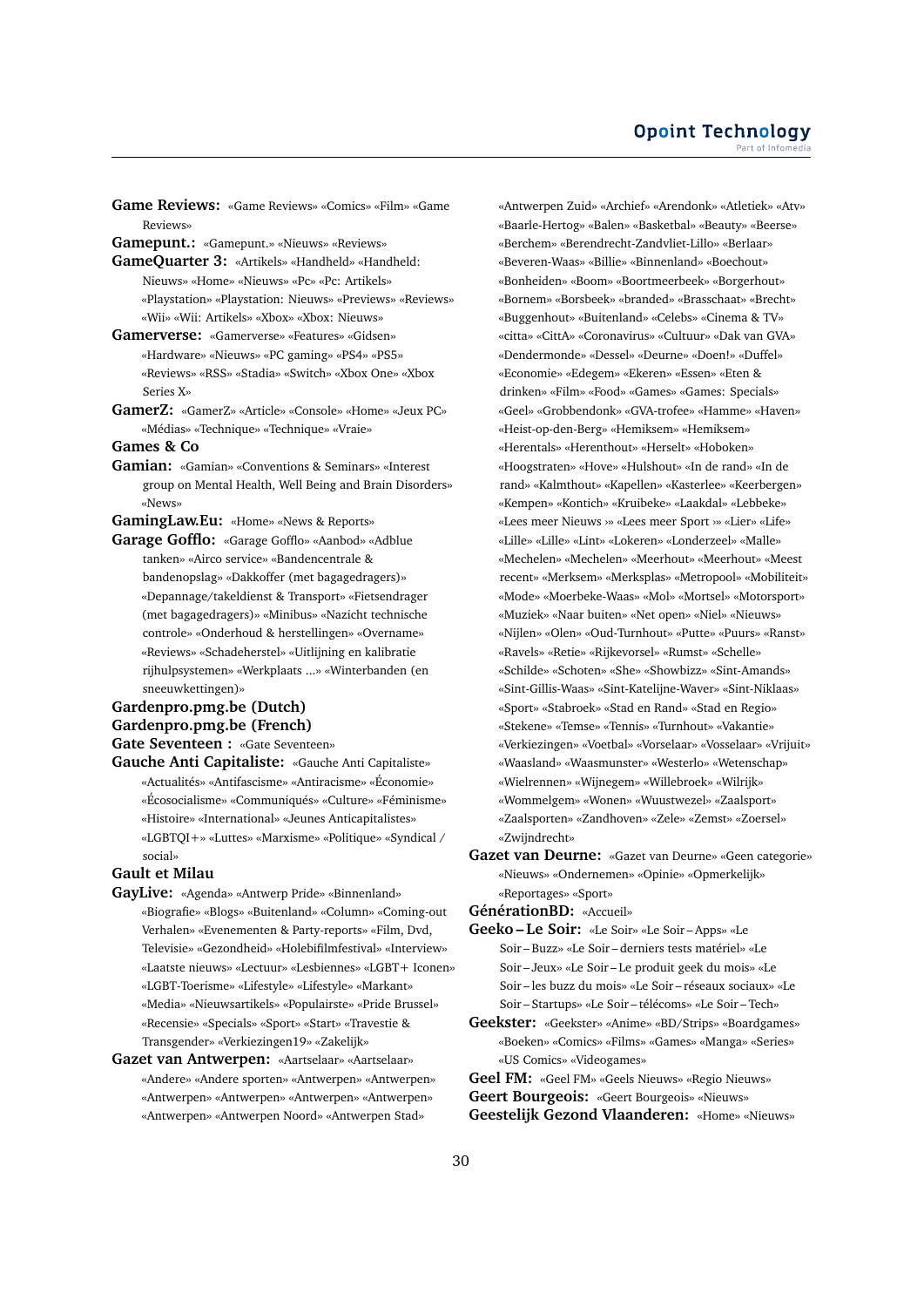**Game Reviews:** «Game Reviews» «Comics» «Film» «Game Reviews»

**Gamepunt.:** «Gamepunt.» «Nieuws» «Reviews»

**GameQuarter 3:** «Artikels» «Handheld» «Handheld: Nieuws» «Home» «Nieuws» «Pc» «Pc: Artikels» «Playstation» «Playstation: Nieuws» «Previews» «Reviews» «Wii» «Wii: Artikels» «Xbox» «Xbox: Nieuws»

**Gamerverse:** «Gamerverse» «Features» «Gidsen» «Hardware» «Nieuws» «PC gaming» «PS4» «PS5» «Reviews» «RSS» «Stadia» «Switch» «Xbox One» «Xbox Series X»

**GamerZ:** «GamerZ» «Article» «Console» «Home» «Jeux PC» «Médias» «Technique» «Technique» «Vraie»

**Games & Co**

**Gamian:** «Gamian» «Conventions & Seminars» «Interest group on Mental Health, Well Being and Brain Disorders» «News»

**GamingLaw.Eu:** «Home» «News & Reports»

**Garage Gofflo:** «Garage Gofflo» «Aanbod» «Adblue tanken» «Airco service» «Bandencentrale & bandenopslag» «Dakkoffer (met bagagedragers)» «Depannage/takeldienst & Transport» «Fietsendrager (met bagagedragers)» «Minibus» «Nazicht technische controle» «Onderhoud & herstellingen» «Overname» «Reviews» «Schadeherstel» «Uitlijning en kalibratie rijhulpsystemen» «Werkplaats ...» «Winterbanden (en sneeuwkettingen)»

**Gardenpro.pmg.be (Dutch)**

**Gardenpro.pmg.be (French)**

**Gate Seventeen :** «Gate Seventeen»

**Gauche Anti Capitaliste:** «Gauche Anti Capitaliste» «Actualités» «Antifascisme» «Antiracisme» «Économie» «Écosocialisme» «Communiqués» «Culture» «Féminisme» «Histoire» «International» «Jeunes Anticapitalistes» «LGBTQI+» «Luttes» «Marxisme» «Politique» «Syndical / social»

**Gault et Milau**

**GayLive:** «Agenda» «Antwerp Pride» «Binnenland» «Biografie» «Blogs» «Buitenland» «Column» «Coming-out Verhalen» «Evenementen & Party-reports» «Film, Dvd, Televisie» «Gezondheid» «Holebifilmfestival» «Interview» «Laatste nieuws» «Lectuur» «Lesbiennes» «LGBT+ Iconen» «LGBT-Toerisme» «Lifestyle» «Lifestyle» «Markant» «Media» «Nieuwsartikels» «Populairste» «Pride Brussel» «Recensie» «Specials» «Sport» «Start» «Travestie & Transgender» «Verkiezingen19» «Zakelijk»

**Gazet van Antwerpen:** «Aartselaar» «Aartselaar» «Andere» «Andere sporten» «Antwerpen» «Antwerpen» «Antwerpen» «Antwerpen» «Antwerpen» «Antwerpen» «Antwerpen» «Antwerpen Noord» «Antwerpen Stad» «Antwerpen Zuid» «Archief» «Arendonk» «Atletiek» «Atv» «Baarle-Hertog» «Balen» «Basketbal» «Beauty» «Beerse» «Berchem» «Berendrecht-Zandvliet-Lillo» «Berlaar» «Beveren-Waas» «Billie» «Binnenland» «Boechout» «Bonheiden» «Boom» «Boortmeerbeek» «Borgerhout» «Bornem» «Borsbeek» «branded» «Brasschaat» «Brecht» «Buggenhout» «Buitenland» «Celebs» «Cinema & TV» «citta» «CittA» «Coronavirus» «Cultuur» «Dak van GVA» «Dendermonde» «Dessel» «Deurne» «Doen!» «Duffel» «Economie» «Edegem» «Ekeren» «Essen» «Eten & drinken» «Film» «Food» «Games» «Games: Specials» «Geel» «Grobbendonk» «GVA-trofee» «Hamme» «Haven» «Heist-op-den-Berg» «Hemiksem» «Hemiksem» «Herentals» «Herenthout» «Herselt» «Hoboken» «Hoogstraten» «Hove» «Hulshout» «In de rand» «In de rand» «Kalmthout» «Kapellen» «Kasterlee» «Keerbergen» «Kempen» «Kontich» «Kruibeke» «Laakdal» «Lebbeke» «Lees meer Nieuws ›› «Lees meer Sport ›› «Lier» «Life» «Lille» «Lille» «Lint» «Lokeren» «Londerzeel» «Malle» «Mechelen» «Mechelen» «Meerhout» «Meerhout» «Meest recent» «Merksem» «Merksplas» «Metropool» «Mobiliteit» «Mode» «Moerbeke-Waas» «Mol» «Mortsel» «Motorsport» «Muziek» «Naar buiten» «Net open» «Niel» «Nieuws» «Nijlen» «Olen» «Oud-Turnhout» «Putte» «Puurs» «Ranst» «Ravels» «Retie» «Rijkevorsel» «Rumst» «Schelle» «Schilde» «Schoten» «She» «Showbizz» «Sint-Amands» «Sint-Gillis-Waas» «Sint-Katelijne-Waver» «Sint-Niklaas» «Sport» «Stabroek» «Stad en Rand» «Stad en Regio» «Stekene» «Temse» «Tennis» «Turnhout» «Vakantie» «Verkiezingen» «Voetbal» «Vorselaar» «Vosselaar» «Vrijuit» «Waasland» «Waasmunster» «Westerlo» «Wetenschap» «Wielrennen» «Wijnegem» «Willebroek» «Wilrijk» «Wommelgem» «Wonen» «Wuustwezel» «Zaalsport» «Zaalsporten» «Zandhoven» «Zele» «Zemst» «Zoersel» «Zwijndrecht»

**Gazet van Deurne:** «Gazet van Deurne» «Geen categorie» «Nieuws» «Ondernemen» «Opinie» «Opmerkelijk» «Reportages» «Sport»

**GénérationBD:** «Accueil»

**Geeko – Le Soir:** «Le Soir» «Le Soir – Apps» «Le Soir – Buzz» «Le Soir – derniers tests matériel» «Le Soir – Jeux» «Le Soir – Le produit geek du mois» «Le Soir – les buzz du mois» «Le Soir – réseaux sociaux» «Le Soir – Startups» «Le Soir – télécoms» «Le Soir – Tech»

**Geekster:** «Geekster» «Anime» «BD/Strips» «Boardgames» «Boeken» «Comics» «Films» «Games» «Manga» «Series» «US Comics» «Videogames»

**Geel FM:** «Geel FM» «Geels Nieuws» «Regio Nieuws»

**Geert Bourgeois:** «Geert Bourgeois» «Nieuws»

**Geestelijk Gezond Vlaanderen:** «Home» «Nieuws»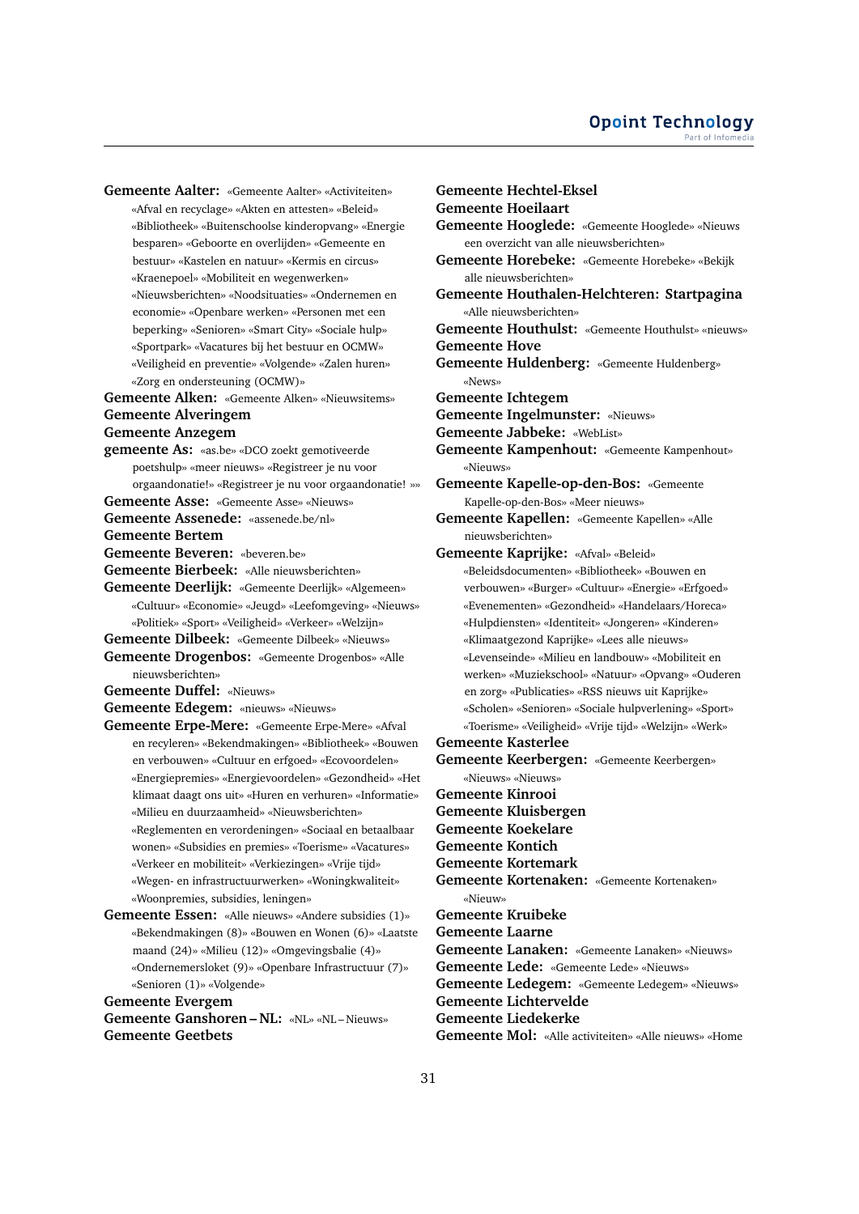**Gemeente Aalter:** «Gemeente Aalter» «Activiteiten» «Afval en recyclage» «Akten en attesten» «Beleid» «Bibliotheek» «Buitenschoolse kinderopvang» «Energie besparen» «Geboorte en overlijden» «Gemeente en bestuur» «Kastelen en natuur» «Kermis en circus» «Kraenepoel» «Mobiliteit en wegenwerken» «Nieuwsberichten» «Noodsituaties» «Ondernemen en economie» «Openbare werken» «Personen met een beperking» «Senioren» «Smart City» «Sociale hulp» «Sportpark» «Vacatures bij het bestuur en OCMW» «Veiligheid en preventie» «Volgende» «Zalen huren» «Zorg en ondersteuning (OCMW)»

**Gemeente Alken:** «Gemeente Alken» «Nieuwsitems»

**Gemeente Alveringem**

**Gemeente Anzegem**

**gemeente As:** «as.be» «DCO zoekt gemotiveerde poetshulp» «meer nieuws» «Registreer je nu voor orgaandonatie!» «Registreer je nu voor orgaandonatie! »»

**Gemeente Asse:** «Gemeente Asse» «Nieuws»

**Gemeente Assenede:** «assenede.be/nl»

**Gemeente Bertem**

**Gemeente Beveren:** «beveren.be»

**Gemeente Bierbeek:** «Alle nieuwsberichten»

**Gemeente Deerlijk:** «Gemeente Deerlijk» «Algemeen» «Cultuur» «Economie» «Jeugd» «Leefomgeving» «Nieuws» «Politiek» «Sport» «Veiligheid» «Verkeer» «Welzijn»

**Gemeente Dilbeek:** «Gemeente Dilbeek» «Nieuws»

**Gemeente Drogenbos:** «Gemeente Drogenbos» «Alle nieuwsberichten»

**Gemeente Duffel:** «Nieuws»

**Gemeente Edegem:** «nieuws» «Nieuws»

**Gemeente Erpe-Mere:** «Gemeente Erpe-Mere» «Afval en recyleren» «Bekendmakingen» «Bibliotheek» «Bouwen en verbouwen» «Cultuur en erfgoed» «Ecovoordelen» «Energiepremies» «Energievoordelen» «Gezondheid» «Het klimaat daagt ons uit» «Huren en verhuren» «Informatie» «Milieu en duurzaamheid» «Nieuwsberichten» «Reglementen en verordeningen» «Sociaal en betaalbaar wonen» «Subsidies en premies» «Toerisme» «Vacatures» «Verkeer en mobiliteit» «Verkiezingen» «Vrije tijd» «Wegen- en infrastructuurwerken» «Woningkwaliteit» «Woonpremies, subsidies, leningen»

**Gemeente Essen:** «Alle nieuws» «Andere subsidies (1)» «Bekendmakingen (8)» «Bouwen en Wonen (6)» «Laatste maand (24)» «Milieu (12)» «Omgevingsbalie (4)» «Ondernemersloket (9)» «Openbare Infrastructuur (7)» «Senioren (1)» «Volgende»

**Gemeente Evergem**

**Gemeente Ganshoren – NL:** «NL» «NL – Nieuws»

**Gemeente Geetbets**

**Gemeente Hechtel-Eksel**

**Gemeente Hoeilaart**

**Gemeente Hooglede:** «Gemeente Hooglede» «Nieuws een overzicht van alle nieuwsberichten»

**Gemeente Horebeke:** «Gemeente Horebeke» «Bekijk alle nieuwsberichten»

**Gemeente Houthalen-Helchteren: Startpagina** «Alle nieuwsberichten»

**Gemeente Houthulst:** «Gemeente Houthulst» «nieuws»

**Gemeente Hove**

**Gemeente Huldenberg:** «Gemeente Huldenberg» «News»

**Gemeente Ichtegem**

**Gemeente Ingelmunster:** «Nieuws»

**Gemeente Jabbeke:** «WebList»

**Gemeente Kampenhout:** «Gemeente Kampenhout» «Nieuws»

**Gemeente Kapelle-op-den-Bos:** «Gemeente Kapelle-op-den-Bos» «Meer nieuws»

**Gemeente Kapellen:** «Gemeente Kapellen» «Alle nieuwsberichten»

**Gemeente Kaprijke:** «Afval» «Beleid» «Beleidsdocumenten» «Bibliotheek» «Bouwen en verbouwen» «Burger» «Cultuur» «Energie» «Erfgoed» «Evenementen» «Gezondheid» «Handelaars/Horeca» «Hulpdiensten» «Identiteit» «Jongeren» «Kinderen» «Klimaatgezond Kaprijke» «Lees alle nieuws» «Levenseinde» «Milieu en landbouw» «Mobiliteit en werken» «Muziekschool» «Natuur» «Opvang» «Ouderen en zorg» «Publicaties» «RSS nieuws uit Kaprijke» «Scholen» «Senioren» «Sociale hulpverlening» «Sport» «Toerisme» «Veiligheid» «Vrije tijd» «Welzijn» «Werk»

**Gemeente Kasterlee**

**Gemeente Keerbergen:** «Gemeente Keerbergen» «Nieuws» «Nieuws»

**Gemeente Kinrooi**

**Gemeente Kluisbergen**

**Gemeente Koekelare**

**Gemeente Kontich**

**Gemeente Kortemark**

**Gemeente Kortenaken:** «Gemeente Kortenaken» «Nieuw»

**Gemeente Kruibeke**

**Gemeente Laarne**

**Gemeente Lanaken:** «Gemeente Lanaken» «Nieuws»

**Gemeente Lede:** «Gemeente Lede» «Nieuws»

**Gemeente Ledegem:** «Gemeente Ledegem» «Nieuws»

**Gemeente Lichtervelde**

**Gemeente Liedekerke**

**Gemeente Mol:** «Alle activiteiten» «Alle nieuws» «Home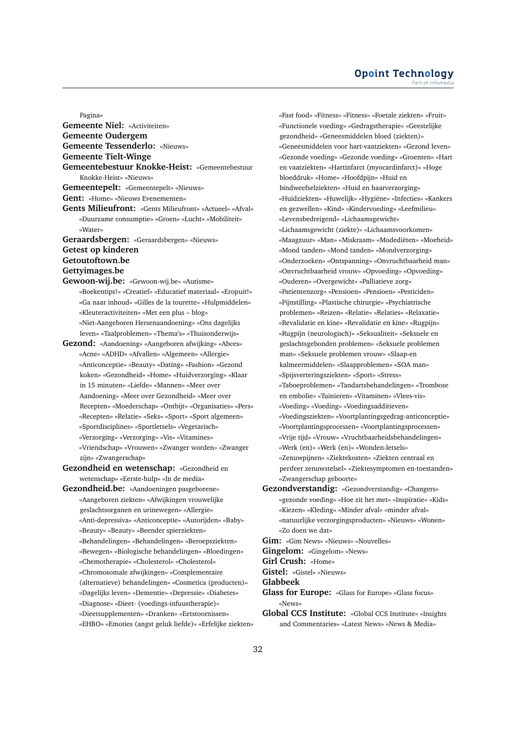Pagina»

**Gemeente Niel:** «Activiteiten»

**Gemeente Oudergem**

**Gemeente Tessenderlo:** «Nieuws»

**Gemeente Tielt-Winge**

**Gemeentebestuur Knokke-Heist:** «Gemeentebestuur Knokke-Heist» «Nieuws»

**Gemeentepelt:** «Gemeentepelt» «Nieuws»

**Gent:** «Home» «Nieuws Evenementen»

**Gents Milieufront:** «Gents Milieufront» «Actueel» «Afval» «Duurzame consumptie» «Groen» «Lucht» «Mobiliteit» «Water»

**Geraardsbergen:** «Geraardsbergen» «Nieuws»

**Getest op kinderen**

**Getoutoftown.be**

**Gettyimages.be**

**Gewoon-wij.be:** «Gewoon-wij.be» «Autisme» «Boekentips!» «Creatief» «Educatief materiaal» «Eropuit!» «Ga naar inhoud» «Gilles de la tourette» «Hulpmiddelen» «Kleuteractiviteiten» «Met een plus – blog» «Niet-Aangeboren Hersenaandoening» «Ons dagelijks leven» «Taalproblemen» «Thema's» «Thuisonderwijs»

**Gezond:** «Aandoening» «Aangeboren afwijking» «Abces» «Acne» «ADHD» «Afvallen» «Algemeen» «Allergie» «Anticonceptie» «Beauty» «Dating» «Fashion» «Gezond koken» «Gezondheid» «Home» «Huidverzorging» «Klaar in 15 minuten» «Liefde» «Mannen» «Meer over Aandoening» «Meer over Gezondheid» «Meer over Recepten» «Moederschap» «Ontbijt» «Organisaties» «Pers» «Recepten» «Relatie» «Seks» «Sport» «Sport algemeen» «Sportdisciplines» «Sportletsels» «Vegetarisch» «Verzorging» «Verzorging» «Vis» «Vitamines» «Vriendschap» «Vrouwen» «Zwanger worden» «Zwanger zijn» «Zwangerschap»

**Gezondheid en wetenschap:** «Gezondheid en wetenschap» «Eerste-hulp» «In de media»

**Gezondheid.be:** «Aandoeningen pasgeborene» «Aangeboren ziekten» «Afwijkingen vrouwelijke geslachtsorganen en urinewegen» «Allergie» «Anti-depressiva» «Anticonceptie» «Autorijden» «Baby» «Beauty» «Beauty» «Beender spierziekten» «Behandelingen» «Behandelingen» «Beroepsziekten» «Bewegen» «Biologische behandelingen» «Bloedingen» «Chemotherapie» «Cholesterol» «Cholesterol» «Chromosomale afwijkingen» «Complementaire (alternatieve) behandelingen» «Cosmetica (producten)» «Dagelijks leven» «Dementie» «Depressie» «Diabetes» «Diagnose» «Dieet- (voedings-infuustherapie)» «Dieetsupplementen» «Dranken» «Eetstoornissen» «EHBO» «Emoties (angst geluk liefde)» «Erfelijke ziekten» «Fast food» «Fitness» «Fitness» «Foetale ziekten» «Fruit» «Functionele voeding» «Gedragstherapie» «Geestelijke gezondheid» «Geneesmiddelen bloed (ziekten)» «Geneesmiddelen voor hart-vaatziekten» «Gezond leven» «Gezonde voeding» «Gezonde voeding» «Groenten» «Hart en vaatziekten» «Hartinfarct (myocardinfarct)» «Hoge bloeddruk» «Home» «Hoofdpijn» «Huid en bindweefselziekten» «Huid en haarverzorging» «Huidziekten» «Huwelijk» «Hygiëne» «Infecties» «Kankers en gezwellen» «Kind» «Kindervoeding» «Leefmilieu» «Levensbedreigend» «Lichaamsgewicht» «Lichaamsgewicht (ziekte)» «Lichaamsvoorkomen» «Maagzuur» «Man» «Miskraam» «Modediëten» «Moeheid» «Mond tanden» «Mond tanden» «Mondverzorging» «Onderzoeken» «Ontspanning» «Onvruchtbaarheid man» «Onvruchtbaarheid vrouw» «Opvoeding» «Opvoeding» «Ouderen» «Overgewicht» «Palliatieve zorg» «Patientenzorg» «Pensioen» «Pensioen» «Pesticiden» «Pijnstilling» «Plastische chirurgie» «Psychiatrische problemen» «Reizen» «Relatie» «Relaties» «Relaxatie» «Revalidatie en kine» «Revalidatie en kine» «Rugpijn» «Rugpijn (neurologisch)» «Seksualiteit» «Seksuele en geslachtsgebonden problemen» «Seksuele problemen man» «Seksuele problemen vrouw» «Slaap-en kalmeermiddelen» «Slaapproblemen» «SOA man» «Spijsverteringsziekten» «Sport» «Stress» «Taboeproblemen» «Tandartsbehandelingen» «Trombose en embolie» «Tuinieren» «Vitaminen» «Vlees-vis» «Voeding» «Voeding» «Voedingsadditieven» «Voedingsziekten» «Voortplantingsgedrag-anticonceptie» «Voortplantingsprocessen» «Voortplantingsprocessen» «Vrije tijd» «Vrouw» «Vruchtbaarheidsbehandelingen» «Werk (en)» «Werk (en)» «Wonden-letsels» «Zenuwpijnen» «Ziektekosten» «Ziekten centraal en perifeer zenuwstelsel» «Ziektesymptomen en-toestanden» «Zwangerschap geboorte»

**Gezondverstandig:** «Gezondverstandig» «Changers» «gezonde voeding» «Hoe zit het met» «Inspiratie» «Kids» «Kiezen» «Kleding» «Minder afval» «minder afval» «natuurlijke verzorgingsproducten» «Nieuws» «Wonen» «Zo doen we dat»

**Gim:** «Gim News» «Nieuws» «Nouvelles»

**Gingelom:** «Gingelom» «News»

**Girl Crush:** «Home»

**Gistel:** «Gistel» «Nieuws»

**Glabbeek**

**Glass for Europe:** «Glass for Europe» «Glass focus» «News»

**Global CCS Institute:** «Global CCS Institute» «Insights and Commentaries» «Latest News» «News & Media»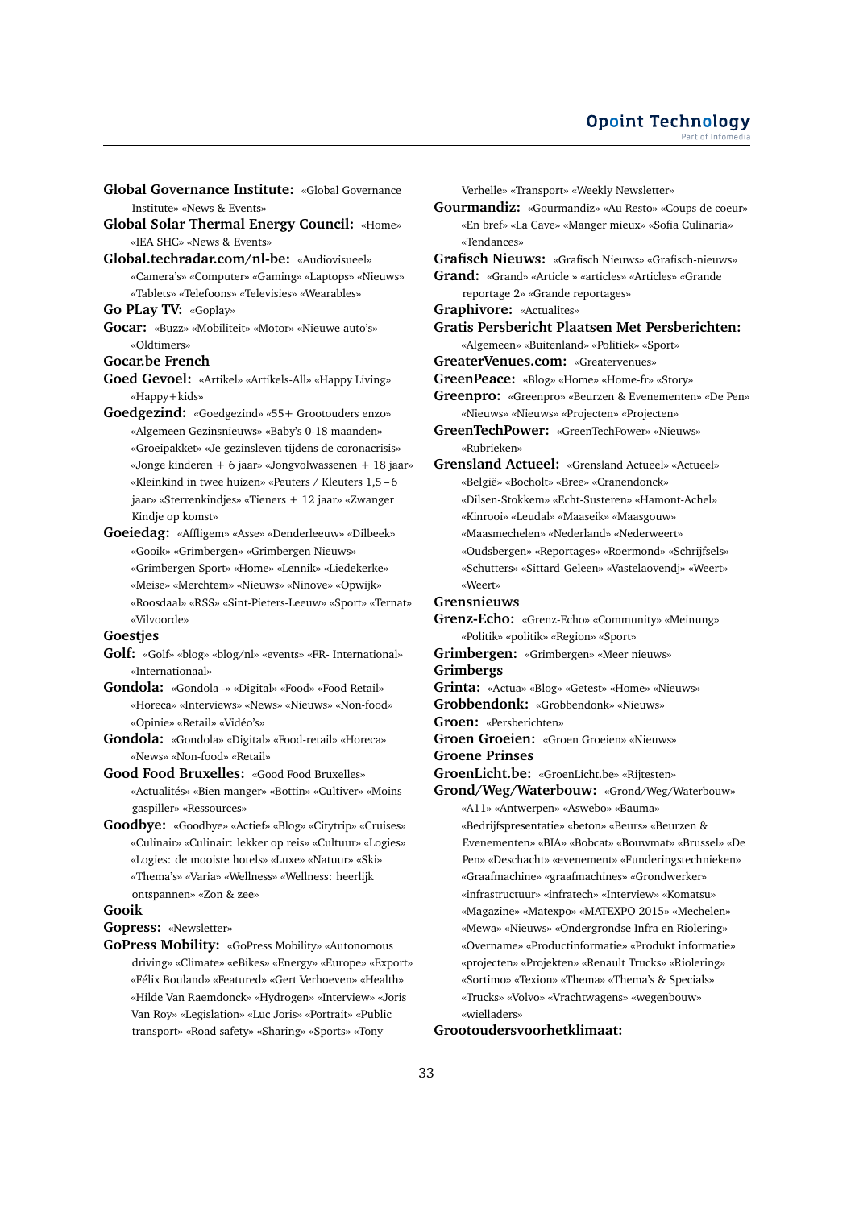**Global Governance Institute:** «Global Governance Institute» «News & Events»

**Global Solar Thermal Energy Council:** «Home» «IEA SHC» «News & Events»

**Global.techradar.com/nl-be:** «Audiovisueel» «Camera's» «Computer» «Gaming» «Laptops» «Nieuws» «Tablets» «Telefoons» «Televisies» «Wearables»

**Go PLay TV:** «Goplay»

**Gocar:** «Buzz» «Mobiliteit» «Motor» «Nieuwe auto's» «Oldtimers»

**Gocar.be French**

**Goed Gevoel:** «Artikel» «Artikels-All» «Happy Living» «Happy+kids»

**Goedgezind:** «Goedgezind» «55+ Grootouders enzo» «Algemeen Gezinsnieuws» «Baby's 0-18 maanden» «Groeipakket» «Je gezinsleven tijdens de coronacrisis» «Jonge kinderen + 6 jaar» «Jongvolwassenen + 18 jaar» «Kleinkind in twee huizen» «Peuters / Kleuters 1,5 – 6 jaar» «Sterrenkindjes» «Tieners + 12 jaar» «Zwanger Kindje op komst»

**Goeiedag:** «Affligem» «Asse» «Denderleeuw» «Dilbeek» «Gooik» «Grimbergen» «Grimbergen Nieuws» «Grimbergen Sport» «Home» «Lennik» «Liedekerke» «Meise» «Merchtem» «Nieuws» «Ninove» «Opwijk» «Roosdaal» «RSS» «Sint-Pieters-Leeuw» «Sport» «Ternat» «Vilvoorde»

**Goestjes**

**Golf:** «Golf» «blog» «blog/nl» «events» «FR- International» «Internationaal»

**Gondola:** «Gondola -» «Digital» «Food» «Food Retail» «Horeca» «Interviews» «News» «Nieuws» «Non-food» «Opinie» «Retail» «Vidéo's»

**Gondola:** «Gondola» «Digital» «Food-retail» «Horeca» «News» «Non-food» «Retail»

**Good Food Bruxelles:** «Good Food Bruxelles» «Actualités» «Bien manger» «Bottin» «Cultiver» «Moins gaspiller» «Ressources»

**Goodbye:** «Goodbye» «Actief» «Blog» «Citytrip» «Cruises» «Culinair» «Culinair: lekker op reis» «Cultuur» «Logies» «Logies: de mooiste hotels» «Luxe» «Natuur» «Ski» «Thema's» «Varia» «Wellness» «Wellness: heerlijk ontspannen» «Zon & zee»

**Gooik**

**Gopress:** «Newsletter»

**GoPress Mobility:** «GoPress Mobility» «Autonomous driving» «Climate» «eBikes» «Energy» «Europe» «Export» «Félix Bouland» «Featured» «Gert Verhoeven» «Health» «Hilde Van Raemdonck» «Hydrogen» «Interview» «Joris Van Roy» «Legislation» «Luc Joris» «Portrait» «Public transport» «Road safety» «Sharing» «Sports» «Tony Verhelle» «Transport» «Weekly Newsletter»

**Gourmandiz:** «Gourmandiz» «Au Resto» «Coups de coeur» «En bref» «La Cave» «Manger mieux» «Sofia Culinaria» «Tendances»

**Grafisch Nieuws:** «Grafisch Nieuws» «Grafisch-nieuws»

**Grand:** «Grand» «Article » «articles» «Articles» «Grande reportage 2» «Grande reportages»

**Graphivore:** «Actualites»

**Gratis Persbericht Plaatsen Met Persberichten:** «Algemeen» «Buitenland» «Politiek» «Sport»

**GreaterVenues.com:** «Greatervenues»

**GreenPeace:** «Blog» «Home» «Home-fr» «Story»

**Greenpro:** «Greenpro» «Beurzen & Evenementen» «De Pen» «Nieuws» «Nieuws» «Projecten» «Projecten»

**GreenTechPower:** «GreenTechPower» «Nieuws» «Rubrieken»

**Grensland Actueel:** «Grensland Actueel» «Actueel» «België» «Bocholt» «Bree» «Cranendonck» «Dilsen-Stokkem» «Echt-Susteren» «Hamont-Achel» «Kinrooi» «Leudal» «Maaseik» «Maasgouw» «Maasmechelen» «Nederland» «Nederweert» «Oudsbergen» «Reportages» «Roermond» «Schrijfsels» «Schutters» «Sittard-Geleen» «Vastelaovendj» «Weert» «Weert»

**Grensnieuws**

**Grenz-Echo:** «Grenz-Echo» «Community» «Meinung» «Politik» «politik» «Region» «Sport»

**Grimbergen:** «Grimbergen» «Meer nieuws»

**Grimbergs**

**Grinta:** «Actua» «Blog» «Getest» «Home» «Nieuws»

**Grobbendonk:** «Grobbendonk» «Nieuws»

**Groen:** «Persberichten»

**Groen Groeien:** «Groen Groeien» «Nieuws»

**Groene Prinses**

**GroenLicht.be:** «GroenLicht.be» «Rijtesten»

**Grond/Weg/Waterbouw:** «Grond/Weg/Waterbouw» «A11» «Antwerpen» «Aswebo» «Bauma» «Bedrijfspresentatie» «beton» «Beurs» «Beurzen & Evenementen» «BIA» «Bobcat» «Bouwmat» «Brussel» «De Pen» «Deschacht» «evenement» «Funderingstechnieken» «Graafmachine» «graafmachines» «Grondwerker» «infrastructuur» «infratech» «Interview» «Komatsu» «Magazine» «Matexpo» «MATEXPO 2015» «Mechelen» «Mewa» «Nieuws» «Ondergrondse Infra en Riolering» «Overname» «Productinformatie» «Produkt informatie» «projecten» «Projekten» «Renault Trucks» «Riolering» «Sortimo» «Texion» «Thema» «Thema's & Specials» «Trucks» «Volvo» «Vrachtwagens» «wegenbouw» «wielladers»

**Grootoudersvoorhetklimaat:**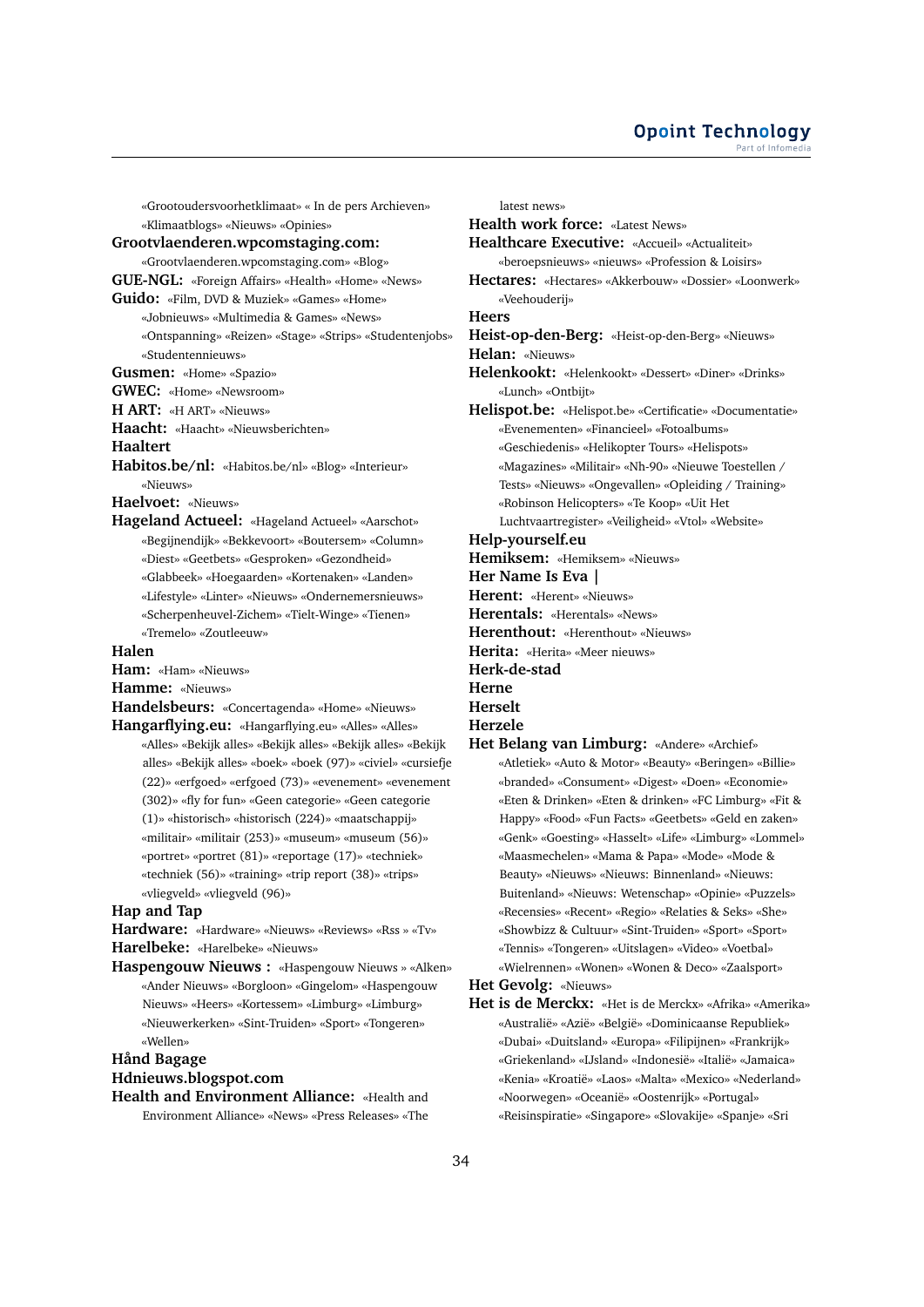«Grootoudersvoorhetklimaat» « In de pers Archieven» «Klimaatblogs» «Nieuws» «Opinies»

**Grootvlaenderen.wpcomstaging.com:** «Grootvlaenderen.wpcomstaging.com» «Blog»

**GUE-NGL:** «Foreign Affairs» «Health» «Home» «News»

**Guido:** «Film, DVD & Muziek» «Games» «Home» «Jobnieuws» «Multimedia & Games» «News» «Ontspanning» «Reizen» «Stage» «Strips» «Studentenjobs» «Studentennieuws»

**Gusmen:** «Home» «Spazio»

**GWEC:** «Home» «Newsroom»

**H ART:** «H ART» «Nieuws»

**Haacht:** «Haacht» «Nieuwsberichten»

**Haaltert**

**Habitos.be/nl:** «Habitos.be/nl» «Blog» «Interieur» «Nieuws»

**Haelvoet:** «Nieuws»

**Hageland Actueel:** «Hageland Actueel» «Aarschot» «Begijnendijk» «Bekkevoort» «Boutersem» «Column» «Diest» «Geetbets» «Gesproken» «Gezondheid» «Glabbeek» «Hoegaarden» «Kortenaken» «Landen» «Lifestyle» «Linter» «Nieuws» «Ondernemersnieuws» «Scherpenheuvel-Zichem» «Tielt-Winge» «Tienen» «Tremelo» «Zoutleeuw»

**Halen**

**Ham:** «Ham» «Nieuws»

**Hamme:** «Nieuws»

**Handelsbeurs:** «Concertagenda» «Home» «Nieuws»

**Hangarflying.eu:** «Hangarflying.eu» «Alles» «Alles» «Alles» «Bekijk alles» «Bekijk alles» «Bekijk alles» «Bekijk alles» «Bekijk alles» «boek» «boek (97)» «civiel» «cursiefje (22)» «erfgoed» «erfgoed (73)» «evenement» «evenement (302)» «fly for fun» «Geen categorie» «Geen categorie (1)» «historisch» «historisch (224)» «maatschappij» «militair» «militair (253)» «museum» «museum (56)» «portret» «portret (81)» «reportage (17)» «techniek» «techniek (56)» «training» «trip report (38)» «trips» «vliegveld» «vliegveld (96)»

**Hap and Tap**

**Hardware:** «Hardware» «Nieuws» «Reviews» «Rss » «Tv»

**Harelbeke:** «Harelbeke» «Nieuws»

**Haspengouw Nieuws :** «Haspengouw Nieuws » «Alken» «Ander Nieuws» «Borgloon» «Gingelom» «Haspengouw Nieuws» «Heers» «Kortessem» «Limburg» «Limburg» «Nieuwerkerken» «Sint-Truiden» «Sport» «Tongeren» «Wellen»

**Hånd Bagage**

**Hdnieuws.blogspot.com**

**Health and Environment Alliance:** «Health and Environment Alliance» «News» «Press Releases» «The latest news»

**Health work force:** «Latest News»

**Healthcare Executive:** «Accueil» «Actualiteit» «beroepsnieuws» «nieuws» «Profession & Loisirs»

**Hectares:** «Hectares» «Akkerbouw» «Dossier» «Loonwerk» «Veehouderij»

**Heers**

**Heist-op-den-Berg:** «Heist-op-den-Berg» «Nieuws»

**Helan:** «Nieuws»

**Helenkookt:** «Helenkookt» «Dessert» «Diner» «Drinks» «Lunch» «Ontbijt»

**Helispot.be:** «Helispot.be» «Certificatie» «Documentatie» «Evenementen» «Financieel» «Fotoalbums» «Geschiedenis» «Helikopter Tours» «Helispots» «Magazines» «Militair» «Nh-90» «Nieuwe Toestellen / Tests» «Nieuws» «Ongevallen» «Opleiding / Training» «Robinson Helicopters» «Te Koop» «Uit Het Luchtvaartregister» «Veiligheid» «Vtol» «Website»

**Help-yourself.eu**

**Hemiksem:** «Hemiksem» «Nieuws»

**Her Name Is Eva |**

**Herent:** «Herent» «Nieuws»

**Herentals:** «Herentals» «News»

**Herenthout:** «Herenthout» «Nieuws»

**Herita:** «Herita» «Meer nieuws»

**Herk-de-stad**

**Herne**

**Herselt**

**Herzele**

**Het Belang van Limburg:** «Andere» «Archief» «Atletiek» «Auto & Motor» «Beauty» «Beringen» «Billie» «branded» «Consument» «Digest» «Doen» «Economie» «Eten & Drinken» «Eten & drinken» «FC Limburg» «Fit & Happy» «Food» «Fun Facts» «Geetbets» «Geld en zaken» «Genk» «Goesting» «Hasselt» «Life» «Limburg» «Lommel» «Maasmechelen» «Mama & Papa» «Mode» «Mode & Beauty» «Nieuws» «Nieuws: Binnenland» «Nieuws: Buitenland» «Nieuws: Wetenschap» «Opinie» «Puzzels» «Recensies» «Recent» «Regio» «Relaties & Seks» «She» «Showbizz & Cultuur» «Sint-Truiden» «Sport» «Sport» «Tennis» «Tongeren» «Uitslagen» «Video» «Voetbal» «Wielrennen» «Wonen» «Wonen & Deco» «Zaalsport»

**Het Gevolg:** «Nieuws»

**Het is de Merckx:** «Het is de Merckx» «Afrika» «Amerika» «Australië» «Azië» «België» «Dominicaanse Republiek» «Dubai» «Duitsland» «Europa» «Filipijnen» «Frankrijk» «Griekenland» «IJsland» «Indonesië» «Italië» «Jamaica» «Kenia» «Kroatië» «Laos» «Malta» «Mexico» «Nederland» «Noorwegen» «Oceanië» «Oostenrijk» «Portugal» «Reisinspiratie» «Singapore» «Slovakije» «Spanje» «Sri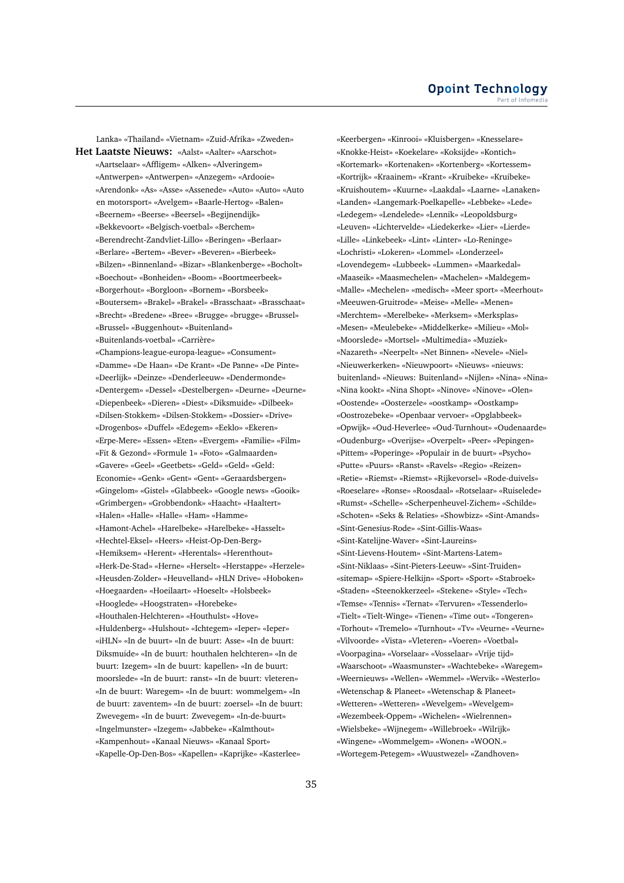Lanka» «Thailand» «Vietnam» «Zuid-Afrika» «Zweden»

**Het Laatste Nieuws:** «Aalst» «Aalter» «Aarschot» «Aartselaar» «Affligem» «Alken» «Alveringem» «Antwerpen» «Antwerpen» «Anzegem» «Ardooie» «Arendonk» «As» «Asse» «Assenede» «Auto» «Auto» «Auto en motorsport» «Avelgem» «Baarle-Hertog» «Balen» «Beernem» «Beerse» «Beersel» «Begijnendijk» «Bekkevoort» «Belgisch-voetbal» «Berchem» «Berendrecht-Zandvliet-Lillo» «Beringen» «Berlaar» «Berlare» «Bertem» «Bever» «Beveren» «Bierbeek» «Bilzen» «Binnenland» «Bizar» «Blankenberge» «Bocholt» «Boechout» «Bonheiden» «Boom» «Boortmeerbeek» «Borgerhout» «Borgloon» «Bornem» «Borsbeek» «Boutersem» «Brakel» «Brakel» «Brasschaat» «Brasschaat» «Brecht» «Bredene» «Bree» «Brugge» «brugge» «Brussel» «Brussel» «Buggenhout» «Buitenland» «Buitenlands-voetbal» «Carrière» «Champions-league-europa-league» «Consument» «Damme» «De Haan» «De Krant» «De Panne» «De Pinte» «Deerlijk» «Deinze» «Denderleeuw» «Dendermonde» «Dentergem» «Dessel» «Destelbergen» «Deurne» «Deurne» «Diepenbeek» «Dieren» «Diest» «Diksmuide» «Dilbeek» «Dilsen-Stokkem» «Dilsen-Stokkem» «Dossier» «Drive» «Drogenbos» «Duffel» «Edegem» «Eeklo» «Ekeren» «Erpe-Mere» «Essen» «Eten» «Evergem» «Familie» «Film» «Fit & Gezond» «Formule 1» «Foto» «Galmaarden» «Gavere» «Geel» «Geetbets» «Geld» «Geld» «Geld: Economie» «Genk» «Gent» «Gent» «Geraardsbergen» «Gingelom» «Gistel» «Glabbeek» «Google news» «Gooik» «Grimbergen» «Grobbendonk» «Haacht» «Haaltert» «Halen» «Halle» «Halle» «Ham» «Hamme» «Hamont-Achel» «Harelbeke» «Harelbeke» «Hasselt» «Hechtel-Eksel» «Heers» «Heist-Op-Den-Berg» «Hemiksem» «Herent» «Herentals» «Herenthout» «Herk-De-Stad» «Herne» «Herselt» «Herstappe» «Herzele» «Heusden-Zolder» «Heuvelland» «HLN Drive» «Hoboken» «Hoegaarden» «Hoeilaart» «Hoeselt» «Holsbeek» «Hooglede» «Hoogstraten» «Horebeke» «Houthalen-Helchteren» «Houthulst» «Hove» «Huldenberg» «Hulshout» «Ichtegem» «Ieper» «Ieper» «iHLN» «In de buurt» «In de buurt: Asse» «In de buurt: Diksmuide» «In de buurt: houthalen helchteren» «In de buurt: Izegem» «In de buurt: kapellen» «In de buurt: moorslede» «In de buurt: ranst» «In de buurt: vleteren» «In de buurt: Waregem» «In de buurt: wommelgem» «In de buurt: zaventem» «In de buurt: zoersel» «In de buurt: Zwevegem» «In de buurt: Zwevegem» «In-de-buurt» «Ingelmunster» «Izegem» «Jabbeke» «Kalmthout» «Kampenhout» «Kanaal Nieuws» «Kanaal Sport» «Kapelle-Op-Den-Bos» «Kapellen» «Kaprijke» «Kasterlee» «Keerbergen» «Kinrooi» «Kluisbergen» «Knesselare» «Knokke-Heist» «Koekelare» «Koksijde» «Kontich» «Kortemark» «Kortenaken» «Kortenberg» «Kortessem» «Kortrijk» «Kraainem» «Krant» «Kruibeke» «Kruibeke» «Kruishoutem» «Kuurne» «Laakdal» «Laarne» «Lanaken» «Landen» «Langemark-Poelkapelle» «Lebbeke» «Lede» «Ledegem» «Lendelede» «Lennik» «Leopoldsburg» «Leuven» «Lichtervelde» «Liedekerke» «Lier» «Lierde» «Lille» «Linkebeek» «Lint» «Linter» «Lo-Reninge» «Lochristi» «Lokeren» «Lommel» «Londerzeel» «Lovendegem» «Lubbeek» «Lummen» «Maarkedal» «Maaseik» «Maasmechelen» «Machelen» «Maldegem» «Malle» «Mechelen» «medisch» «Meer sport» «Meerhout» «Meeuwen-Gruitrode» «Meise» «Melle» «Menen» «Merchtem» «Merelbeke» «Merksem» «Merksplas» «Mesen» «Meulebeke» «Middelkerke» «Milieu» «Mol» «Moorslede» «Mortsel» «Multimedia» «Muziek» «Nazareth» «Neerpelt» «Net Binnen» «Nevele» «Niel» «Nieuwerkerken» «Nieuwpoort» «Nieuws» «nieuws: buitenland» «Nieuws: Buitenland» «Nijlen» «Nina» «Nina» «Nina kookt» «Nina Shopt» «Ninove» «Ninove» «Olen» «Oostende» «Oosterzele» «oostkamp» «Oostkamp» «Oostrozebeke» «Openbaar vervoer» «Opglabbeek» «Opwijk» «Oud-Heverlee» «Oud-Turnhout» «Oudenaarde» «Oudenburg» «Overijse» «Overpelt» «Peer» «Pepingen» «Pittem» «Poperinge» «Populair in de buurt» «Psycho» «Putte» «Puurs» «Ranst» «Ravels» «Regio» «Reizen» «Retie» «Riemst» «Riemst» «Rijkevorsel» «Rode-duivels» «Roeselare» «Ronse» «Roosdaal» «Rotselaar» «Ruiselede» «Rumst» «Schelle» «Scherpenheuvel-Zichem» «Schilde» «Schoten» «Seks & Relaties» «Showbizz» «Sint-Amands» «Sint-Genesius-Rode» «Sint-Gillis-Waas» «Sint-Katelijne-Waver» «Sint-Laureins» «Sint-Lievens-Houtem» «Sint-Martens-Latem» «Sint-Niklaas» «Sint-Pieters-Leeuw» «Sint-Truiden» «sitemap» «Spiere-Helkijn» «Sport» «Sport» «Stabroek» «Staden» «Steenokkerzeel» «Stekene» «Style» «Tech» «Temse» «Tennis» «Ternat» «Tervuren» «Tessenderlo» «Tielt» «Tielt-Winge» «Tienen» «Time out» «Tongeren» «Torhout» «Tremelo» «Turnhout» «Tv» «Veurne» «Veurne» «Vilvoorde» «Vista» «Vleteren» «Voeren» «Voetbal» «Voorpagina» «Vorselaar» «Vosselaar» «Vrije tijd» «Waarschoot» «Waasmunster» «Wachtebeke» «Waregem» «Weernieuws» «Wellen» «Wemmel» «Wervik» «Westerlo» «Wetenschap & Planeet» «Wetenschap & Planeet» «Wetteren» «Wetteren» «Wevelgem» «Wevelgem» «Wezembeek-Oppem» «Wichelen» «Wielrennen» «Wielsbeke» «Wijnegem» «Willebroek» «Wilrijk» «Wingene» «Wommelgem» «Wonen» «WOON.» «Wortegem-Petegem» «Wuustwezel» «Zandhoven»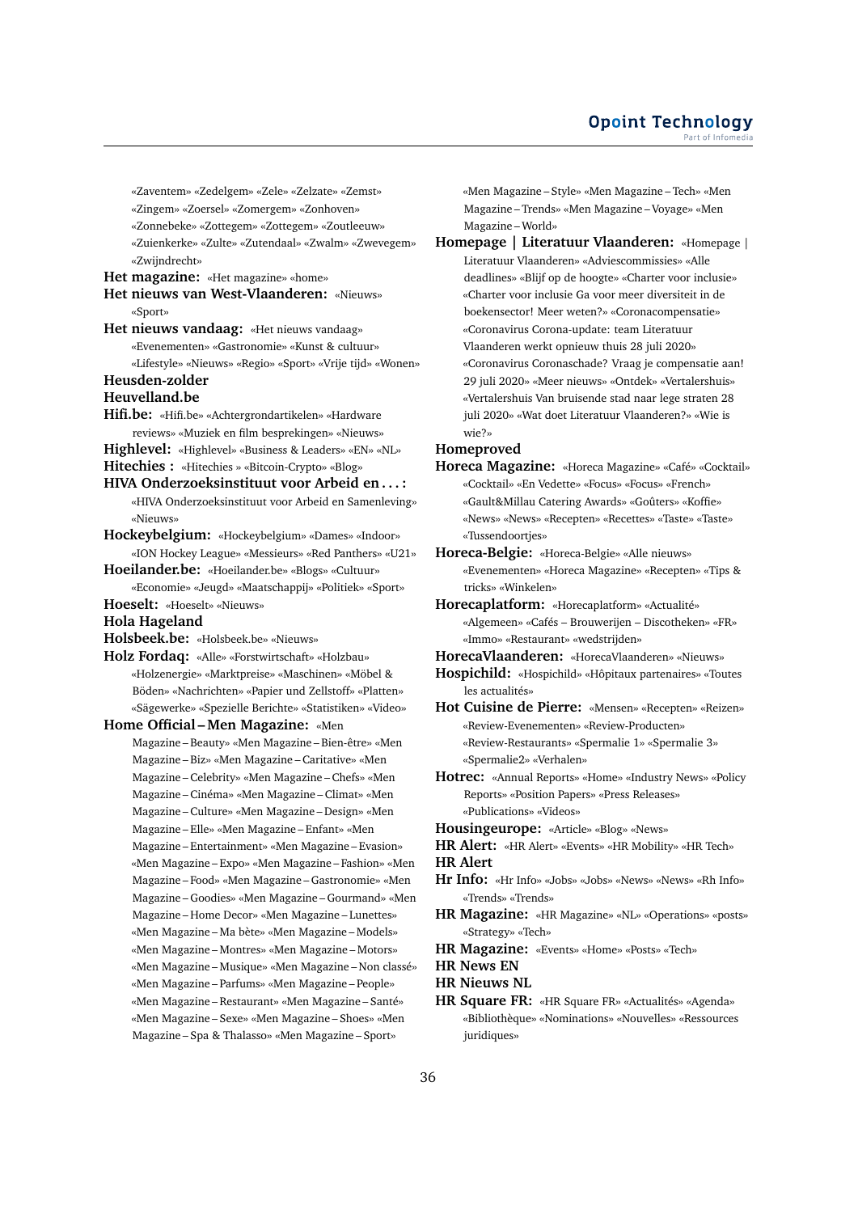«Zaventem» «Zedelgem» «Zele» «Zelzate» «Zemst» «Zingem» «Zoersel» «Zomergem» «Zonhoven» «Zonnebeke» «Zottegem» «Zottegem» «Zoutleeuw» «Zuienkerke» «Zulte» «Zutendaal» «Zwalm» «Zwevegem» «Zwijndrecht»

**Het magazine:** «Het magazine» «home»

**Het nieuws van West-Vlaanderen:** «Nieuws» «Sport»

**Het nieuws vandaag:** «Het nieuws vandaag» «Evenementen» «Gastronomie» «Kunst & cultuur» «Lifestyle» «Nieuws» «Regio» «Sport» «Vrije tijd» «Wonen»

**Heusden-zolder**

**Heuvelland.be**

**Hifi.be:** «Hifi.be» «Achtergrondartikelen» «Hardware reviews» «Muziek en film besprekingen» «Nieuws»

**Highlevel:** «Highlevel» «Business & Leaders» «EN» «NL»

**Hitechies :** «Hitechies » «Bitcoin-Crypto» «Blog»

**HIVA Onderzoeksinstituut voor Arbeid en . . . :** «HIVA Onderzoeksinstituut voor Arbeid en Samenleving» «Nieuws»

**Hockeybelgium:** «Hockeybelgium» «Dames» «Indoor» «ION Hockey League» «Messieurs» «Red Panthers» «U21»

**Hoeilander.be:** «Hoeilander.be» «Blogs» «Cultuur» «Economie» «Jeugd» «Maatschappij» «Politiek» «Sport»

**Hoeselt:** «Hoeselt» «Nieuws»

**Hola Hageland**

**Holsbeek.be:** «Holsbeek.be» «Nieuws»

**Holz Fordaq:** «Alle» «Forstwirtschaft» «Holzbau» «Holzenergie» «Marktpreise» «Maschinen» «Möbel & Böden» «Nachrichten» «Papier und Zellstoff» «Platten» «Sägewerke» «Spezielle Berichte» «Statistiken» «Video»

**Home Official – Men Magazine:** «Men Magazine – Beauty» «Men Magazine – Bien-être» «Men Magazine – Biz» «Men Magazine – Caritative» «Men Magazine – Celebrity» «Men Magazine – Chefs» «Men Magazine – Cinéma» «Men Magazine – Climat» «Men Magazine – Culture» «Men Magazine – Design» «Men Magazine – Elle» «Men Magazine – Enfant» «Men Magazine – Entertainment» «Men Magazine – Evasion» «Men Magazine – Expo» «Men Magazine – Fashion» «Men Magazine – Food» «Men Magazine – Gastronomie» «Men Magazine – Goodies» «Men Magazine – Gourmand» «Men Magazine – Home Decor» «Men Magazine – Lunettes» «Men Magazine – Ma bète» «Men Magazine – Models» «Men Magazine – Montres» «Men Magazine – Motors» «Men Magazine – Musique» «Men Magazine – Non classé» «Men Magazine – Parfums» «Men Magazine – People» «Men Magazine – Restaurant» «Men Magazine – Santé» «Men Magazine – Sexe» «Men Magazine – Shoes» «Men Magazine – Spa & Thalasso» «Men Magazine – Sport» «Men Magazine – Style» «Men Magazine – Tech» «Men Magazine – Trends» «Men Magazine – Voyage» «Men Magazine – World»

**Homepage | Literatuur Vlaanderen:** «Homepage | Literatuur Vlaanderen» «Adviescommissies» «Alle deadlines» «Blijf op de hoogte» «Charter voor inclusie» «Charter voor inclusie Ga voor meer diversiteit in de boekensector! Meer weten?» «Coronacompensatie» «Coronavirus Corona-update: team Literatuur Vlaanderen werkt opnieuw thuis 28 juli 2020» «Coronavirus Coronaschade? Vraag je compensatie aan! 29 juli 2020» «Meer nieuws» «Ontdek» «Vertalershuis» «Vertalershuis Van bruisende stad naar lege straten 28 juli 2020» «Wat doet Literatuur Vlaanderen?» «Wie is wie?»

**Homeproved**

**Horeca Magazine:** «Horeca Magazine» «Café» «Cocktail» «Cocktail» «En Vedette» «Focus» «Focus» «French» «Gault&Millau Catering Awards» «Goûters» «Koffie» «News» «News» «Recepten» «Recettes» «Taste» «Taste» «Tussendoortjes»

**Horeca-Belgie:** «Horeca-Belgie» «Alle nieuws» «Evenementen» «Horeca Magazine» «Recepten» «Tips & tricks» «Winkelen»

**Horecaplatform:** «Horecaplatform» «Actualité» «Algemeen» «Cafés – Brouwerijen – Discotheken» «FR» «Immo» «Restaurant» «wedstrijden»

**HorecaVlaanderen:** «HorecaVlaanderen» «Nieuws»

**Hospichild:** «Hospichild» «Hôpitaux partenaires» «Toutes les actualités»

**Hot Cuisine de Pierre:** «Mensen» «Recepten» «Reizen» «Review-Evenementen» «Review-Producten» «Review-Restaurants» «Spermalie 1» «Spermalie 3» «Spermalie2» «Verhalen»

**Hotrec:** «Annual Reports» «Home» «Industry News» «Policy Reports» «Position Papers» «Press Releases» «Publications» «Videos»

**Housingeurope:** «Article» «Blog» «News»

**HR Alert:** «HR Alert» «Events» «HR Mobility» «HR Tech»

**HR Alert**

**Hr Info:** «Hr Info» «Jobs» «Jobs» «News» «News» «Rh Info» «Trends» «Trends»

**HR Magazine:** «HR Magazine» «NL» «Operations» «posts» «Strategy» «Tech»

**HR Magazine:** «Events» «Home» «Posts» «Tech»

**HR News EN**

**HR Nieuws NL**

**HR Square FR:** «HR Square FR» «Actualités» «Agenda» «Bibliothèque» «Nominations» «Nouvelles» «Ressources juridiques»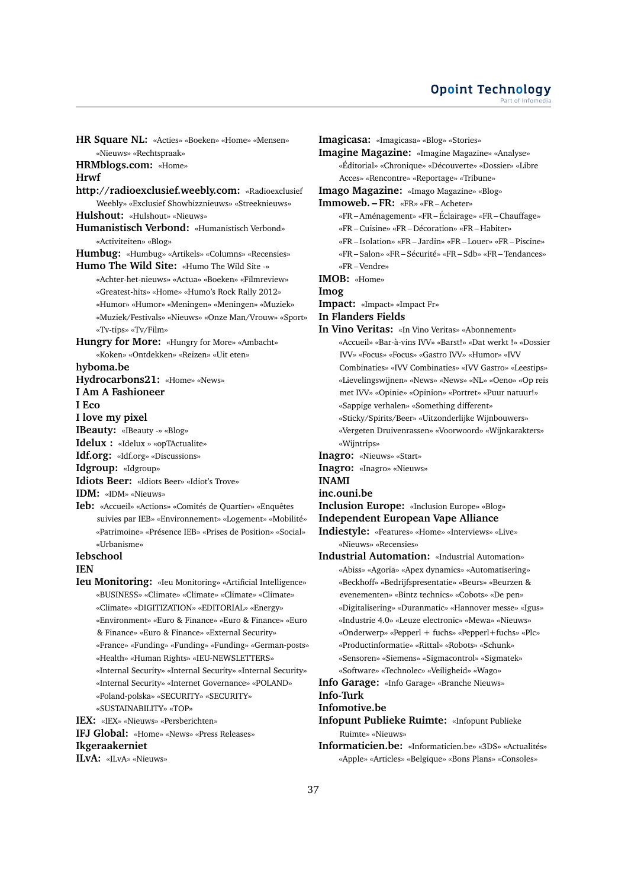**HR Square NL:** «Acties» «Boeken» «Home» «Mensen» «Nieuws» «Rechtspraak»

**HRMblogs.com:** «Home»

**Hrwf**

**http://radioexclusief.weebly.com:** «Radioexclusief Weebly» «Exclusief Showbizznieuws» «Streeknieuws»

**Hulshout:** «Hulshout» «Nieuws»

**Humanistisch Verbond:** «Humanistisch Verbond» «Activiteiten» «Blog»

**Humbug:** «Humbug» «Artikels» «Columns» «Recensies»

**Humo The Wild Site:** «Humo The Wild Site -» «Achter-het-nieuws» «Actua» «Boeken» «Filmreview» «Greatest-hits» «Home» «Humo's Rock Rally 2012» «Humor» «Humor» «Meningen» «Meningen» «Muziek» «Muziek/Festivals» «Nieuws» «Onze Man/Vrouw» «Sport» «Tv-tips» «Tv/Film»

**Hungry for More:** «Hungry for More» «Ambacht» «Koken» «Ontdekken» «Reizen» «Uit eten»

**hyboma.be**

**Hydrocarbons21:** «Home» «News»

**I Am A Fashioneer**

**I Eco**

**I love my pixel**

**IBeauty:** «IBeauty -» «Blog»

**Idelux :** «Idelux » «opTActualite»

**Idf.org:** «Idf.org» «Discussions»

**Idgroup:** «Idgroup»

**Idiots Beer:** «Idiots Beer» «Idiot's Trove»

**IDM:** «IDM» «Nieuws»

**Ieb:** «Accueil» «Actions» «Comités de Quartier» «Enquêtes suivies par IEB» «Environnement» «Logement» «Mobilité» «Patrimoine» «Présence IEB» «Prises de Position» «Social» «Urbanisme»

**Iebschool**

**IEN**

**Ieu Monitoring:** «Ieu Monitoring» «Artificial Intelligence» «BUSINESS» «Climate» «Climate» «Climate» «Climate» «Climate» «DIGITIZATION» «EDITORIAL» «Energy» «Environment» «Euro & Finance» «Euro & Finance» «Euro & Finance» «Euro & Finance» «External Security» «France» «Funding» «Funding» «Funding» «German-posts» «Health» «Human Rights» «IEU-NEWSLETTERS» «Internal Security» «Internal Security» «Internal Security» «Internal Security» «Internet Governance» «POLAND» «Poland-polska» «SECURITY» «SECURITY» «SUSTAINABILITY» «TOP»

**IEX:** «IEX» «Nieuws» «Persberichten»

**IFJ Global:** «Home» «News» «Press Releases»

**Ikgeraakerniet**

**ILvA:** «ILvA» «Nieuws»

**Imagicasa:** «Imagicasa» «Blog» «Stories»

**Imagine Magazine:** «Imagine Magazine» «Analyse» «Éditorial» «Chronique» «Découverte» «Dossier» «Libre Acces» «Rencontre» «Reportage» «Tribune»

**Imago Magazine:** «Imago Magazine» «Blog»

**Immoweb. – FR:** «FR» «FR – Acheter» «FR – Aménagement» «FR – Éclairage» «FR – Chauffage» «FR – Cuisine» «FR – Décoration» «FR – Habiter» «FR – Isolation» «FR – Jardin» «FR – Louer» «FR – Piscine» «FR – Salon» «FR – Sécurité» «FR – Sdb» «FR – Tendances» «FR – Vendre»

**IMOB:** «Home»

**Imog**

**Impact:** «Impact» «Impact Fr»

**In Flanders Fields**

**In Vino Veritas:** «In Vino Veritas» «Abonnement» «Accueil» «Bar-à-vins IVV» «Barst!» «Dat werkt !» «Dossier IVV» «Focus» «Focus» «Gastro IVV» «Humor» «IVV Combinaties» «IVV Combinaties» «IVV Gastro» «Leestips» «Lievelingswijnen» «News» «News» «NL» «Oeno» «Op reis met IVV» «Opinie» «Opinion» «Portret» «Puur natuur!» «Sappige verhalen» «Something different» «Sticky/Spirits/Beer» «Uitzonderlijke Wijnbouwers» «Vergeten Druivenrassen» «Voorwoord» «Wijnkarakters» «Wijntrips»

**Inagro:** «Nieuws» «Start»

**Inagro:** «Inagro» «Nieuws»

**INAMI**

**inc.ouni.be**

**Inclusion Europe:** «Inclusion Europe» «Blog»

**Independent European Vape Alliance**

**Indiestyle:** «Features» «Home» «Interviews» «Live» «Nieuws» «Recensies»

**Industrial Automation:** «Industrial Automation» «Abiss» «Agoria» «Apex dynamics» «Automatisering» «Beckhoff» «Bedrijfspresentatie» «Beurs» «Beurzen & evenementen» «Bintz technics» «Cobots» «De pen» «Digitalisering» «Duranmatic» «Hannover messe» «Igus» «Industrie 4.0» «Leuze electronic» «Mewa» «Nieuws» «Onderwerp» «Pepperl + fuchs» «Pepperl+fuchs» «Plc» «Productinformatie» «Rittal» «Robots» «Schunk» «Sensoren» «Siemens» «Sigmacontrol» «Sigmatek» «Software» «Technolec» «Veiligheid» «Wago»

**Info Garage:** «Info Garage» «Branche Nieuws»

**Info-Turk**

**Infomotive.be**

**Infopunt Publieke Ruimte:** «Infopunt Publieke Ruimte» «Nieuws»

**Informaticien.be:** «Informaticien.be» «3DS» «Actualités» «Apple» «Articles» «Belgique» «Bons Plans» «Consoles»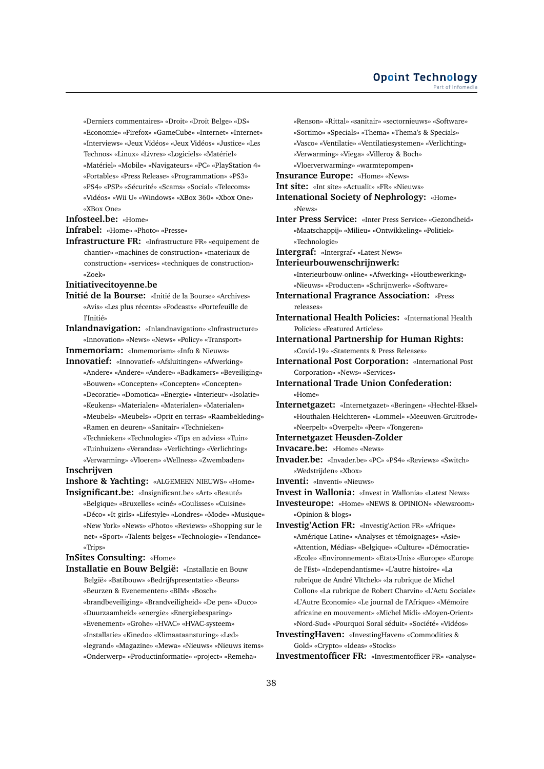«Derniers commentaires» «Droit» «Droit Belge» «DS» «Economie» «Firefox» «GameCube» «Internet» «Internet» «Interviews» «Jeux Vidéos» «Jeux Vidéos» «Justice» «Les Technos» «Linux» «Livres» «Logiciels» «Matériel» «Matériel» «Mobile» «Navigateurs» «PC» «PlayStation 4» «Portables» «Press Release» «Programmation» «PS3» «PS4» «PSP» «Sécurité» «Scams» «Social» «Telecoms» «Vidéos» «Wii U» «Windows» «XBox 360» «Xbox One» «XBox One»

**Infosteel.be:** «Home»

**Infrabel:** «Home» «Photo» «Presse»

**Infrastructure FR:** «Infrastructure FR» «equipement de chantier» «machines de construction» «materiaux de construction» «services» «techniques de construction» «Zoek»

**Initiativecitoyenne.be**

**Initié de la Bourse:** «Initié de la Bourse» «Archives» «Avis» «Les plus récents» «Podcasts» «Portefeuille de l'Initié»

**Inlandnavigation:** «Inlandnavigation» «Infrastructure» «Innovation» «News» «News» «Policy» «Transport»

**Inmemoriam:** «Inmemoriam» «Info & Nieuws»

**Innovatief:** «Innovatief» «Afsluitingen» «Afwerking» «Andere» «Andere» «Andere» «Badkamers» «Beveiliging» «Bouwen» «Concepten» «Concepten» «Concepten» «Decoratie» «Domotica» «Energie» «Interieur» «Isolatie» «Keukens» «Materialen» «Materialen» «Materialen» «Meubels» «Meubels» «Oprit en terras» «Raambekleding» «Ramen en deuren» «Sanitair» «Technieken» «Technieken» «Technologie» «Tips en advies» «Tuin» «Tuinhuizen» «Verandas» «Verlichting» «Verlichting» «Verwarming» «Vloeren» «Wellness» «Zwembaden»

**Inschrijven**

**Inshore & Yachting:** «ALGEMEEN NIEUWS» «Home»

**Insignificant.be:** «Insignificant.be» «Art» «Beauté» «Belgique» «Bruxelles» «ciné» «Coulisses» «Cuisine» «Déco» «It girls» «Lifestyle» «Londres» «Mode» «Musique» «New York» «News» «Photo» «Reviews» «Shopping sur le net» «Sport» «Talents belges» «Technologie» «Tendance» «Trips»

**InSites Consulting:** «Home»

**Installatie en Bouw België:** «Installatie en Bouw België» «Batibouw» «Bedrijfspresentatie» «Beurs» «Beurzen & Evenementen» «BIM» «Bosch» «brandbeveiliging» «Brandveiligheid» «De pen» «Duco» «Duurzaamheid» «energie» «Energiebesparing» «Evenement» «Grohe» «HVAC» «HVAC-systeem» «Installatie» «Kinedo» «Klimaataansturing» «Led» «legrand» «Magazine» «Mewa» «Nieuws» «Nieuws items» «Onderwerp» «Productinformatie» «project» «Remeha» «Renson» «Rittal» «sanitair» «sectornieuws» «Software» «Sortimo» «Specials» «Thema» «Thema's & Specials» «Vasco» «Ventilatie» «Ventilatiesystemen» «Verlichting» «Verwarming» «Viega» «Villeroy & Boch» «Vloerverwarming» «warmtepompen»

**Insurance Europe:** «Home» «News»

**Int site:** «Int site» «Actualit» «FR» «Nieuws»

**Intenational Society of Nephrology:** «Home» «News»

**Inter Press Service:** «Inter Press Service» «Gezondheid» «Maatschappij» «Milieu» «Ontwikkeling» «Politiek» «Technologie»

**Intergraf:** «Intergraf» «Latest News»

**Interieurbouwenschrijnwerk:** «Interieurbouw-online» «Afwerking» «Houtbewerking» «Nieuws» «Producten» «Schrijnwerk» «Software»

**International Fragrance Association:** «Press releases»

**International Health Policies:** «International Health Policies» «Featured Articles»

**International Partnership for Human Rights:** «Covid-19» «Statements & Press Releases»

**International Post Corporation:** «International Post Corporation» «News» «Services»

**International Trade Union Confederation:** «Home»

**Internetgazet:** «Internetgazet» «Beringen» «Hechtel-Eksel» «Houthalen-Helchteren» «Lommel» «Meeuwen-Gruitrode» «Neerpelt» «Overpelt» «Peer» «Tongeren»

**Internetgazet Heusden-Zolder**

**Invacare.be:** «Home» «News»

**Invader.be:** «Invader.be» «PC» «PS4» «Reviews» «Switch» «Wedstrijden» «Xbox»

**Inventi:** «Inventi» «Nieuws»

**Invest in Wallonia:** «Invest in Wallonia» «Latest News»

**Investeurope:** «Home» «NEWS & OPINION» «Newsroom» «Opinion & blogs»

**Investig'Action FR:** «Investig'Action FR» «Afrique» «Amérique Latine» «Analyses et témoignages» «Asie» «Attention, Médias» «Belgique» «Culture» «Démocratie» «Ecole» «Environnement» «Etats-Unis» «Europe» «Europe de l'Est» «Independantisme» «L'autre histoire» «La rubrique de André Vltchek» «la rubrique de Michel Collon» «La rubrique de Robert Charvin» «L'Actu Sociale» «L'Autre Economie» «Le journal de l'Afrique» «Mémoire africaine en mouvement» «Michel Midi» «Moyen-Orient» «Nord-Sud» «Pourquoi Soral séduit» «Société» «Vidéos»

**InvestingHaven:** «InvestingHaven» «Commodities & Gold» «Crypto» «Ideas» «Stocks»

**Investmentofficer FR:** «Investmentofficer FR» «analyse»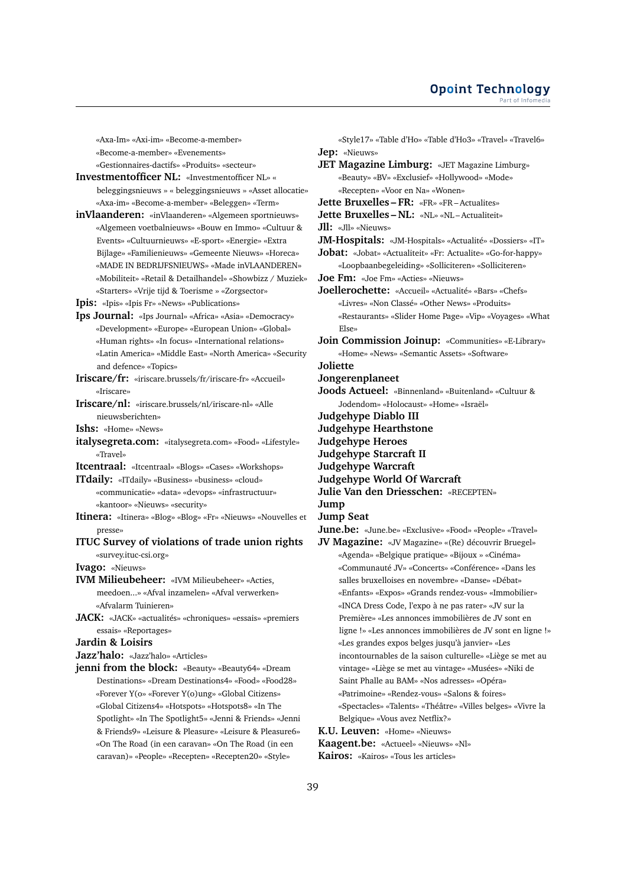«Axa-Im» «Axi-im» «Become-a-member» «Become-a-member» «Evenements» «Gestionnaires-dactifs» «Produits» «secteur»

**Investmentofficer NL:** «Investmentofficer NL» « beleggingsnieuws » « beleggingsnieuws » «Asset allocatie» «Axa-im» «Become-a-member» «Beleggen» «Term»

**inVlaanderen:** «inVlaanderen» «Algemeen sportnieuws» «Algemeen voetbalnieuws» «Bouw en Immo» «Cultuur & Events» «Cultuurnieuws» «E-sport» «Energie» «Extra Bijlage» «Familienieuws» «Gemeente Nieuws» «Horeca» «MADE IN BEDRIJFSNIEUWS» «Made inVLAANDEREN» «Mobiliteit» «Retail & Detailhandel» «Showbizz / Muziek» «Starters» «Vrije tijd & Toerisme » «Zorgsector»

**Ipis:** «Ipis» «Ipis Fr» «News» «Publications»

**Ips Journal:** «Ips Journal» «Africa» «Asia» «Democracy» «Development» «Europe» «European Union» «Global» «Human rights» «In focus» «International relations» «Latin America» «Middle East» «North America» «Security and defence» «Topics»

**Iriscare/fr:** «iriscare.brussels/fr/iriscare-fr» «Accueil» «Iriscare»

**Iriscare/nl:** «iriscare.brussels/nl/iriscare-nl» «Alle nieuwsberichten»

**Ishs:** «Home» «News»

**italysegreta.com:** «italysegreta.com» «Food» «Lifestyle» «Travel»

**Itcentraal:** «Itcentraal» «Blogs» «Cases» «Workshops»

**ITdaily:** «ITdaily» «Business» «business» «cloud» «communicatie» «data» «devops» «infrastructuur» «kantoor» «Nieuws» «security»

**Itinera:** «Itinera» «Blog» «Blog» «Fr» «Nieuws» «Nouvelles et presse»

**ITUC Survey of violations of trade union rights** «survey.ituc-csi.org»

**Ivago:** «Nieuws»

**IVM Milieubeheer:** «IVM Milieubeheer» «Acties, meedoen...» «Afval inzamelen» «Afval verwerken» «Afvalarm Tuinieren»

**JACK:** «JACK» «actualités» «chroniques» «essais» «premiers essais» «Reportages»

**Jardin & Loisirs**

**Jazz'halo:** «Jazz'halo» «Articles»

**jenni from the block:** «Beauty» «Beauty64» «Dream Destinations» «Dream Destinations4» «Food» «Food28» «Forever Y(o» «Forever Y(o)ung» «Global Citizens» «Global Citizens4» «Hotspots» «Hotspots8» «In The Spotlight» «In The Spotlight5» «Jenni & Friends» «Jenni & Friends9» «Leisure & Pleasure» «Leisure & Pleasure6» «On The Road (in een caravan» «On The Road (in een caravan)» «People» «Recepten» «Recepten20» «Style» «Style17» «Table d'Ho» «Table d'Ho3» «Travel» «Travel6»

**Jep:** «Nieuws»

**JET Magazine Limburg:** «JET Magazine Limburg» «Beauty» «BV» «Exclusief» «Hollywood» «Mode» «Recepten» «Voor en Na» «Wonen»

**Jette Bruxelles – FR:** «FR» «FR – Actualites»

**Jette Bruxelles – NL:** «NL» «NL – Actualiteit»

**Jll:** «Jll» «Nieuws»

**JM-Hospitals:** «JM-Hospitals» «Actualité» «Dossiers» «IT»

**Jobat:** «Jobat» «Actualiteit» «Fr: Actualite» «Go-for-happy» «Loopbaanbegeleiding» «Solliciteren» «Solliciteren»

**Joe Fm:** «Joe Fm» «Acties» «Nieuws»

**Joellerochette:** «Accueil» «Actualité» «Bars» «Chefs» «Livres» «Non Classé» «Other News» «Produits» «Restaurants» «Slider Home Page» «Vip» «Voyages» «What Else»

**Join Commission Joinup:** «Communities» «E-Library» «Home» «News» «Semantic Assets» «Software»

**Joliette**

**Jongerenplaneet**

**Joods Actueel:** «Binnenland» «Buitenland» «Cultuur & Jodendom» «Holocaust» «Home» «Israël»

**Judgehype Diablo III**

**Judgehype Hearthstone**

**Judgehype Heroes**

**Judgehype Starcraft II**

**Judgehype Warcraft**

**Judgehype World Of Warcraft**

**Julie Van den Driesschen:** «RECEPTEN»

**Jump**

**Jump Seat**

**June.be:** «June.be» «Exclusive» «Food» «People» «Travel»

**JV Magazine:** «JV Magazine» «(Re) découvrir Bruegel» «Agenda» «Belgique pratique» «Bijoux » «Cinéma» «Communauté JV» «Concerts» «Conférence» «Dans les salles bruxelloises en novembre» «Danse» «Débat» «Enfants» «Expos» «Grands rendez-vous» «Immobilier» «INCA Dress Code, l'expo à ne pas rater» «JV sur la Première» «Les annonces immobilières de JV sont en ligne !» «Les annonces immobilières de JV sont en ligne !» «Les grandes expos belges jusqu'à janvier» «Les incontournables de la saison culturelle» «Liège se met au vintage» «Liège se met au vintage» «Musées» «Niki de Saint Phalle au BAM» «Nos adresses» «Opéra» «Patrimoine» «Rendez-vous» «Salons & foires» «Spectacles» «Talents» «Théâtre» «Villes belges» «Vivre la Belgique» «Vous avez Netflix?»

**K.U. Leuven:** «Home» «Nieuws»

**Kaagent.be:** «Actueel» «Nieuws» «Nl»

**Kairos:** «Kairos» «Tous les articles»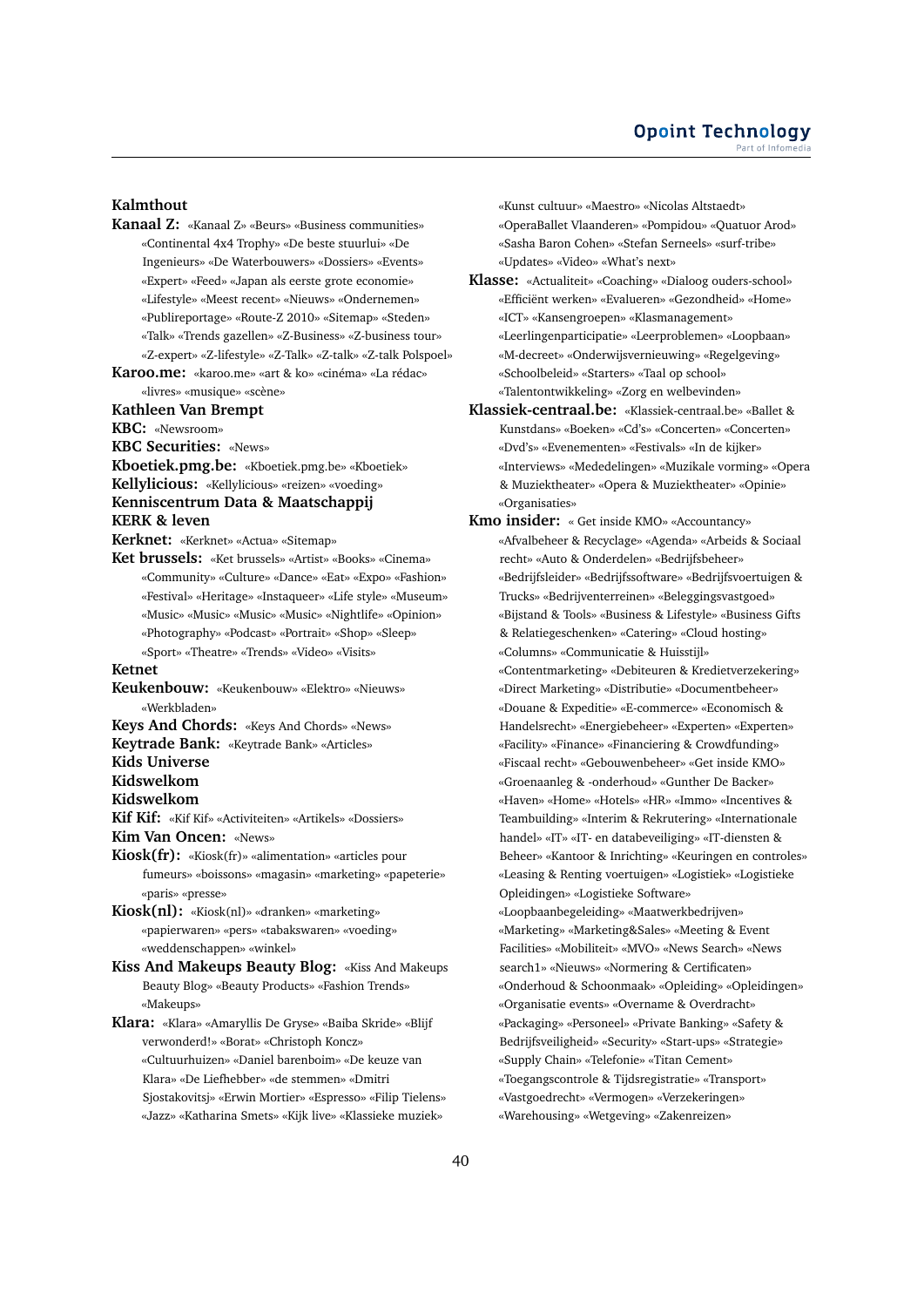**Kalmthout**

**Kanaal Z:** «Kanaal Z» «Beurs» «Business communities» «Continental 4x4 Trophy» «De beste stuurlui» «De Ingenieurs» «De Waterbouwers» «Dossiers» «Events» «Expert» «Feed» «Japan als eerste grote economie» «Lifestyle» «Meest recent» «Nieuws» «Ondernemen» «Publireportage» «Route-Z 2010» «Sitemap» «Steden» «Talk» «Trends gazellen» «Z-Business» «Z-business tour» «Z-expert» «Z-lifestyle» «Z-Talk» «Z-talk» «Z-talk Polspoel»

**Karoo.me:** «karoo.me» «art & ko» «cinéma» «La rédac» «livres» «musique» «scène»

**Kathleen Van Brempt**

**KBC:** «Newsroom»

**KBC Securities:** «News»

**Kboetiek.pmg.be:** «Kboetiek.pmg.be» «Kboetiek»

**Kellylicious:** «Kellylicious» «reizen» «voeding»

**Kenniscentrum Data & Maatschappij**

**KERK & leven**

**Kerknet:** «Kerknet» «Actua» «Sitemap»

**Ket brussels:** «Ket brussels» «Artist» «Books» «Cinema» «Community» «Culture» «Dance» «Eat» «Expo» «Fashion» «Festival» «Heritage» «Instaqueer» «Life style» «Museum» «Music» «Music» «Music» «Nightlife» «Opinion» «Photography» «Podcast» «Portrait» «Shop» «Sleep» «Sport» «Theatre» «Trends» «Video» «Visits»

**Ketnet**

**Keukenbouw:** «Keukenbouw» «Elektro» «Nieuws» «Werkbladen»

**Keys And Chords:** «Keys And Chords» «News»

**Keytrade Bank:** «Keytrade Bank» «Articles»

**Kids Universe**

**Kidswelkom**

**Kidswelkom**

**Kif Kif:** «Kif Kif» «Activiteiten» «Artikels» «Dossiers»

**Kim Van Oncen:** «News»

**Kiosk(fr):** «Kiosk(fr)» «alimentation» «articles pour fumeurs» «boissons» «magasin» «marketing» «papeterie» «paris» «presse»

**Kiosk(nl):** «Kiosk(nl)» «dranken» «marketing» «papierwaren» «pers» «tabakswaren» «voeding» «weddenschappen» «winkel»

**Kiss And Makeups Beauty Blog:** «Kiss And Makeups Beauty Blog» «Beauty Products» «Fashion Trends» «Makeups»

**Klara:** «Klara» «Amaryllis De Gryse» «Baiba Skride» «Blijf verwonderd!» «Borat» «Christoph Koncz» «Cultuurhuizen» «Daniel barenboim» «De keuze van Klara» «De Liefhebber» «de stemmen» «Dmitri Sjostakovitsj» «Erwin Mortier» «Espresso» «Filip Tielens» «Jazz» «Katharina Smets» «Kijk live» «Klassieke muziek» «Kunst cultuur» «Maestro» «Nicolas Altstaedt» «OperaBallet Vlaanderen» «Pompidou» «Quatuor Arod» «Sasha Baron Cohen» «Stefan Serneels» «surf-tribe» «Updates» «Video» «What's next»

**Klasse:** «Actualiteit» «Coaching» «Dialoog ouders-school» «Efficiënt werken» «Evalueren» «Gezondheid» «Home» «ICT» «Kansengroepen» «Klasmanagement» «Leerlingenparticipatie» «Leerproblemen» «Loopbaan» «M-decreet» «Onderwijsvernieuwing» «Regelgeving» «Schoolbeleid» «Starters» «Taal op school» «Talentontwikkeling» «Zorg en welbevinden»

**Klassiek-centraal.be:** «Klassiek-centraal.be» «Ballet & Kunstdans» «Boeken» «Cd's» «Concerten» «Concerten» «Dvd's» «Evenementen» «Festivals» «In de kijker» «Interviews» «Mededelingen» «Muzikale vorming» «Opera & Muziektheater» «Opera & Muziektheater» «Opinie» «Organisaties»

**Kmo insider:** « Get inside KMO» «Accountancy» «Afvalbeheer & Recyclage» «Agenda» «Arbeids & Sociaal recht» «Auto & Onderdelen» «Bedrijfsbeheer» «Bedrijfsleider» «Bedrijfssoftware» «Bedrijfsvoertuigen & Trucks» «Bedrijventerreinen» «Beleggingsvastgoed» «Bijstand & Tools» «Business & Lifestyle» «Business Gifts & Relatiegeschenken» «Catering» «Cloud hosting» «Columns» «Communicatie & Huisstijl» «Contentmarketing» «Debiteuren & Kredietverzekering» «Direct Marketing» «Distributie» «Documentbeheer» «Douane & Expeditie» «E-commerce» «Economisch & Handelsrecht» «Energiebeheer» «Experten» «Experten» «Facility» «Finance» «Financiering & Crowdfunding» «Fiscaal recht» «Gebouwenbeheer» «Get inside KMO» «Groenaanleg & -onderhoud» «Gunther De Backer» «Haven» «Home» «Hotels» «HR» «Immo» «Incentives & Teambuilding» «Interim & Rekrutering» «Internationale handel» «IT» «IT- en databeveiliging» «IT-diensten & Beheer» «Kantoor & Inrichting» «Keuringen en controles» «Leasing & Renting voertuigen» «Logistiek» «Logistieke Opleidingen» «Logistieke Software» «Loopbaanbegeleiding» «Maatwerkbedrijven» «Marketing» «Marketing&Sales» «Meeting & Event Facilities» «Mobiliteit» «MVO» «News Search» «News search1» «Nieuws» «Normering & Certificaten» «Onderhoud & Schoonmaak» «Opleiding» «Opleidingen» «Organisatie events» «Overname & Overdracht» «Packaging» «Personeel» «Private Banking» «Safety & Bedrijfsveiligheid» «Security» «Start-ups» «Strategie» «Supply Chain» «Telefonie» «Titan Cement» «Toegangscontrole & Tijdsregistratie» «Transport» «Vastgoedrecht» «Vermogen» «Verzekeringen» «Warehousing» «Wetgeving» «Zakenreizen»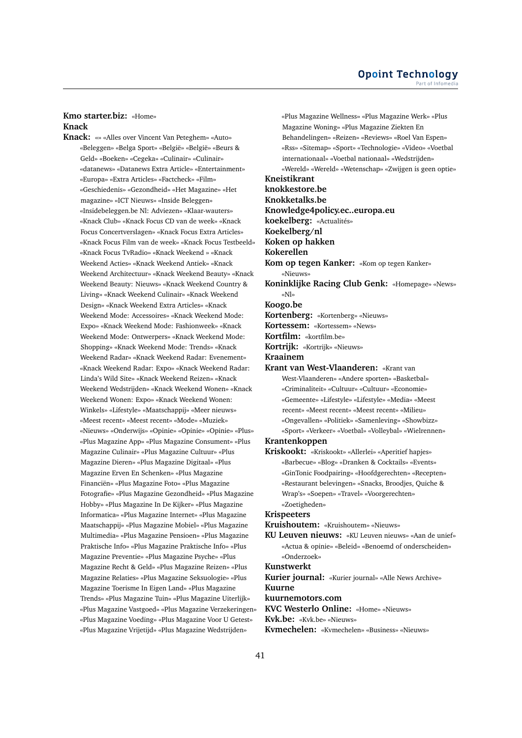**Kmo starter.biz:** «Home»

**Knack**

**Knack:** «» «Alles over Vincent Van Peteghem» «Auto» «Beleggen» «Belga Sport» «België» «België» «Beurs & Geld» «Boeken» «Cegeka» «Culinair» «Culinair» «datanews» «Datanews Extra Article» «Entertainment» «Europa» «Extra Articles» «Factcheck» «Film» «Geschiedenis» «Gezondheid» «Het Magazine» «Het magazine» «ICT Nieuws» «Inside Beleggen» «Insidebeleggen.be Nl: Adviezen» «Klaar-wauters» «Knack Club» «Knack Focus CD van de week» «Knack Focus Concertverslagen» «Knack Focus Extra Articles» «Knack Focus Film van de week» «Knack Focus Testbeeld» «Knack Focus TvRadio» «Knack Weekend » «Knack Weekend Acties» «Knack Weekend Antiek» «Knack Weekend Architectuur» «Knack Weekend Beauty» «Knack Weekend Beauty: Nieuws» «Knack Weekend Country & Living» «Knack Weekend Culinair» «Knack Weekend Design» «Knack Weekend Extra Articles» «Knack Weekend Mode: Accessoires» «Knack Weekend Mode: Expo» «Knack Weekend Mode: Fashionweek» «Knack Weekend Mode: Ontwerpers» «Knack Weekend Mode: Shopping» «Knack Weekend Mode: Trends» «Knack Weekend Radar» «Knack Weekend Radar: Evenement» «Knack Weekend Radar: Expo» «Knack Weekend Radar: Linda's Wild Site» «Knack Weekend Reizen» «Knack Weekend Wedstrijden» «Knack Weekend Wonen» «Knack Weekend Wonen: Expo» «Knack Weekend Wonen: Winkels» «Lifestyle» «Maatschappij» «Meer nieuws» «Meest recent» «Meest recent» «Mode» «Muziek» «Nieuws» «Onderwijs» «Opinie» «Opinie» «Opinie» «Plus» «Plus Magazine App» «Plus Magazine Consument» «Plus Magazine Culinair» «Plus Magazine Cultuur» «Plus Magazine Dieren» «Plus Magazine Digitaal» «Plus Magazine Erven En Schenken» «Plus Magazine Financiën» «Plus Magazine Foto» «Plus Magazine Fotografie» «Plus Magazine Gezondheid» «Plus Magazine Hobby» «Plus Magazine In De Kijker» «Plus Magazine Informatica» «Plus Magazine Internet» «Plus Magazine Maatschappij» «Plus Magazine Mobiel» «Plus Magazine Multimedia» «Plus Magazine Pensioen» «Plus Magazine Praktische Info» «Plus Magazine Praktische Info» «Plus Magazine Preventie» «Plus Magazine Psyche» «Plus Magazine Recht & Geld» «Plus Magazine Reizen» «Plus Magazine Relaties» «Plus Magazine Seksuologie» «Plus Magazine Toerisme In Eigen Land» «Plus Magazine Trends» «Plus Magazine Tuin» «Plus Magazine Uiterlijk» «Plus Magazine Vastgoed» «Plus Magazine Verzekeringen» «Plus Magazine Voeding» «Plus Magazine Voor U Getest» «Plus Magazine Vrijetijd» «Plus Magazine Wedstrijden» «Plus Magazine Wellness» «Plus Magazine Werk» «Plus Magazine Woning» «Plus Magazine Ziekten En Behandelingen» «Reizen» «Reviews» «Roel Van Espen» «Rss» «Sitemap» «Sport» «Technologie» «Video» «Voetbal internationaal» «Voetbal nationaal» «Wedstrijden» «Wereld» «Wereld» «Wetenschap» «Zwijgen is geen optie»

**Kneistikrant**

**knokkestore.be**

**Knokketalks.be**

**Knowledge4policy.ec..europa.eu**

**koekelberg:** «Actualités»

**Koekelberg/nl**

**Koken op hakken**

**Kokerellen**

**Kom op tegen Kanker:** «Kom op tegen Kanker» «Nieuws»

**Koninklijke Racing Club Genk:** «Homepage» «News» «Nl»

**Koogo.be**

**Kortenberg:** «Kortenberg» «Nieuws»

**Kortessem:** «Kortessem» «News»

**Kortfilm:** «kortfilm.be»

**Kortrijk:** «Kortrijk» «Nieuws»

**Kraainem**

**Krant van West-Vlaanderen:** «Krant van West-Vlaanderen» «Andere sporten» «Basketbal» «Criminaliteit» «Cultuur» «Cultuur» «Economie» «Gemeente» «Lifestyle» «Lifestyle» «Media» «Meest recent» «Meest recent» «Meest recent» «Milieu» «Ongevallen» «Politiek» «Samenleving» «Showbizz» «Sport» «Verkeer» «Voetbal» «Volleybal» «Wielrennen»

**Krantenkoppen**

**Kriskookt:** «Kriskookt» «Allerlei» «Aperitief hapjes» «Barbecue» «Blog» «Dranken & Cocktails» «Events» «GinTonic Foodpairing» «Hoofdgerechten» «Recepten» «Restaurant belevingen» «Snacks, Broodjes, Quiche & Wrap's» «Soepen» «Travel» «Voorgerechten» «Zoetigheden»

**Krispeeters**

**Kruishoutem:** «Kruishoutem» «Nieuws»

**KU Leuven nieuws:** «KU Leuven nieuws» «Aan de unief» «Actua & opinie» «Beleid» «Benoemd of onderscheiden» «Onderzoek»

**Kunstwerkt**

**Kurier journal:** «Kurier journal» «Alle News Archive»

**Kuurne**

**kuurnemotors.com**

**KVC Westerlo Online:** «Home» «Nieuws»

**Kvk.be:** «Kvk.be» «Nieuws»

**Kvmechelen:** «Kvmechelen» «Business» «Nieuws»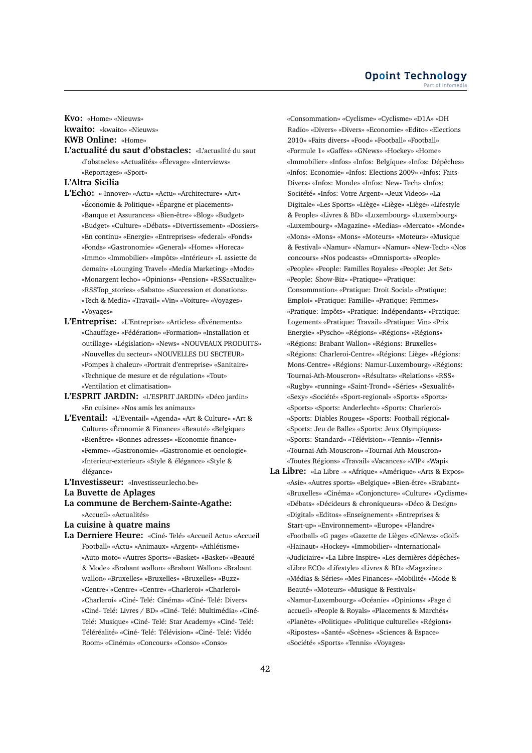**Kvo:** «Home» «Nieuws»

**kwaito:** «kwaito» «Nieuws»

**KWB Online:** «Home»

**L'actualité du saut d'obstacles:** «L'actualité du saut d'obstacles» «Actualités» «Élevage» «Interviews» «Reportages» «Sport»

**L'Altra Sicilia**

**L'Echo:** « Innover» «Actu» «Actu» «Architecture» «Art» «Économie & Politique» «Épargne et placements» «Banque et Assurances» «Bien-être» «Blog» «Budget» «Budget» «Culture» «Débats» «Divertissement» «Dossiers» «En continu» «Energie» «Entreprises» «federal» «Fonds» «Fonds» «Gastronomie» «General» «Home» «Horeca» «Immo» «Immobilier» «Impôts» «Intérieur» «L assiette de demain» «Lounging Travel» «Media Marketing» «Mode» «Monargent lecho» «Opinions» «Pension» «RSSactualite» «RSSTop_stories» «Sabato» «Succession et donations» «Tech & Media» «Travail» «Vin» «Voiture» «Voyages» «Voyages»

**L'Entreprise:** «L'Entreprise» «Articles» «Événements» «Chauffage» «Fédération» «Formation» «Installation et outillage» «Législation» «News» «NOUVEAUX PRODUITS» «Nouvelles du secteur» «NOUVELLES DU SECTEUR» «Pompes à chaleur» «Portrait d'entreprise» «Sanitaire» «Technique de mesure et de régulation» «Tout» «Ventilation et climatisation»

**L'ESPRIT JARDIN:** «L'ESPRIT JARDIN» «Déco jardin» «En cuisine» «Nos amis les animaux»

**L'Eventail:** «L'Eventail» «Agenda» «Art & Culture» «Art & Culture» «Économie & Finance» «Beauté» «Belgique» «Bienêtre» «Bonnes-adresses» «Economie-finance» «Femme» «Gastronomie» «Gastronomie-et-oenologie» «Interieur-exterieur» «Style & élégance» «Style & élégance»

**L'Investisseur:** «Investisseur.lecho.be»

**La Buvette de Aplages**

**La commune de Berchem-Sainte-Agathe:** «Accueil» «Actualités»

**La cuisine à quatre mains**

**La Derniere Heure:** «Ciné- Telé» «Accueil Actu» «Accueil Football» «Actu» «Animaux» «Argent» «Athlétisme» «Auto-moto» «Autres Sports» «Basket» «Basket» «Beauté & Mode» «Brabant wallon» «Brabant Wallon» «Brabant wallon» «Bruxelles» «Bruxelles» «Bruxelles» «Buzz» «Centre» «Centre» «Centre» «Charleroi» «Charleroi» «Charleroi» «Ciné- Telé: Cinéma» «Ciné- Telé: Divers» «Ciné- Telé: Livres / BD» «Ciné- Telé: Multimédia» «Ciné- Telé: Musique» «Ciné- Telé: Star Academy» «Ciné- Telé: Téléréalité» «Ciné- Telé: Télévision» «Ciné- Telé: Vidéo Room» «Cinéma» «Concours» «Conso» «Conso» «Consommation» «Cyclisme» «Cyclisme» «D1A» «DH Radio» «Divers» «Divers» «Economie» «Edito» «Elections 2010» «Faits divers» «Food» «Football» «Football» «Formule 1» «Gaffes» «GNews» «Hockey» «Home» «Immobilier» «Infos» «Infos: Belgique» «Infos: Dépêches» «Infos: Economie» «Infos: Elections 2009» «Infos: Faits-Divers» «Infos: Monde» «Infos: New- Tech» «Infos: Socitété» «Infos: Votre Argent» «Jeux Videos» «La Digitale» «Les Sports» «Liège» «Liège» «Liège» «Lifestyle & People» «Livres & BD» «Luxembourg» «Luxembourg» «Luxembourg» «Magazine» «Medias» «Mercato» «Monde» «Mons» «Mons» «Mons» «Moteurs» «Moteurs» «Musique & Festival» «Namur» «Namur» «Namur» «New-Tech» «Nos concours» «Nos podcasts» «Omnisports» «People» «People» «People: Familles Royales» «People: Jet Set» «People: Show-Biz» «Pratique» «Pratique: Consommation» «Pratique: Droit Social» «Pratique: Emploi» «Pratique: Famille» «Pratique: Femmes» «Pratique: Impôts» «Pratique: Indépendants» «Pratique: Logement» «Pratique: Travail» «Pratique: Vin» «Prix Energie» «Pyscho» «Régions» «Régions» «Régions» «Régions: Brabant Wallon» «Régions: Bruxelles» «Régions: Charleroi-Centre» «Régions: Liège» «Régions: Mons-Centre» «Régions: Namur-Luxembourg» «Régions: Tournai-Ath-Mouscron» «Résultats» «Relations» «RSS» «Rugby» «running» «Saint-Trond» «Séries» «Sexualité» «Sexy» «Société» «Sport-regional» «Sports» «Sports» «Sports» «Sports: Anderlecht» «Sports: Charleroi» «Sports: Diables Rouges» «Sports: Football régional» «Sports: Jeu de Balle» «Sports: Jeux Olympiques» «Sports: Standard» «Télévision» «Tennis» «Tennis» «Tournai-Ath-Mouscron» «Tournai-Ath-Mouscron» «Toutes Régions» «Travail» «Vacances» «VIP» «Wapi»

**La Libre:** «La Libre -» «Afrique» «Amérique» «Arts & Expos» «Asie» «Autres sports» «Belgique» «Bien-être» «Brabant» «Bruxelles» «Cinéma» «Conjoncture» «Culture» «Cyclisme» «Débats» «Décideurs & chroniqueurs» «Déco & Design» «Digital» «Editos» «Enseignement» «Entreprises & Start-up» «Environnement» «Europe» «Flandre» «Football» «G page» «Gazette de Liège» «GNews» «Golf» «Hainaut» «Hockey» «Immobilier» «International» «Judiciaire» «La Libre Inspire» «Les dernières dépêches» «Libre ECO» «Lifestyle» «Livres & BD» «Magazine» «Médias & Séries» «Mes Finances» «Mobilité» «Mode & Beauté» «Moteurs» «Musique & Festivals» «Namur-Luxembourg» «Océanie» «Opinions» «Page d accueil» «People & Royals» «Placements & Marchés» «Planète» «Politique» «Politique culturelle» «Régions» «Ripostes» «Santé» «Scènes» «Sciences & Espace» «Société» «Sports» «Tennis» «Voyages»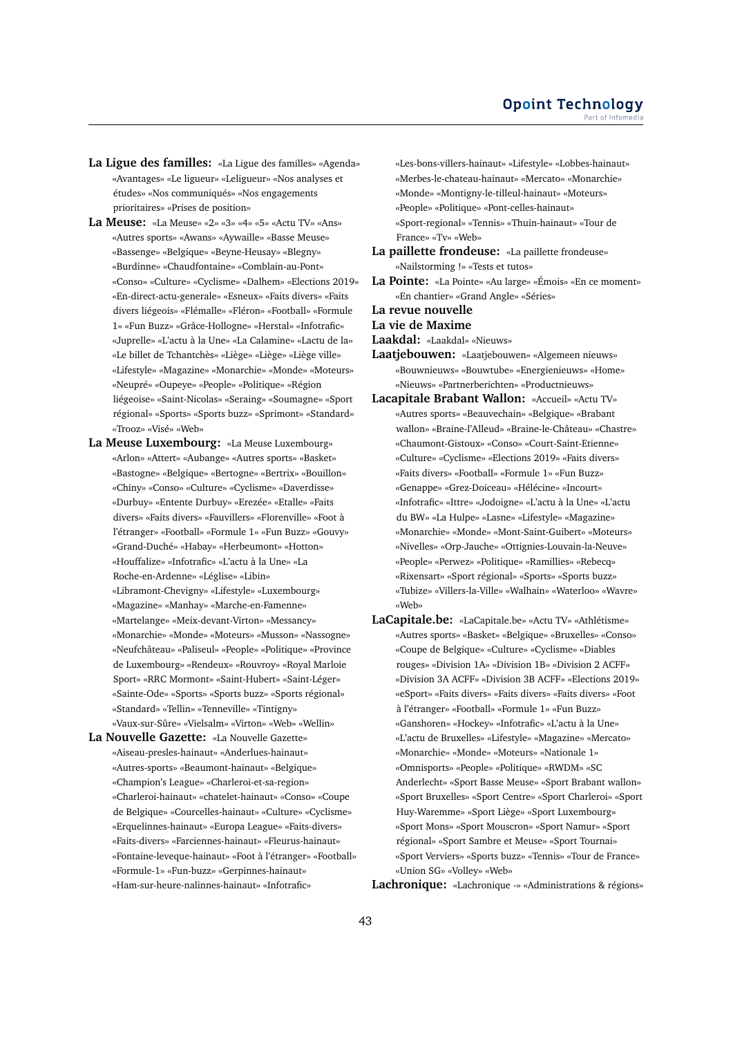**La Ligue des familles:** «La Ligue des familles» «Agenda» «Avantages» «Le ligueur» «Leligueur» «Nos analyses et études» «Nos communiqués» «Nos engagements prioritaires» «Prises de position»

**La Meuse:** «La Meuse» «2» «3» «4» «5» «Actu TV» «Ans» «Autres sports» «Awans» «Aywaille» «Basse Meuse» «Bassenge» «Belgique» «Beyne-Heusay» «Blegny» «Burdinne» «Chaudfontaine» «Comblain-au-Pont» «Conso» «Culture» «Cyclisme» «Dalhem» «Elections 2019» «En-direct-actu-generale» «Esneux» «Faits divers» «Faits divers liégeois» «Flémalle» «Fléron» «Football» «Formule 1» «Fun Buzz» «Grâce-Hollogne» «Herstal» «Infotrafic» «Juprelle» «L'actu à la Une» «La Calamine» «Lactu de la» «Le billet de Tchantchès» «Liège» «Liège» «Liège ville» «Lifestyle» «Magazine» «Monarchie» «Monde» «Moteurs» «Neupré» «Oupeye» «People» «Politique» «Région liégeoise» «Saint-Nicolas» «Seraing» «Soumagne» «Sport régional» «Sports» «Sports buzz» «Sprimont» «Standard» «Trooz» «Visé» «Web»

**La Meuse Luxembourg:** «La Meuse Luxembourg» «Arlon» «Attert» «Aubange» «Autres sports» «Basket» «Bastogne» «Belgique» «Bertogne» «Bertrix» «Bouillon» «Chiny» «Conso» «Culture» «Cyclisme» «Daverdisse» «Durbuy» «Entente Durbuy» «Erezée» «Etalle» «Faits divers» «Faits divers» «Fauvillers» «Florenville» «Foot à l'étranger» «Football» «Formule 1» «Fun Buzz» «Gouvy» «Grand-Duché» «Habay» «Herbeumont» «Hotton» «Houffalize» «Infotrafic» «L'actu à la Une» «La Roche-en-Ardenne» «Léglise» «Libin» «Libramont-Chevigny» «Lifestyle» «Luxembourg» «Magazine» «Manhay» «Marche-en-Famenne» «Martelange» «Meix-devant-Virton» «Messancy» «Monarchie» «Monde» «Moteurs» «Musson» «Nassogne» «Neufchâteau» «Paliseul» «People» «Politique» «Province de Luxembourg» «Rendeux» «Rouvroy» «Royal Marloie Sport» «RRC Mormont» «Saint-Hubert» «Saint-Léger» «Sainte-Ode» «Sports» «Sports buzz» «Sports régional» «Standard» «Tellin» «Tenneville» «Tintigny» «Vaux-sur-Sûre» «Vielsalm» «Virton» «Web» «Wellin»

**La Nouvelle Gazette:** «La Nouvelle Gazette» «Aiseau-presles-hainaut» «Anderlues-hainaut» «Autres-sports» «Beaumont-hainaut» «Belgique» «Champion's League» «Charleroi-et-sa-region» «Charleroi-hainaut» «chatelet-hainaut» «Conso» «Coupe de Belgique» «Courcelles-hainaut» «Culture» «Cyclisme» «Erquelinnes-hainaut» «Europa League» «Faits-divers» «Faits-divers» «Farciennes-hainaut» «Fleurus-hainaut» «Fontaine-leveque-hainaut» «Foot à l'étranger» «Football» «Formule-1» «Fun-buzz» «Gerpinnes-hainaut» «Ham-sur-heure-nalinnes-hainaut» «Infotrafic» «Les-bons-villers-hainaut» «Lifestyle» «Lobbes-hainaut» «Merbes-le-chateau-hainaut» «Mercato» «Monarchie» «Monde» «Montigny-le-tilleul-hainaut» «Moteurs» «People» «Politique» «Pont-celles-hainaut» «Sport-regional» «Tennis» «Thuin-hainaut» «Tour de France» «Tv» «Web»

**La paillette frondeuse:** «La paillette frondeuse» «Nailstorming !» «Tests et tutos»

**La Pointe:** «La Pointe» «Au large» «Émois» «En ce moment» «En chantier» «Grand Angle» «Séries»

**La revue nouvelle**

**La vie de Maxime**

**Laakdal:** «Laakdal» «Nieuws»

**Laatjebouwen:** «Laatjebouwen» «Algemeen nieuws» «Bouwnieuws» «Bouwtube» «Energienieuws» «Home» «Nieuws» «Partnerberichten» «Productnieuws»

**Lacapitale Brabant Wallon:** «Accueil» «Actu TV» «Autres sports» «Beauvechain» «Belgique» «Brabant wallon» «Braine-l'Alleud» «Braine-le-Château» «Chastre» «Chaumont-Gistoux» «Conso» «Court-Saint-Etienne» «Culture» «Cyclisme» «Elections 2019» «Faits divers» «Faits divers» «Football» «Formule 1» «Fun Buzz» «Genappe» «Grez-Doiceau» «Hélécine» «Incourt» «Infotrafic» «Ittre» «Jodoigne» «L'actu à la Une» «L'actu du BW» «La Hulpe» «Lasne» «Lifestyle» «Magazine» «Monarchie» «Monde» «Mont-Saint-Guibert» «Moteurs» «Nivelles» «Orp-Jauche» «Ottignies-Louvain-la-Neuve» «People» «Perwez» «Politique» «Ramillies» «Rebecq» «Rixensart» «Sport régional» «Sports» «Sports buzz» «Tubize» «Villers-la-Ville» «Walhain» «Waterloo» «Wavre» «Web»

**LaCapitale.be:** «LaCapitale.be» «Actu TV» «Athlétisme» «Autres sports» «Basket» «Belgique» «Bruxelles» «Conso» «Coupe de Belgique» «Culture» «Cyclisme» «Diables rouges» «Division 1A» «Division 1B» «Division 2 ACFF» «Division 3A ACFF» «Division 3B ACFF» «Elections 2019» «eSport» «Faits divers» «Faits divers» «Faits divers» «Foot à l'étranger» «Football» «Formule 1» «Fun Buzz» «Ganshoren» «Hockey» «Infotrafic» «L'actu à la Une» «L'actu de Bruxelles» «Lifestyle» «Magazine» «Mercato» «Monarchie» «Monde» «Moteurs» «Nationale 1» «Omnisports» «People» «Politique» «RWDM» «SC Anderlecht» «Sport Basse Meuse» «Sport Brabant wallon» «Sport Bruxelles» «Sport Centre» «Sport Charleroi» «Sport Huy-Waremme» «Sport Liège» «Sport Luxembourg» «Sport Mons» «Sport Mouscron» «Sport Namur» «Sport régional» «Sport Sambre et Meuse» «Sport Tournai» «Sport Verviers» «Sports buzz» «Tennis» «Tour de France» «Union SG» «Volley» «Web»

**Lachronique:** «Lachronique -» «Administrations & régions»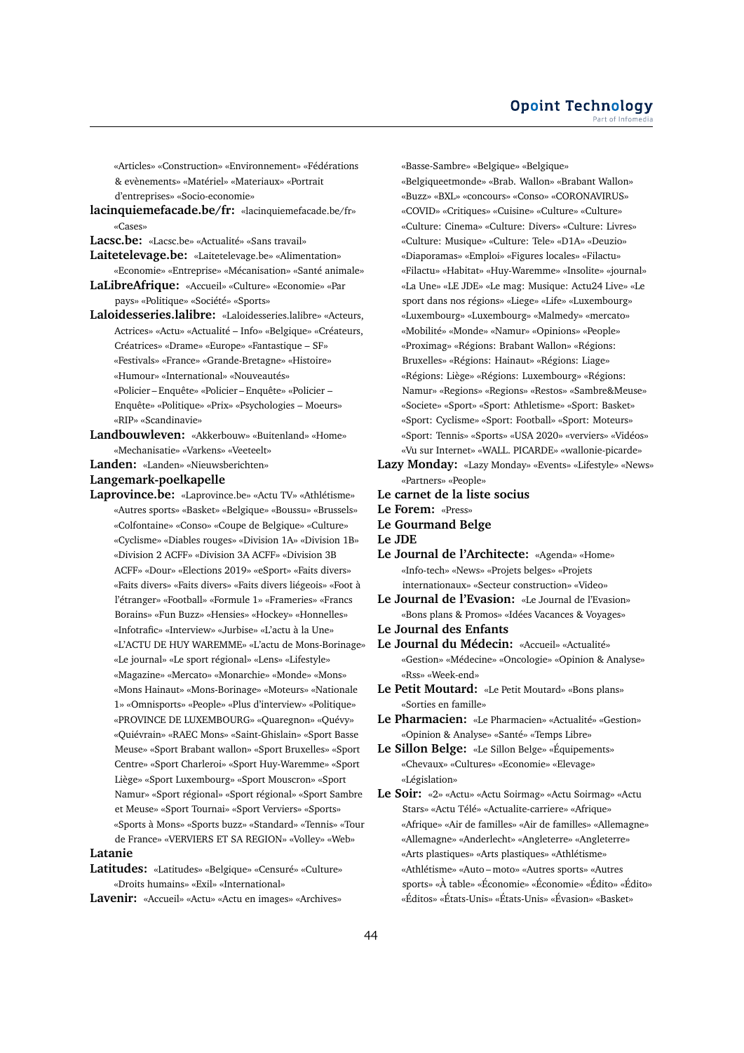«Articles» «Construction» «Environnement» «Fédérations & evènements» «Matériel» «Materiaux» «Portrait d'entreprises» «Socio-economie»

**lacinquiemefacade.be/fr:** «lacinquiemefacade.be/fr» «Cases»

**Lacsc.be:** «Lacsc.be» «Actualité» «Sans travail»

**Laitetelevage.be:** «Laitetelevage.be» «Alimentation» «Economie» «Entreprise» «Mécanisation» «Santé animale»

**LaLibreAfrique:** «Accueil» «Culture» «Economie» «Par pays» «Politique» «Société» «Sports»

**Laloidesseries.lalibre:** «Laloidesseries.lalibre» «Acteurs, Actrices» «Actu» «Actualité – Info» «Belgique» «Créateurs, Créatrices» «Drame» «Europe» «Fantastique – SF» «Festivals» «France» «Grande-Bretagne» «Histoire» «Humour» «International» «Nouveautés» «Policier – Enquête» «Policier – Enquête» «Policier – Enquête» «Politique» «Prix» «Psychologies – Moeurs» «RIP» «Scandinavie»

**Landbouwleven:** «Akkerbouw» «Buitenland» «Home» «Mechanisatie» «Varkens» «Veeteelt»

**Landen:** «Landen» «Nieuwsberichten»

**Langemark-poelkapelle**

**Laprovince.be:** «Laprovince.be» «Actu TV» «Athlétisme» «Autres sports» «Basket» «Belgique» «Boussu» «Brussels» «Colfontaine» «Conso» «Coupe de Belgique» «Culture» «Cyclisme» «Diables rouges» «Division 1A» «Division 1B» «Division 2 ACFF» «Division 3A ACFF» «Division 3B ACFF» «Dour» «Elections 2019» «eSport» «Faits divers» «Faits divers» «Faits divers» «Faits divers liégeois» «Foot à l'étranger» «Football» «Formule 1» «Frameries» «Francs Borains» «Fun Buzz» «Hensies» «Hockey» «Honnelles» «Infotrafic» «Interview» «Jurbise» «L'actu à la Une» «L'ACTU DE HUY WAREMME» «L'actu de Mons-Borinage» «Le journal» «Le sport régional» «Lens» «Lifestyle» «Magazine» «Mercato» «Monarchie» «Monde» «Mons» «Mons Hainaut» «Mons-Borinage» «Moteurs» «Nationale 1» «Omnisports» «People» «Plus d'interview» «Politique» «PROVINCE DE LUXEMBOURG» «Quaregnon» «Quévy» «Quiévrain» «RAEC Mons» «Saint-Ghislain» «Sport Basse Meuse» «Sport Brabant wallon» «Sport Bruxelles» «Sport Centre» «Sport Charleroi» «Sport Huy-Waremme» «Sport Liège» «Sport Luxembourg» «Sport Mouscron» «Sport Namur» «Sport régional» «Sport régional» «Sport Sambre et Meuse» «Sport Tournai» «Sport Verviers» «Sports» «Sports à Mons» «Sports buzz» «Standard» «Tennis» «Tour de France» «VERVIERS ET SA REGION» «Volley» «Web»

**Latanie**

**Latitudes:** «Latitudes» «Belgique» «Censuré» «Culture» «Droits humains» «Exil» «International»

**Lavenir:** «Accueil» «Actu» «Actu en images» «Archives» «Basse-Sambre» «Belgique» «Belgique» «Belgiqueetmonde» «Brab. Wallon» «Brabant Wallon» «Buzz» «BXL» «concours» «Conso» «CORONAVIRUS» «COVID» «Critiques» «Cuisine» «Culture» «Culture» «Culture: Cinema» «Culture: Divers» «Culture: Livres» «Culture: Musique» «Culture: Tele» «D1A» «Deuzio» «Diaporamas» «Emploi» «Figures locales» «Filactu» «Filactu» «Habitat» «Huy-Waremme» «Insolite» «journal» «La Une» «LE JDE» «Le mag: Musique: Actu24 Live» «Le sport dans nos régions» «Liege» «Life» «Luxembourg» «Luxembourg» «Luxembourg» «Malmedy» «mercato» «Mobilité» «Monde» «Namur» «Opinions» «People» «Proximag» «Régions: Brabant Wallon» «Régions: Bruxelles» «Régions: Hainaut» «Régions: Liage» «Régions: Liège» «Régions: Luxembourg» «Régions: Namur» «Regions» «Regions» «Restos» «Sambre&Meuse» «Societe» «Sport» «Sport: Athletisme» «Sport: Basket» «Sport: Cyclisme» «Sport: Football» «Sport: Moteurs» «Sport: Tennis» «Sports» «USA 2020» «verviers» «Vidéos» «Vu sur Internet» «WALL. PICARDE» «wallonie-picarde»

**Lazy Monday:** «Lazy Monday» «Events» «Lifestyle» «News» «Partners» «People»

**Le carnet de la liste socius**

**Le Forem:** «Press»

**Le Gourmand Belge**

**Le JDE**

**Le Journal de l'Architecte:** «Agenda» «Home» «Info-tech» «News» «Projets belges» «Projets internationaux» «Secteur construction» «Video»

**Le Journal de l'Evasion:** «Le Journal de l'Evasion» «Bons plans & Promos» «Idées Vacances & Voyages»

**Le Journal des Enfants**

**Le Journal du Médecin:** «Accueil» «Actualité» «Gestion» «Médecine» «Oncologie» «Opinion & Analyse» «Rss» «Week-end»

**Le Petit Moutard:** «Le Petit Moutard» «Bons plans» «Sorties en famille»

**Le Pharmacien:** «Le Pharmacien» «Actualité» «Gestion» «Opinion & Analyse» «Santé» «Temps Libre»

**Le Sillon Belge:** «Le Sillon Belge» «Équipements» «Chevaux» «Cultures» «Economie» «Elevage» «Législation»

**Le Soir:** «2» «Actu» «Actu Soirmag» «Actu Soirmag» «Actu Stars» «Actu Télé» «Actualite-carriere» «Afrique» «Afrique» «Air de familles» «Air de familles» «Allemagne» «Allemagne» «Anderlecht» «Angleterre» «Angleterre» «Arts plastiques» «Arts plastiques» «Athlétisme» «Athlétisme» «Auto – moto» «Autres sports» «Autres sports» «À table» «Économie» «Économie» «Édito» «Édito» «Éditos» «États-Unis» «États-Unis» «Évasion» «Basket»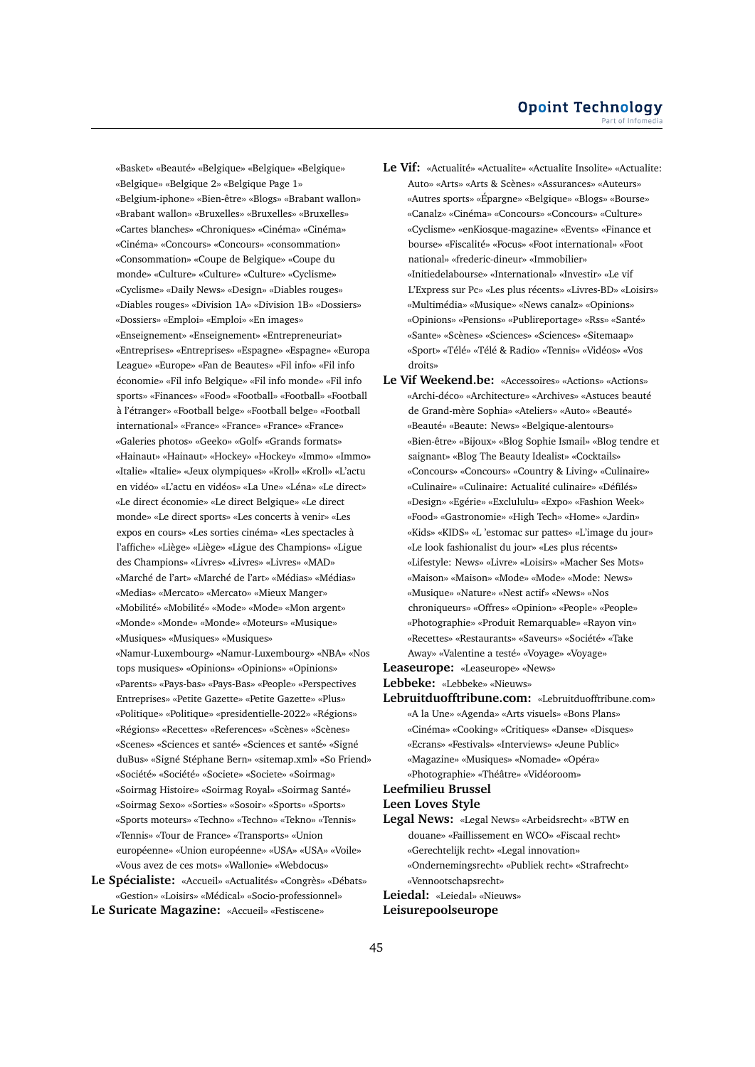«Basket» «Beauté» «Belgique» «Belgique» «Belgique» «Belgique» «Belgique 2» «Belgique Page 1» «Belgium-iphone» «Bien-être» «Blogs» «Brabant wallon» «Brabant wallon» «Bruxelles» «Bruxelles» «Bruxelles» «Cartes blanches» «Chroniques» «Cinéma» «Cinéma» «Cinéma» «Concours» «Concours» «consommation» «Consommation» «Coupe de Belgique» «Coupe du monde» «Culture» «Culture» «Culture» «Cyclisme» «Cyclisme» «Daily News» «Design» «Diables rouges» «Diables rouges» «Division 1A» «Division 1B» «Dossiers» «Dossiers» «Emploi» «Emploi» «En images» «Enseignement» «Enseignement» «Entrepreneuriat» «Entreprises» «Entreprises» «Espagne» «Espagne» «Europa League» «Europe» «Fan de Beautes» «Fil info» «Fil info économie» «Fil info Belgique» «Fil info monde» «Fil info sports» «Finances» «Food» «Football» «Football» «Football à l'étranger» «Football belge» «Football belge» «Football international» «France» «France» «France» «France» «Galeries photos» «Geeko» «Golf» «Grands formats» «Hainaut» «Hainaut» «Hockey» «Hockey» «Immo» «Immo» «Italie» «Italie» «Jeux olympiques» «Kroll» «Kroll» «L'actu en vidéo» «L'actu en vidéos» «La Une» «Léna» «Le direct» «Le direct économie» «Le direct Belgique» «Le direct monde» «Le direct sports» «Les concerts à venir» «Les expos en cours» «Les sorties cinéma» «Les spectacles à l'affiche» «Liège» «Liège» «Ligue des Champions» «Ligue des Champions» «Livres» «Livres» «Livres» «MAD» «Marché de l'art» «Marché de l'art» «Médias» «Médias» «Medias» «Mercato» «Mercato» «Mieux Manger» «Mobilité» «Mobilité» «Mode» «Mode» «Mon argent» «Monde» «Monde» «Monde» «Moteurs» «Musique» «Musiques» «Musiques» «Musiques» «Namur-Luxembourg» «Namur-Luxembourg» «NBA» «Nos tops musiques» «Opinions» «Opinions» «Opinions» «Parents» «Pays-bas» «Pays-Bas» «People» «Perspectives Entreprises» «Petite Gazette» «Petite Gazette» «Plus» «Politique» «Politique» «presidentielle-2022» «Régions» «Régions» «Recettes» «References» «Scènes» «Scènes» «Scenes» «Sciences et santé» «Sciences et santé» «Signé duBus» «Signé Stéphane Bern» «sitemap.xml» «So Friend» «Société» «Société» «Societe» «Societe» «Soirmag» «Soirmag Histoire» «Soirmag Royal» «Soirmag Santé» «Soirmag Sexo» «Sorties» «Sosoir» «Sports» «Sports» «Sports moteurs» «Techno» «Techno» «Tekno» «Tennis» «Tennis» «Tour de France» «Transports» «Union européenne» «Union européenne» «USA» «USA» «Voile» «Vous avez de ces mots» «Wallonie» «Webdocus»

**Le Spécialiste:** «Accueil» «Actualités» «Congrès» «Débats» «Gestion» «Loisirs» «Médical» «Socio-professionnel»

**Le Suricate Magazine:** «Accueil» «Festiscene»

**Le Vif:** «Actualité» «Actualite» «Actualite Insolite» «Actualite: Auto» «Arts» «Arts & Scènes» «Assurances» «Auteurs» «Autres sports» «Épargne» «Belgique» «Blogs» «Bourse» «Canalz» «Cinéma» «Concours» «Concours» «Culture» «Cyclisme» «enKiosque-magazine» «Events» «Finance et bourse» «Fiscalité» «Focus» «Foot international» «Foot national» «frederic-dineur» «Immobilier» «Initiedelabourse» «International» «Investir» «Le vif L'Express sur Pc» «Les plus récents» «Livres-BD» «Loisirs» «Multimédia» «Musique» «News canalz» «Opinions» «Opinions» «Pensions» «Publireportage» «Rss» «Santé» «Sante» «Scènes» «Sciences» «Sciences» «Sitemaap» «Sport» «Télé» «Télé & Radio» «Tennis» «Vidéos» «Vos droits»

**Le Vif Weekend.be:** «Accessoires» «Actions» «Actions» «Archi-déco» «Architecture» «Archives» «Astuces beauté de Grand-mère Sophia» «Ateliers» «Auto» «Beauté» «Beauté» «Beaute: News» «Belgique-alentours» «Bien-être» «Bijoux» «Blog Sophie Ismail» «Blog tendre et saignant» «Blog The Beauty Idealist» «Cocktails» «Concours» «Concours» «Country & Living» «Culinaire» «Culinaire» «Culinaire: Actualité culinaire» «Défilés» «Design» «Égérie» «Exclululu» «Expo» «Fashion Week» «Food» «Gastronomie» «High Tech» «Home» «Jardin» «Kids» «KIDS» «L 'estomac sur pattes» «L'image du jour» «Le look fashionalist du jour» «Les plus récents» «Lifestyle: News» «Livre» «Loisirs» «Macher Ses Mots» «Maison» «Maison» «Mode» «Mode» «Mode: News» «Musique» «Nature» «Nest actif» «News» «Nos chroniqueurs» «Offres» «Opinion» «People» «People» «Photographie» «Produit Remarquable» «Rayon vin» «Recettes» «Restaurants» «Saveurs» «Société» «Take Away» «Valentine a testé» «Voyage» «Voyage»

**Leaseurope:** «Leaseurope» «News»

**Lebbeke:** «Lebbeke» «Nieuws»

**Lebruitduofftribune.com:** «Lebruitduofftribune.com» «A la Une» «Agenda» «Arts visuels» «Bons Plans» «Cinéma» «Cooking» «Critiques» «Danse» «Disques» «Ecrans» «Festivals» «Interviews» «Jeune Public» «Magazine» «Musiques» «Nomade» «Opéra» «Photographie» «Théâtre» «Vidéoroom»

**Leefmilieu Brussel**

**Leen Loves Style**

**Legal News:** «Legal News» «Arbeidsrecht» «BTW en douane» «Faillissement en WCO» «Fiscaal recht» «Gerechtelijk recht» «Legal innovation» «Ondernemingsrecht» «Publiek recht» «Strafrecht» «Vennootschapsrecht»

**Leiedal:** «Leiedal» «Nieuws»

**Leisurepoolseurope**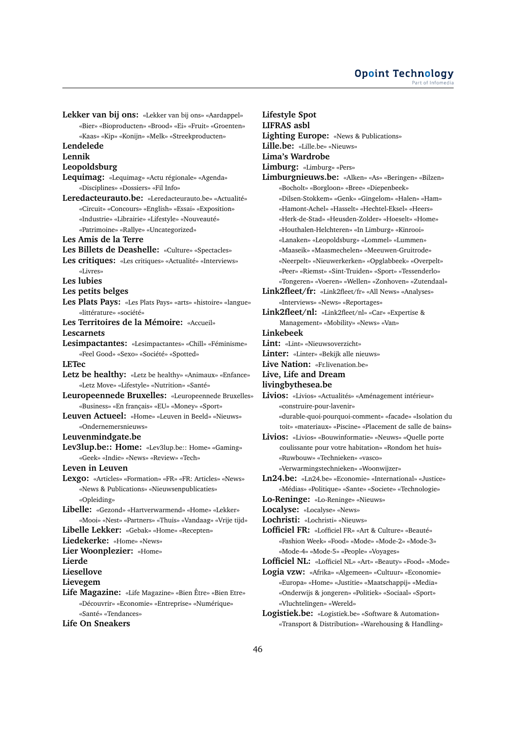**Lekker van bij ons:** «Lekker van bij ons» «Aardappel» «Bier» «Bioproducten» «Brood» «Ei» «Fruit» «Groenten» «Kaas» «Kip» «Konijn» «Melk» «Streekproducten»

**Lendelede**

**Lennik**

**Leopoldsburg**

**Lequimag:** «Lequimag» «Actu régionale» «Agenda» «Disciplines» «Dossiers» «Fil Info»

**Leredacteurauto.be:** «Leredacteurauto.be» «Actualité» «Circuit» «Concours» «English» «Essai» «Exposition» «Industrie» «Librairie» «Lifestyle» «Nouveauté» «Patrimoine» «Rallye» «Uncategorized»

**Les Amis de la Terre**

**Les Billets de Deashelle:** «Culture» «Spectacles»

**Les critiques:** «Les critiques» «Actualité» «Interviews» «Livres»

**Les lubies**

**Les petits belges**

**Les Plats Pays:** «Les Plats Pays» «arts» «histoire» «langue» «littérature» «société»

**Les Territoires de la Mémoire:** «Accueil»

**Lescarnets**

**Lesimpactantes:** «Lesimpactantes» «Chill» «Féminisme» «Feel Good» «Sexo» «Société» «Spotted»

**LETec**

**Letz be healthy:** «Letz be healthy» «Animaux» «Enfance» «Letz Move» «Lifestyle» «Nutrition» «Santé»

**Leuropeennede Bruxelles:** «Leuropeennede Bruxelles» «Business» «En français» «EU» «Money» «Sport»

**Leuven Actueel:** «Home» «Leuven in Beeld» «Nieuws» «Ondernemersnieuws»

**Leuvenmindgate.be**

**Lev3lup.be:: Home:** «Lev3lup.be:: Home» «Gaming» «Geek» «Indie» «News» «Review» «Tech»

**Leven in Leuven**

**Lexgo:** «Articles» «Formation» «FR» «FR: Articles» «News» «News & Publications» «Nieuwsenpublicaties» «Opleiding»

**Libelle:** «Gezond» «Hartverwarmend» «Home» «Lekker» «Mooi» «Nest» «Partners» «Thuis» «Vandaag» «Vrije tijd»

**Libelle Lekker:** «Gebak» «Home» «Recepten»

**Liedekerke:** «Home» «News»

**Lier Woonplezier:** «Home»

**Lierde**

**Liesellove**

**Lievegem**

**Life Magazine:** «Life Magazine» «Bien Être» «Bien Etre» «Découvrir» «Economie» «Entreprise» «Numérique» «Santé» «Tendances»

**Life On Sneakers**

**Lifestyle Spot**

**LIFRAS asbl**

**Lighting Europe:** «News & Publications»

**Lille.be:** «Lille.be» «Nieuws»

**Lima's Wardrobe**

**Limburg:** «Limburg» «Pers»

**Limburgnieuws.be:** «Alken» «As» «Beringen» «Bilzen» «Bocholt» «Borgloon» «Bree» «Diepenbeek» «Dilsen-Stokkem» «Genk» «Gingelom» «Halen» «Ham» «Hamont-Achel» «Hasselt» «Hechtel-Eksel» «Heers» «Herk-de-Stad» «Heusden-Zolder» «Hoeselt» «Home» «Houthalen-Helchteren» «In Limburg» «Kinrooi» «Lanaken» «Leopoldsburg» «Lommel» «Lummen» «Maaseik» «Maasmechelen» «Meeuwen-Gruitrode» «Neerpelt» «Nieuwerkerken» «Opglabbeek» «Overpelt» «Peer» «Riemst» «Sint-Truiden» «Sport» «Tessenderlo» «Tongeren» «Voeren» «Wellen» «Zonhoven» «Zutendaal»

**Link2fleet/fr:** «Link2fleet/fr» «All News» «Analyses» «Interviews» «News» «Reportages»

**Link2fleet/nl:** «Link2fleet/nl» «Car» «Expertise & Management» «Mobility» «News» «Van»

**Linkebeek**

**Lint:** «Lint» «Nieuwsoverzicht»

**Linter:** «Linter» «Bekijk alle nieuws»

**Live Nation:** «Fr.livenation.be»

**Live, Life and Dream**

**livingbythesea.be**

**Livios:** «Livios» «Actualités» «Aménagement intérieur» «construire-pour-lavenir» «durable-quoi-pourquoi-comment» «facade» «Isolation du toit» «materiaux» «Piscine» «Placement de salle de bains»

**Livios:** «Livios» «Bouwinformatie» «Neuws» «Quelle porte coulissante pour votre habitation» «Rondom het huis» «Ruwbouw» «Technieken» «vasco» «Verwarmingstechnieken» «Woonwijzer»

**Ln24.be:** «Ln24.be» «Economie» «International» «Justice» «Médias» «Politique» «Sante» «Societe» «Technologie»

**Lo-Reninge:** «Lo-Reninge» «Nieuws»

**Localyse:** «Localyse» «News»

**Lochristi:** «Lochristi» «Nieuws»

**Lofficiel FR:** «Lofficiel FR» «Art & Culture» «Beauté» «Fashion Week» «Food» «Mode» «Mode-2» «Mode-3» «Mode-4» «Mode-5» «People» «Voyages»

**Lofficiel NL:** «Lofficiel NL» «Art» «Beauty» «Food» «Mode»

**Logia vzw:** «Afrika» «Algemeen» «Cultuur» «Economie» «Europa» «Home» «Justitie» «Maatschappij» «Media» «Onderwijs & jongeren» «Politiek» «Sociaal» «Sport» «Vluchtelingen» «Wereld»

**Logistiek.be:** «Logistiek.be» «Software & Automation» «Transport & Distribution» «Warehousing & Handling»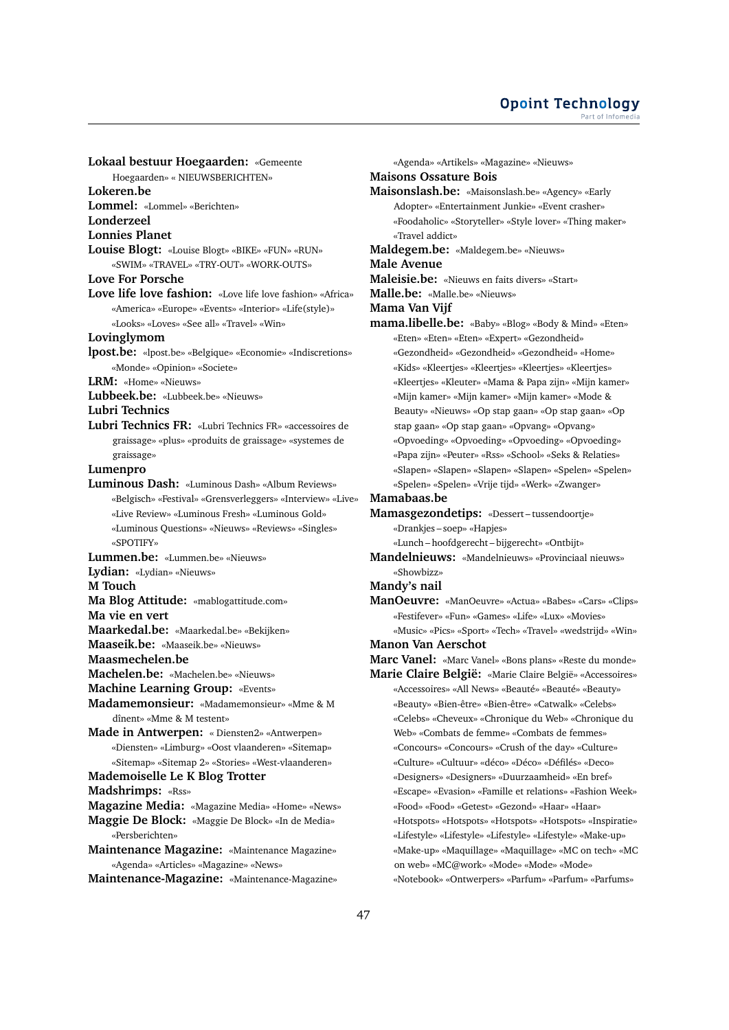**Lokaal bestuur Hoegaarden:** «Gemeente Hoegaarden» « NIEUWSBERICHTEN»
**Lokeren.be**
**Lommel:** «Lommel» «Berichten»
**Londerzeel**
**Lonnies Planet**
**Louise Blogt:** «Louise Blogt» «BIKE» «FUN» «RUN» «SWIM» «TRAVEL» «TRY-OUT» «WORK-OUTS»
**Love For Porsche**
**Love life love fashion:** «Love life love fashion» «Africa» «America» «Europe» «Events» «Interior» «Life(style)» «Looks» «Loves» «See all» «Travel» «Win»
**Lovinglymom**
**lpost.be:** «lpost.be» «Belgique» «Economie» «Indiscretions» «Monde» «Opinion» «Societe»
**LRM:** «Home» «Nieuws»
**Lubbeek.be:** «Lubbeek.be» «Nieuws»
**Lubri Technics**
**Lubri Technics FR:** «Lubri Technics FR» «accessoires de graissage» «plus» «produits de graissage» «systemes de graissage»
**Lumenpro**
**Luminous Dash:** «Luminous Dash» «Album Reviews» «Belgisch» «Festival» «Grensverleggers» «Interview» «Live» «Live Review» «Luminous Fresh» «Luminous Gold» «Luminous Questions» «Nieuws» «Reviews» «Singles» «SPOTIFY»
**Lummen.be:** «Lummen.be» «Nieuws»
**Lydian:** «Lydian» «Nieuws»
**M Touch**
**Ma Blog Attitude:** «mablogattitude.com»
**Ma vie en vert**
**Maarkedal.be:** «Maarkedal.be» «Bekijken»
**Maaseik.be:** «Maaseik.be» «Nieuws»
**Maasmechelen.be**
**Machelen.be:** «Machelen.be» «Nieuws»
**Machine Learning Group:** «Events»
**Madamemonsieur:** «Madamemonsieur» «Mme & M dînent» «Mme & M testent»
**Made in Antwerpen:** « Diensten2» «Antwerpen» «Diensten» «Limburg» «Oost vlaanderen» «Sitemap» «Sitemap» «Sitemap 2» «Stories» «West-vlaanderen»
**Mademoiselle Le K Blog Trotter**
**Madshrimps:** «Rss»
**Magazine Media:** «Magazine Media» «Home» «News»
**Maggie De Block:** «Maggie De Block» «In de Media» «Persberichten»
**Maintenance Magazine:** «Maintenance Magazine» «Agenda» «Articles» «Magazine» «News»
**Maintenance-Magazine:** «Maintenance-Magazine» «Agenda» «Artikels» «Magazine» «Nieuws»
**Maisons Ossature Bois**
**Maisonslash.be:** «Maisonslash.be» «Agency» «Early Adopter» «Entertainment Junkie» «Event crasher» «Foodaholic» «Storyteller» «Style lover» «Thing maker» «Travel addict»
**Maldegem.be:** «Maldegem.be» «Nieuws»
**Male Avenue**
**Maleisie.be:** «Nieuws en faits divers» «Start»
**Malle.be:** «Malle.be» «Nieuws»
**Mama Van Vijf**
**mama.libelle.be:** «Baby» «Blog» «Body & Mind» «Eten» «Eten» «Eten» «Eten» «Expert» «Gezondheid» «Gezondheid» «Gezondheid» «Gezondheid» «Home» «Kids» «Kleertjes» «Kleertjes» «Kleertjes» «Kleertjes» «Kleertjes» «Kleuter» «Mama & Papa zijn» «Mijn kamer» «Mijn kamer» «Mijn kamer» «Mijn kamer» «Mode & Beauty» «Nieuws» «Op stap gaan» «Op stap gaan» «Op stap gaan» «Op stap gaan» «Opvang» «Opvang» «Opvoeding» «Opvoeding» «Opvoeding» «Opvoeding» «Papa zijn» «Peuter» «Rss» «School» «Seks & Relaties» «Slapen» «Slapen» «Slapen» «Slapen» «Spelen» «Spelen» «Spelen» «Spelen» «Vrije tijd» «Werk» «Zwanger»
**Mamabaas.be**
**Mamasgezondetips:** «Dessert – tussendoortje» «Drankjes – soep» «Hapjes» «Lunch – hoofdgerecht – bijgerecht» «Ontbijt»
**Mandelnieuws:** «Mandelnieuws» «Provinciaal nieuws» «Showbizz»
**Mandy's nail**
**ManOeuvre:** «ManOeuvre» «Actua» «Babes» «Cars» «Clips» «Festifever» «Fun» «Games» «Life» «Lux» «Movies» «Music» «Pics» «Sport» «Tech» «Travel» «wedstrijd» «Win»
**Manon Van Aerschot**
**Marc Vanel:** «Marc Vanel» «Bons plans» «Reste du monde»
**Marie Claire België:** «Marie Claire België» «Accessoires» «Accessoires» «All News» «Beauté» «Beauté» «Beauty» «Beauty» «Bien-être» «Bien-être» «Catwalk» «Celebs» «Celebs» «Cheveux» «Chronique du Web» «Chronique du Web» «Combats de femme» «Combats de femmes» «Concours» «Concours» «Crush of the day» «Culture» «Culture» «Cultuur» «déco» «Déco» «Défilés» «Deco» «Designers» «Designers» «Duurzaamheid» «En bref» «Escape» «Evasion» «Famille et relations» «Fashion Week» «Food» «Food» «Getest» «Gezond» «Haar» «Haar» «Hotspots» «Hotspots» «Hotspots» «Hotspots» «Inspiratie» «Lifestyle» «Lifestyle» «Lifestyle» «Lifestyle» «Make-up» «Make-up» «Maquillage» «Maquillage» «MC on tech» «MC on web» «MC@work» «Mode» «Mode» «Mode» «Notebook» «Ontwerpers» «Parfum» «Parfum» «Parfums»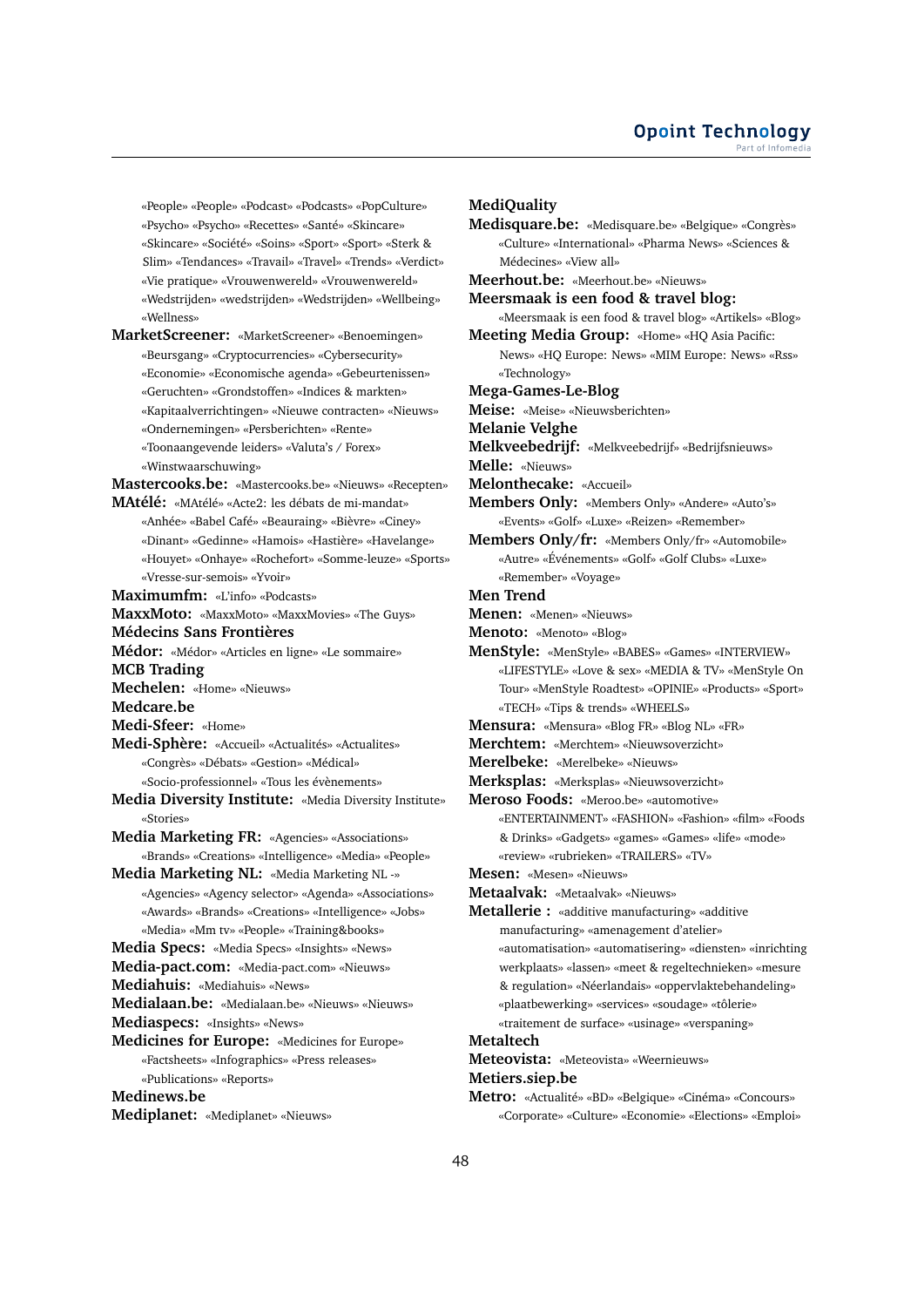«People» «People» «Podcast» «Podcasts» «PopCulture» «Psycho» «Psycho» «Recettes» «Santé» «Skincare» «Skincare» «Société» «Soins» «Sport» «Sport» «Sterk & Slim» «Tendances» «Travail» «Travel» «Trends» «Verdict» «Vie pratique» «Vrouwenwereld» «Vrouwenwereld» «Wedstrijden» «wedstrijden» «Wedstrijden» «Wellbeing» «Wellness»

**MarketScreener:** «MarketScreener» «Benoemingen» «Beursgang» «Cryptocurrencies» «Cybersecurity» «Economie» «Economische agenda» «Gebeurtenissen» «Geruchten» «Grondstoffen» «Indices & markten» «Kapitaalverrichtingen» «Nieuwe contracten» «Nieuws» «Ondernemingen» «Persberichten» «Rente» «Toonaangevende leiders» «Valuta's / Forex» «Winstwaarschuwing»

**Mastercooks.be:** «Mastercooks.be» «Nieuws» «Recepten»

**MAtélé:** «MAtélé» «Acte2: les débats de mi-mandat» «Anhée» «Babel Café» «Beauraing» «Bièvre» «Ciney» «Dinant» «Gedinne» «Hamois» «Hastière» «Havelange» «Houyet» «Onhaye» «Rochefort» «Somme-leuze» «Sports» «Vresse-sur-semois» «Yvoir»

**Maximumfm:** «L'info» «Podcasts»

**MaxxMoto:** «MaxxMoto» «MaxxMovies» «The Guys»

**Médecins Sans Frontières**

**Médor:** «Médor» «Articles en ligne» «Le sommaire»

**MCB Trading**

**Mechelen:** «Home» «Nieuws»

**Medcare.be**

**Medi-Sfeer:** «Home»

**Medi-Sphère:** «Accueil» «Actualités» «Actualites» «Congrès» «Débats» «Gestion» «Médical» «Socio-professionnel» «Tous les évènements»

**Media Diversity Institute:** «Media Diversity Institute» «Stories»

**Media Marketing FR:** «Agencies» «Associations» «Brands» «Creations» «Intelligence» «Media» «People»

**Media Marketing NL:** «Media Marketing NL -» «Agencies» «Agency selector» «Agenda» «Associations» «Awards» «Brands» «Creations» «Intelligence» «Jobs» «Media» «Mm tv» «People» «Training&books»

**Media Specs:** «Media Specs» «Insights» «News»

**Media-pact.com:** «Media-pact.com» «Nieuws»

**Mediahuis:** «Mediahuis» «News»

**Medialaan.be:** «Medialaan.be» «Nieuws» «Nieuws»

**Mediaspecs:** «Insights» «News»

**Medicines for Europe:** «Medicines for Europe» «Factsheets» «Infographics» «Press releases» «Publications» «Reports»

**Medinews.be**

**Mediplanet:** «Mediplanet» «Nieuws»

**MediQuality**

**Medisquare.be:** «Medisquare.be» «Belgique» «Congrès» «Culture» «International» «Pharma News» «Sciences & Médecines» «View all»

**Meerhout.be:** «Meerhout.be» «Nieuws»

**Meersmaak is een food & travel blog:** «Meersmaak is een food & travel blog» «Artikels» «Blog»

**Meeting Media Group:** «Home» «HQ Asia Pacific: News» «HQ Europe: News» «MIM Europe: News» «Rss» «Technology»

**Mega-Games-Le-Blog**

**Meise:** «Meise» «Nieuwsberichten»

**Melanie Velghe**

**Melkveebedrijf:** «Melkveebedrijf» «Bedrijfsnieuws»

**Melle:** «Nieuws»

**Melonthecake:** «Accueil»

**Members Only:** «Members Only» «Andere» «Auto's» «Events» «Golf» «Luxe» «Reizen» «Remember»

**Members Only/fr:** «Members Only/fr» «Automobile» «Autre» «Événements» «Golf» «Golf Clubs» «Luxe» «Remember» «Voyage»

**Men Trend**

**Menen:** «Menen» «Nieuws»

**Menoto:** «Menoto» «Blog»

**MenStyle:** «MenStyle» «BABES» «Games» «INTERVIEW» «LIFESTYLE» «Love & sex» «MEDIA & TV» «MenStyle On Tour» «MenStyle Roadtest» «OPINIE» «Products» «Sport» «TECH» «Tips & trends» «WHEELS»

**Mensura:** «Mensura» «Blog FR» «Blog NL» «FR»

**Merchtem:** «Merchtem» «Nieuwsoverzicht»

**Merelbeke:** «Merelbeke» «Nieuws»

**Merksplas:** «Merksplas» «Nieuwsoverzicht»

**Meroso Foods:** «Meroo.be» «automotive» «ENTERTAINMENT» «FASHION» «Fashion» «film» «Foods & Drinks» «Gadgets» «games» «Games» «life» «mode» «review» «rubrieken» «TRAILERS» «TV»

**Mesen:** «Mesen» «Nieuws»

**Metaalvak:** «Metaalvak» «Nieuws»

**Metallerie :** «additive manufacturing» «additive manufacturing» «amenagement d'atelier» «automatisation» «automatisering» «diensten» «inrichting werkplaats» «lassen» «meet & regeltechnieken» «mesure & regulation» «Néerlandais» «oppervlaktebehandeling» «plaatbewerking» «services» «soudage» «tôlerie» «traitement de surface» «usinage» «verspaning»

**Metaltech**

**Meteovista:** «Meteovista» «Weernieuws»

**Metiers.siep.be**

**Metro:** «Actualité» «BD» «Belgique» «Cinéma» «Concours» «Corporate» «Culture» «Economie» «Elections» «Emploi»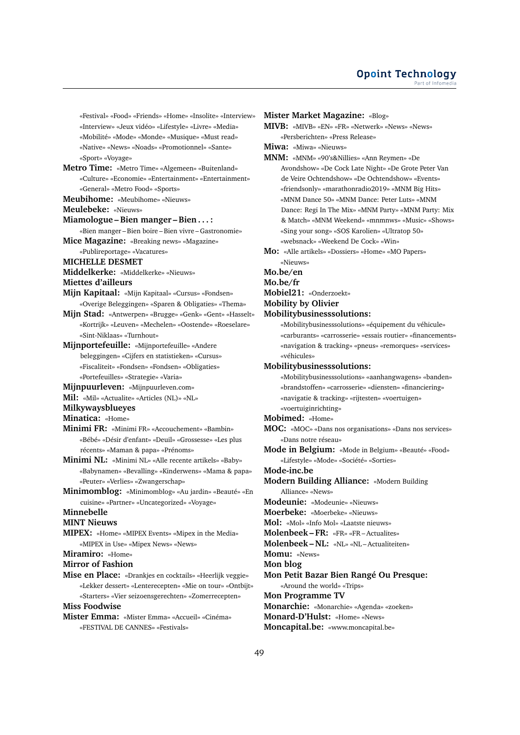«Festival» «Food» «Friends» «Home» «Insolite» «Interview» «Interview» «Jeux vidéo» «Lifestyle» «Livre» «Media» «Mobilité» «Mode» «Monde» «Musique» «Must read» «Native» «News» «Noads» «Promotionnel» «Sante» «Sport» «Voyage»

**Metro Time:** «Metro Time» «Algemeen» «Buitenland» «Culture» «Economie» «Entertainment» «Entertainment» «General» «Metro Food» «Sports»

**Meubihome:** «Meubihome» «Nieuws»

**Meulebeke:** «Nieuws»

**Miamologue – Bien manger – Bien . . . :** «Bien manger – Bien boire – Bien vivre – Gastronomie»

**Mice Magazine:** «Breaking news» «Magazine» «Publireportage» «Vacatures»

**MICHELLE DESMET**

**Middelkerke:** «Middelkerke» «Nieuws»

**Miettes d'ailleurs**

**Mijn Kapitaal:** «Mijn Kapitaal» «Cursus» «Fondsen» «Overige Beleggingen» «Sparen & Obligaties» «Thema»

**Mijn Stad:** «Antwerpen» «Brugge» «Genk» «Gent» «Hasselt» «Kortrijk» «Leuven» «Mechelen» «Oostende» «Roeselare» «Sint-Niklaas» «Turnhout»

**Mijnportefeuille:** «Mijnportefeuille» «Andere beleggingen» «Cijfers en statistieken» «Cursus» «Fiscaliteit» «Fondsen» «Fondsen» «Obligaties» «Portefeuilles» «Strategie» «Varia»

**Mijnpuurleven:** «Mijnpuurleven.com»

**Mil:** «Mil» «Actualite» «Articles (NL)» «NL»

**Milkywaysblueyes**

**Minatica:** «Home»

**Minimi FR:** «Minimi FR» «Accouchement» «Bambin» «Bébé» «Désir d'enfant» «Deuil» «Grossesse» «Les plus récents» «Maman & papa» «Prénoms»

**Minimi NL:** «Minimi NL» «Alle recente artikels» «Baby» «Babynamen» «Bevalling» «Kinderwens» «Mama & papa» «Peuter» «Verlies» «Zwangerschap»

**Minimomblog:** «Minimomblog» «Au jardin» «Beauté» «En cuisine» «Partner» «Uncategorized» «Voyage»

**Minnebelle**

**MINT Nieuws**

**MIPEX:** «Home» «MIPEX Events» «Mipex in the Media» «MIPEX in Use» «Mipex News» «News»

**Miramiro:** «Home»

**Mirror of Fashion**

**Mise en Place:** «Drankjes en cocktails» «Heerlijk veggie» «Lekker dessert» «Lenterecepten» «Mie on tour» «Ontbijt» «Starters» «Vier seizoensgerechten» «Zomerrecepten»

**Miss Foodwise**

**Mister Emma:** «Mister Emma» «Accueil» «Cinéma» «FESTIVAL DE CANNES» «Festivals»

**Mister Market Magazine:** «Blog»

**MIVB:** «MIVB» «EN» «FR» «Netwerk» «News» «News» «Persberichten» «Press Release»

**Miwa:** «Miwa» «Nieuws»

**MNM:** «MNM» «90's&Nillies» «Ann Reymen» «De Avondshow» «De Cock Late Night» «De Grote Peter Van de Veire Ochtendshow» «De Ochtendshow» «Events» «friendsonly» «marathonradio2019» «MNM Big Hits» «MNM Dance 50» «MNM Dance: Peter Luts» «MNM Dance: Regi In The Mix» «MNM Party» «MNM Party: Mix & Match» «MNM Weekend» «mnmnws» «Music» «Shows» «Sing your song» «SOS Karolien» «Ultratop 50» «websnack» «Weekend De Cock» «Win»

**Mo:** «Alle artikels» «Dossiers» «Home» «MO Papers» «Nieuws»

**Mo.be/en**

**Mo.be/fr**

**Mobiel21:** «Onderzoekt»

**Mobility by Olivier**

**Mobilitybusinesssolutions:** «Mobilitybusinesssolutions» «équipement du véhicule» «carburants» «carrosserie» «essais routier» «financements» «navigation & tracking» «pneus» «remorques» «services» «véhicules»

**Mobilitybusinesssolutions:** «Mobilitybusinesssolutions» «aanhangwagens» «banden» «brandstoffen» «carrosserie» «diensten» «financiering» «navigatie & tracking» «rijtesten» «voertuigen» «voertuiginrichting»

**Mobimed:** «Home»

**MOC:** «MOC» «Dans nos organisations» «Dans nos services» «Dans notre réseau»

**Mode in Belgium:** «Mode in Belgium» «Beauté» «Food» «Lifestyle» «Mode» «Société» «Sorties»

**Mode-inc.be**

**Modern Building Alliance:** «Modern Building Alliance» «News»

**Modeunie:** «Modeunie» «Nieuws»

**Moerbeke:** «Moerbeke» «Nieuws»

**Mol:** «Mol» «Info Mol» «Laatste nieuws»

**Molenbeek – FR:** «FR» «FR – Actualites»

**Molenbeek – NL:** «NL» «NL – Actualiteiten»

**Momu:** «News»

**Mon blog**

**Mon Petit Bazar Bien Rangé Ou Presque:** «Around the world» «Trips»

**Mon Programme TV**

**Monarchie:** «Monarchie» «Agenda» «zoeken»

**Monard-D'Hulst:** «Home» «News»

**Moncapital.be:** «www.moncapital.be»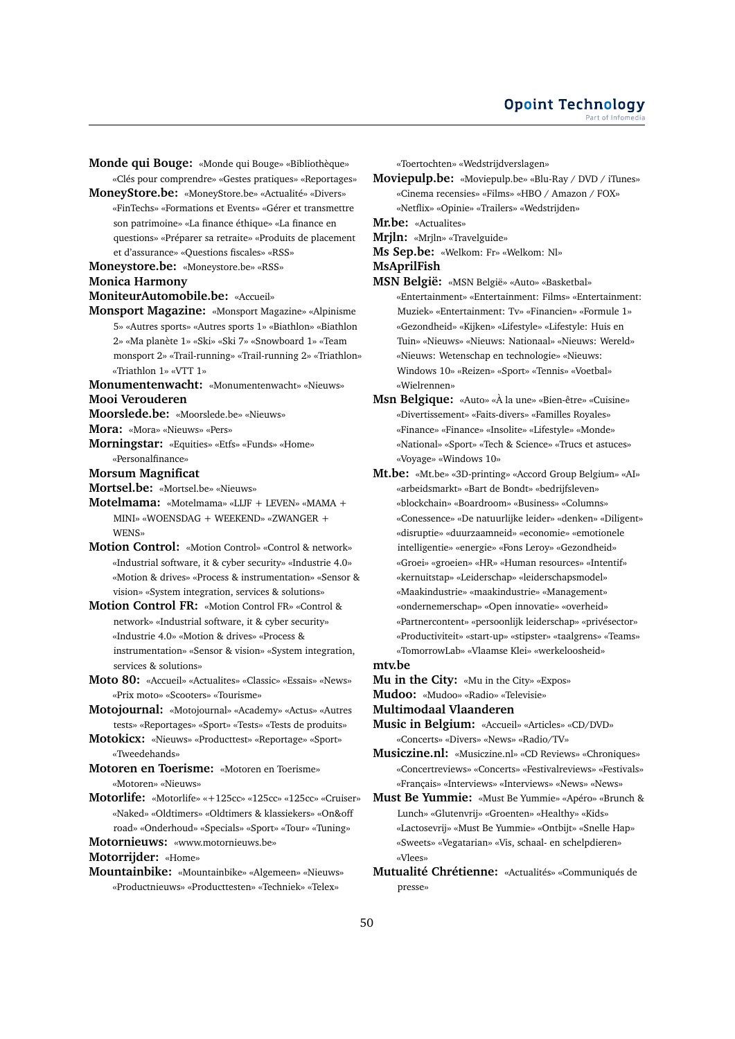**Monde qui Bouge:** «Monde qui Bouge» «Bibliothèque» «Clés pour comprendre» «Gestes pratiques» «Reportages»

**MoneyStore.be:** «MoneyStore.be» «Actualité» «Divers» «FinTechs» «Formations et Events» «Gérer et transmettre son patrimoine» «La finance éthique» «La finance en questions» «Préparer sa retraite» «Produits de placement et d'assurance» «Questions fiscales» «RSS»

**Moneystore.be:** «Moneystore.be» «RSS»

**Monica Harmony**

**MoniteurAutomobile.be:** «Accueil»

**Monsport Magazine:** «Monsport Magazine» «Alpinisme 5» «Autres sports» «Autres sports 1» «Biathlon» «Biathlon 2» «Ma planète 1» «Ski» «Ski 7» «Snowboard 1» «Team monsport 2» «Trail-running» «Trail-running 2» «Triathlon» «Triathlon 1» «VTT 1»

**Monumentenwacht:** «Monumentenwacht» «Nieuws»

**Mooi Verouderen**

**Moorslede.be:** «Moorslede.be» «Nieuws»

**Mora:** «Mora» «Nieuws» «Pers»

**Morningstar:** «Equities» «Etfs» «Funds» «Home» «Personalfinance»

**Morsum Magnificat**

**Mortsel.be:** «Mortsel.be» «Nieuws»

**Motelmama:** «Motelmama» «LIJF + LEVEN» «MAMA + MINI» «WOENSDAG + WEEKEND» «ZWANGER + WENS»

**Motion Control:** «Motion Control» «Control & network» «Industrial software, it & cyber security» «Industrie 4.0» «Motion & drives» «Process & instrumentation» «Sensor & vision» «System integration, services & solutions»

**Motion Control FR:** «Motion Control FR» «Control & network» «Industrial software, it & cyber security» «Industrie 4.0» «Motion & drives» «Process & instrumentation» «Sensor & vision» «System integration, services & solutions»

**Moto 80:** «Accueil» «Actualites» «Classic» «Essais» «News» «Prix moto» «Scooters» «Tourisme»

**Motojournal:** «Motojournal» «Academy» «Actus» «Autres tests» «Reportages» «Sport» «Tests» «Tests de produits»

**Motokicx:** «Nieuws» «Producttest» «Reportage» «Sport» «Tweedehands»

**Motoren en Toerisme:** «Motoren en Toerisme» «Motoren» «Nieuws»

**Motorlife:** «Motorlife» «+125cc» «125cc» «125cc» «Cruiser» «Naked» «Oldtimers» «Oldtimers & klassiekers» «On&off road» «Onderhoud» «Specials» «Sport» «Tour» «Tuning»

**Motornieuws:** «www.motornieuws.be»

**Motorrijder:** «Home»

**Mountainbike:** «Mountainbike» «Algemeen» «Nieuws» «Productnieuws» «Producttesten» «Techniek» «Telex» «Toertochten» «Wedstrijdverslagen»

**Moviepulp.be:** «Moviepulp.be» «Blu-Ray / DVD / iTunes» «Cinema recensies» «Films» «HBO / Amazon / FOX» «Netflix» «Opinie» «Trailers» «Wedstrijden»

**Mr.be:** «Actualites»

**Mrjln:** «Mrjln» «Travelguide»

**Ms Sep.be:** «Welkom: Fr» «Welkom: Nl»

**MsAprilFish**

**MSN België:** «MSN België» «Auto» «Basketbal» «Entertainment» «Entertainment: Films» «Entertainment: Muziek» «Entertainment: Tv» «Financien» «Formule 1» «Gezondheid» «Kijken» «Lifestyle» «Lifestyle: Huis en Tuin» «Nieuws» «Nieuws: Nationaal» «Nieuws: Wereld» «Nieuws: Wetenschap en technologie» «Nieuws: Windows 10» «Reizen» «Sport» «Tennis» «Voetbal» «Wielrennen»

**Msn Belgique:** «Auto» «À la une» «Bien-être» «Cuisine» «Divertissement» «Faits-divers» «Familles Royales» «Finance» «Finance» «Insolite» «Lifestyle» «Monde» «National» «Sport» «Tech & Science» «Trucs et astuces» «Voyage» «Windows 10»

**Mt.be:** «Mt.be» «3D-printing» «Accord Group Belgium» «AI» «arbeidsmarkt» «Bart de Bondt» «bedrijfsleven» «blockchain» «Boardroom» «Business» «Columns» «Conessence» «De natuurlijke leider» «denken» «Diligent» «disruptie» «duurzaamheid» «economie» «emotionele intelligentie» «energie» «Fons Leroy» «Gezondheid» «Groei» «groeien» «HR» «Human resources» «Intentif» «kernuitstap» «Leiderschap» «leiderschapsmodel» «Maakindustrie» «maakindustrie» «Management» «ondernemerschap» «Open innovatie» «overheid» «Partnercontent» «persoonlijk leiderschap» «privésector» «Productiviteit» «start-up» «stipster» «taalgrens» «Teams» «TomorrowLab» «Vlaamse Klei» «werkeloosheid»

**mtv.be**

**Mu in the City:** «Mu in the City» «Expos»

**Mudoo:** «Mudoo» «Radio» «Televisie»

**Multimodaal Vlaanderen**

**Music in Belgium:** «Accueil» «Articles» «CD/DVD» «Concerts» «Divers» «News» «Radio/TV»

**Musiczine.nl:** «Musiczine.nl» «CD Reviews» «Chroniques» «Concertreviews» «Concerts» «Festivalreviews» «Festivals» «Français» «Interviews» «Interviews» «News» «News»

**Must Be Yummie:** «Must Be Yummie» «Apéro» «Brunch & Lunch» «Glutenvrij» «Groenten» «Healthy» «Kids» «Lactosevrij» «Must Be Yummie» «Ontbijt» «Snelle Hap» «Sweets» «Vegatarian» «Vis, schaal- en schelpdieren» «Vlees»

**Mutualité Chrétienne:** «Actualités» «Communiqués de presse»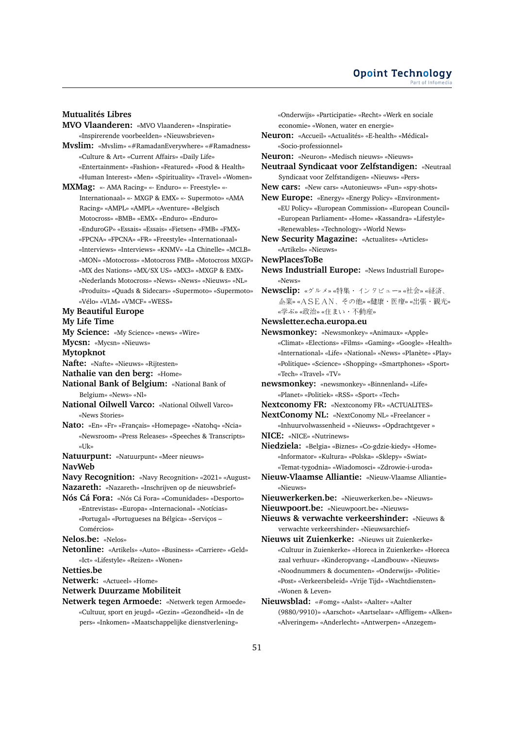**Mutualités Libres**

**MVO Vlaanderen:** «MVO Vlaanderen» «Inspiratie» «Inspirerende voorbeelden» «Nieuwsbrieven»

**Mvslim:** «Mvslim» «#RamadanEverywhere» «#Ramadness» «Culture & Art» «Current Affairs» «Daily Life» «Entertainment» «Fashion» «Featured» «Food & Health» «Human Interest» «Men» «Spirituality» «Travel» «Women»

**MXMag:** «- AMA Racing» «- Enduro» «- Freestyle» «- Internationaal» «- MXGP & EMX» «- Supermoto» «AMA Racing» «AMPL» «AMPL» «Aventure» «Belgisch Motocross» «BMB» «EMX» «Enduro» «Enduro» «EnduroGP» «Essais» «Essais» «Fietsen» «FMB» «FMX» «FPCNA» «FPCNA» «FR» «Freestyle» «Internationaal» «Interviews» «Interviews» «KNMV» «La Chinelle» «MCLB» «MON» «Motocross» «Motocross FMB» «Motocross MXGP» «MX des Nations» «MX/SX US» «MX3» «MXGP & EMX» «Nederlands Motocross» «News» «News» «Nieuws» «NL» «Produits» «Quads & Sidecars» «Supermoto» «Supermoto» «Vélo» «VLM» «VMCF» «WESS»

**My Beautiful Europe**

**My Life Time**

**My Science:** «My Science» «news» «Wire»

**Mycsn:** «Mycsn» «Nieuws»

**Mytopknot**

**Nafte:** «Nafte» «Nieuws» «Rijtesten»

**Nathalie van den berg:** «Home»

**National Bank of Belgium:** «National Bank of Belgium» «News» «Nl»

**National Oilwell Varco:** «National Oilwell Varco» «News Stories»

**Nato:** «En» «Fr» «Français» «Homepage» «Natohq» «Ncia» «Newsroom» «Press Releases» «Speeches & Transcripts» «Uk»

**Natuurpunt:** «Natuurpunt» «Meer nieuws»

**NavWeb**

**Navy Recognition:** «Navy Recognition» «2021» «August»

**Nazareth:** «Nazareth» «Inschrijven op de nieuwsbrief»

**Nós Cá Fora:** «Nós Cá Fora» «Comunidades» «Desporto» «Entrevistas» «Europa» «Internacional» «Notícias» «Portugal» «Portugueses na Bélgica» «Serviços – Comércios»

**Nelos.be:** «Nelos»

**Netonline:** «Artikels» «Auto» «Business» «Carriere» «Geld» «Ict» «Lifestyle» «Reizen» «Wonen»

**Netties.be**

**Netwerk:** «Actueel» «Home»

**Netwerk Duurzame Mobiliteit**

**Netwerk tegen Armoede:** «Netwerk tegen Armoede» «Cultuur, sport en jeugd» «Gezin» «Gezondheid» «In de pers» «Inkomen» «Maatschappelijke dienstverlening» «Onderwijs» «Participatie» «Recht» «Werk en sociale economie» «Wonen, water en energie»

**Neuron:** «Accueil» «Actualités» «E-health» «Médical» «Socio-professionnel»

**Neuron:** «Neuron» «Medisch nieuws» «Nieuws»

**Neutraal Syndicaat voor Zelfstandigen:** «Neutraal Syndicaat voor Zelfstandigen» «Nieuws» «Pers»

**New cars:** «New cars» «Autonieuws» «Fun» «spy-shots»

**New Europe:** «Energy» «Energy Policy» «Environment» «EU Policy» «European Commission» «European Council» «European Parliament» «Home» «Kassandra» «Lifestyle» «Renewables» «Technology» «World News»

**New Security Magazine:** «Actualites» «Articles» «Artikels» «Nieuws»

**NewPlacesToBe**

**News Industriall Europe:** «News Industriall Europe» «News»

**Newsclip:** «グルメ» «特集・インタビュー» «社会» «経済、企業» «ＡＳＥＡＮ、その他» «健康・医療» «出張・観光» «学ぶ» «政治» «住まい・不動産»

**Newsletter.echa.europa.eu**

**Newsmonkey:** «Newsmonkey» «Animaux» «Apple» «Climat» «Elections» «Films» «Gaming» «Google» «Health» «International» «Life» «National» «News» «Planète» «Play» «Politique» «Science» «Shopping» «Smartphones» «Sport» «Tech» «Travel» «TV»

**newsmonkey:** «newsmonkey» «Binnenland» «Life» «Planet» «Politiek» «RSS» «Sport» «Tech»

**Nextconomy FR:** «Nextconomy FR» «ACTUALITES»

**NextConomy NL:** «NextConomy NL» «Freelancer » «Inhuurvolwassenheid » «Nieuws» «Opdrachtgever »

**NICE:** «NICE» «Nutrinews»

**Niedziela:** «Belgia» «Biznes» «Co-gdzie-kiedy» «Home» «Informator» «Kultura» «Polska» «Sklepy» «Swiat» «Temat-tygodnia» «Wiadomosci» «Zdrowie-i-uroda»

**Nieuw-Vlaamse Alliantie:** «Nieuw-Vlaamse Alliantie» «Nieuws»

**Nieuwerkerken.be:** «Nieuwerkerken.be» «Nieuws»

**Nieuwpoort.be:** «Nieuwpoort.be» «Nieuws»

**Nieuws & verwachte verkeershinder:** «Nieuws & verwachte verkeershinder» «Nieuwsarchief»

**Nieuws uit Zuienkerke:** «Nieuws uit Zuienkerke» «Cultuur in Zuienkerke» «Horeca in Zuienkerke» «Horeca zaal verhuur» «Kinderopvang» «Landbouw» «Nieuws» «Noodnummers & documenten» «Onderwijs» «Politie» «Post» «Verkeersbeleid» «Vrije Tijd» «Wachtdiensten» «Wonen & Leven»

**Nieuwsblad:** «#omg» «Aalst» «Aalter» «Aalter (9880/9910)» «Aarschot» «Aartselaar» «Affligem» «Alken» «Alveringem» «Anderlecht» «Antwerpen» «Anzegem»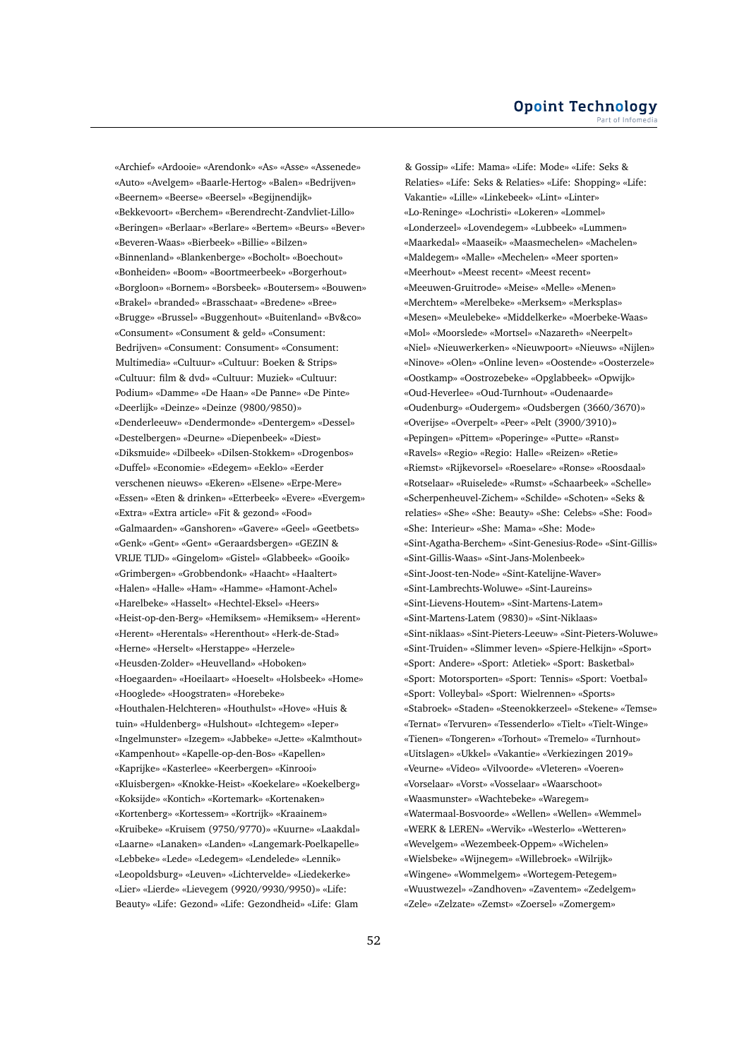«Archief» «Ardooie» «Arendonk» «As» «Asse» «Assenede» «Auto» «Avelgem» «Baarle-Hertog» «Balen» «Bedrijven» «Beernem» «Beerse» «Beersel» «Begijnendijk» «Bekkevoort» «Berchem» «Berendrecht-Zandvliet-Lillo» «Beringen» «Berlaar» «Berlare» «Bertem» «Beurs» «Bever» «Beveren-Waas» «Bierbeek» «Billie» «Bilzen» «Binnenland» «Blankenberge» «Bocholt» «Boechout» «Bonheiden» «Boom» «Boortmeerbeek» «Borgerhout» «Borgloon» «Bornem» «Borsbeek» «Boutersem» «Bouwen» «Brakel» «branded» «Brasschaat» «Bredene» «Bree» «Brugge» «Brussel» «Buggenhout» «Buitenland» «Bv&co» «Consument» «Consument & geld» «Consument: Bedrijven» «Consument: Consument» «Consument: Multimedia» «Cultuur» «Cultuur: Boeken & Strips» «Cultuur: film & dvd» «Cultuur: Muziek» «Cultuur: Podium» «Damme» «De Haan» «De Panne» «De Pinte» «Deerlijk» «Deinze» «Deinze (9800/9850)» «Denderleeuw» «Dendermonde» «Dentergem» «Dessel» «Destelbergen» «Deurne» «Diepenbeek» «Diest» «Diksmuide» «Dilbeek» «Dilsen-Stokkem» «Drogenbos» «Duffel» «Economie» «Edegem» «Eeklo» «Eerder verschenen nieuws» «Ekeren» «Elsene» «Erpe-Mere» «Essen» «Eten & drinken» «Etterbeek» «Evere» «Evergem» «Extra» «Extra article» «Fit & gezond» «Food» «Galmaarden» «Ganshoren» «Gavere» «Geel» «Geetbets» «Genk» «Gent» «Gent» «Geraardsbergen» «GEZIN & VRIJE TIJD» «Gingelom» «Gistel» «Glabbeek» «Gooik» «Grimbergen» «Grobbendonk» «Haacht» «Haaltert» «Halen» «Halle» «Ham» «Hamme» «Hamont-Achel» «Harelbeke» «Hasselt» «Hechtel-Eksel» «Heers» «Heist-op-den-Berg» «Hemiksem» «Hemiksem» «Herent» «Herent» «Herentals» «Herenthout» «Herk-de-Stad» «Herne» «Herselt» «Herstappe» «Herzele» «Heusden-Zolder» «Heuvelland» «Hoboken» «Hoegaarden» «Hoeilaart» «Hoeselt» «Holsbeek» «Home» «Hooglede» «Hoogstraten» «Horebeke» «Houthalen-Helchteren» «Houthulst» «Hove» «Huis & tuin» «Huldenberg» «Hulshout» «Ichtegem» «Ieper» «Ingelmunster» «Izegem» «Jabbeke» «Jette» «Kalmthout» «Kampenhout» «Kapelle-op-den-Bos» «Kapellen» «Kaprijke» «Kasterlee» «Keerbergen» «Kinrooi» «Kluisbergen» «Knokke-Heist» «Koekelare» «Koekelberg» «Koksijde» «Kontich» «Kortemark» «Kortenaken» «Kortenberg» «Kortessem» «Kortrijk» «Kraainem» «Kruibeke» «Kruisem (9750/9770)» «Kuurne» «Laakdal» «Laarne» «Lanaken» «Landen» «Langemark-Poelkapelle» «Lebbeke» «Lede» «Ledegem» «Lendelede» «Lennik» «Leopoldsburg» «Leuven» «Lichtervelde» «Liedekerke» «Lier» «Lierde» «Lievegem (9920/9930/9950)» «Life: Beauty» «Life: Gezond» «Life: Gezondheid» «Life: Glam & Gossip» «Life: Mama» «Life: Mode» «Life: Seks & Relaties» «Life: Seks & Relaties» «Life: Shopping» «Life: Vakantie» «Lille» «Linkebeek» «Lint» «Linter» «Lo-Reninge» «Lochristi» «Lokeren» «Lommel» «Londerzeel» «Lovendegem» «Lubbeek» «Lummen» «Maarkedal» «Maaseik» «Maasmechelen» «Machelen» «Maldegem» «Malle» «Mechelen» «Meer sporten» «Meerhout» «Meest recent» «Meest recent» «Meeuwen-Gruitrode» «Meise» «Melle» «Menen» «Merchtem» «Merelbeke» «Merksem» «Merksplas» «Mesen» «Meulebeke» «Middelkerke» «Moerbeke-Waas» «Mol» «Moorslede» «Mortsel» «Nazareth» «Neerpelt» «Niel» «Nieuwerkerken» «Nieuwpoort» «Nieuws» «Nijlen» «Ninove» «Olen» «Online leven» «Oostende» «Oosterzele» «Oostkamp» «Oostrozebeke» «Opglabbeek» «Opwijk» «Oud-Heverlee» «Oud-Turnhout» «Oudenaarde» «Oudenburg» «Oudergem» «Oudsbergen (3660/3670)» «Overijse» «Overpelt» «Peer» «Pelt (3900/3910)» «Pepingen» «Pittem» «Poperinge» «Putte» «Ranst» «Ravels» «Regio» «Regio: Halle» «Reizen» «Retie» «Riemst» «Rijkevorsel» «Roeselare» «Ronse» «Roosdaal» «Rotselaar» «Ruiselede» «Rumst» «Schaarbeek» «Schelle» «Scherpenheuvel-Zichem» «Schilde» «Schoten» «Seks & relaties» «She» «She: Beauty» «She: Celebs» «She: Food» «She: Interieur» «She: Mama» «She: Mode» «Sint-Agatha-Berchem» «Sint-Genesius-Rode» «Sint-Gillis» «Sint-Gillis-Waas» «Sint-Jans-Molenbeek» «Sint-Joost-ten-Node» «Sint-Katelijne-Waver» «Sint-Lambrechts-Woluwe» «Sint-Laureins» «Sint-Lievens-Houtem» «Sint-Martens-Latem» «Sint-Martens-Latem (9830)» «Sint-Niklaas» «Sint-niklaas» «Sint-Pieters-Leeuw» «Sint-Pieters-Woluwe» «Sint-Truiden» «Slimmer leven» «Spiere-Helkijn» «Sport» «Sport: Andere» «Sport: Atletiek» «Sport: Basketbal» «Sport: Motorsporten» «Sport: Tennis» «Sport: Voetbal» «Sport: Volleybal» «Sport: Wielrennen» «Sports» «Stabroek» «Staden» «Steenokkerzeel» «Stekene» «Temse» «Ternat» «Tervuren» «Tessenderlo» «Tielt» «Tielt-Winge» «Tienen» «Tongeren» «Torhout» «Tremelo» «Turnhout» «Uitslagen» «Ukkel» «Vakantie» «Verkiezingen 2019» «Veurne» «Video» «Vilvoorde» «Vleteren» «Voeren» «Vorselaar» «Vorst» «Vosselaar» «Waarschoot» «Waasmunster» «Wachtebeke» «Waregem» «Watermaal-Bosvoorde» «Wellen» «Wellen» «Wemmel» «WERK & LEREN» «Wervik» «Westerlo» «Wetteren» «Wevelgem» «Wezembeek-Oppem» «Wichelen» «Wielsbeke» «Wijnegem» «Willebroek» «Wilrijk» «Wingene» «Wommelgem» «Wortegem-Petegem» «Wuustwezel» «Zandhoven» «Zaventem» «Zedelgem» «Zele» «Zelzate» «Zemst» «Zoersel» «Zomergem»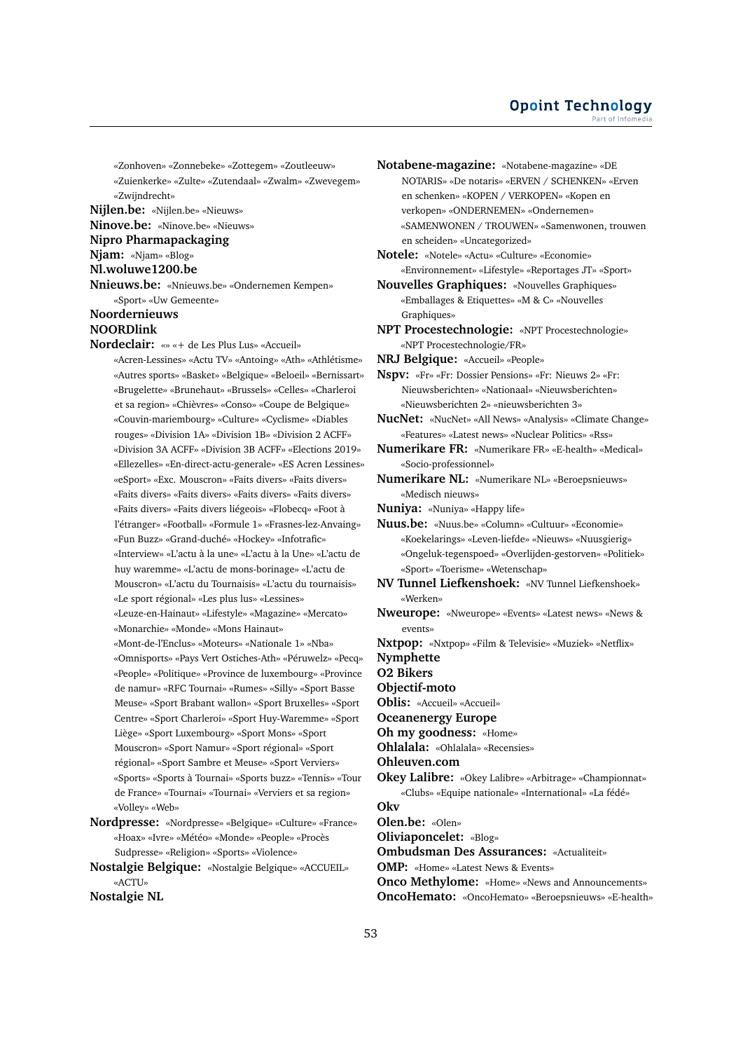«Zonhoven» «Zonnebeke» «Zottegem» «Zoutleeuw» «Zuienkerke» «Zulte» «Zutendaal» «Zwalm» «Zwevegem» «Zwijndrecht»

**Nijlen.be:** «Nijlen.be» «Nieuws»

**Ninove.be:** «Ninove.be» «Nieuws»

**Nipro Pharmapackaging**

**Njam:** «Njam» «Blog»

**Nl.woluwe1200.be**

**Nnieuws.be:** «Nnieuws.be» «Ondernemen Kempen» «Sport» «Uw Gemeente»

**Noordernieuws**

**NOORDlink**

**Nordeclair:** «» «+ de Les Plus Lus» «Accueil» «Acren-Lessines» «Actu TV» «Antoing» «Ath» «Athlétisme» «Autres sports» «Basket» «Belgique» «Beloeil» «Bernissart» «Brugelette» «Brunehaut» «Brussels» «Celles» «Charleroi et sa region» «Chièvres» «Conso» «Coupe de Belgique» «Couvin-mariembourg» «Culture» «Cyclisme» «Diables rouges» «Division 1A» «Division 1B» «Division 2 ACFF» «Division 3A ACFF» «Division 3B ACFF» «Elections 2019» «Ellezelles» «En-direct-actu-generale» «ES Acren Lessines» «eSport» «Exc. Mouscron» «Faits divers» «Faits divers» «Faits divers» «Faits divers» «Faits divers» «Faits divers» «Faits divers» «Faits divers liégeois» «Flobecq» «Foot à l'étranger» «Football» «Formule 1» «Frasnes-lez-Anvaing» «Fun Buzz» «Grand-duché» «Hockey» «Infotrafic» «Interview» «L'actu à la une» «L'actu à la Une» «L'actu de huy waremme» «L'actu de mons-borinage» «L'actu de Mouscron» «L'actu du Tournaisis» «L'actu du tournaisis» «Le sport régional» «Les plus lus» «Lessines» «Leuze-en-Hainaut» «Lifestyle» «Magazine» «Mercato» «Monarchie» «Monde» «Mons Hainaut» «Mont-de-l'Enclus» «Moteurs» «Nationale 1» «Nba» «Omnisports» «Pays Vert Ostiches-Ath» «Péruwelz» «Pecq» «People» «Politique» «Province de luxembourg» «Province de namur» «RFC Tournai» «Rumes» «Silly» «Sport Basse Meuse» «Sport Brabant wallon» «Sport Bruxelles» «Sport Centre» «Sport Charleroi» «Sport Huy-Waremme» «Sport Liège» «Sport Luxembourg» «Sport Mons» «Sport Mouscron» «Sport Namur» «Sport régional» «Sport régional» «Sport Sambre et Meuse» «Sport Verviers» «Sports» «Sports à Tournai» «Sports buzz» «Tennis» «Tour de France» «Tournai» «Tournai» «Verviers et sa region» «Volley» «Web»

**Nordpresse:** «Nordpresse» «Belgique» «Culture» «France» «Hoax» «Ivre» «Météo» «Monde» «People» «Procès Sudpresse» «Religion» «Sports» «Violence»

**Nostalgie Belgique:** «Nostalgie Belgique» «ACCUEIL» «ACTU»

**Nostalgie NL**

**Notabene-magazine:** «Notabene-magazine» «DE NOTARIS» «De notaris» «ERVEN / SCHENKEN» «Erven en schenken» «KOPEN / VERKOPEN» «Kopen en verkopen» «ONDERNEMEN» «Ondernemen» «SAMENWONEN / TROUWEN» «Samenwonen, trouwen en scheiden» «Uncategorized»

**Notele:** «Notele» «Actu» «Culture» «Economie» «Environnement» «Lifestyle» «Reportages JT» «Sport»

**Nouvelles Graphiques:** «Nouvelles Graphiques» «Emballages & Etiquettes» «M & C» «Nouvelles Graphiques»

**NPT Procestechnologie:** «NPT Procestechnologie» «NPT Procestechnologie/FR»

**NRJ Belgique:** «Accueil» «People»

**Nspv:** «Fr» «Fr: Dossier Pensions» «Fr: Nieuws 2» «Fr: Nieuwsberichten» «Nationaal» «Nieuwsberichten» «Nieuwsberichten 2» «nieuwsberichten 3»

**NucNet:** «NucNet» «All News» «Analysis» «Climate Change» «Features» «Latest news» «Nuclear Politics» «Rss»

**Numerikare FR:** «Numerikare FR» «E-health» «Medical» «Socio-professionnel»

**Numerikare NL:** «Numerikare NL» «Beroepsnieuws» «Medisch nieuws»

**Nuniya:** «Nuniya» «Happy life»

**Nuus.be:** «Nuus.be» «Column» «Cultuur» «Economie» «Koekelarings» «Leven-liefde» «Nieuws» «Nuusgierig» «Ongeluk-tegenspoed» «Overlijden-gestorven» «Politiek» «Sport» «Toerisme» «Wetenschap»

**NV Tunnel Liefkenshoek:** «NV Tunnel Liefkenshoek» «Werken»

**Nweurope:** «Nweurope» «Events» «Latest news» «News & events»

**Nxtpop:** «Nxtpop» «Film & Televisie» «Muziek» «Netflix»

**Nymphette**

**O2 Bikers**

**Objectif-moto**

**Oblis:** «Accueil» «Accueil»

**Oceanenergy Europe**

**Oh my goodness:** «Home»

**Ohlalala:** «Ohlalala» «Recensies»

**Ohleuven.com**

**Okey Lalibre:** «Okey Lalibre» «Arbitrage» «Championnat» «Clubs» «Equipe nationale» «International» «La fédé»

**Okv**

**Olen.be:** «Olen»

**Oliviaponcelet:** «Blog»

**Ombudsman Des Assurances:** «Actualiteit»

**OMP:** «Home» «Latest News & Events»

**Onco Methylome:** «Home» «News and Announcements»

**OncoHemato:** «OncoHemato» «Beroepsnieuws» «E-health»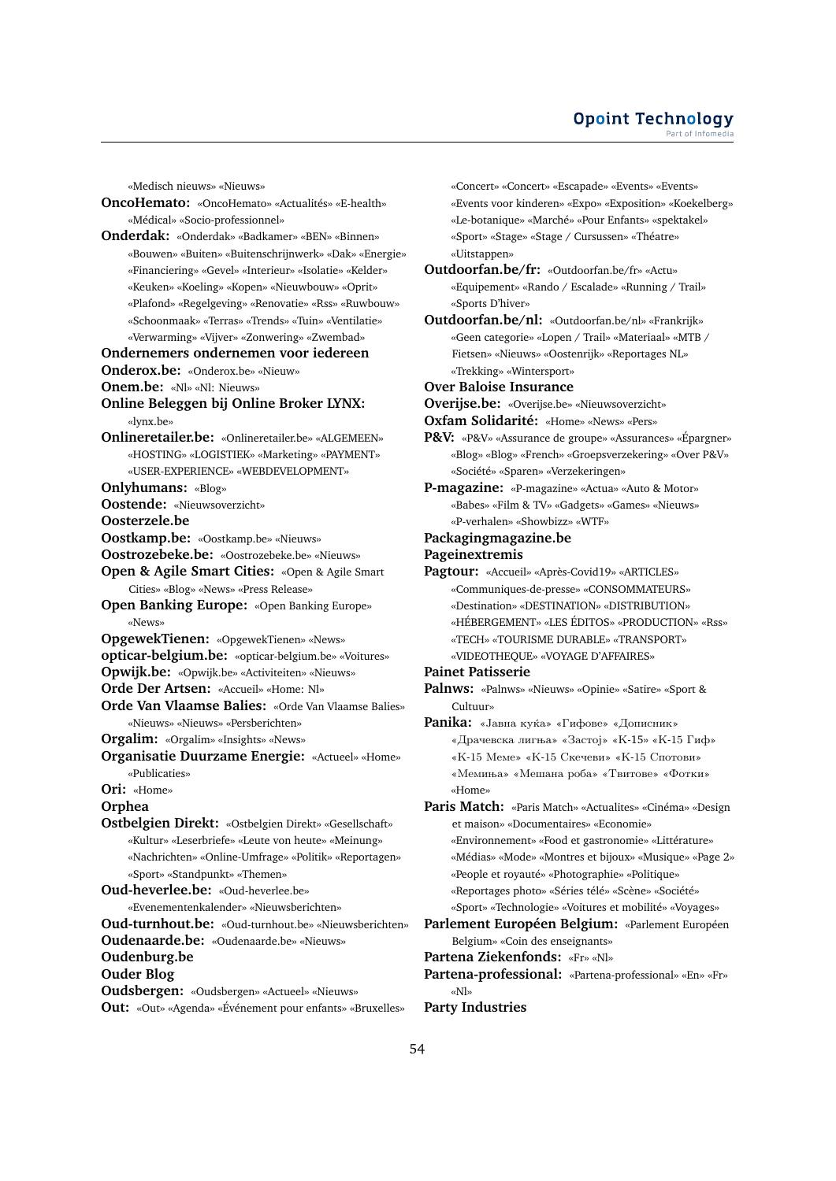«Medisch nieuws» «Nieuws»

**OncoHemato:** «OncoHemato» «Actualités» «E-health» «Médical» «Socio-professionnel»

**Onderdak:** «Onderdak» «Badkamer» «BEN» «Binnen» «Bouwen» «Buiten» «Buitenschrijnwerk» «Dak» «Energie» «Financiering» «Gevel» «Interieur» «Isolatie» «Kelder» «Keuken» «Koeling» «Kopen» «Nieuwbouw» «Oprit» «Plafond» «Regelgeving» «Renovatie» «Rss» «Ruwbouw» «Schoonmaak» «Terras» «Trends» «Tuin» «Ventilatie» «Verwarming» «Vijver» «Zonwering» «Zwembad»

**Ondernemers ondernemen voor iedereen**

**Onderox.be:** «Onderox.be» «Nieuw»

**Onem.be:** «Nl» «Nl: Nieuws»

**Online Beleggen bij Online Broker LYNX:** «lynx.be»

**Onlineretailer.be:** «Onlineretailer.be» «ALGEMEEN» «HOSTING» «LOGISTIEK» «Marketing» «PAYMENT» «USER-EXPERIENCE» «WEBDEVELOPMENT»

**Onlyhumans:** «Blog»

**Oostende:** «Nieuwsoverzicht»

**Oosterzele.be**

**Oostkamp.be:** «Oostkamp.be» «Nieuws»

**Oostrozebeke.be:** «Oostrozebeke.be» «Nieuws»

**Open & Agile Smart Cities:** «Open & Agile Smart Cities» «Blog» «News» «Press Release»

**Open Banking Europe:** «Open Banking Europe» «News»

**OpgewekTienen:** «OpgewekTienen» «News»

**opticar-belgium.be:** «opticar-belgium.be» «Voitures»

**Opwijk.be:** «Opwijk.be» «Activiteiten» «Nieuws»

**Orde Der Artsen:** «Accueil» «Home: Nl»

**Orde Van Vlaamse Balies:** «Orde Van Vlaamse Balies» «Nieuws» «Nieuws» «Persberichten»

**Orgalim:** «Orgalim» «Insights» «News»

**Organisatie Duurzame Energie:** «Actueel» «Home» «Publicaties»

**Ori:** «Home»

**Orphea**

**Ostbelgien Direkt:** «Ostbelgien Direkt» «Gesellschaft» «Kultur» «Leserbriefe» «Leute von heute» «Meinung» «Nachrichten» «Online-Umfrage» «Politik» «Reportagen» «Sport» «Standpunkt» «Themen»

**Oud-heverlee.be:** «Oud-heverlee.be» «Evenementenkalender» «Nieuwsberichten»

**Oud-turnhout.be:** «Oud-turnhout.be» «Nieuwsberichten»

**Oudenaarde.be:** «Oudenaarde.be» «Nieuws»

**Oudenburg.be**

**Ouder Blog**

**Oudsbergen:** «Oudsbergen» «Actueel» «Nieuws»

**Out:** «Out» «Agenda» «Événement pour enfants» «Bruxelles» «Concert» «Concert» «Escapade» «Events» «Events» «Events voor kinderen» «Expo» «Exposition» «Koekelberg» «Le-botanique» «Marché» «Pour Enfants» «spektakel» «Sport» «Stage» «Stage / Cursussen» «Théatre» «Uitstappen»

**Outdoorfan.be/fr:** «Outdoorfan.be/fr» «Actu» «Equipement» «Rando / Escalade» «Running / Trail» «Sports D'hiver»

**Outdoorfan.be/nl:** «Outdoorfan.be/nl» «Frankrijk» «Geen categorie» «Lopen / Trail» «Materiaal» «MTB / Fietsen» «Nieuws» «Oostenrijk» «Reportages NL» «Trekking» «Wintersport»

**Over Baloise Insurance**

**Overijse.be:** «Overijse.be» «Nieuwsoverzicht»

**Oxfam Solidarité:** «Home» «News» «Pers»

**P&V:** «P&V» «Assurance de groupe» «Assurances» «Épargner» «Blog» «Blog» «French» «Groepsverzekering» «Over P&V» «Société» «Sparen» «Verzekeringen»

**P-magazine:** «P-magazine» «Actua» «Auto & Motor» «Babes» «Film & TV» «Gadgets» «Games» «Nieuws» «P-verhalen» «Showbizz» «WTF»

**Packagingmagazine.be**

**Pageinextremis**

**Pagtour:** «Accueil» «Après-Covid19» «ARTICLES» «Communiques-de-presse» «CONSOMMATEURS» «Destination» «DESTINATION» «DISTRIBUTION» «HÉBERGEMENT» «LES ÉDITOS» «PRODUCTION» «Rss» «TECH» «TOURISME DURABLE» «TRANSPORT» «VIDEOTHEQUE» «VOYAGE D'AFFAIRES»

**Painet Patisserie**

**Palnws:** «Palnws» «Nieuws» «Opinie» «Satire» «Sport & Cultuur»

**Panika:** «Јавна кућа» «Гифове» «Дописник» «Драчевска лигња» «Застој» «К-15» «К-15 Гиф» «К-15 Меме» «К-15 Скечеви» «К-15 Спотови» «Мемиња» «Мешана роба» «Твитове» «Фотки» «Home»

**Paris Match:** «Paris Match» «Actualites» «Cinéma» «Design et maison» «Documentaires» «Economie» «Environnement» «Food et gastronomie» «Littérature» «Médias» «Mode» «Montres et bijoux» «Musique» «Page 2» «People et royauté» «Photographie» «Politique» «Reportages photo» «Séries télé» «Scène» «Société» «Sport» «Technologie» «Voitures et mobilité» «Voyages»

**Parlement Européen Belgium:** «Parlement Européen Belgium» «Coin des enseignants»

**Partena Ziekenfonds:** «Fr» «Nl»

**Partena-professional:** «Partena-professional» «En» «Fr» «Nl»

**Party Industries**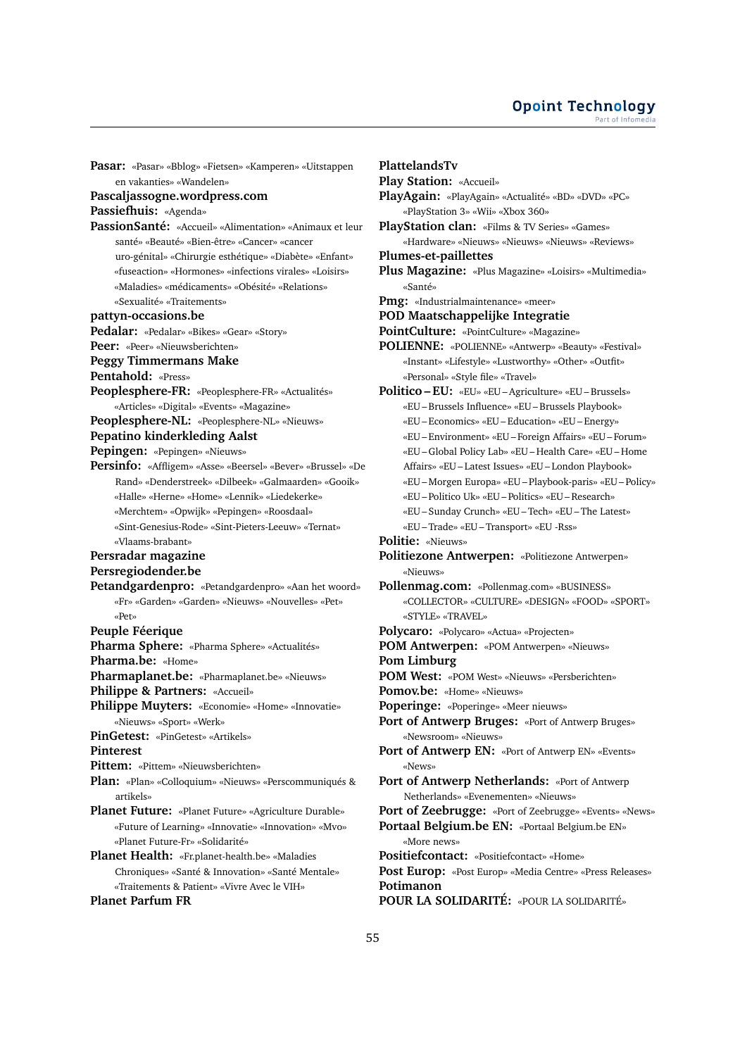**Pasar:** «Pasar» «Bblog» «Fietsen» «Kamperen» «Uitstappen en vakanties» «Wandelen»

**Pascaljassogne.wordpress.com**

**Passiefhuis:** «Agenda»

**PassionSanté:** «Accueil» «Alimentation» «Animaux et leur santé» «Beauté» «Bien-être» «Cancer» «cancer uro-génital» «Chirurgie esthétique» «Diabète» «Enfant» «fuseaction» «Hormones» «infections virales» «Loisirs» «Maladies» «médicaments» «Obésité» «Relations» «Sexualité» «Traitements»

**pattyn-occasions.be**

**Pedalar:** «Pedalar» «Bikes» «Gear» «Story»

**Peer:** «Peer» «Nieuwsberichten»

**Peggy Timmermans Make**

**Pentahold:** «Press»

**Peoplesphere-FR:** «Peoplesphere-FR» «Actualités» «Articles» «Digital» «Events» «Magazine»

**Peoplesphere-NL:** «Peoplesphere-NL» «Nieuws»

**Pepatino kinderkleding Aalst**

**Pepingen:** «Pepingen» «Nieuws»

**Persinfo:** «Affligem» «Asse» «Beersel» «Bever» «Brussel» «De Rand» «Denderstreek» «Dilbeek» «Galmaarden» «Gooik» «Halle» «Herne» «Home» «Lennik» «Liedekerke» «Merchtem» «Opwijk» «Pepingen» «Roosdaal» «Sint-Genesius-Rode» «Sint-Pieters-Leeuw» «Ternat» «Vlaams-brabant»

**Persradar magazine**

**Persregiodender.be**

**Petandgardenpro:** «Petandgardenpro» «Aan het woord» «Fr» «Garden» «Garden» «Nieuws» «Nouvelles» «Pet» «Pet»

**Peuple Féerique**

**Pharma Sphere:** «Pharma Sphere» «Actualités»

**Pharma.be:** «Home»

**Pharmaplanet.be:** «Pharmaplanet.be» «Nieuws»

**Philippe & Partners:** «Accueil»

**Philippe Muyters:** «Economie» «Home» «Innovatie» «Nieuws» «Sport» «Werk»

**PinGetest:** «PinGetest» «Artikels»

**Pinterest**

**Pittem:** «Pittem» «Nieuwsberichten»

**Plan:** «Plan» «Colloquium» «Nieuws» «Perscommuniqués & artikels»

**Planet Future:** «Planet Future» «Agriculture Durable» «Future of Learning» «Innovatie» «Innovation» «Mvo» «Planet Future-Fr» «Solidarité»

**Planet Health:** «Fr.planet-health.be» «Maladies Chroniques» «Santé & Innovation» «Santé Mentale» «Traitements & Patient» «Vivre Avec le VIH»

**Planet Parfum FR**

**PlattelandsTv**

**Play Station:** «Accueil»

**PlayAgain:** «PlayAgain» «Actualité» «BD» «DVD» «PC» «PlayStation 3» «Wii» «Xbox 360»

**PlayStation clan:** «Films & TV Series» «Games» «Hardware» «Nieuws» «Nieuws» «Nieuws» «Reviews»

**Plumes-et-paillettes**

**Plus Magazine:** «Plus Magazine» «Loisirs» «Multimedia» «Santé»

**Pmg:** «Industrialmaintenance» «meer»

**POD Maatschappelijke Integratie**

**PointCulture:** «PointCulture» «Magazine»

**POLIENNE:** «POLIENNE» «Antwerp» «Beauty» «Festival» «Instant» «Lifestyle» «Lustworthy» «Other» «Outfit» «Personal» «Style file» «Travel»

**Politico – EU:** «EU» «EU – Agriculture» «EU – Brussels» «EU – Brussels Influence» «EU – Brussels Playbook» «EU – Economics» «EU – Education» «EU – Energy» «EU – Environment» «EU – Foreign Affairs» «EU – Forum» «EU – Global Policy Lab» «EU – Health Care» «EU – Home Affairs» «EU – Latest Issues» «EU – London Playbook» «EU – Morgen Europa» «EU – Playbook-paris» «EU – Policy» «EU – Politico Uk» «EU – Politics» «EU – Research» «EU – Sunday Crunch» «EU – Tech» «EU – The Latest» «EU – Trade» «EU – Transport» «EU -Rss»

**Politie:** «Nieuws»

**Politiezone Antwerpen:** «Politiezone Antwerpen» «Nieuws»

**Pollenmag.com:** «Pollenmag.com» «BUSINESS» «COLLECTOR» «CULTURE» «DESIGN» «FOOD» «SPORT» «STYLE» «TRAVEL»

**Polycaro:** «Polycaro» «Actua» «Projecten»

**POM Antwerpen:** «POM Antwerpen» «Nieuws»

**Pom Limburg**

**POM West:** «POM West» «Nieuws» «Persberichten»

**Pomov.be:** «Home» «Nieuws»

**Poperinge:** «Poperinge» «Meer nieuws»

**Port of Antwerp Bruges:** «Port of Antwerp Bruges» «Newsroom» «Nieuws»

**Port of Antwerp EN:** «Port of Antwerp EN» «Events» «News»

**Port of Antwerp Netherlands:** «Port of Antwerp Netherlands» «Evenementen» «Nieuws»

**Port of Zeebrugge:** «Port of Zeebrugge» «Events» «News»

**Portaal Belgium.be EN:** «Portaal Belgium.be EN» «More news»

**Positiefcontact:** «Positiefcontact» «Home»

**Post Europ:** «Post Europ» «Media Centre» «Press Releases»

**Potimanon**

**POUR LA SOLIDARITÉ:** «POUR LA SOLIDARITÉ»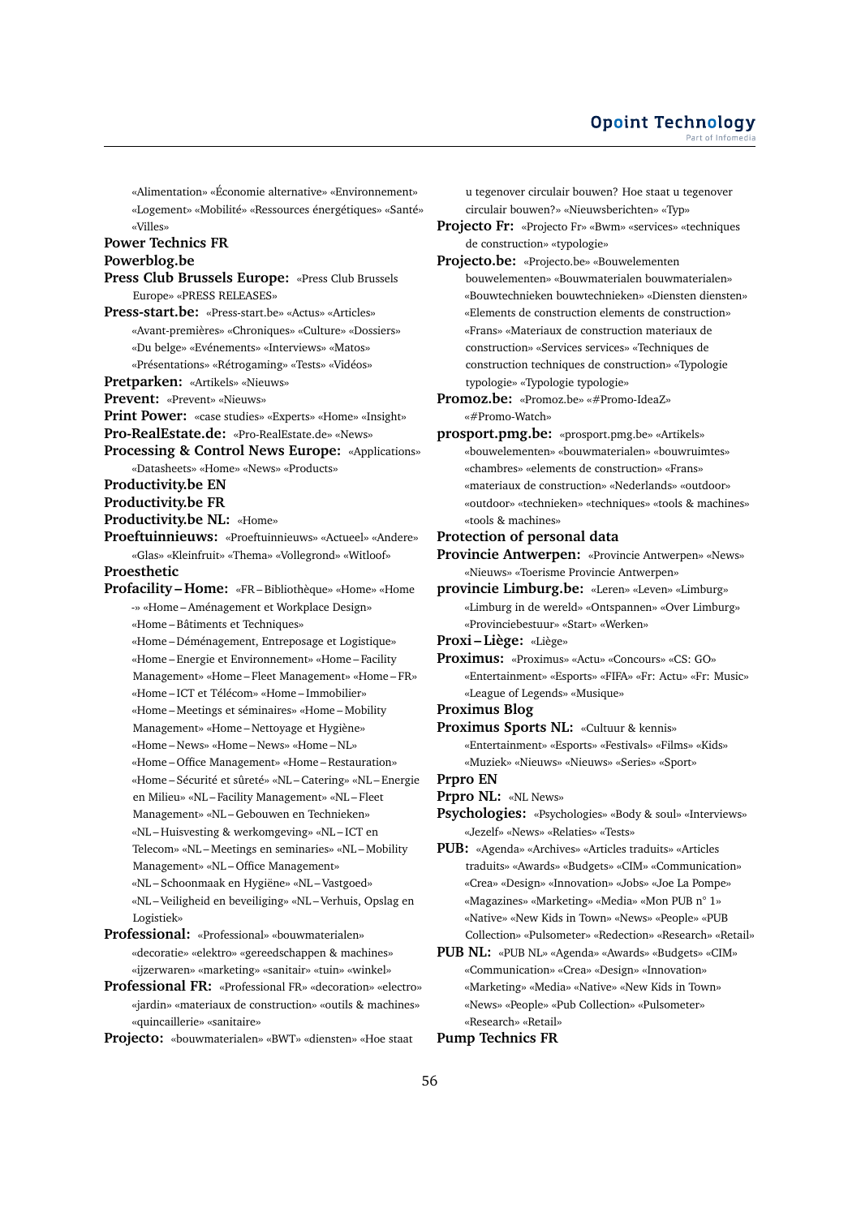«Alimentation» «Économie alternative» «Environnement» «Logement» «Mobilité» «Ressources énergétiques» «Santé» «Villes»

**Power Technics FR**

**Powerblog.be**

**Press Club Brussels Europe:** «Press Club Brussels Europe» «PRESS RELEASES»

**Press-start.be:** «Press-start.be» «Actus» «Articles» «Avant-premières» «Chroniques» «Culture» «Dossiers» «Du belge» «Evénements» «Interviews» «Matos» «Présentations» «Rétrogaming» «Tests» «Vidéos»

**Pretparken:** «Artikels» «Nieuws»

**Prevent:** «Prevent» «Nieuws»

**Print Power:** «case studies» «Experts» «Home» «Insight»

**Pro-RealEstate.de:** «Pro-RealEstate.de» «News»

**Processing & Control News Europe:** «Applications» «Datasheets» «Home» «News» «Products»

**Productivity.be EN**

**Productivity.be FR**

**Productivity.be NL:** «Home»

**Proeftuinnieuws:** «Proeftuinnieuws» «Actueel» «Andere» «Glas» «Kleinfruit» «Thema» «Vollegrond» «Witloof»

**Proesthetic**

**Profacility – Home:** «FR – Bibliothèque» «Home» «Home -» «Home – Aménagement et Workplace Design» «Home – Bâtiments et Techniques» «Home – Déménagement, Entreposage et Logistique» «Home – Energie et Environnement» «Home – Facility Management» «Home – Fleet Management» «Home – FR» «Home – ICT et Télécom» «Home – Immobilier» «Home – Meetings et séminaires» «Home – Mobility Management» «Home – Nettoyage et Hygiène» «Home – News» «Home – News» «Home – NL» «Home – Office Management» «Home – Restauration» «Home – Sécurité et sûreté» «NL – Catering» «NL – Energie en Milieu» «NL – Facility Management» «NL – Fleet Management» «NL – Gebouwen en Technieken» «NL – Huisvesting & werkomgeving» «NL – ICT en Telecom» «NL – Meetings en seminaries» «NL – Mobility Management» «NL – Office Management» «NL – Schoonmaak en Hygiëne» «NL – Vastgoed» «NL – Veiligheid en beveiliging» «NL – Verhuis, Opslag en Logistiek»

**Professional:** «Professional» «bouwmaterialen» «decoratie» «elektro» «gereedschappen & machines» «ijzerwaren» «marketing» «sanitair» «tuin» «winkel»

**Professional FR:** «Professional FR» «decoration» «electro» «jardin» «materiaux de construction» «outils & machines» «quincaillerie» «sanitaire»

**Projecto:** «bouwmaterialen» «BWT» «diensten» «Hoe staat u tegenover circulair bouwen? Hoe staat u tegenover circulair bouwen?» «Nieuwsberichten» «Typ»

**Projecto Fr:** «Projecto Fr» «Bwm» «services» «techniques de construction» «typologie»

**Projecto.be:** «Projecto.be» «Bouwelementen bouwelementen» «Bouwmaterialen bouwmaterialen» «Bouwtechnieken bouwtechnieken» «Diensten diensten» «Elements de construction elements de construction» «Frans» «Materiaux de construction materiaux de construction» «Services services» «Techniques de construction techniques de construction» «Typologie typologie» «Typologie typologie»

**Promoz.be:** «Promoz.be» «#Promo-IdeaZ» «#Promo-Watch»

**prosport.pmg.be:** «prosport.pmg.be» «Artikels» «bouwelementen» «bouwmaterialen» «bouwruimtes» «chambres» «elements de construction» «Frans» «materiaux de construction» «Nederlands» «outdoor» «outdoor» «technieken» «techniques» «tools & machines» «tools & machines»

**Protection of personal data**

**Provincie Antwerpen:** «Provincie Antwerpen» «News» «Nieuws» «Toerisme Provincie Antwerpen»

**provincie Limburg.be:** «Leren» «Leven» «Limburg» «Limburg in de wereld» «Ontspannen» «Over Limburg» «Provinciebestuur» «Start» «Werken»

**Proxi – Liège:** «Liège»

**Proximus:** «Proximus» «Actu» «Concours» «CS: GO» «Entertainment» «Esports» «FIFA» «Fr: Actu» «Fr: Music» «League of Legends» «Musique»

**Proximus Blog**

**Proximus Sports NL:** «Cultuur & kennis» «Entertainment» «Esports» «Festivals» «Films» «Kids» «Muziek» «Nieuws» «Nieuws» «Series» «Sport»

**Prpro EN**

**Prpro NL:** «NL News»

**Psychologies:** «Psychologies» «Body & soul» «Interviews» «Jezelf» «News» «Relaties» «Tests»

**PUB:** «Agenda» «Archives» «Articles traduits» «Articles traduits» «Awards» «Budgets» «CIM» «Communication» «Crea» «Design» «Innovation» «Jobs» «Joe La Pompe» «Magazines» «Marketing» «Media» «Mon PUB n° 1» «Native» «New Kids in Town» «News» «People» «PUB Collection» «Pulsometer» «Redection» «Research» «Retail»

**PUB NL:** «PUB NL» «Agenda» «Awards» «Budgets» «CIM» «Communication» «Crea» «Design» «Innovation» «Marketing» «Media» «Native» «New Kids in Town» «News» «People» «Pub Collection» «Pulsometer» «Research» «Retail»

**Pump Technics FR**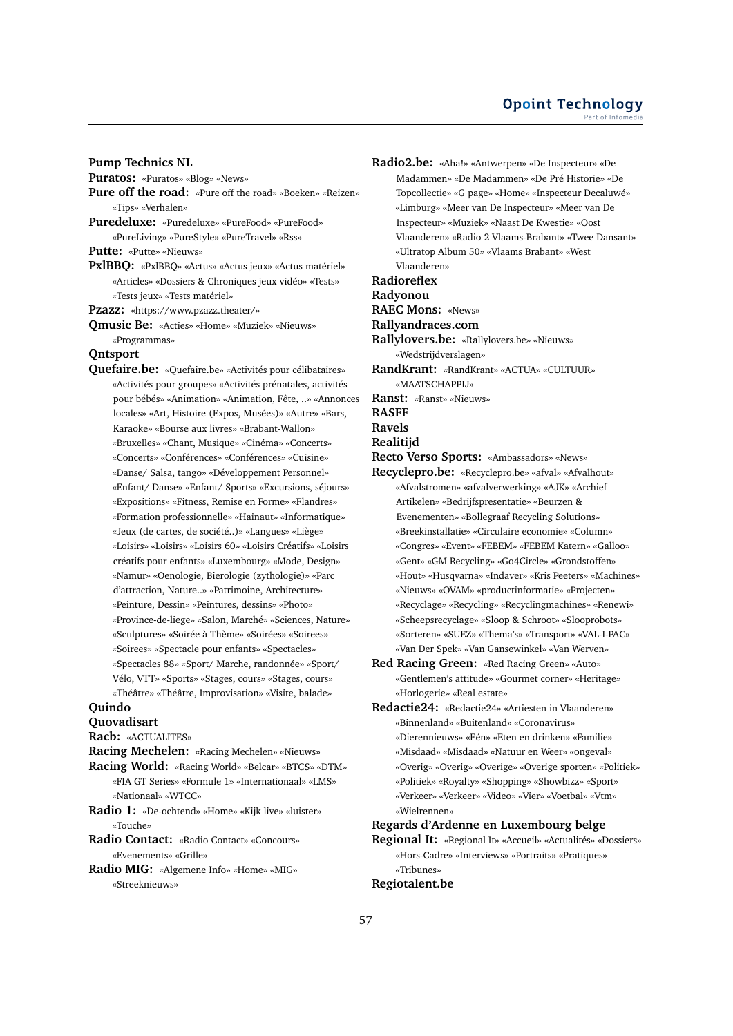**Pump Technics NL**

**Puratos:** «Puratos» «Blog» «News»

**Pure off the road:** «Pure off the road» «Boeken» «Reizen» «Tips» «Verhalen»

**Puredeluxe:** «Puredeluxe» «PureFood» «PureFood» «PureLiving» «PureStyle» «PureTravel» «Rss»

**Putte:** «Putte» «Nieuws»

**PxlBBQ:** «PxlBBQ» «Actus» «Actus jeux» «Actus matériel» «Articles» «Dossiers & Chroniques jeux vidéo» «Tests» «Tests jeux» «Tests matériel»

**Pzazz:** «https://www.pzazz.theater/»

**Qmusic Be:** «Acties» «Home» «Muziek» «Nieuws» «Programmas»

**Qntsport**

**Quefaire.be:** «Quefaire.be» «Activités pour célibataires» «Activités pour groupes» «Activités prénatales, activités pour bébés» «Animation» «Animation, Fête, ..» «Annonces locales» «Art, Histoire (Expos, Musées)» «Autre» «Bars, Karaoke» «Bourse aux livres» «Brabant-Wallon» «Bruxelles» «Chant, Musique» «Cinéma» «Concerts» «Concerts» «Conférences» «Conférences» «Cuisine» «Danse/ Salsa, tango» «Développement Personnel» «Enfant/ Danse» «Enfant/ Sports» «Excursions, séjours» «Expositions» «Fitness, Remise en Forme» «Flandres» «Formation professionnelle» «Hainaut» «Informatique» «Jeux (de cartes, de société..)» «Langues» «Liège» «Loisirs» «Loisirs» «Loisirs 60» «Loisirs Créatifs» «Loisirs créatifs pour enfants» «Luxembourg» «Mode, Design» «Namur» «Oenologie, Bierologie (zythologie)» «Parc d'attraction, Nature..» «Patrimoine, Architecture» «Peinture, Dessin» «Peintures, dessins» «Photo» «Province-de-liege» «Salon, Marché» «Sciences, Nature» «Sculptures» «Soirée à Thème» «Soirées» «Soirees» «Soirees» «Spectacle pour enfants» «Spectacles» «Spectacles 88» «Sport/ Marche, randonnée» «Sport/ Vélo, VTT» «Sports» «Stages, cours» «Stages, cours» «Théâtre» «Théâtre, Improvisation» «Visite, balade»

**Quindo**

**Quovadisart**

**Racb:** «ACTUALITES»

**Racing Mechelen:** «Racing Mechelen» «Nieuws»

**Racing World:** «Racing World» «Belcar» «BTCS» «DTM» «FIA GT Series» «Formule 1» «Internationaal» «LMS» «Nationaal» «WTCC»

**Radio 1:** «De-ochtend» «Home» «Kijk live» «luister» «Touche»

**Radio Contact:** «Radio Contact» «Concours» «Evenements» «Grille»

**Radio MIG:** «Algemene Info» «Home» «MIG» «Streeknieuws»

**Radio2.be:** «Aha!» «Antwerpen» «De Inspecteur» «De Madammen» «De Madammen» «De Pré Historie» «De Topcollectie» «G page» «Home» «Inspecteur Decaluwé» «Limburg» «Meer van De Inspecteur» «Meer van De Inspecteur» «Muziek» «Naast De Kwestie» «Oost Vlaanderen» «Radio 2 Vlaams-Brabant» «Twee Dansant» «Ultratop Album 50» «Vlaams Brabant» «West Vlaanderen»

**Radioreflex**

**Radyonou**

**RAEC Mons:** «News»

**Rallyandraces.com**

**Rallylovers.be:** «Rallylovers.be» «Nieuws» «Wedstrijdverslagen»

**RandKrant:** «RandKrant» «ACTUA» «CULTUUR» «MAATSCHAPPIJ»

**Ranst:** «Ranst» «Nieuws»

**RASFF**

**Ravels**

**Realitijd**

**Recto Verso Sports:** «Ambassadors» «News»

**Recyclepro.be:** «Recyclepro.be» «afval» «Afvalhout» «Afvalstromen» «afvalverwerking» «AJK» «Archief Artikelen» «Bedrijfspresentatie» «Beurzen & Evenementen» «Bollegraaf Recycling Solutions» «Breekinstallatie» «Circulaire economie» «Column» «Congres» «Event» «FEBEM» «FEBEM Katern» «Galloo» «Gent» «GM Recycling» «Go4Circle» «Grondstoffen» «Hout» «Husqvarna» «Indaver» «Kris Peeters» «Machines» «Nieuws» «OVAM» «productinformatie» «Projecten» «Recyclage» «Recycling» «Recyclingmachines» «Renewi» «Scheepsrecyclage» «Sloop & Schroot» «Slooprobots» «Sorteren» «SUEZ» «Thema's» «Transport» «VAL-I-PAC» «Van Der Spek» «Van Gansewinkel» «Van Werven»

**Red Racing Green:** «Red Racing Green» «Auto» «Gentlemen's attitude» «Gourmet corner» «Heritage» «Horlogerie» «Real estate»

**Redactie24:** «Redactie24» «Artiesten in Vlaanderen» «Binnenland» «Buitenland» «Coronavirus» «Dierennieuws» «Eén» «Eten en drinken» «Familie» «Misdaad» «Misdaad» «Natuur en Weer» «ongeval» «Overig» «Overig» «Overige» «Overige sporten» «Politiek» «Politiek» «Royalty» «Shopping» «Showbizz» «Sport» «Verkeer» «Verkeer» «Video» «Vier» «Voetbal» «Vtm» «Wielrennen»

**Regards d'Ardenne en Luxembourg belge**

**Regional It:** «Regional It» «Accueil» «Actualités» «Dossiers» «Hors-Cadre» «Interviews» «Portraits» «Pratiques» «Tribunes»

**Regiotalent.be**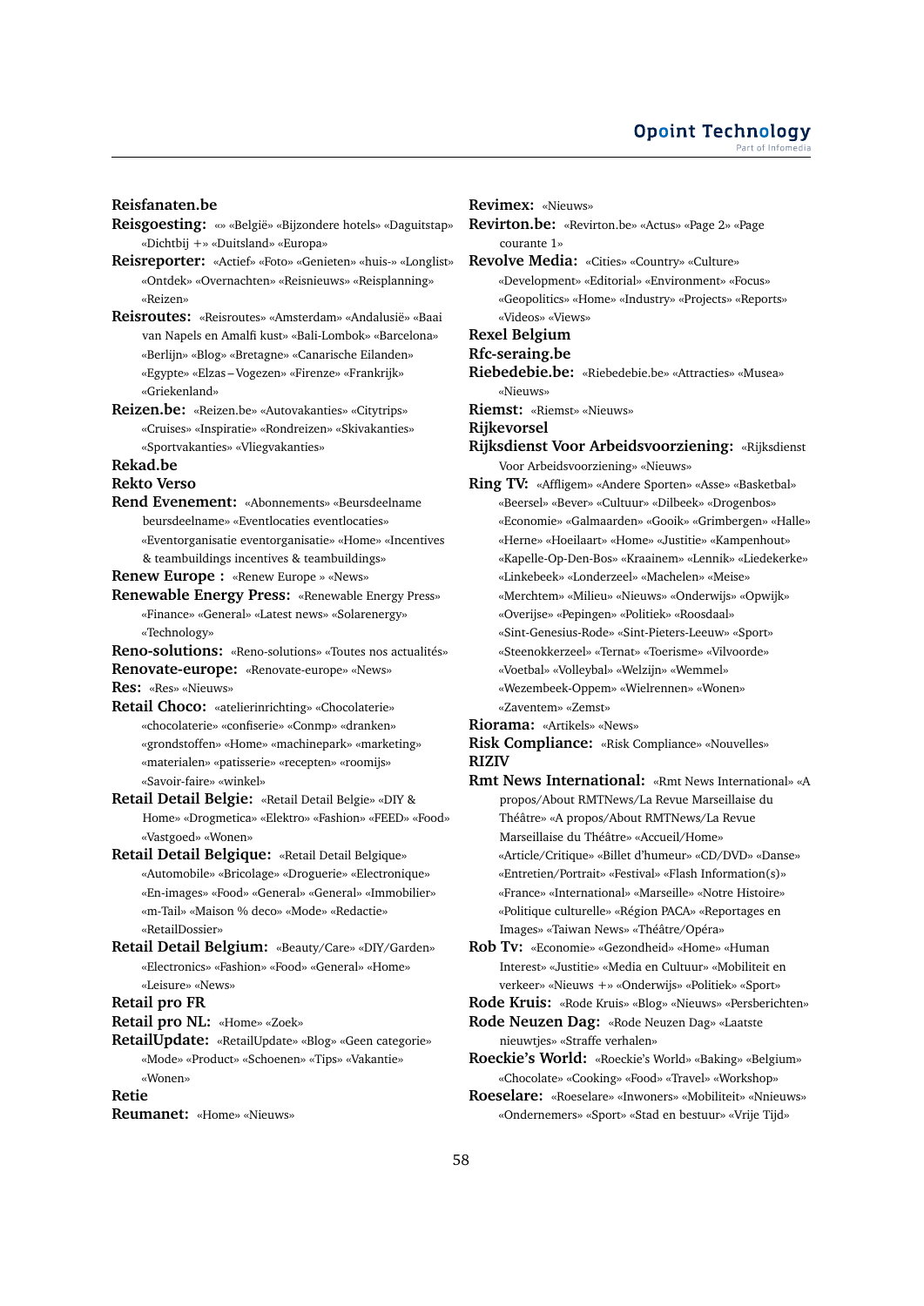**Reisfanaten.be**

**Reisgoesting:** «» «België» «Bijzondere hotels» «Daguitstap» «Dichtbij +» «Duitsland» «Europa»

**Reisreporter:** «Actief» «Foto» «Genieten» «huis-» «Longlist» «Ontdek» «Overnachten» «Reisnieuws» «Reisplanning» «Reizen»

**Reisroutes:** «Reisroutes» «Amsterdam» «Andalusië» «Baai van Napels en Amalfi kust» «Bali-Lombok» «Barcelona» «Berlijn» «Blog» «Bretagne» «Canarische Eilanden» «Egypte» «Elzas – Vogezen» «Firenze» «Frankrijk» «Griekenland»

**Reizen.be:** «Reizen.be» «Autovakanties» «Citytrips» «Cruises» «Inspiratie» «Rondreizen» «Skivakanties» «Sportvakanties» «Vliegvakanties»

**Rekad.be**

**Rekto Verso**

**Rend Evenement:** «Abonnements» «Beursdeelname beursdeelname» «Eventlocaties eventlocaties» «Eventorganisatie eventorganisatie» «Home» «Incentives & teambuildings incentives & teambuildings»

**Renew Europe :** «Renew Europe » «News»

**Renewable Energy Press:** «Renewable Energy Press» «Finance» «General» «Latest news» «Solarenergy» «Technology»

**Reno-solutions:** «Reno-solutions» «Toutes nos actualités»

**Renovate-europe:** «Renovate-europe» «News»

**Res:** «Res» «Nieuws»

**Retail Choco:** «atelierinrichting» «Chocolaterie» «chocolaterie» «confiserie» «Conmp» «dranken» «grondstoffen» «Home» «machinepark» «marketing» «materialen» «patisserie» «recepten» «roomijs» «Savoir-faire» «winkel»

**Retail Detail Belgie:** «Retail Detail Belgie» «DIY & Home» «Drogmetica» «Elektro» «Fashion» «FEED» «Food» «Vastgoed» «Wonen»

**Retail Detail Belgique:** «Retail Detail Belgique» «Automobile» «Bricolage» «Droguerie» «Electronique» «En-images» «Food» «General» «General» «Immobilier» «m-Tail» «Maison % deco» «Mode» «Redactie» «RetailDossier»

**Retail Detail Belgium:** «Beauty/Care» «DIY/Garden» «Electronics» «Fashion» «Food» «General» «Home» «Leisure» «News»

**Retail pro FR**

**Retail pro NL:** «Home» «Zoek»

**RetailUpdate:** «RetailUpdate» «Blog» «Geen categorie» «Mode» «Product» «Schoenen» «Tips» «Vakantie» «Wonen»

**Retie**

**Reumanet:** «Home» «Nieuws»

**Revimex:** «Nieuws»

**Revirton.be:** «Revirton.be» «Actus» «Page 2» «Page courante 1»

**Revolve Media:** «Cities» «Country» «Culture» «Development» «Editorial» «Environment» «Focus» «Geopolitics» «Home» «Industry» «Projects» «Reports» «Videos» «Views»

**Rexel Belgium**

**Rfc-seraing.be**

**Riebedebie.be:** «Riebedebie.be» «Attracties» «Musea» «Nieuws»

**Riemst:** «Riemst» «Nieuws»

**Rijkevorsel**

**Rijksdienst Voor Arbeidsvoorziening:** «Rijksdienst Voor Arbeidsvoorziening» «Nieuws»

**Ring TV:** «Affligem» «Andere Sporten» «Asse» «Basketbal» «Beersel» «Bever» «Cultuur» «Dilbeek» «Drogenbos» «Economie» «Galmaarden» «Gooik» «Grimbergen» «Halle» «Herne» «Hoeilaart» «Home» «Justitie» «Kampenhout» «Kapelle-Op-Den-Bos» «Kraainem» «Lennik» «Liedekerke» «Linkebeek» «Londerzeel» «Machelen» «Meise» «Merchtem» «Milieu» «Nieuws» «Onderwijs» «Opwijk» «Overijse» «Pepingen» «Politiek» «Roosdaal» «Sint-Genesius-Rode» «Sint-Pieters-Leeuw» «Sport» «Steenokkerzeel» «Ternat» «Toerisme» «Vilvoorde» «Voetbal» «Volleybal» «Welzijn» «Wemmel» «Wezembeek-Oppem» «Wielrennen» «Wonen» «Zaventem» «Zemst»

**Riorama:** «Artikels» «News»

**Risk Compliance:** «Risk Compliance» «Nouvelles»

**RIZIV**

**Rmt News International:** «Rmt News International» «A propos/About RMTNews/La Revue Marseillaise du Théâtre» «A propos/About RMTNews/La Revue Marseillaise du Théâtre» «Accueil/Home» «Article/Critique» «Billet d'humeur» «CD/DVD» «Danse» «Entretien/Portrait» «Festival» «Flash Information(s)» «France» «International» «Marseille» «Notre Histoire» «Politique culturelle» «Région PACA» «Reportages en Images» «Taiwan News» «Théâtre/Opéra»

**Rob Tv:** «Economie» «Gezondheid» «Home» «Human Interest» «Justitie» «Media en Cultuur» «Mobiliteit en verkeer» «Nieuws +» «Onderwijs» «Politiek» «Sport»

**Rode Kruis:** «Rode Kruis» «Blog» «Nieuws» «Persberichten»

**Rode Neuzen Dag:** «Rode Neuzen Dag» «Laatste nieuwtjes» «Straffe verhalen»

**Roeckie's World:** «Roeckie's World» «Baking» «Belgium» «Chocolate» «Cooking» «Food» «Travel» «Workshop»

**Roeselare:** «Roeselare» «Inwoners» «Mobiliteit» «Nnieuws» «Ondernemers» «Sport» «Stad en bestuur» «Vrije Tijd»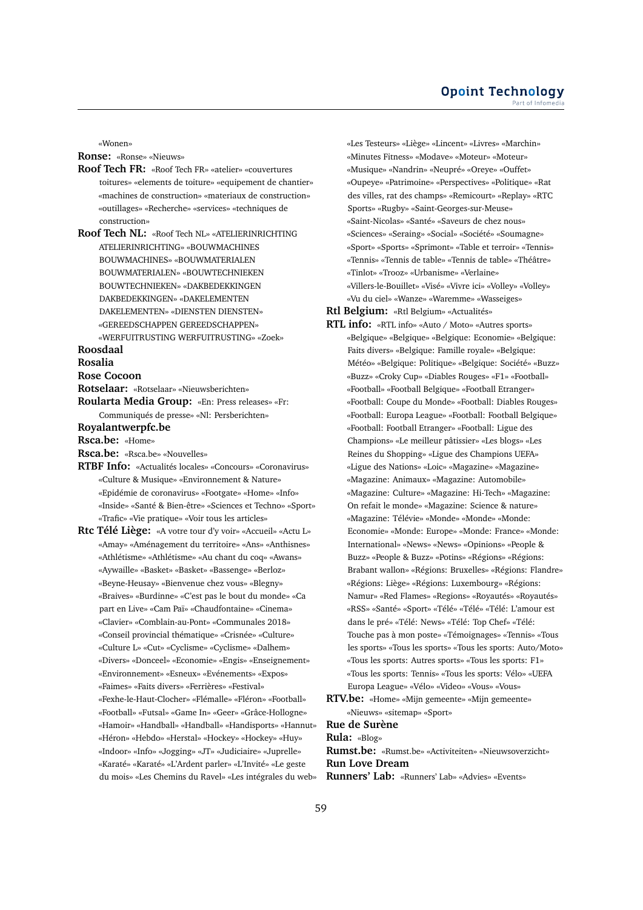«Wonen»

**Ronse:** «Ronse» «Nieuws»

**Roof Tech FR:** «Roof Tech FR» «atelier» «couvertures toitures» «elements de toiture» «equipement de chantier» «machines de construction» «materiaux de construction» «outillages» «Recherche» «services» «techniques de construction»

**Roof Tech NL:** «Roof Tech NL» «ATELIERINRICHTING ATELIERINRICHTING» «BOUWMACHINES BOUWMACHINES» «BOUWMATERIALEN BOUWMATERIALEN» «BOUWTECHNIEKEN BOUWTECHNIEKEN» «DAKBEDEKKINGEN DAKBEDEKKINGEN» «DAKELEMENTEN DAKELEMENTEN» «DIENSTEN DIENSTEN» «GEREEDSCHAPPEN GEREEDSCHAPPEN» «WERFUITRUSTING WERFUITRUSTING» «Zoek»

**Roosdaal**

**Rosalia**

**Rose Cocoon**

**Rotselaar:** «Rotselaar» «Nieuwsberichten»

**Roularta Media Group:** «En: Press releases» «Fr: Communiqués de presse» «Nl: Persberichten»

**Royalantwerpfc.be**

**Rsca.be:** «Home»

**Rsca.be:** «Rsca.be» «Nouvelles»

**RTBF Info:** «Actualités locales» «Concours» «Coronavirus» «Culture & Musique» «Environnement & Nature» «Epidémie de coronavirus» «Footgate» «Home» «Info» «Inside» «Santé & Bien-être» «Sciences et Techno» «Sport» «Trafic» «Vie pratique» «Voir tous les articles»

**Rtc Télé Liège:** «A votre tour d'y voir» «Accueil» «Actu L» «Amay» «Aménagement du territoire» «Ans» «Anthisnes» «Athlétisme» «Athlétisme» «Au chant du coq» «Awans» «Aywaille» «Basket» «Basket» «Bassenge» «Berloz» «Beyne-Heusay» «Bienvenue chez vous» «Blegny» «Braives» «Burdinne» «C'est pas le bout du monde» «Ca part en Live» «Cam Paï» «Chaudfontaine» «Cinema» «Clavier» «Comblain-au-Pont» «Communales 2018» «Conseil provincial thématique» «Crisnée» «Culture» «Culture L» «Cut» «Cyclisme» «Cyclisme» «Dalhem» «Divers» «Donceel» «Economie» «Engis» «Enseignement» «Environnement» «Esneux» «Evénements» «Expos» «Faimes» «Faits divers» «Ferrières» «Festival» «Fexhe-le-Haut-Clocher» «Flémalle» «Fléron» «Football» «Football» «Futsal» «Game In» «Geer» «Grâce-Hollogne» «Hamoir» «Handball» «Handball» «Handisports» «Hannut» «Héron» «Hebdo» «Herstal» «Hockey» «Hockey» «Huy» «Indoor» «Info» «Jogging» «JT» «Judiciaire» «Juprelle» «Karaté» «Karaté» «L'Ardent parler» «L'Invité» «Le geste du mois» «Les Chemins du Ravel» «Les intégrales du web» «Les Testeurs» «Liège» «Lincent» «Livres» «Marchin» «Minutes Fitness» «Modave» «Moteur» «Moteur» «Musique» «Nandrin» «Neupré» «Oreye» «Ouffet» «Oupeye» «Patrimoine» «Perspectives» «Politique» «Rat des villes, rat des champs» «Remicourt» «Replay» «RTC Sports» «Rugby» «Saint-Georges-sur-Meuse» «Saint-Nicolas» «Santé» «Saveurs de chez nous» «Sciences» «Seraing» «Social» «Société» «Soumagne» «Sport» «Sports» «Sprimont» «Table et terroir» «Tennis» «Tennis» «Tennis de table» «Tennis de table» «Théâtre» «Tinlot» «Trooz» «Urbanisme» «Verlaine» «Villers-le-Bouillet» «Visé» «Vivre ici» «Volley» «Volley» «Vu du ciel» «Wanze» «Waremme» «Wasseiges»

**Rtl Belgium:** «Rtl Belgium» «Actualités»

**RTL info:** «RTL info» «Auto / Moto» «Autres sports» «Belgique» «Belgique» «Belgique: Economie» «Belgique: Faits divers» «Belgique: Famille royale» «Belgique: Météo» «Belgique: Politique» «Belgique: Société» «Buzz» «Buzz» «Croky Cup» «Diables Rouges» «F1» «Football» «Football» «Football Belgique» «Football Etranger» «Football: Coupe du Monde» «Football: Diables Rouges» «Football: Europa League» «Football: Football Belgique» «Football: Football Etranger» «Football: Ligue des Champions» «Le meilleur pâtissier» «Les blogs» «Les Reines du Shopping» «Ligue des Champions UEFA» «Ligue des Nations» «Loic» «Magazine» «Magazine» «Magazine: Animaux» «Magazine: Automobile» «Magazine: Culture» «Magazine: Hi-Tech» «Magazine: On refait le monde» «Magazine: Science & nature» «Magazine: Télévie» «Monde» «Monde» «Monde: Economie» «Monde: Europe» «Monde: France» «Monde: International» «News» «News» «Opinions» «People & Buzz» «People & Buzz» «Potins» «Régions» «Régions: Brabant wallon» «Régions: Bruxelles» «Régions: Flandre» «Régions: Liège» «Régions: Luxembourg» «Régions: Namur» «Red Flames» «Regions» «Royautés» «Royautés» «RSS» «Santé» «Sport» «Télé» «Télé» «Télé: L'amour est dans le pré» «Télé: News» «Télé: Top Chef» «Télé: Touche pas à mon poste» «Témoignages» «Tennis» «Tous les sports» «Tous les sports» «Tous les sports: Auto/Moto» «Tous les sports: Autres sports» «Tous les sports: F1» «Tous les sports: Tennis» «Tous les sports: Vélo» «UEFA Europa League» «Vélo» «Video» «Vous» «Vous»

**RTV.be:** «Home» «Mijn gemeente» «Mijn gemeente» «Nieuws» «sitemap» «Sport»

**Rue de Surène**

**Rula:** «Blog»

**Rumst.be:** «Rumst.be» «Activiteiten» «Nieuwsoverzicht»

**Run Love Dream**

**Runners' Lab:** «Runners' Lab» «Advies» «Events»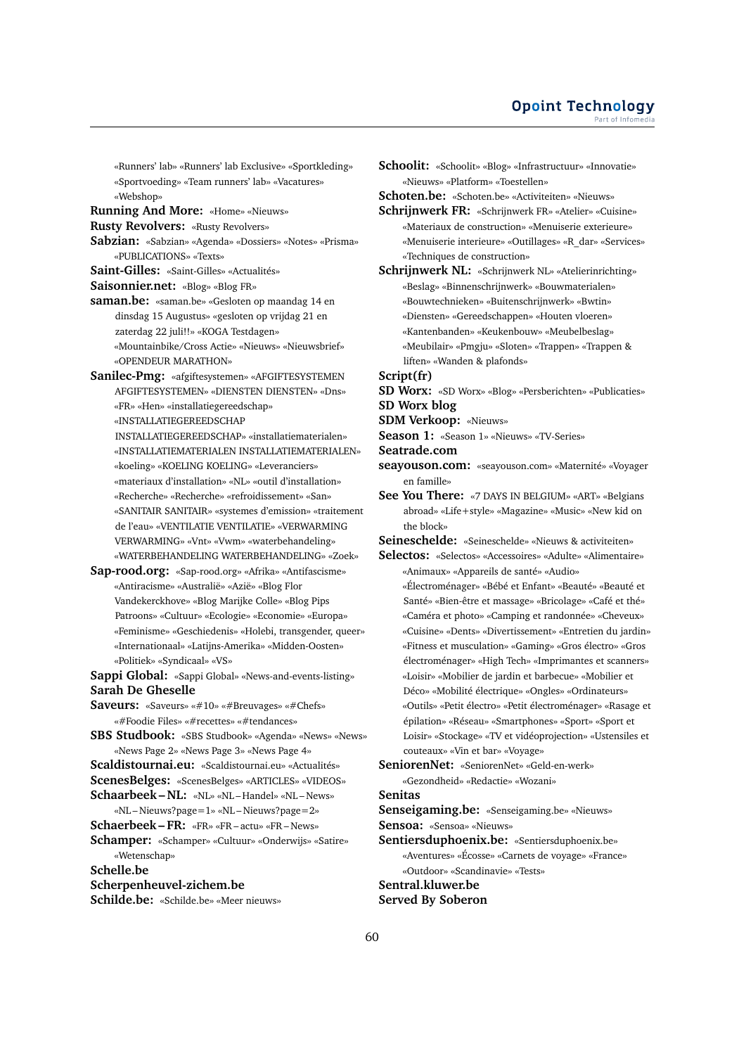«Runners' lab» «Runners' lab Exclusive» «Sportkleding» «Sportvoeding» «Team runners' lab» «Vacatures» «Webshop»

**Running And More:** «Home» «Nieuws»

**Rusty Revolvers:** «Rusty Revolvers»

**Sabzian:** «Sabzian» «Agenda» «Dossiers» «Notes» «Prisma» «PUBLICATIONS» «Texts»

**Saint-Gilles:** «Saint-Gilles» «Actualités»

**Saisonnier.net:** «Blog» «Blog FR»

**saman.be:** «saman.be» «Gesloten op maandag 14 en dinsdag 15 Augustus» «gesloten op vrijdag 21 en zaterdag 22 juli!!» «KOGA Testdagen» «Mountainbike/Cross Actie» «Nieuws» «Nieuwsbrief» «OPENDEUR MARATHON»

**Sanilec-Pmg:** «afgiftesystemen» «AFGIFTESYSTEMEN AFGIFTESYSTEMEN» «DIENSTEN DIENSTEN» «Dns» «FR» «Hen» «installatiegereedschap» «INSTALLATIEGEREEDSCHAP INSTALLATIEGEREEDSCHAP» «installatiematerialen» «INSTALLATIEMATERIALEN INSTALLATIEMATERIALEN» «koeling» «KOELING KOELING» «Leveranciers» «materiaux d'installation» «NL» «outil d'installation» «Recherche» «Recherche» «refroidissement» «San» «SANITAIR SANITAIR» «systemes d'emission» «traitement de l'eau» «VENTILATIE VENTILATIE» «VERWARMING VERWARMING» «Vnt» «Vwm» «waterbehandeling» «WATERBEHANDELING WATERBEHANDELING» «Zoek»

**Sap-rood.org:** «Sap-rood.org» «Afrika» «Antifascisme» «Antiracisme» «Australië» «Azië» «Blog Flor Vandekerckhove» «Blog Marijke Colle» «Blog Pips Patroons» «Cultuur» «Ecologie» «Economie» «Europa» «Feminisme» «Geschiedenis» «Holebi, transgender, queer» «Internationaal» «Latijns-Amerika» «Midden-Oosten» «Politiek» «Syndicaal» «VS»

**Sappi Global:** «Sappi Global» «News-and-events-listing»

**Sarah De Gheselle**

**Saveurs:** «Saveurs» «#10» «#Breuvages» «#Chefs» «#Foodie Files» «#recettes» «#tendances»

**SBS Studbook:** «SBS Studbook» «Agenda» «News» «News» «News Page 2» «News Page 3» «News Page 4»

**Scaldistournai.eu:** «Scaldistournai.eu» «Actualités»

**ScenesBelges:** «ScenesBelges» «ARTICLES» «VIDEOS»

**Schaarbeek – NL:** «NL» «NL – Handel» «NL – News» «NL – Nieuws?page=1» «NL – Nieuws?page=2»

**Schaerbeek – FR:** «FR» «FR – actu» «FR – News»

**Schamper:** «Schamper» «Cultuur» «Onderwijs» «Satire» «Wetenschap»

**Schelle.be**

**Scherpenheuvel-zichem.be**

**Schilde.be:** «Schilde.be» «Meer nieuws»

**Schoolit:** «Schoolit» «Blog» «Infrastructuur» «Innovatie» «Nieuws» «Platform» «Toestellen»

**Schoten.be:** «Schoten.be» «Activiteiten» «Nieuws»

**Schrijnwerk FR:** «Schrijnwerk FR» «Atelier» «Cuisine» «Materiaux de construction» «Menuiserie exterieure» «Menuiserie interieure» «Outillages» «R_dar» «Services» «Techniques de construction»

**Schrijnwerk NL:** «Schrijnwerk NL» «Atelierinrichting» «Beslag» «Binnenschrijnwerk» «Bouwmaterialen» «Bouwtechnieken» «Buitenschrijnwerk» «Bwtin» «Diensten» «Gereedschappen» «Houten vloeren» «Kantenbanden» «Keukenbouw» «Meubelbeslag» «Meubilair» «Pmgju» «Sloten» «Trappen» «Trappen & liften» «Wanden & plafonds»

**Script(fr)**

**SD Worx:** «SD Worx» «Blog» «Persberichten» «Publicaties»

**SD Worx blog**

**SDM Verkoop:** «Nieuws»

**Season 1:** «Season 1» «Nieuws» «TV-Series»

**Seatrade.com**

**seayouson.com:** «seayouson.com» «Maternité» «Voyager en famille»

**See You There:** «7 DAYS IN BELGIUM» «ART» «Belgians abroad» «Life+style» «Magazine» «Music» «New kid on the block»

**Seineschelde:** «Seineschelde» «Nieuws & activiteiten»

**Selectos:** «Selectos» «Accessoires» «Adulte» «Alimentaire» «Animaux» «Appareils de santé» «Audio» «Électroménager» «Bébé et Enfant» «Beauté» «Beauté et Santé» «Bien-être et massage» «Bricolage» «Café et thé» «Caméra et photo» «Camping et randonnée» «Cheveux» «Cuisine» «Dents» «Divertissement» «Entretien du jardin» «Fitness et musculation» «Gaming» «Gros électro» «Gros électroménager» «High Tech» «Imprimantes et scanners» «Loisir» «Mobilier de jardin et barbecue» «Mobilier et Déco» «Mobilité électrique» «Ongles» «Ordinateurs» «Outils» «Petit électro» «Petit électroménager» «Rasage et épilation» «Réseau» «Smartphones» «Sport» «Sport et Loisir» «Stockage» «TV et vidéoprojection» «Ustensiles et couteaux» «Vin et bar» «Voyage»

**SeniorenNet:** «SeniorenNet» «Geld-en-werk» «Gezondheid» «Redactie» «Wozani»

**Senitas**

**Senseigaming.be:** «Senseigaming.be» «Nieuws»

**Sensoa:** «Sensoa» «Nieuws»

**Sentiersduphoenix.be:** «Sentiersduphoenix.be» «Aventures» «Écosse» «Carnets de voyage» «France» «Outdoor» «Scandinavie» «Tests»

**Sentral.kluwer.be**

**Served By Soberon**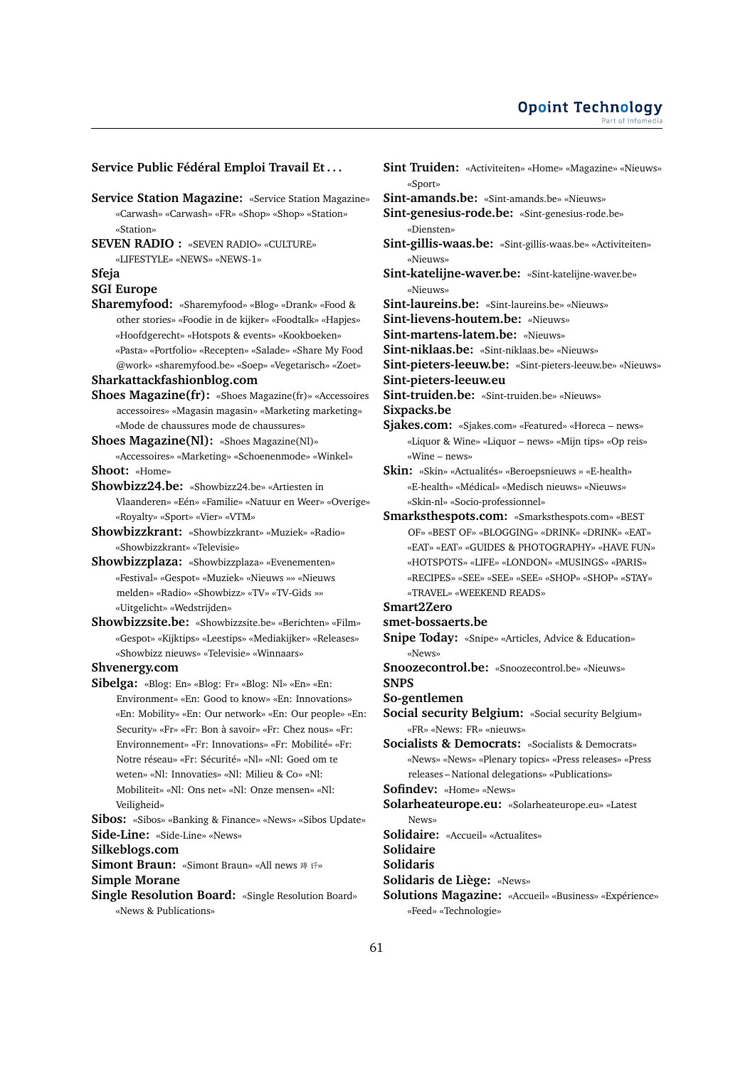**Service Public Fédéral Emploi Travail Et . . .**

**Service Station Magazine:** «Service Station Magazine» «Carwash» «Carwash» «FR» «Shop» «Shop» «Station» «Station»

**SEVEN RADIO :** «SEVEN RADIO» «CULTURE» «LIFESTYLE» «NEWS» «NEWS-1»

**Sfeja**

**SGI Europe**

**Sharemyfood:** «Sharemyfood» «Blog» «Drank» «Food & other stories» «Foodie in de kijker» «Foodtalk» «Hapjes» «Hoofdgerecht» «Hotspots & events» «Kookboeken» «Pasta» «Portfolio» «Recepten» «Salade» «Share My Food @work» «sharemyfood.be» «Soep» «Vegetarisch» «Zoet»

**Sharkattackfashionblog.com**

**Shoes Magazine(fr):** «Shoes Magazine(fr)» «Accessoires accessoires» «Magasin magasin» «Marketing marketing» «Mode de chaussures mode de chaussures»

**Shoes Magazine(Nl):** «Shoes Magazine(Nl)» «Accessoires» «Marketing» «Schoenenmode» «Winkel»

**Shoot:** «Home»

**Showbizz24.be:** «Showbizz24.be» «Artiesten in Vlaanderen» «Eén» «Familie» «Natuur en Weer» «Overige» «Royalty» «Sport» «Vier» «VTM»

**Showbizzkrant:** «Showbizzkrant» «Muziek» «Radio» «Showbizzkrant» «Televisie»

**Showbizzplaza:** «Showbizzplaza» «Evenementen» «Festival» «Gespot» «Muziek» «Nieuws »» «Nieuws melden» «Radio» «Showbizz» «TV» «TV-Gids »» «Uitgelicht» «Wedstrijden»

**Showbizzsite.be:** «Showbizzsite.be» «Berichten» «Film» «Gespot» «Kijktips» «Leestips» «Mediakijker» «Releases» «Showbizz nieuws» «Televisie» «Winnaars»

**Shvenergy.com**

**Sibelga:** «Blog: En» «Blog: Fr» «Blog: Nl» «En» «En: Environment» «En: Good to know» «En: Innovations» «En: Mobility» «En: Our network» «En: Our people» «En: Security» «Fr» «Fr: Bon à savoir» «Fr: Chez nous» «Fr: Environnement» «Fr: Innovations» «Fr: Mobilité» «Fr: Notre réseau» «Fr: Sécurité» «Nl» «Nl: Goed om te weten» «Nl: Innovaties» «Nl: Milieu & Co» «Nl: Mobiliteit» «Nl: Ons net» «Nl: Onze mensen» «Nl: Veiligheid»

**Sibos:** «Sibos» «Banking & Finance» «News» «Sibos Update»

**Side-Line:** «Side-Line» «News»

**Silkeblogs.com**

**Simont Braun:** «Simont Braun» «All news 䍀 䍁»

**Simple Morane**

**Single Resolution Board:** «Single Resolution Board» «News & Publications»

**Sint Truiden:** «Activiteiten» «Home» «Magazine» «Nieuws» «Sport»

**Sint-amands.be:** «Sint-amands.be» «Nieuws»

**Sint-genesius-rode.be:** «Sint-genesius-rode.be» «Diensten»

**Sint-gillis-waas.be:** «Sint-gillis-waas.be» «Activiteiten» «Nieuws»

**Sint-katelijne-waver.be:** «Sint-katelijne-waver.be» «Nieuws»

**Sint-laureins.be:** «Sint-laureins.be» «Nieuws»

**Sint-lievens-houtem.be:** «Nieuws»

**Sint-martens-latem.be:** «Nieuws»

**Sint-niklaas.be:** «Sint-niklaas.be» «Nieuws»

**Sint-pieters-leeuw.be:** «Sint-pieters-leeuw.be» «Nieuws»

**Sint-pieters-leeuw.eu**

**Sint-truiden.be:** «Sint-truiden.be» «Nieuws»

**Sixpacks.be**

**Sjakes.com:** «Sjakes.com» «Featured» «Horeca – news» «Liquor & Wine» «Liquor – news» «Mijn tips» «Op reis» «Wine – news»

**Skin:** «Skin» «Actualités» «Beroepsnieuws » «E-health» «E-health» «Médical» «Medisch nieuws» «Nieuws» «Skin-nl» «Socio-professionnel»

**Smarksthespots.com:** «Smarksthespots.com» «BEST OF» «BEST OF» «BLOGGING» «DRINK» «DRINK» «EAT» «EAT» «EAT» «GUIDES & PHOTOGRAPHY» «HAVE FUN» «HOTSPOTS» «LIFE» «LONDON» «MUSINGS» «PARIS» «RECIPES» «SEE» «SEE» «SEE» «SHOP» «SHOP» «STAY» «TRAVEL» «WEEKEND READS»

**Smart2Zero**

**smet-bossaerts.be**

**Snipe Today:** «Snipe» «Articles, Advice & Education» «News»

**Snoozecontrol.be:** «Snoozecontrol.be» «Nieuws»

**SNPS**

**So-gentlemen**

**Social security Belgium:** «Social security Belgium» «FR» «News: FR» «nieuws»

**Socialists & Democrats:** «Socialists & Democrats» «News» «News» «Plenary topics» «Press releases» «Press releases – National delegations» «Publications»

**Sofindev:** «Home» «News»

**Solarheateurope.eu:** «Solarheateurope.eu» «Latest News»

**Solidaire:** «Accueil» «Actualites»

**Solidaire**

**Solidaris**

**Solidaris de Liège:** «News»

**Solutions Magazine:** «Accueil» «Business» «Expérience» «Feed» «Technologie»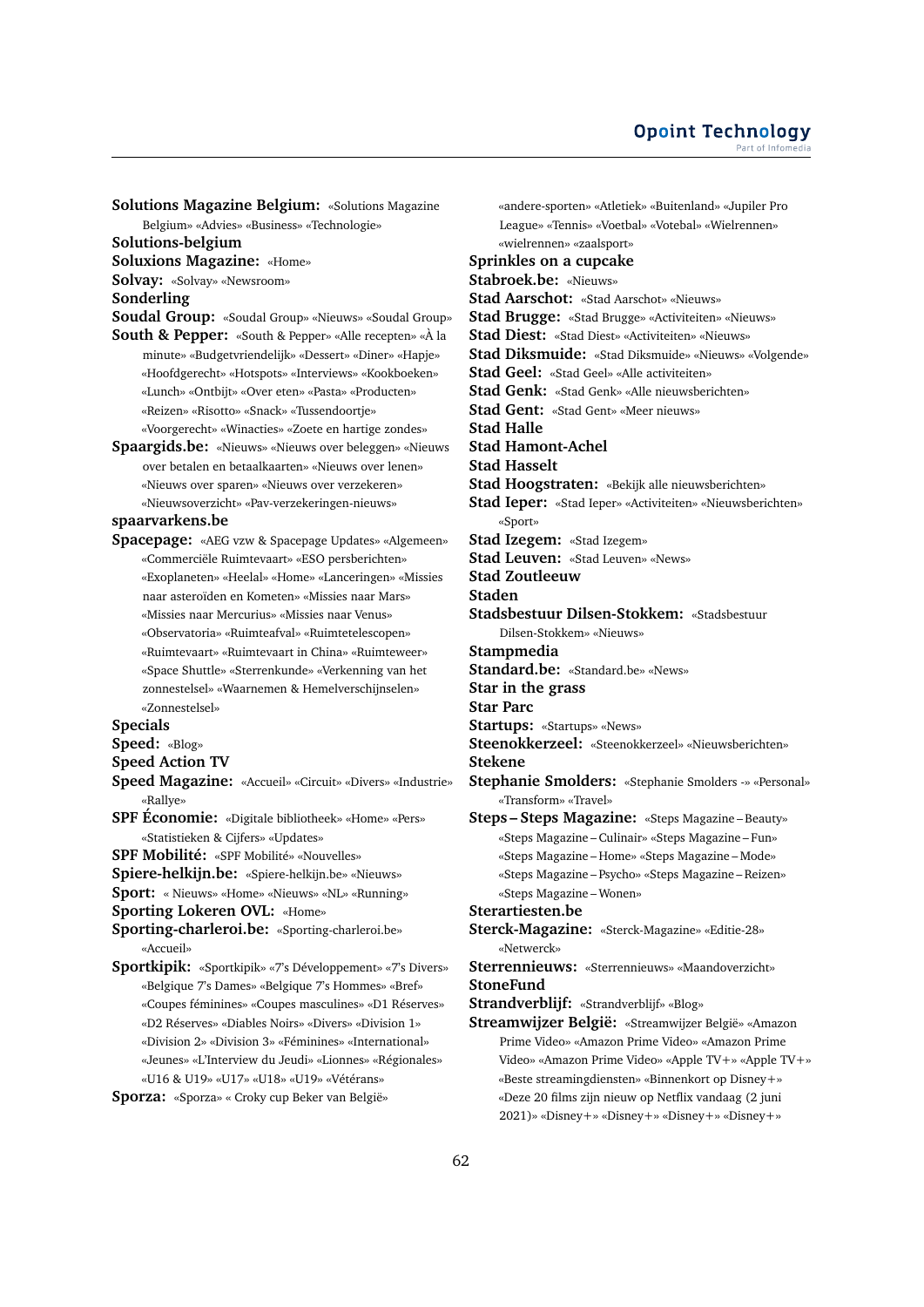**Solutions Magazine Belgium:** «Solutions Magazine Belgium» «Advies» «Business» «Technologie»

**Solutions-belgium**

**Soluxions Magazine:** «Home»

**Solvay:** «Solvay» «Newsroom»

**Sonderling**

**Soudal Group:** «Soudal Group» «Nieuws» «Soudal Group»

**South & Pepper:** «South & Pepper» «Alle recepten» «À la minute» «Budgetvriendelijk» «Dessert» «Diner» «Hapje» «Hoofdgerecht» «Hotspots» «Interviews» «Kookboeken» «Lunch» «Ontbijt» «Over eten» «Pasta» «Producten» «Reizen» «Risotto» «Snack» «Tussendoortje» «Voorgerecht» «Winacties» «Zoete en hartige zondes»

**Spaargids.be:** «Nieuws» «Nieuws over beleggen» «Nieuws over betalen en betaalkaarten» «Nieuws over lenen» «Nieuws over sparen» «Nieuws over verzekeren» «Nieuwsoverzicht» «Pav-verzekeringen-nieuws»

**spaarvarkens.be**

**Spacepage:** «AEG vzw & Spacepage Updates» «Algemeen» «Commerciële Ruimtevaart» «ESO persberichten» «Exoplaneten» «Heelal» «Home» «Lanceringen» «Missies naar asteroïden en Kometen» «Missies naar Mars» «Missies naar Mercurius» «Missies naar Venus» «Observatoria» «Ruimteafval» «Ruimtetelescopen» «Ruimtevaart» «Ruimtevaart in China» «Ruimteweer» «Space Shuttle» «Sterrenkunde» «Verkenning van het zonnestelsel» «Waarnemen & Hemelverschijnselen» «Zonnestelsel»

**Specials**

**Speed:** «Blog»

**Speed Action TV**

**Speed Magazine:** «Accueil» «Circuit» «Divers» «Industrie» «Rallye»

**SPF Économie:** «Digitale bibliotheek» «Home» «Pers» «Statistieken & Cijfers» «Updates»

**SPF Mobilité:** «SPF Mobilité» «Nouvelles»

**Spiere-helkijn.be:** «Spiere-helkijn.be» «Nieuws»

**Sport:** « Nieuws» «Home» «Nieuws» «NL» «Running»

**Sporting Lokeren OVL:** «Home»

**Sporting-charleroi.be:** «Sporting-charleroi.be» «Accueil»

**Sportkipik:** «Sportkipik» «7's Développement» «7's Divers» «Belgique 7's Dames» «Belgique 7's Hommes» «Bref» «Coupes féminines» «Coupes masculines» «D1 Réserves» «D2 Réserves» «Diables Noirs» «Divers» «Division 1» «Division 2» «Division 3» «Féminines» «International» «Jeunes» «L'Interview du Jeudi» «Lionnes» «Régionales» «U16 & U19» «U17» «U18» «U19» «Vétérans»

**Sporza:** «Sporza» « Croky cup Beker van België» «andere-sporten» «Atletiek» «Buitenland» «Jupiler Pro League» «Tennis» «Voetbal» «Votebal» «Wielrennen» «wielrennen» «zaalsport»

**Sprinkles on a cupcake**

**Stabroek.be:** «Nieuws»

**Stad Aarschot:** «Stad Aarschot» «Nieuws»

**Stad Brugge:** «Stad Brugge» «Activiteiten» «Nieuws»

**Stad Diest:** «Stad Diest» «Activiteiten» «Nieuws»

**Stad Diksmuide:** «Stad Diksmuide» «Nieuws» «Volgende»

**Stad Geel:** «Stad Geel» «Alle activiteiten»

**Stad Genk:** «Stad Genk» «Alle nieuwsberichten»

**Stad Gent:** «Stad Gent» «Meer nieuws»

**Stad Halle**

**Stad Hamont-Achel**

**Stad Hasselt**

**Stad Hoogstraten:** «Bekijk alle nieuwsberichten»

**Stad Ieper:** «Stad Ieper» «Activiteiten» «Nieuwsberichten» «Sport»

**Stad Izegem:** «Stad Izegem»

**Stad Leuven:** «Stad Leuven» «News»

**Stad Zoutleeuw**

**Staden**

**Stadsbestuur Dilsen-Stokkem:** «Stadsbestuur Dilsen-Stokkem» «Nieuws»

**Stampmedia**

**Standard.be:** «Standard.be» «News»

**Star in the grass**

**Star Parc**

**Startups:** «Startups» «News»

**Steenokkerzeel:** «Steenokkerzeel» «Nieuwsberichten»

**Stekene**

**Stephanie Smolders:** «Stephanie Smolders -» «Personal» «Transform» «Travel»

**Steps – Steps Magazine:** «Steps Magazine – Beauty» «Steps Magazine – Culinair» «Steps Magazine – Fun» «Steps Magazine – Home» «Steps Magazine – Mode» «Steps Magazine – Psycho» «Steps Magazine – Reizen» «Steps Magazine – Wonen»

**Sterartiesten.be**

**Sterck-Magazine:** «Sterck-Magazine» «Editie-28» «Netwerck»

**Sterrennieuws:** «Sterrennieuws» «Maandoverzicht»

**StoneFund**

**Strandverblijf:** «Strandverblijf» «Blog»

**Streamwijzer België:** «Streamwijzer België» «Amazon Prime Video» «Amazon Prime Video» «Amazon Prime Video» «Amazon Prime Video» «Apple TV+» «Apple TV+» «Beste streamingdiensten» «Binnenkort op Disney+» «Deze 20 films zijn nieuw op Netflix vandaag (2 juni 2021)» «Disney+» «Disney+» «Disney+» «Disney+»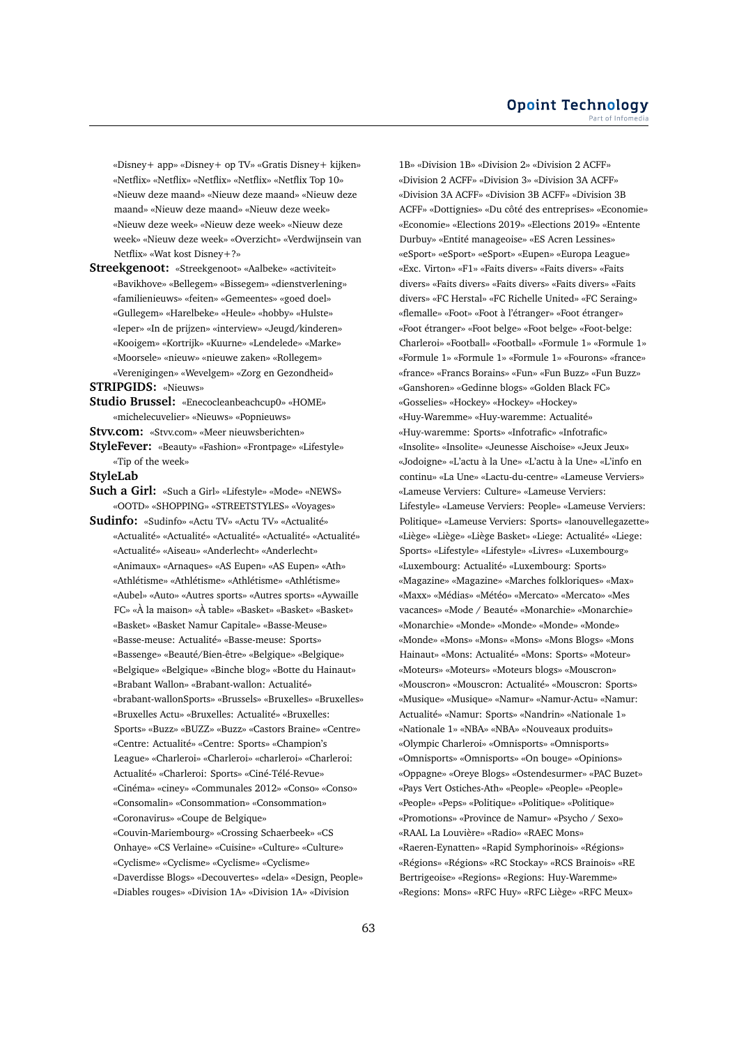«Disney+ app» «Disney+ op TV» «Gratis Disney+ kijken» «Netflix» «Netflix» «Netflix» «Netflix» «Netflix Top 10» «Nieuw deze maand» «Nieuw deze maand» «Nieuw deze maand» «Nieuw deze maand» «Nieuw deze week» «Nieuw deze week» «Nieuw deze week» «Nieuw deze week» «Nieuw deze week» «Overzicht» «Verdwijnsein van Netflix» «Wat kost Disney+?»

**Streekgenoot:** «Streekgenoot» «Aalbeke» «activiteit» «Bavikhove» «Bellegem» «Bissegem» «dienstverlening» «familienieuws» «feiten» «Gemeentes» «goed doel» «Gullegem» «Harelbeke» «Heule» «hobby» «Hulste» «Ieper» «In de prijzen» «interview» «Jeugd/kinderen» «Kooigem» «Kortrijk» «Kuurne» «Lendelede» «Marke» «Moorsele» «nieuw» «nieuwe zaken» «Rollegem» «Verenigingen» «Wevelgem» «Zorg en Gezondheid»

**STRIPGIDS:** «Nieuws»

**Studio Brussel:** «Enecocleanbeachcup0» «HOME» «michelecuvelier» «Nieuws» «Popnieuws»

**Stvv.com:** «Stvv.com» «Meer nieuwsberichten»

**StyleFever:** «Beauty» «Fashion» «Frontpage» «Lifestyle» «Tip of the week»

**StyleLab**

**Such a Girl:** «Such a Girl» «Lifestyle» «Mode» «NEWS» «OOTD» «SHOPPING» «STREETSTYLES» «Voyages»

**Sudinfo:** «Sudinfo» «Actu TV» «Actu TV» «Actualité» «Actualité» «Actualité» «Actualité» «Actualité» «Actualité» «Actualité» «Aiseau» «Anderlecht» «Anderlecht» «Animaux» «Arnaques» «AS Eupen» «AS Eupen» «Ath» «Athlétisme» «Athlétisme» «Athlétisme» «Athlétisme» «Aubel» «Auto» «Autres sports» «Autres sports» «Aywaille FC» «À la maison» «À table» «Basket» «Basket» «Basket» «Basket» «Basket Namur Capitale» «Basse-Meuse» «Basse-meuse: Actualité» «Basse-meuse: Sports» «Bassenge» «Beauté/Bien-être» «Belgique» «Belgique» «Belgique» «Belgique» «Binche blog» «Botte du Hainaut» «Brabant Wallon» «Brabant-wallon: Actualité» «brabant-wallonSports» «Brussels» «Bruxelles» «Bruxelles» «Bruxelles Actu» «Bruxelles: Actualité» «Bruxelles: Sports» «Buzz» «BUZZ» «Buzz» «Castors Braine» «Centre» «Centre: Actualité» «Centre: Sports» «Champion's League» «Charleroi» «Charleroi» «charleroi» «Charleroi: Actualité» «Charleroi: Sports» «Ciné-Télé-Revue» «Cinéma» «ciney» «Communales 2012» «Conso» «Conso» «Consomalin» «Consommation» «Consommation» «Coronavirus» «Coupe de Belgique» «Couvin-Mariembourg» «Crossing Schaerbeek» «CS Onhaye» «CS Verlaine» «Cuisine» «Culture» «Culture» «Cyclisme» «Cyclisme» «Cyclisme» «Cyclisme» «Daverdisse Blogs» «Decouvertes» «dela» «Design, People» «Diables rouges» «Division 1A» «Division 1A» «Division 1B» «Division 1B» «Division 2» «Division 2 ACFF» «Division 2 ACFF» «Division 3» «Division 3A ACFF» «Division 3A ACFF» «Division 3B ACFF» «Division 3B ACFF» «Dottignies» «Du côté des entreprises» «Economie» «Economie» «Elections 2019» «Elections 2019» «Entente Durbuy» «Entité manageoise» «ES Acren Lessines» «eSport» «eSport» «eSport» «Eupen» «Europa League» «Exc. Virton» «F1» «Faits divers» «Faits divers» «Faits divers» «Faits divers» «Faits divers» «Faits divers» «Faits divers» «FC Herstal» «FC Richelle United» «FC Seraing» «flemalle» «Foot» «Foot à l'étranger» «Foot étranger» «Foot étranger» «Foot belge» «Foot belge» «Foot-belge: Charleroi» «Football» «Football» «Formule 1» «Formule 1» «Formule 1» «Formule 1» «Formule 1» «Fourons» «france» «france» «Francs Borains» «Fun» «Fun Buzz» «Fun Buzz» «Ganshoren» «Gedinne blogs» «Golden Black FC» «Gosselies» «Hockey» «Hockey» «Hockey» «Huy-Waremme» «Huy-waremme: Actualité» «Huy-waremme: Sports» «Infotrafic» «Infotrafic» «Insolite» «Insolite» «Jeunesse Aischoise» «Jeux Jeux» «Jodoigne» «L'actu à la Une» «L'actu à la Une» «L'info en continu» «La Une» «Lactu-du-centre» «Lameuse Verviers» «Lameuse Verviers: Culture» «Lameuse Verviers: Lifestyle» «Lameuse Verviers: People» «Lameuse Verviers: Politique» «Lameuse Verviers: Sports» «lanouvellegazette» «Liège» «Liège» «Liège Basket» «Liege: Actualité» «Liege: Sports» «Lifestyle» «Lifestyle» «Livres» «Luxembourg» «Luxembourg: Actualité» «Luxembourg: Sports» «Magazine» «Magazine» «Marches folkloriques» «Max» «Maxx» «Médias» «Météo» «Mercato» «Mercato» «Mes vacances» «Mode / Beauté» «Monarchie» «Monarchie» «Monarchie» «Monde» «Monde» «Monde» «Monde» «Monde» «Mons» «Mons» «Mons» «Mons Blogs» «Mons Hainaut» «Mons: Actualité» «Mons: Sports» «Moteur» «Moteurs» «Moteurs» «Moteurs blogs» «Mouscron» «Mouscron» «Mouscron: Actualité» «Mouscron: Sports» «Musique» «Musique» «Namur» «Namur-Actu» «Namur: Actualité» «Namur: Sports» «Nandrin» «Nationale 1» «Nationale 1» «NBA» «NBA» «Nouveaux produits» «Olympic Charleroi» «Omnisports» «Omnisports» «Omnisports» «Omnisports» «On bouge» «Opinions» «Oppagne» «Oreye Blogs» «Ostendesurmer» «PAC Buzet» «Pays Vert Ostiches-Ath» «People» «People» «People» «People» «Peps» «Politique» «Politique» «Politique» «Promotions» «Province de Namur» «Psycho / Sexo» «RAAL La Louvière» «Radio» «RAEC Mons» «Raeren-Eynatten» «Rapid Symphorinois» «Régions» «Régions» «Régions» «RC Stockay» «RCS Brainois» «RE Bertrigeoise» «Regions» «Regions: Huy-Waremme» «Regions: Mons» «RFC Huy» «RFC Liège» «RFC Meux»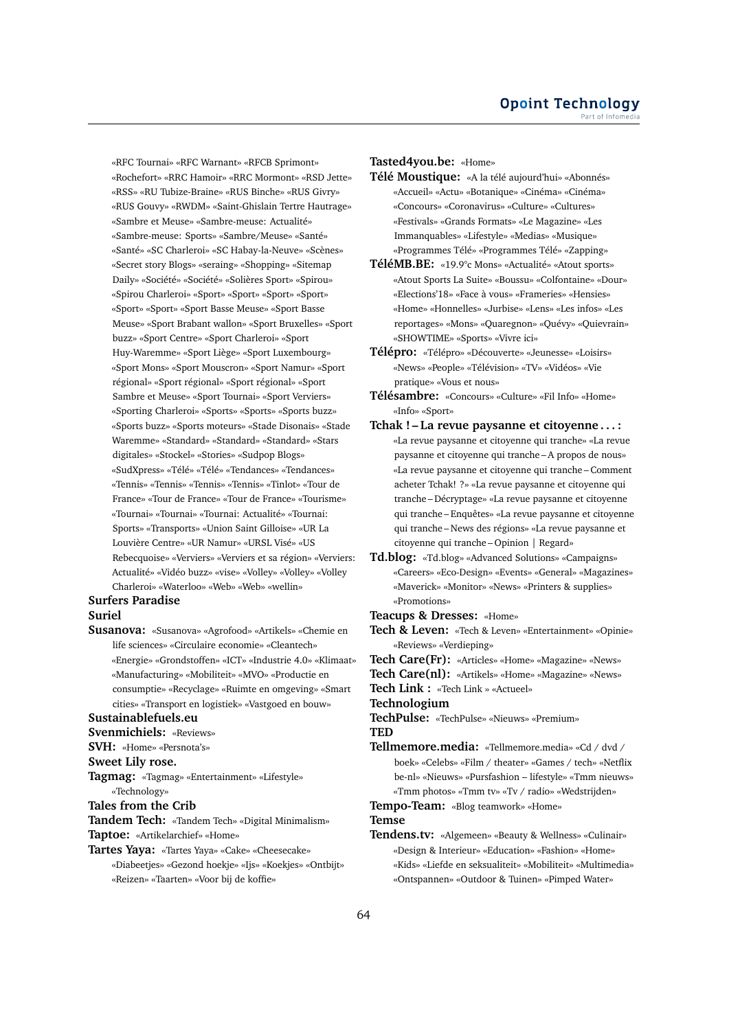«RFC Tournai» «RFC Warnant» «RFCB Sprimont» «Rochefort» «RRC Hamoir» «RRC Mormont» «RSD Jette» «RSS» «RU Tubize-Braine» «RUS Binche» «RUS Givry» «RUS Gouvy» «RWDM» «Saint-Ghislain Tertre Hautrage» «Sambre et Meuse» «Sambre-meuse: Actualité» «Sambre-meuse: Sports» «Sambre/Meuse» «Santé» «Santé» «SC Charleroi» «SC Habay-la-Neuve» «Scènes» «Secret story Blogs» «seraing» «Shopping» «Sitemap Daily» «Société» «Société» «Solières Sport» «Spirou» «Spirou Charleroi» «Sport» «Sport» «Sport» «Sport» «Sport» «Sport» «Sport Basse Meuse» «Sport Basse Meuse» «Sport Brabant wallon» «Sport Bruxelles» «Sport buzz» «Sport Centre» «Sport Charleroi» «Sport Huy-Waremme» «Sport Liège» «Sport Luxembourg» «Sport Mons» «Sport Mouscron» «Sport Namur» «Sport régional» «Sport régional» «Sport régional» «Sport Sambre et Meuse» «Sport Tournai» «Sport Verviers» «Sporting Charleroi» «Sports» «Sports» «Sports buzz» «Sports buzz» «Sports moteurs» «Stade Disonais» «Stade Waremme» «Standard» «Standard» «Standard» «Stars digitales» «Stockel» «Stories» «Sudpop Blogs» «SudXpress» «Télé» «Télé» «Tendances» «Tendances» «Tennis» «Tennis» «Tennis» «Tennis» «Tinlot» «Tour de France» «Tour de France» «Tour de France» «Tourisme» «Tournai» «Tournai» «Tournai: Actualité» «Tournai: Sports» «Transports» «Union Saint Gilloise» «UR La Louvière Centre» «UR Namur» «URSL Visé» «US Rebecquoise» «Verviers» «Verviers et sa région» «Verviers: Actualité» «Vidéo buzz» «vise» «Volley» «Volley» «Volley Charleroi» «Waterloo» «Web» «Web» «wellin»

**Surfers Paradise**

**Suriel**

**Susanova:** «Susanova» «Agrofood» «Artikels» «Chemie en life sciences» «Circulaire economie» «Cleantech» «Energie» «Grondstoffen» «ICT» «Industrie 4.0» «Klimaat» «Manufacturing» «Mobiliteit» «MVO» «Productie en consumptie» «Recyclage» «Ruimte en omgeving» «Smart cities» «Transport en logistiek» «Vastgoed en bouw»

**Sustainablefuels.eu**

**Svenmichiels:** «Reviews»

**SVH:** «Home» «Persnota's»

**Sweet Lily rose.**

**Tagmag:** «Tagmag» «Entertainment» «Lifestyle» «Technology»

**Tales from the Crib**

**Tandem Tech:** «Tandem Tech» «Digital Minimalism»

**Taptoe:** «Artikelarchief» «Home»

**Tartes Yaya:** «Tartes Yaya» «Cake» «Cheesecake» «Diabeetjes» «Gezond hoekje» «Ijs» «Koekjes» «Ontbijt» «Reizen» «Taarten» «Voor bij de koffie»

**Tasted4you.be:** «Home»

**Télé Moustique:** «A la télé aujourd'hui» «Abonnés» «Accueil» «Actu» «Botanique» «Cinéma» «Cinéma» «Concours» «Coronavirus» «Culture» «Cultures» «Festivals» «Grands Formats» «Le Magazine» «Les Immanquables» «Lifestyle» «Medias» «Musique» «Programmes Télé» «Programmes Télé» «Zapping»

**TéléMB.BE:** «19.9°c Mons» «Actualité» «Atout sports» «Atout Sports La Suite» «Boussu» «Colfontaine» «Dour» «Elections'18» «Face à vous» «Frameries» «Hensies» «Home» «Honnelles» «Jurbise» «Lens» «Les infos» «Les reportages» «Mons» «Quaregnon» «Quévy» «Quievrain» «SHOWTIME» «Sports» «Vivre ici»

**Télépro:** «Télépro» «Découverte» «Jeunesse» «Loisirs» «News» «People» «Télévision» «TV» «Vidéos» «Vie pratique» «Vous et nous»

**Télésambre:** «Concours» «Culture» «Fil Info» «Home» «Info» «Sport»

**Tchak ! – La revue paysanne et citoyenne . . . :** «La revue paysanne et citoyenne qui tranche» «La revue paysanne et citoyenne qui tranche – A propos de nous» «La revue paysanne et citoyenne qui tranche – Comment acheter Tchak! ?» «La revue paysanne et citoyenne qui tranche – Décryptage» «La revue paysanne et citoyenne qui tranche – Enquêtes» «La revue paysanne et citoyenne qui tranche – News des régions» «La revue paysanne et citoyenne qui tranche – Opinion | Regard»

**Td.blog:** «Td.blog» «Advanced Solutions» «Campaigns» «Careers» «Eco-Design» «Events» «General» «Magazines» «Maverick» «Monitor» «News» «Printers & supplies» «Promotions»

**Teacups & Dresses:** «Home»

**Tech & Leven:** «Tech & Leven» «Entertainment» «Opinie» «Reviews» «Verdieping»

**Tech Care(Fr):** «Articles» «Home» «Magazine» «News»

**Tech Care(nl):** «Artikels» «Home» «Magazine» «News»

**Tech Link :** «Tech Link » «Actueel»

**Technologium**

**TechPulse:** «TechPulse» «Nieuws» «Premium»

**TED**

**Tellmemore.media:** «Tellmemore.media» «Cd / dvd / boek» «Celebs» «Film / theater» «Games / tech» «Netflix be-nl» «Nieuws» «Pursfashion – lifestyle» «Tmm nieuws» «Tmm photos» «Tmm tv» «Tv / radio» «Wedstrijden»

**Tempo-Team:** «Blog teamwork» «Home»

**Temse**

**Tendens.tv:** «Algemeen» «Beauty & Wellness» «Culinair» «Design & Interieur» «Education» «Fashion» «Home» «Kids» «Liefde en seksualiteit» «Mobiliteit» «Multimedia» «Ontspannen» «Outdoor & Tuinen» «Pimped Water»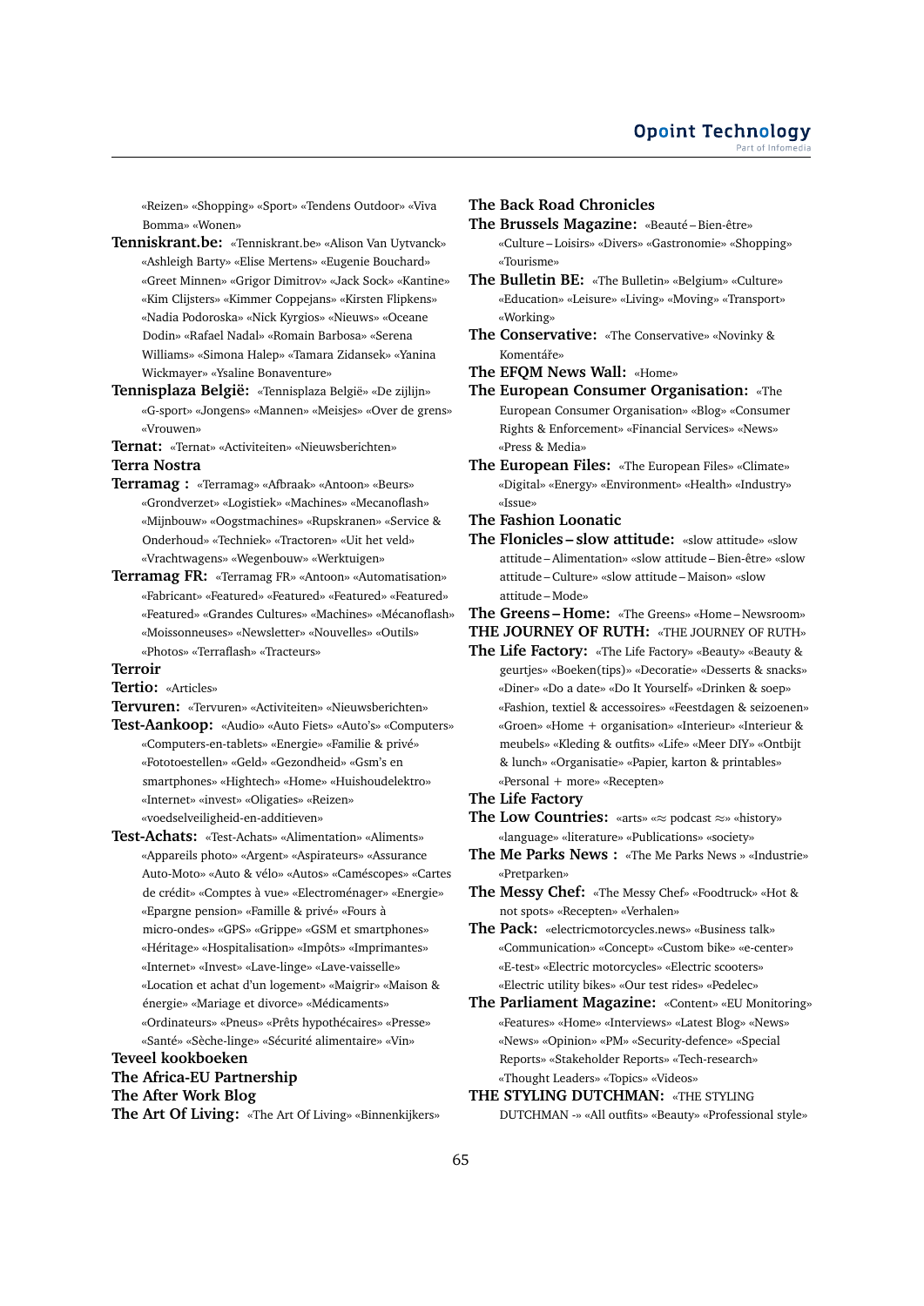«Reizen» «Shopping» «Sport» «Tendens Outdoor» «Viva Bomma» «Wonen»

**Tenniskrant.be:** «Tenniskrant.be» «Alison Van Uytvanck» «Ashleigh Barty» «Elise Mertens» «Eugenie Bouchard» «Greet Minnen» «Grigor Dimitrov» «Jack Sock» «Kantine» «Kim Clijsters» «Kimmer Coppejans» «Kirsten Flipkens» «Nadia Podoroska» «Nick Kyrgios» «Nieuws» «Oceane Dodin» «Rafael Nadal» «Romain Barbosa» «Serena Williams» «Simona Halep» «Tamara Zidansek» «Yanina Wickmayer» «Ysaline Bonaventure»

**Tennisplaza België:** «Tennisplaza België» «De zijlijn» «G-sport» «Jongens» «Mannen» «Meisjes» «Over de grens» «Vrouwen»

**Ternat:** «Ternat» «Activiteiten» «Nieuwsberichten»

**Terra Nostra**

**Terramag :** «Terramag» «Afbraak» «Antoon» «Beurs» «Grondverzet» «Logistiek» «Machines» «Mecanoflash» «Mijnbouw» «Oogstmachines» «Rupskranen» «Service & Onderhoud» «Techniek» «Tractoren» «Uit het veld» «Vrachtwagens» «Wegenbouw» «Werktuigen»

**Terramag FR:** «Terramag FR» «Antoon» «Automatisation» «Fabricant» «Featured» «Featured» «Featured» «Featured» «Featured» «Grandes Cultures» «Machines» «Mécanoflash» «Moissonneuses» «Newsletter» «Nouvelles» «Outils» «Photos» «Terraflash» «Tracteurs»

**Terroir**

**Tertio:** «Articles»

**Tervuren:** «Tervuren» «Activiteiten» «Nieuwsberichten»

**Test-Aankoop:** «Audio» «Auto Fiets» «Auto's» «Computers» «Computers-en-tablets» «Energie» «Familie & privé» «Fototoestellen» «Geld» «Gezondheid» «Gsm's en smartphones» «Hightech» «Home» «Huishoudelektro» «Internet» «invest» «Oligaties» «Reizen» «voedselveiligheid-en-additieven»

**Test-Achats:** «Test-Achats» «Alimentation» «Aliments» «Appareils photo» «Argent» «Aspirateurs» «Assurance Auto-Moto» «Auto & vélo» «Autos» «Caméscopes» «Cartes de crédit» «Comptes à vue» «Electroménager» «Energie» «Epargne pension» «Famille & privé» «Fours à micro-ondes» «GPS» «Grippe» «GSM et smartphones» «Héritage» «Hospitalisation» «Impôts» «Imprimantes» «Internet» «Invest» «Lave-linge» «Lave-vaisselle» «Location et achat d'un logement» «Maigrir» «Maison & énergie» «Mariage et divorce» «Médicaments» «Ordinateurs» «Pneus» «Prêts hypothécaires» «Presse» «Santé» «Sèche-linge» «Sécurité alimentaire» «Vin»

**Teveel kookboeken**

**The Africa-EU Partnership**

**The After Work Blog**

**The Art Of Living:** «The Art Of Living» «Binnenkijkers»

**The Back Road Chronicles**

**The Brussels Magazine:** «Beauté – Bien-être» «Culture – Loisirs» «Divers» «Gastronomie» «Shopping» «Tourisme»

**The Bulletin BE:** «The Bulletin» «Belgium» «Culture» «Education» «Leisure» «Living» «Moving» «Transport» «Working»

**The Conservative:** «The Conservative» «Novinky & Komentáře»

**The EFQM News Wall:** «Home»

**The European Consumer Organisation:** «The European Consumer Organisation» «Blog» «Consumer Rights & Enforcement» «Financial Services» «News» «Press & Media»

**The European Files:** «The European Files» «Climate» «Digital» «Energy» «Environment» «Health» «Industry» «Issue»

**The Fashion Loonatic**

**The Flonicles – slow attitude:** «slow attitude» «slow attitude – Alimentation» «slow attitude – Bien-être» «slow attitude – Culture» «slow attitude – Maison» «slow attitude – Mode»

**The Greens – Home:** «The Greens» «Home – Newsroom»

**THE JOURNEY OF RUTH:** «THE JOURNEY OF RUTH»

**The Life Factory:** «The Life Factory» «Beauty» «Beauty & geurtjes» «Boeken(tips)» «Decoratie» «Desserts & snacks» «Diner» «Do a date» «Do It Yourself» «Drinken & soep» «Fashion, textiel & accessoires» «Feestdagen & seizoenen» «Groen» «Home + organisation» «Interieur» «Interieur & meubels» «Kleding & outfits» «Life» «Meer DIY» «Ontbijt & lunch» «Organisatie» «Papier, karton & printables» «Personal + more» «Recepten»

**The Life Factory**

**The Low Countries:** «arts» «≈ podcast ≈» «history» «language» «literature» «Publications» «society»

**The Me Parks News :** «The Me Parks News » «Industrie» «Pretparken»

**The Messy Chef:** «The Messy Chef» «Foodtruck» «Hot & not spots» «Recepten» «Verhalen»

**The Pack:** «electricmotorcycles.news» «Business talk» «Communication» «Concept» «Custom bike» «e-center» «E-test» «Electric motorcycles» «Electric scooters» «Electric utility bikes» «Our test rides» «Pedelec»

**The Parliament Magazine:** «Content» «EU Monitoring» «Features» «Home» «Interviews» «Latest Blog» «News» «News» «Opinion» «PM» «Security-defence» «Special Reports» «Stakeholder Reports» «Tech-research» «Thought Leaders» «Topics» «Videos»

**THE STYLING DUTCHMAN:** «THE STYLING DUTCHMAN -» «All outfits» «Beauty» «Professional style»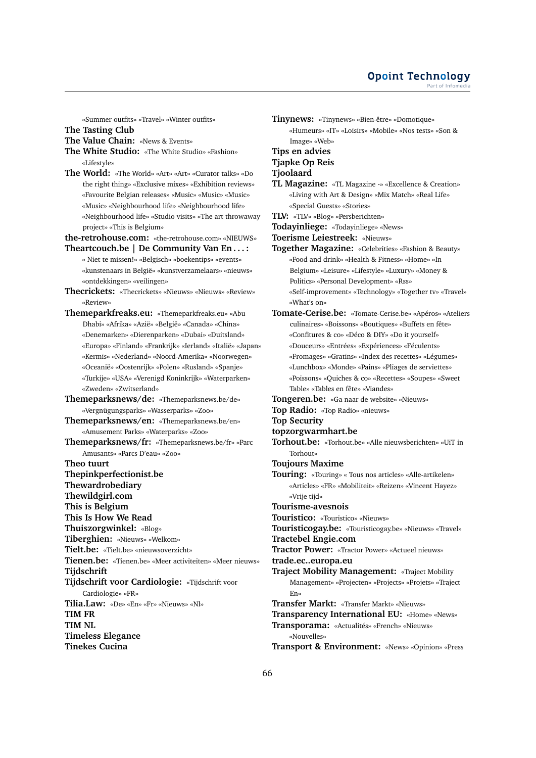«Summer outfits» «Travel» «Winter outfits»

**The Tasting Club**

**The Value Chain:** «News & Events»

**The White Studio:** «The White Studio» «Fashion» «Lifestyle»

**The World:** «The World» «Art» «Art» «Curator talks» «Do the right thing» «Exclusive mixes» «Exhibition reviews» «Favourite Belgian releases» «Music» «Music» «Music» «Music» «Neighbourhood life» «Neighbourhood life» «Neighbourhood life» «Studio visits» «The art throwaway project» «This is Belgium»

**the-retrohouse.com:** «the-retrohouse.com» «NIEUWS»

**Theartcouch.be | De Community Van En . . . :** « Niet te missen!» «Belgisch» «boekentips» «events» «kunstenaars in België» «kunstverzamelaars» «nieuws» «ontdekkingen» «veilingen»

**Thecrickets:** «Thecrickets» «Nieuws» «Nieuws» «Review» «Review»

**Themeparkfreaks.eu:** «Themeparkfreaks.eu» «Abu Dhabi» «Afrika» «Azië» «België» «Canada» «China» «Denemarken» «Dierenparken» «Dubai» «Duitsland» «Europa» «Finland» «Frankrijk» «Ierland» «Italië» «Japan» «Kermis» «Nederland» «Noord-Amerika» «Noorwegen» «Oceanië» «Oostenrijk» «Polen» «Rusland» «Spanje» «Turkije» «USA» «Verenigd Koninkrijk» «Waterparken» «Zweden» «Zwitserland»

**Themeparksnews/de:** «Themeparksnews.be/de» «Vergnügungsparks» «Wasserparks» «Zoo»

**Themeparksnews/en:** «Themeparksnews.be/en» «Amusement Parks» «Waterparks» «Zoo»

**Themeparksnews/fr:** «Themeparksnews.be/fr» «Parc Amusants» «Parcs D'eau» «Zoo»

**Theo tuurt**

**Thepinkperfectionist.be**

**Thewardrobediary**

**Thewildgirl.com**

**This is Belgium**

**This Is How We Read**

**Thuiszorgwinkel:** «Blog»

**Tiberghien:** «Nieuws» «Welkom»

**Tielt.be:** «Tielt.be» «nieuwsoverzicht»

**Tienen.be:** «Tienen.be» «Meer activiteiten» «Meer nieuws»

**Tijdschrift**

**Tijdschrift voor Cardiologie:** «Tijdschrift voor Cardiologie» «FR»

**Tilia.Law:** «De» «En» «Fr» «Nieuws» «Nl»

**TIM FR**

**TIM NL**

**Timeless Elegance**

**Tinekes Cucina**

**Tinynews:** «Tinynews» «Bien-être» «Domotique» «Humeurs» «IT» «Loisirs» «Mobile» «Nos tests» «Son & Image» «Web»

**Tips en advies**

**Tjapke Op Reis**

**Tjoolaard**

**TL Magazine:** «TL Magazine -» «Excellence & Creation» «Living with Art & Design» «Mix Match» «Real Life» «Special Guests» «Stories»

**TLV:** «TLV» «Blog» «Persberichten»

**Todayinliege:** «Todayinliege» «News»

**Toerisme Leiestreek:** «Nieuws»

**Together Magazine:** «Celebrities» «Fashion & Beauty» «Food and drink» «Health & Fitness» «Home» «In Belgium» «Leisure» «Lifestyle» «Luxury» «Money & Politics» «Personal Development» «Rss» «Self-improvement» «Technology» «Together tv» «Travel» «What's on»

**Tomate-Cerise.be:** «Tomate-Cerise.be» «Apéros» «Ateliers culinaires» «Boissons» «Boutiques» «Buffets en fête» «Confitures & co» «Déco & DIY» «Do it yourself» «Douceurs» «Entrées» «Expériences» «Féculents» «Fromages» «Gratins» «Index des recettes» «Légumes» «Lunchbox» «Monde» «Pains» «Pliages de serviettes» «Poissons» «Quiches & co» «Recettes» «Soupes» «Sweet Table» «Tables en fête» «Viandes»

**Tongeren.be:** «Ga naar de website» «Nieuws»

**Top Radio:** «Top Radio» «nieuws»

**Top Security**

**topzorgwarmhart.be**

**Torhout.be:** «Torhout.be» «Alle nieuwsberichten» «UiT in Torhout»

**Toujours Maxime**

**Touring:** «Touring» « Tous nos articles» «Alle-artikelen» «Articles» «FR» «Mobiliteit» «Reizen» «Vincent Hayez» «Vrije tijd»

**Tourisme-avesnois**

**Touristico:** «Touristico» «Nieuws»

**Touristicogay.be:** «Touristicogay.be» «Nieuws» «Travel»

**Tractebel Engie.com**

**Tractor Power:** «Tractor Power» «Actueel nieuws»

**trade.ec..europa.eu**

**Traject Mobility Management:** «Traject Mobility Management» «Projecten» «Projects» «Projets» «Traject En»

**Transfer Markt:** «Transfer Markt» «Nieuws»

**Transparency International EU:** «Home» «News»

**Transporama:** «Actualités» «French» «Nieuws» «Nouvelles»

**Transport & Environment:** «News» «Opinion» «Press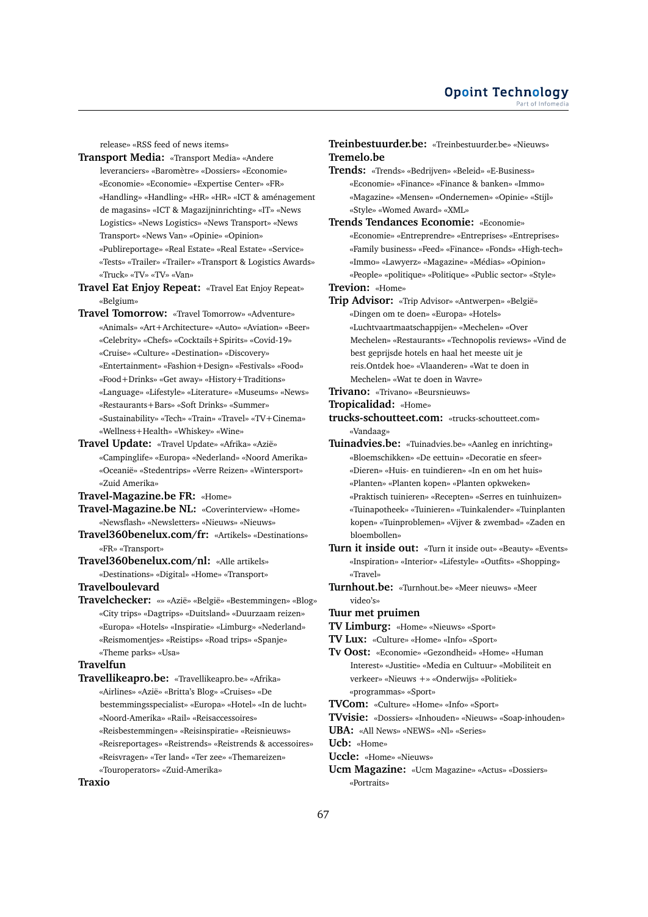release» «RSS feed of news items»

**Transport Media:** «Transport Media» «Andere leveranciers» «Baromètre» «Dossiers» «Economie» «Economie» «Economie» «Expertise Center» «FR» «Handling» «Handling» «HR» «HR» «ICT & aménagement de magasins» «ICT & Magazijninrichting» «IT» «News Logistics» «News Logistics» «News Transport» «News Transport» «News Van» «Opinie» «Opinion» «Publireportage» «Real Estate» «Real Estate» «Service» «Tests» «Trailer» «Trailer» «Transport & Logistics Awards» «Truck» «TV» «TV» «Van»

**Travel Eat Enjoy Repeat:** «Travel Eat Enjoy Repeat» «Belgium»

**Travel Tomorrow:** «Travel Tomorrow» «Adventure» «Animals» «Art+Architecture» «Auto» «Aviation» «Beer» «Celebrity» «Chefs» «Cocktails+Spirits» «Covid-19» «Cruise» «Culture» «Destination» «Discovery» «Entertainment» «Fashion+Design» «Festivals» «Food» «Food+Drinks» «Get away» «History+Traditions» «Language» «Lifestyle» «Literature» «Museums» «News» «Restaurants+Bars» «Soft Drinks» «Summer» «Sustainability» «Tech» «Train» «Travel» «TV+Cinema» «Wellness+Health» «Whiskey» «Wine»

**Travel Update:** «Travel Update» «Afrika» «Azië» «Campinglife» «Europa» «Nederland» «Noord Amerika» «Oceanië» «Stedentrips» «Verre Reizen» «Wintersport» «Zuid Amerika»

**Travel-Magazine.be FR:** «Home»

**Travel-Magazine.be NL:** «Coverinterview» «Home» «Newsflash» «Newsletters» «Nieuws» «Nieuws»

**Travel360benelux.com/fr:** «Artikels» «Destinations» «FR» «Transport»

**Travel360benelux.com/nl:** «Alle artikels» «Destinations» «Digital» «Home» «Transport»

**Travelboulevard**

**Travelchecker:** «» «Azië» «België» «Bestemmingen» «Blog» «City trips» «Dagtrips» «Duitsland» «Duurzaam reizen» «Europa» «Hotels» «Inspiratie» «Limburg» «Nederland» «Reismomentjes» «Reistips» «Road trips» «Spanje» «Theme parks» «Usa»

**Travelfun**

**Travellikeapro.be:** «Travellikeapro.be» «Afrika» «Airlines» «Azië» «Britta's Blog» «Cruises» «De bestemmingsspecialist» «Europa» «Hotel» «In de lucht» «Noord-Amerika» «Rail» «Reisaccessoires» «Reisbestemmingen» «Reisinspiratie» «Reisnieuws» «Reisreportages» «Reistrends» «Reistrends & accessoires» «Reisvragen» «Ter land» «Ter zee» «Themareizen» «Touroperators» «Zuid-Amerika»

**Traxio**

**Treinbestuurder.be:** «Treinbestuurder.be» «Nieuws»

**Tremelo.be**

**Trends:** «Trends» «Bedrijven» «Beleid» «E-Business» «Economie» «Finance» «Finance & banken» «Immo» «Magazine» «Mensen» «Ondernemen» «Opinie» «Stijl» «Style» «Womed Award» «XML»

**Trends Tendances Economie:** «Economie» «Economie» «Entreprendre» «Entreprises» «Entreprises» «Family business» «Feed» «Finance» «Fonds» «High-tech» «Immo» «Lawyerz» «Magazine» «Médias» «Opinion» «People» «politique» «Politique» «Public sector» «Style»

**Trevion:** «Home»

**Trip Advisor:** «Trip Advisor» «Antwerpen» «België» «Dingen om te doen» «Europa» «Hotels» «Luchtvaartmaatschappijen» «Mechelen» «Over Mechelen» «Restaurants» «Technopolis reviews» «Vind de best geprijsde hotels en haal het meeste uit je reis.Ontdek hoe» «Vlaanderen» «Wat te doen in Mechelen» «Wat te doen in Wavre»

**Trivano:** «Trivano» «Beursnieuws»

**Tropicalidad:** «Home»

**trucks-schoutteet.com:** «trucks-schoutteet.com» «Vandaag»

**Tuinadvies.be:** «Tuinadvies.be» «Aanleg en inrichting» «Bloemschikken» «De eettuin» «Decoratie en sfeer» «Dieren» «Huis- en tuindieren» «In en om het huis» «Planten» «Planten kopen» «Planten opkweken» «Praktisch tuinieren» «Recepten» «Serres en tuinhuizen» «Tuinapotheek» «Tuinieren» «Tuinkalender» «Tuinplanten kopen» «Tuinproblemen» «Vijver & zwembad» «Zaden en bloembollen»

**Turn it inside out:** «Turn it inside out» «Beauty» «Events» «Inspiration» «Interior» «Lifestyle» «Outfits» «Shopping» «Travel»

**Turnhout.be:** «Turnhout.be» «Meer nieuws» «Meer video's»

**Tuur met pruimen**

**TV Limburg:** «Home» «Nieuws» «Sport»

**TV Lux:** «Culture» «Home» «Info» «Sport»

**Tv Oost:** «Economie» «Gezondheid» «Home» «Human Interest» «Justitie» «Media en Cultuur» «Mobiliteit en verkeer» «Nieuws +» «Onderwijs» «Politiek» «programmas» «Sport»

**TVCom:** «Culture» «Home» «Info» «Sport»

**TVvisie:** «Dossiers» «Inhouden» «Nieuws» «Soap-inhouden»

**UBA:** «All News» «NEWS» «Nl» «Series»

**Ucb:** «Home»

**Uccle:** «Home» «Nieuws»

**Ucm Magazine:** «Ucm Magazine» «Actus» «Dossiers» «Portraits»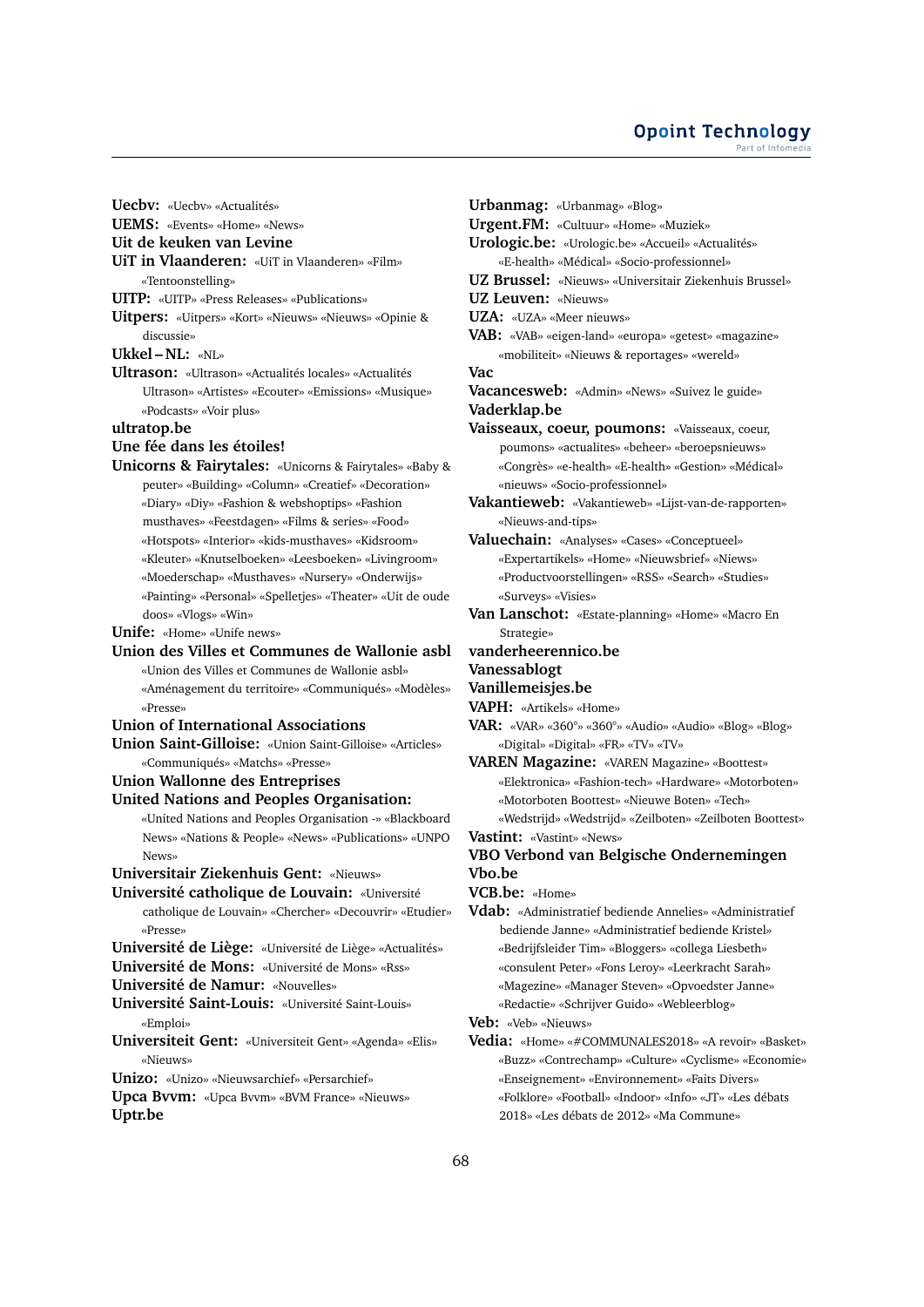**Uecbv:** «Uecbv» «Actualités»

**UEMS:** «Events» «Home» «News»

**Uit de keuken van Levine**

**UiT in Vlaanderen:** «UiT in Vlaanderen» «Film» «Tentoonstelling»

**UITP:** «UITP» «Press Releases» «Publications»

**Uitpers:** «Uitpers» «Kort» «Nieuws» «Nieuws» «Opinie & discussie»

**Ukkel – NL:** «NL»

**Ultrason:** «Ultrason» «Actualités locales» «Actualités Ultrason» «Artistes» «Ecouter» «Emissions» «Musique» «Podcasts» «Voir plus»

**ultratop.be**

**Une fée dans les étoiles!**

**Unicorns & Fairytales:** «Unicorns & Fairytales» «Baby & peuter» «Building» «Column» «Creatief» «Decoration» «Diary» «Diy» «Fashion & webshoptips» «Fashion musthaves» «Feestdagen» «Films & series» «Food» «Hotspots» «Interior» «kids-musthaves» «Kidsroom» «Kleuter» «Knutselboeken» «Leesboeken» «Livingroom» «Moederschap» «Musthaves» «Nursery» «Onderwijs» «Painting» «Personal» «Spelletjes» «Theater» «Uit de oude doos» «Vlogs» «Win»

**Unife:** «Home» «Unife news»

**Union des Villes et Communes de Wallonie asbl** «Union des Villes et Communes de Wallonie asbl» «Aménagement du territoire» «Communiqués» «Modèles» «Presse»

**Union of International Associations**

**Union Saint-Gilloise:** «Union Saint-Gilloise» «Articles» «Communiqués» «Matchs» «Presse»

**Union Wallonne des Entreprises**

**United Nations and Peoples Organisation:** «United Nations and Peoples Organisation -» «Blackboard News» «Nations & People» «News» «Publications» «UNPO News»

**Universitair Ziekenhuis Gent:** «Nieuws»

**Université catholique de Louvain:** «Université catholique de Louvain» «Chercher» «Decouvrir» «Etudier» «Presse»

**Université de Liège:** «Université de Liège» «Actualités»

**Université de Mons:** «Université de Mons» «Rss»

**Université de Namur:** «Nouvelles»

**Université Saint-Louis:** «Université Saint-Louis» «Emploi»

**Universiteit Gent:** «Universiteit Gent» «Agenda» «Elis» «Nieuws»

**Unizo:** «Unizo» «Nieuwsarchief» «Persarchief»

**Upca Bvvm:** «Upca Bvvm» «BVM France» «Nieuws»

**Uptr.be**

**Urbanmag:** «Urbanmag» «Blog»

**Urgent.FM:** «Cultuur» «Home» «Muziek»

**Urologic.be:** «Urologic.be» «Accueil» «Actualités» «E-health» «Médical» «Socio-professionnel»

**UZ Brussel:** «Nieuws» «Universitair Ziekenhuis Brussel»

**UZ Leuven:** «Nieuws»

**UZA:** «UZA» «Meer nieuws»

**VAB:** «VAB» «eigen-land» «europa» «getest» «magazine» «mobiliteit» «Nieuws & reportages» «wereld»

**Vac**

**Vacancesweb:** «Admin» «News» «Suivez le guide»

**Vaderklap.be**

**Vaisseaux, coeur, poumons:** «Vaisseaux, coeur, poumons» «actualites» «beheer» «beroepsnieuws» «Congrès» «e-health» «E-health» «Gestion» «Médical» «nieuws» «Socio-professionnel»

**Vakantieweb:** «Vakantieweb» «Lijst-van-de-rapporten» «Nieuws-and-tips»

**Valuechain:** «Analyses» «Cases» «Conceptueel» «Expertartikels» «Home» «Nieuwsbrief» «News» «Productvoorstellingen» «RSS» «Search» «Studies» «Surveys» «Visies»

**Van Lanschot:** «Estate-planning» «Home» «Macro En Strategie»

**vanderheerennico.be**

**Vanessablogt**

**Vanillemeisjes.be**

**VAPH:** «Artikels» «Home»

**VAR:** «VAR» «360°» «360°» «Audio» «Audio» «Blog» «Blog» «Digital» «Digital» «FR» «TV» «TV»

**VAREN Magazine:** «VAREN Magazine» «Boottest» «Elektronica» «Fashion-tech» «Hardware» «Motorboten» «Motorboten Boottest» «Nieuwe Boten» «Tech» «Wedstrijd» «Wedstrijd» «Zeilboten» «Zeilboten Boottest»

**Vastint:** «Vastint» «News»

**VBO Verbond van Belgische Ondernemingen**

**Vbo.be**

**VCB.be:** «Home»

**Vdab:** «Administratief bediende Annelies» «Administratief bediende Janne» «Administratief bediende Kristel» «Bedrijfsleider Tim» «Bloggers» «collega Liesbeth» «consulent Peter» «Fons Leroy» «Leerkracht Sarah» «Magezine» «Manager Steven» «Opvoedster Janne» «Redactie» «Schrijver Guido» «Webleerblog»

**Veb:** «Veb» «Nieuws»

**Vedia:** «Home» «#COMMUNALES2018» «A revoir» «Basket» «Buzz» «Contrechamp» «Culture» «Cyclisme» «Economie» «Enseignement» «Environnement» «Faits Divers» «Folklore» «Football» «Indoor» «Info» «JT» «Les débats 2018» «Les débats de 2012» «Ma Commune»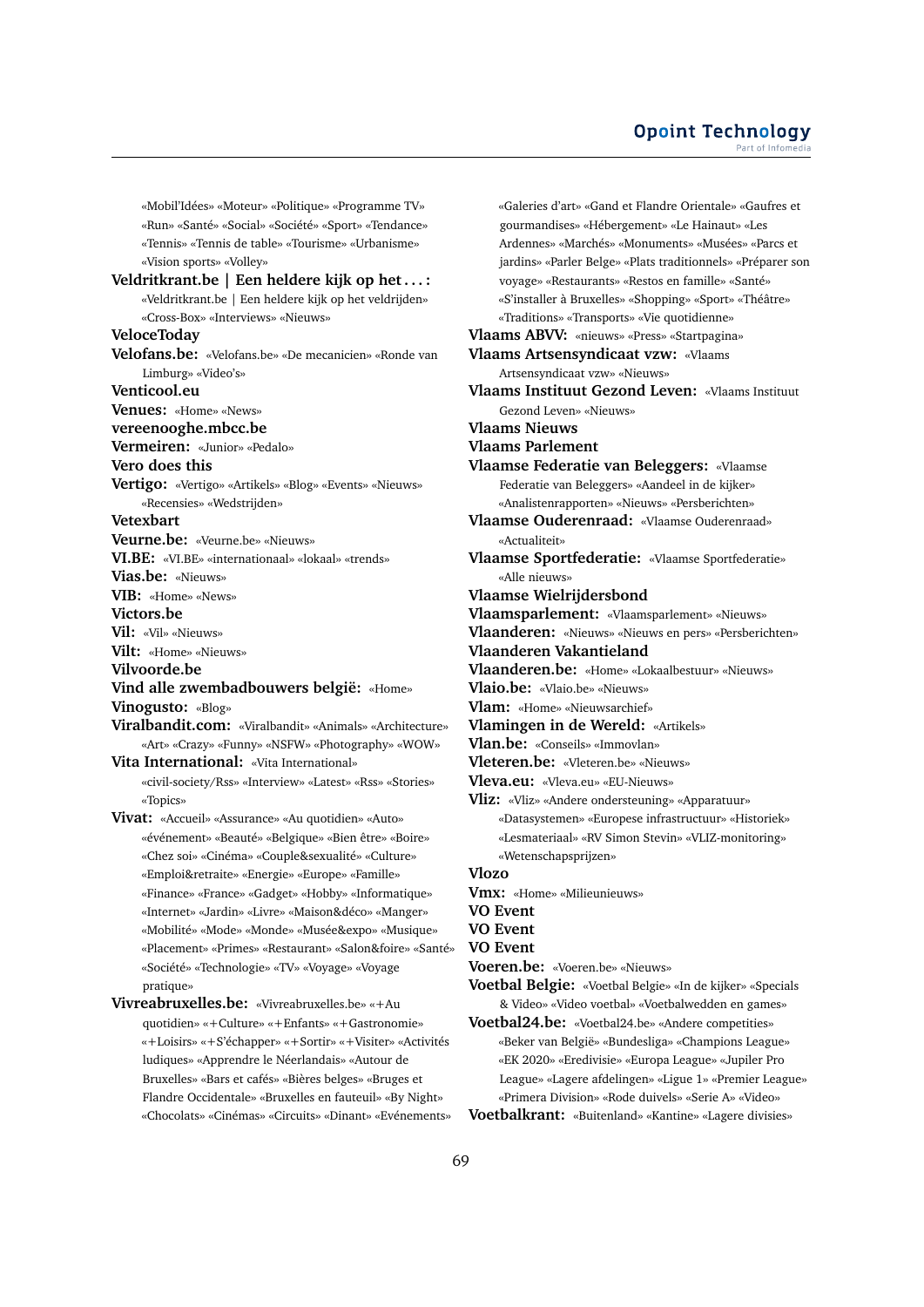«Mobil'Idées» «Moteur» «Politique» «Programme TV» «Run» «Santé» «Social» «Société» «Sport» «Tendance» «Tennis» «Tennis de table» «Tourisme» «Urbanisme» «Vision sports» «Volley»

**Veldritkrant.be | Een heldere kijk op het . . . :** «Veldritkrant.be | Een heldere kijk op het veldrijden» «Cross-Box» «Interviews» «Nieuws»

**VeloceToday**

**Velofans.be:** «Velofans.be» «De mecanicien» «Ronde van Limburg» «Video's»

**Venticool.eu**

**Venues:** «Home» «News»

**vereenooghe.mbcc.be**

**Vermeiren:** «Junior» «Pedalo»

**Vero does this**

**Vertigo:** «Vertigo» «Artikels» «Blog» «Events» «Nieuws» «Recensies» «Wedstrijden»

**Vetexbart**

**Veurne.be:** «Veurne.be» «Nieuws»

**VI.BE:** «VI.BE» «internationaal» «lokaal» «trends»

**Vias.be:** «Nieuws»

**VIB:** «Home» «News»

**Victors.be**

**Vil:** «Vil» «Nieuws»

**Vilt:** «Home» «Nieuws»

**Vilvoorde.be**

**Vind alle zwembadbouwers belgië:** «Home»

**Vinogusto:** «Blog»

**Viralbandit.com:** «Viralbandit» «Animals» «Architecture» «Art» «Crazy» «Funny» «NSFW» «Photography» «WOW»

**Vita International:** «Vita International» «civil-society/Rss» «Interview» «Latest» «Rss» «Stories» «Topics»

**Vivat:** «Accueil» «Assurance» «Au quotidien» «Auto» «événement» «Beauté» «Belgique» «Bien être» «Boire» «Chez soi» «Cinéma» «Couple&sexualité» «Culture» «Emploi&retraite» «Energie» «Europe» «Famille» «Finance» «France» «Gadget» «Hobby» «Informatique» «Internet» «Jardin» «Livre» «Maison&déco» «Manger» «Mobilité» «Mode» «Monde» «Musée&expo» «Musique» «Placement» «Primes» «Restaurant» «Salon&foire» «Santé» «Société» «Technologie» «TV» «Voyage» «Voyage pratique»

**Vivreabruxelles.be:** «Vivreabruxelles.be» «+Au quotidien» «+Culture» «+Enfants» «+Gastronomie» «+Loisirs» «+S'échapper» «+Sortir» «+Visiter» «Activités ludiques» «Apprendre le Néerlandais» «Autour de Bruxelles» «Bars et cafés» «Bières belges» «Bruges et Flandre Occidentale» «Bruxelles en fauteuil» «By Night» «Chocolats» «Cinémas» «Circuits» «Dinant» «Evénements» «Galeries d'art» «Gand et Flandre Orientale» «Gaufres et gourmandises» «Hébergement» «Le Hainaut» «Les Ardennes» «Marchés» «Monuments» «Musées» «Parcs et jardins» «Parler Belge» «Plats traditionnels» «Préparer son voyage» «Restaurants» «Restos en famille» «Santé» «S'installer à Bruxelles» «Shopping» «Sport» «Théâtre» «Traditions» «Transports» «Vie quotidienne»

**Vlaams ABVV:** «nieuws» «Press» «Startpagina»

**Vlaams Artsensyndicaat vzw:** «Vlaams Artsensyndicaat vzw» «Nieuws»

**Vlaams Instituut Gezond Leven:** «Vlaams Instituut Gezond Leven» «Nieuws»

**Vlaams Nieuws**

**Vlaams Parlement**

**Vlaamse Federatie van Beleggers:** «Vlaamse Federatie van Beleggers» «Aandeel in de kijker» «Analistenrapporten» «Nieuws» «Persberichten»

**Vlaamse Ouderenraad:** «Vlaamse Ouderenraad» «Actualiteit»

**Vlaamse Sportfederatie:** «Vlaamse Sportfederatie» «Alle nieuws»

**Vlaamse Wielrijdersbond**

**Vlaamsparlement:** «Vlaamsparlement» «Nieuws»

**Vlaanderen:** «Nieuws» «Nieuws en pers» «Persberichten»

**Vlaanderen Vakantieland**

**Vlaanderen.be:** «Home» «Lokaalbestuur» «Nieuws»

**Vlaio.be:** «Vlaio.be» «Nieuws»

**Vlam:** «Home» «Nieuwsarchief»

**Vlamingen in de Wereld:** «Artikels»

**Vlan.be:** «Conseils» «Immovlan»

**Vleteren.be:** «Vleteren.be» «Nieuws»

**Vleva.eu:** «Vleva.eu» «EU-Nieuws»

**Vliz:** «Vliz» «Andere ondersteuning» «Apparatuur» «Datasystemen» «Europese infrastructuur» «Historiek» «Lesmateriaal» «RV Simon Stevin» «VLIZ-monitoring» «Wetenschapsprijzen»

**Vlozo**

**Vmx:** «Home» «Milieunieuws»

**VO Event**

**VO Event**

**VO Event**

**Voeren.be:** «Voeren.be» «Nieuws»

**Voetbal Belgie:** «Voetbal Belgie» «In de kijker» «Specials & Video» «Video voetbal» «Voetbalwedden en games»

**Voetbal24.be:** «Voetbal24.be» «Andere competities» «Beker van België» «Bundesliga» «Champions League» «EK 2020» «Eredivisie» «Europa League» «Jupiler Pro League» «Lagere afdelingen» «Ligue 1» «Premier League» «Primera Division» «Rode duivels» «Serie A» «Video»

**Voetbalkrant:** «Buitenland» «Kantine» «Lagere divisies»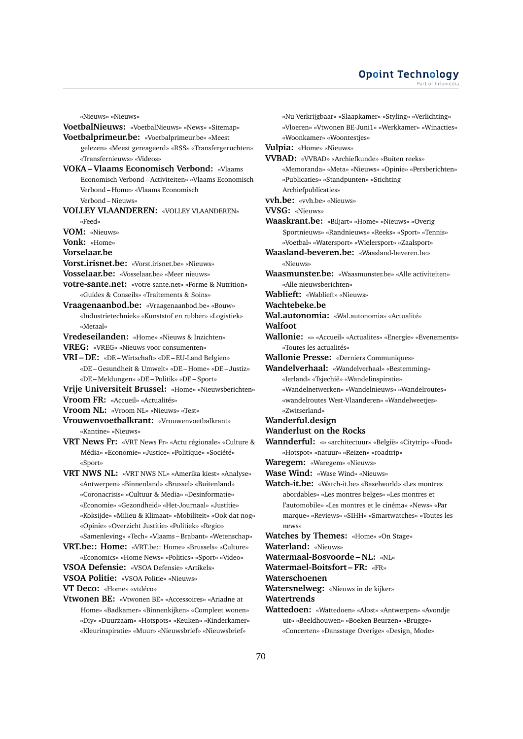«Nieuws» «Nieuws»

**VoetbalNieuws:** «VoetbalNieuws» «News» «Sitemap»

**Voetbalprimeur.be:** «Voetbalprimeur.be» «Meest gelezen» «Meest gereageerd» «RSS» «Transfergeruchten» «Transfernieuws» «Videos»

**VOKA – Vlaams Economisch Verbond:** «Vlaams Economisch Verbond – Activiteiten» «Vlaams Economisch Verbond – Home» «Vlaams Economisch Verbond – Nieuws»

**VOLLEY VLAANDEREN:** «VOLLEY VLAANDEREN» «Feed»

**VOM:** «Nieuws»

**Vonk:** «Home»

**Vorselaar.be**

**Vorst.irisnet.be:** «Vorst.irisnet.be» «Nieuws»

**Vosselaar.be:** «Vosselaar.be» «Meer nieuws»

**votre-sante.net:** «votre-sante.net» «Forme & Nutrition» «Guides & Conseils» «Traitements & Soins»

**Vraagenaanbod.be:** «Vraagenaanbod.be» «Bouw» «Industrietechniek» «Kunststof en rubber» «Logistiek» «Metaal»

**Vredeseilanden:** «Home» «Nieuws & Inzichten»

**VREG:** «VREG» «Nieuws voor consumenten»

**VRI – DE:** «DE – Wirtschaft» «DE – EU-Land Belgien» «DE – Gesundheit & Umwelt» «DE – Home» «DE – Justiz» «DE – Meldungen» «DE – Politik» «DE – Sport»

**Vrije Universiteit Brussel:** «Home» «Nieuwsberichten»

**Vroom FR:** «Accueil» «Actualités»

**Vroom NL:** «Vroom NL» «Nieuws» «Test»

**Vrouwenvoetbalkrant:** «Vrouwenvoetbalkrant» «Kantine» «Nieuws»

**VRT News Fr:** «VRT News Fr» «Actu régionale» «Culture & Média» «Economie» «Justice» «Politique» «Société» «Sport»

**VRT NWS NL:** «VRT NWS NL» «Amerika kiest» «Analyse» «Antwerpen» «Binnenland» «Brussel» «Buitenland» «Coronacrisis» «Cultuur & Media» «Desinformatie» «Economie» «Gezondheid» «Het-Journaal» «Justitie» «Koksijde» «Milieu & Klimaat» «Mobiliteit» «Ook dat nog» «Opinie» «Overzicht Justitie» «Politiek» «Regio» «Samenleving» «Tech» «Vlaams – Brabant» «Wetenschap»

**VRT.be:: Home:** «VRT.be:: Home» «Brussels» «Culture» «Economics» «Home News» «Politics» «Sport» «Video»

**VSOA Defensie:** «VSOA Defensie» «Artikels»

**VSOA Politie:** «VSOA Politie» «Nieuws»

**VT Deco:** «Home» «vtdéco»

**Vtwonen BE:** «Vtwonen BE» «Accessoires» «Ariadne at Home» «Badkamer» «Binnenkijken» «Compleet wonen» «Diy» «Duurzaam» «Hotspots» «Keuken» «Kinderkamer» «Kleurinspiratie» «Muur» «Nieuwsbrief» «Nieuwsbrief» «Nu Verkrijgbaar» «Slaapkamer» «Styling» «Verlichting» «Vloeren» «Vtwonen BE-Juni1» «Werkkamer» «Winacties» «Woonkamer» «Woontestjes»

**Vulpia:** «Home» «Nieuws»

**VVBAD:** «VVBAD» «Archiefkunde» «Buiten reeks» «Memoranda» «Meta» «Nieuws» «Opinie» «Persberichten» «Publicaties» «Standpunten» «Stichting Archiefpublicaties»

**vvh.be:** «vvh.be» «Nieuws»

**VVSG:** «Nieuws»

**Waaskrant.be:** «Biljart» «Home» «Nieuws» «Overig Sportnieuws» «Randnieuws» «Reeks» «Sport» «Tennis» «Voetbal» «Watersport» «Wielersport» «Zaalsport»

**Waasland-beveren.be:** «Waasland-beveren.be» «Nieuws»

**Waasmunster.be:** «Waasmunster.be» «Alle activiteiten» «Alle nieuwsberichten»

**Wablieft:** «Wablieft» «Nieuws»

**Wachtebeke.be**

**Wal.autonomia:** «Wal.autonomia» «Actualité»

**Walfoot**

**Wallonie:** «» «Accueil» «Actualites» «Energie» «Evenements» «Toutes les actualités»

**Wallonie Presse:** «Derniers Communiques»

**Wandelverhaal:** «Wandelverhaal» «Bestemming» «Ierland» «Tsjechië» «Wandelinspiratie» «Wandelnetwerken» «Wandelnieuws» «Wandelroutes» «wandelroutes West-Vlaanderen» «Wandelweetjes» «Zwitserland»

**Wanderful.design**

**Wanderlust on the Rocks**

**Wannderful:** «» «architectuur» «België» «Citytrip» «Food» «Hotspot» «natuur» «Reizen» «roadtrip»

**Waregem:** «Waregem» «Nieuws»

**Wase Wind:** «Wase Wind» «Nieuws»

**Watch-it.be:** «Watch-it.be» «Baselworld» «Les montres abordables» «Les montres belges» «Les montres et l'automobile» «Les montres et le cinéma» «News» «Par marque» «Reviews» «SIHH» «Smartwatches» «Toutes les news»

**Watches by Themes:** «Home» «On Stage»

**Waterland:** «Nieuws»

**Watermaal-Bosvoorde – NL:** «NL»

**Watermael-Boitsfort – FR:** «FR»

**Waterschoenen**

**Watersnelweg:** «Nieuws in de kijker»

**Watertrends**

**Wattedoen:** «Wattedoen» «Alost» «Antwerpen» «Avondje uit» «Beeldhouwen» «Boeken Beurzen» «Brugge» «Concerten» «Dansstage Overige» «Design, Mode»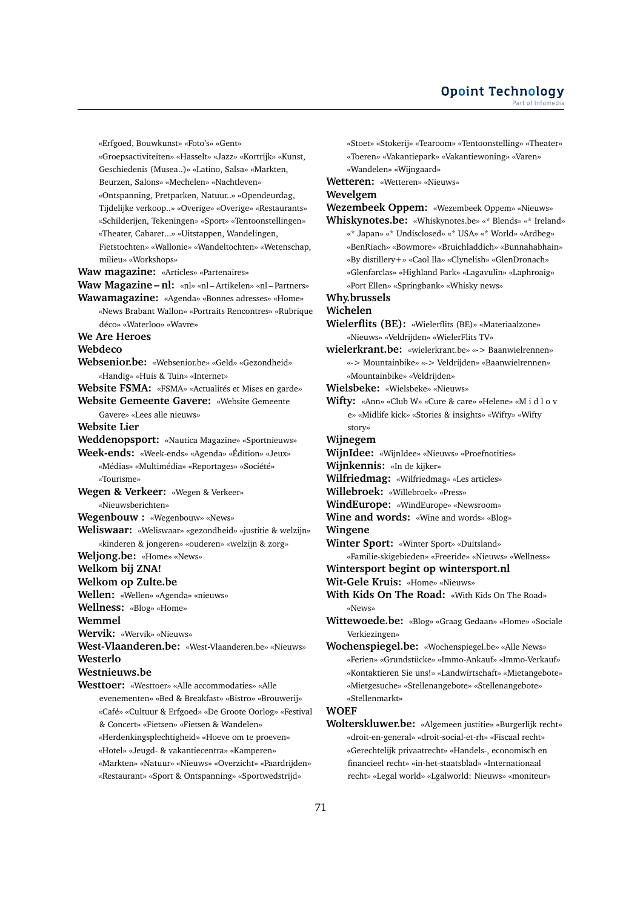«Erfgoed, Bouwkunst» «Foto's» «Gent» «Groepsactiviteiten» «Hasselt» «Jazz» «Kortrijk» «Kunst, Geschiedenis (Musea..)» «Latino, Salsa» «Markten, Beurzen, Salons» «Mechelen» «Nachtleven» «Ontspanning, Pretparken, Natuur..» «Opendeurdag, Tijdelijke verkoop..» «Overige» «Overige» «Restaurants» «Schilderijen, Tekeningen» «Sport» «Tentoonstellingen» «Theater, Cabaret...» «Uitstappen, Wandelingen, Fietstochten» «Wallonie» «Wandeltochten» «Wetenschap, milieu» «Workshops»

**Waw magazine:** «Articles» «Partenaires»

**Waw Magazine – nl:** «nl» «nl – Artikelen» «nl – Partners»

**Wawamagazine:** «Agenda» «Bonnes adresses» «Home» «News Brabant Wallon» «Portraits Rencontres» «Rubrique déco» «Waterloo» «Wavre»

**We Are Heroes**

**Webdeco**

**Websenior.be:** «Websenior.be» «Geld» «Gezondheid» «Handig» «Huis & Tuin» «Internet»

**Website FSMA:** «FSMA» «Actualités et Mises en garde»

**Website Gemeente Gavere:** «Website Gemeente Gavere» «Lees alle nieuws»

**Website Lier**

**Weddenopsport:** «Nautica Magazine» «Sportnieuws»

**Week-ends:** «Week-ends» «Agenda» «Édition» «Jeux» «Médias» «Multimédia» «Reportages» «Société» «Tourisme»

**Wegen & Verkeer:** «Wegen & Verkeer» «Nieuwsberichten»

**Wegenbouw :** «Wegenbouw» «News»

**Weliswaar:** «Weliswaar» «gezondheid» «justitie & welzijn» «kinderen & jongeren» «ouderen» «welzijn & zorg»

**Weljong.be:** «Home» «News»

**Welkom bij ZNA!**

**Welkom op Zulte.be**

**Wellen:** «Wellen» «Agenda» «nieuws»

**Wellness:** «Blog» «Home»

**Wemmel**

**Wervik:** «Wervik» «Nieuws»

**West-Vlaanderen.be:** «West-Vlaanderen.be» «Nieuws»

**Westerlo**

**Westnieuws.be**

**Westtoer:** «Westtoer» «Alle accommodaties» «Alle evenementen» «Bed & Breakfast» «Bistro» «Brouwerij» «Café» «Cultuur & Erfgoed» «De Groote Oorlog» «Festival & Concert» «Fietsen» «Fietsen & Wandelen» «Herdenkingsplechtigheid» «Hoeve om te proeven» «Hotel» «Jeugd- & vakantiecentra» «Kamperen» «Markten» «Natuur» «Nieuws» «Overzicht» «Paardrijden» «Restaurant» «Sport & Ontspanning» «Sportwedstrijd» «Stoet» «Stokerij» «Tearoom» «Tentoonstelling» «Theater» «Toeren» «Vakantiepark» «Vakantiewoning» «Varen» «Wandelen» «Wijngaard»

**Wetteren:** «Wetteren» «Nieuws»

**Wevelgem**

**Wezembeek Oppem:** «Wezembeek Oppem» «Nieuws»

**Whiskynotes.be:** «Whiskynotes.be» «* Blends» «* Ireland» «* Japan» «* Undisclosed» «* USA» «* World» «Ardbeg» «BenRiach» «Bowmore» «Bruichladdich» «Bunnahabhain» «By distillery+» «Caol Ila» «Clynelish» «GlenDronach» «Glenfarclas» «Highland Park» «Lagavulin» «Laphroaig» «Port Ellen» «Springbank» «Whisky news»

**Why.brussels**

**Wichelen**

**Wielerflits (BE):** «Wielerflits (BE)» «Materiaalzone» «Nieuws» «Veldrijden» «WielerFlits TV»

**wielerkrant.be:** «wielerkrant.be» «-> Baanwielrennen» «-> Mountainbike» «-> Veldrijden» «Baanwielrennen» «Mountainbike» «Veldrijden»

**Wielsbeke:** «Wielsbeke» «Nieuws»

**Wifty:** «Ann» «Club W» «Cure & care» «Helene» «M i d l o v e» «Midlife kick» «Stories & insights» «Wifty» «Wifty story»

**Wijnegem**

**WijnIdee:** «WijnIdee» «Nieuws» «Proefnotities»

**Wijnkennis:** «In de kijker»

**Wilfriedmag:** «Wilfriedmag» «Les articles»

**Willebroek:** «Willebroek» «Press»

**WindEurope:** «WindEurope» «Newsroom»

**Wine and words:** «Wine and words» «Blog»

**Wingene**

**Winter Sport:** «Winter Sport» «Duitsland» «Familie-skigebieden» «Freeride» «Nieuws» «Wellness»

**Wintersport begint op wintersport.nl**

**Wit-Gele Kruis:** «Home» «Nieuws»

**With Kids On The Road:** «With Kids On The Road» «News»

**Wittewoede.be:** «Blog» «Graag Gedaan» «Home» «Sociale Verkiezingen»

**Wochenspiegel.be:** «Wochenspiegel.be» «Alle News» «Ferien» «Grundstücke» «Immo-Ankauf» «Immo-Verkauf» «Kontaktieren Sie uns!» «Landwirtschaft» «Mietangebote» «Mietgesuche» «Stellenangebote» «Stellenangebote» «Stellenmarkt»

**WOEF**

**Wolterskluwer.be:** «Algemeen justitie» «Burgerlijk recht» «droit-en-general» «droit-social-et-rh» «Fiscaal recht» «Gerechtelijk privaatrecht» «Handels-, economisch en financieel recht» «in-het-staatsblad» «Internationaal recht» «Legal world» «Lgalworld: Nieuws» «moniteur»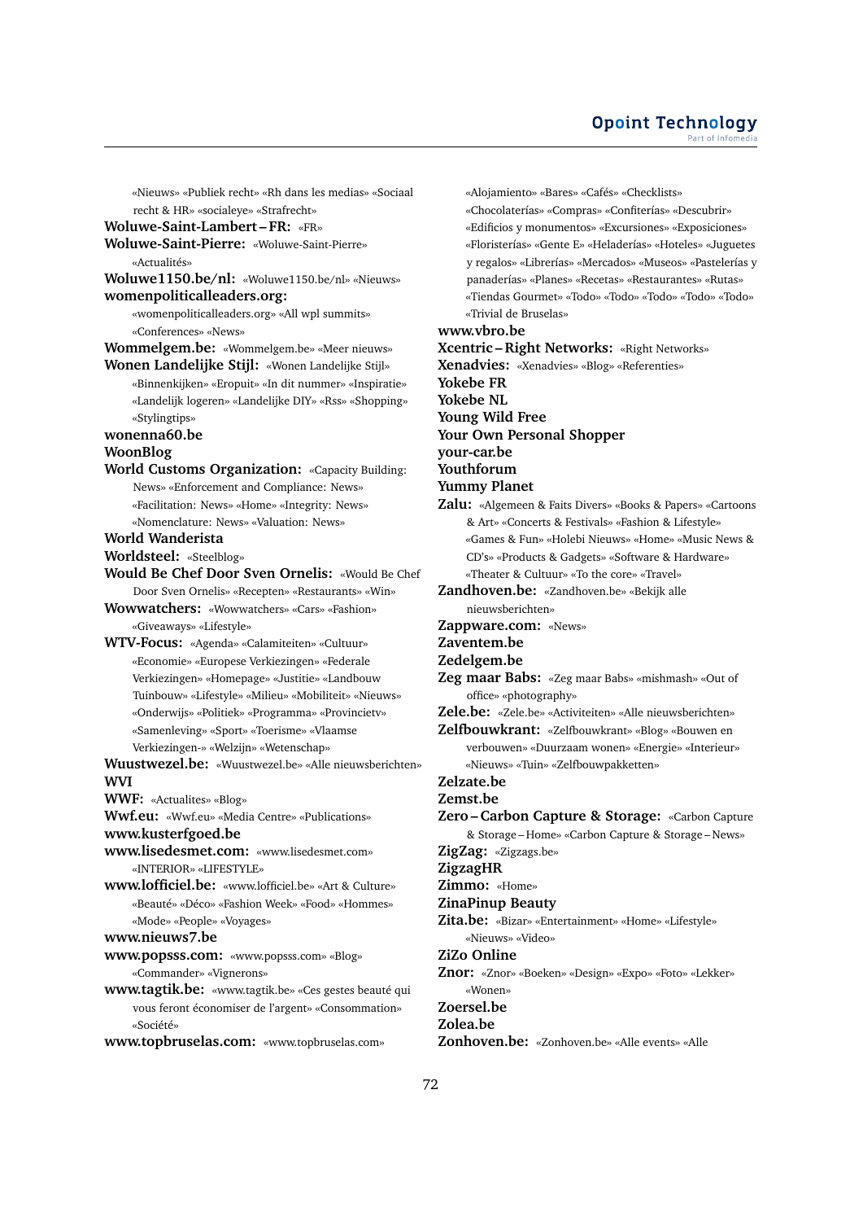«Nieuws» «Publiek recht» «Rh dans les medias» «Sociaal recht & HR» «socialeye» «Strafrecht»

**Woluwe-Saint-Lambert – FR:** «FR»

**Woluwe-Saint-Pierre:** «Woluwe-Saint-Pierre» «Actualités»

**Woluwe1150.be/nl:** «Woluwe1150.be/nl» «Nieuws»

**womenpoliticalleaders.org:** «womenpoliticalleaders.org» «All wpl summits» «Conferences» «News»

**Wommelgem.be:** «Wommelgem.be» «Meer nieuws»

**Wonen Landelijke Stijl:** «Wonen Landelijke Stijl» «Binnenkijken» «Eropuit» «In dit nummer» «Inspiratie» «Landelijk logeren» «Landelijke DIY» «Rss» «Shopping» «Stylingtips»

**wonenna60.be**

**WoonBlog**

**World Customs Organization:** «Capacity Building: News» «Enforcement and Compliance: News» «Facilitation: News» «Home» «Integrity: News» «Nomenclature: News» «Valuation: News»

**World Wanderista**

**Worldsteel:** «Steelblog»

**Would Be Chef Door Sven Ornelis:** «Would Be Chef Door Sven Ornelis» «Recepten» «Restaurants» «Win»

**Wowwatchers:** «Wowwatchers» «Cars» «Fashion» «Giveaways» «Lifestyle»

**WTV-Focus:** «Agenda» «Calamiteiten» «Cultuur» «Economie» «Europese Verkiezingen» «Federale Verkiezingen» «Homepage» «Justitie» «Landbouw Tuinbouw» «Lifestyle» «Milieu» «Mobiliteit» «Nieuws» «Onderwijs» «Politiek» «Programma» «Provincietv» «Samenleving» «Sport» «Toerisme» «Vlaamse Verkiezingen-» «Welzijn» «Wetenschap»

**Wuustwezel.be:** «Wuustwezel.be» «Alle nieuwsberichten»

**WVI**

**WWF:** «Actualites» «Blog»

**Wwf.eu:** «Wwf.eu» «Media Centre» «Publications»

**www.kusterfgoed.be**

**www.lisedesmet.com:** «www.lisedesmet.com» «INTERIOR» «LIFESTYLE»

**www.lofficiel.be:** «www.lofficiel.be» «Art & Culture» «Beauté» «Déco» «Fashion Week» «Food» «Hommes» «Mode» «People» «Voyages»

**www.nieuws7.be**

**www.popsss.com:** «www.popsss.com» «Blog» «Commander» «Vignerons»

**www.tagtik.be:** «www.tagtik.be» «Ces gestes beauté qui vous feront économiser de l'argent» «Consommation» «Société»

**www.topbruselas.com:** «www.topbruselas.com» «Alojamiento» «Bares» «Cafés» «Checklists» «Chocolaterías» «Compras» «Confiterías» «Descubrir» «Edificios y monumentos» «Excursiones» «Exposiciones» «Floristerías» «Gente E» «Heladerías» «Hoteles» «Juguetes y regalos» «Librerías» «Mercados» «Museos» «Pastelerías y panaderías» «Planes» «Recetas» «Restaurantes» «Rutas» «Tiendas Gourmet» «Todo» «Todo» «Todo» «Todo» «Todo» «Trivial de Bruselas»

**www.vbro.be**

**Xcentric – Right Networks:** «Right Networks»

**Xenadvies:** «Xenadvies» «Blog» «Referenties»

**Yokebe FR**

**Yokebe NL**

**Young Wild Free**

**Your Own Personal Shopper**

**your-car.be**

**Youthforum**

**Yummy Planet**

**Zalu:** «Algemeen & Faits Divers» «Books & Papers» «Cartoons & Art» «Concerts & Festivals» «Fashion & Lifestyle» «Games & Fun» «Holebi Nieuws» «Home» «Music News & CD's» «Products & Gadgets» «Software & Hardware» «Theater & Cultuur» «To the core» «Travel»

**Zandhoven.be:** «Zandhoven.be» «Bekijk alle nieuwsberichten»

**Zappware.com:** «News»

**Zaventem.be**

**Zedelgem.be**

**Zeg maar Babs:** «Zeg maar Babs» «mishmash» «Out of office» «photography»

**Zele.be:** «Zele.be» «Activiteiten» «Alle nieuwsberichten»

**Zelfbouwkrant:** «Zelfbouwkrant» «Blog» «Bouwen en verbouwen» «Duurzaam wonen» «Energie» «Interieur» «Nieuws» «Tuin» «Zelfbouwpakketten»

**Zelzate.be**

**Zemst.be**

**Zero – Carbon Capture & Storage:** «Carbon Capture & Storage – Home» «Carbon Capture & Storage – News»

**ZigZag:** «Zigzags.be»

**ZigzagHR**

**Zimmo:** «Home»

**ZinaPinup Beauty**

**Zita.be:** «Bizar» «Entertainment» «Home» «Lifestyle» «Nieuws» «Video»

**ZiZo Online**

**Znor:** «Znor» «Boeken» «Design» «Expo» «Foto» «Lekker» «Wonen»

**Zoersel.be**

**Zolea.be**

**Zonhoven.be:** «Zonhoven.be» «Alle events» «Alle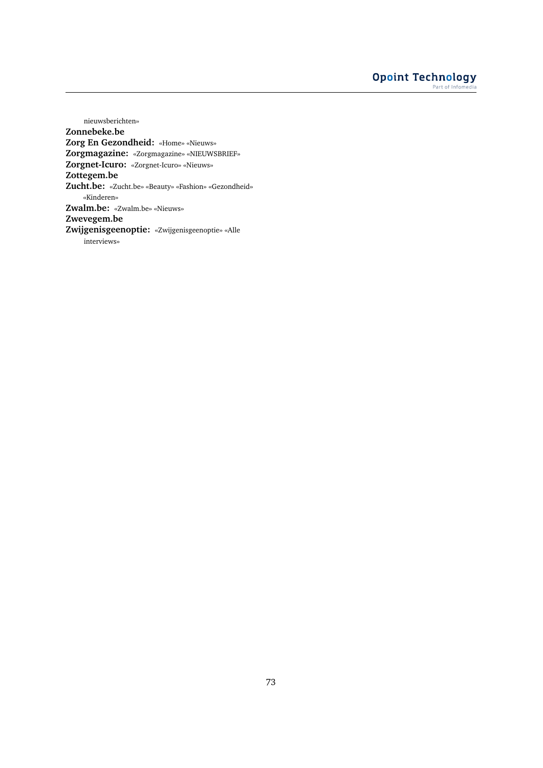nieuwsberichten»

**Zonnebeke.be**

**Zorg En Gezondheid:** «Home» «Nieuws»

**Zorgmagazine:** «Zorgmagazine» «NIEUWSBRIEF»

**Zorgnet-Icuro:** «Zorgnet-Icuro» «Nieuws»

**Zottegem.be**

**Zucht.be:** «Zucht.be» «Beauty» «Fashion» «Gezondheid» «Kinderen»

**Zwalm.be:** «Zwalm.be» «Nieuws»

**Zwevegem.be**

**Zwijgenisgeenoptie:** «Zwijgenisgeenoptie» «Alle interviews»